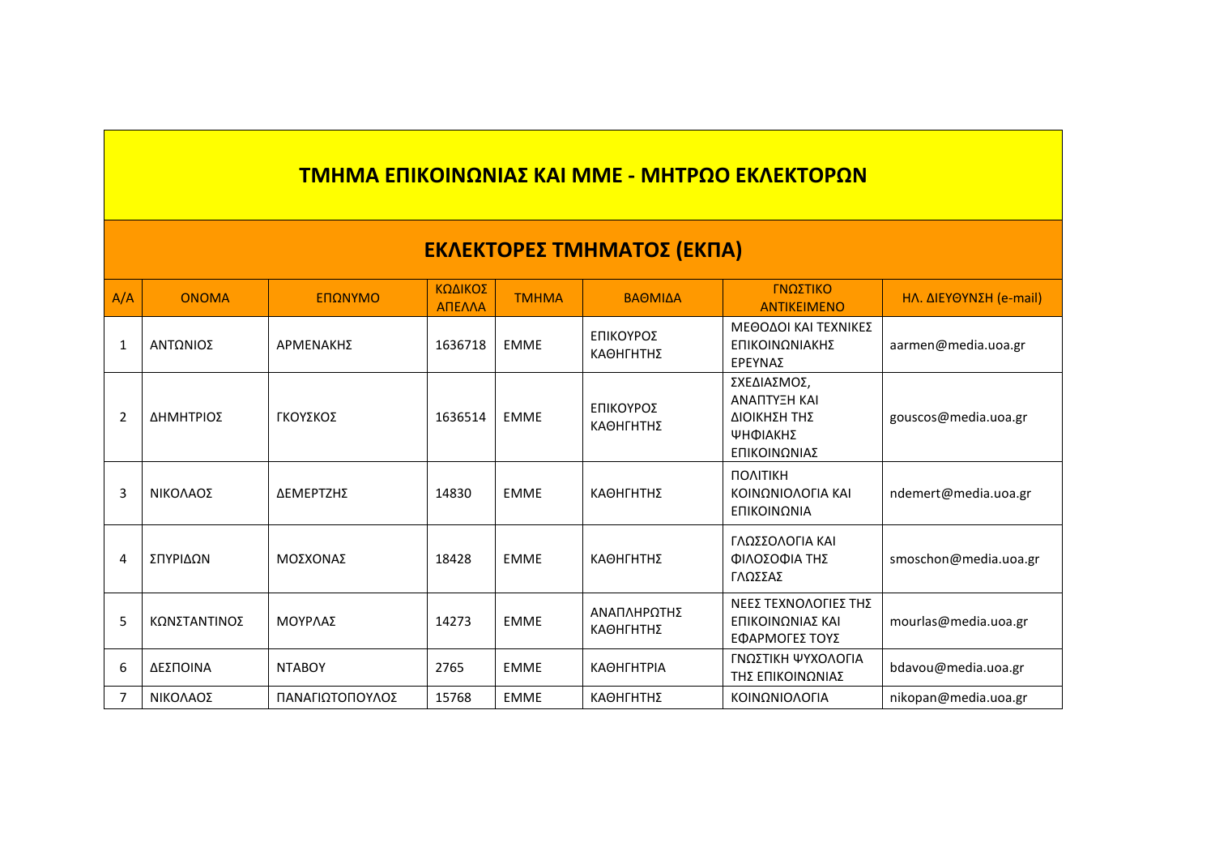# ΤΜΗΜΑ ΕΠΙΚΟΙΝΩΝΙΑΣ ΚΑΙ ΜΜΕ - ΜΗΤΡΩΟ ΕΚΛΕΚΤΟΡΩΝ

## ΕΚΛΕΚΤΟΡΕΣ ΤΜΗΜΑΤΟΣ (ΕΚΠΑ)

| Α/Α | ΟΝΟΜΑ | ΕΠΩΝΥΜΟ | ΚΩΔΙΚΟΣ ΑΠΕΛΛΑ | ΤΜΗΜΑ | ΒΑΘΜΙΔΑ | ΓΝΩΣΤΙΚΟ ΑΝΤΙΚΕΙΜΕΝΟ | ΗΛ. ΔΙΕΥΘΥΝΣΗ (e-mail) |
|---|---|---|---|---|---|---|---|
| 1 | ΑΝΤΩΝΙΟΣ | ΑΡΜΕΝΑΚΗΣ | 1636718 | ΕΜΜΕ | ΕΠΙΚΟΥΡΟΣ ΚΑΘΗΓΗΤΗΣ | ΜΕΘΟΔΟΙ ΚΑΙ ΤΕΧΝΙΚΕΣ ΕΠΙΚΟΙΝΩΝΙΑΚΗΣ ΕΡΕΥΝΑΣ | aarmen@media.uoa.gr |
| 2 | ΔΗΜΗΤΡΙΟΣ | ΓΚΟΥΣΚΟΣ | 1636514 | ΕΜΜΕ | ΕΠΙΚΟΥΡΟΣ ΚΑΘΗΓΗΤΗΣ | ΣΧΕΔΙΑΣΜΟΣ, ΑΝΑΠΤΥΞΗ ΚΑΙ ΔΙΟΙΚΗΣΗ ΤΗΣ ΨΗΦΙΑΚΗΣ ΕΠΙΚΟΙΝΩΝΙΑΣ | gouscos@media.uoa.gr |
| 3 | ΝΙΚΟΛΑΟΣ | ΔΕΜΕΡΤΖΗΣ | 14830 | ΕΜΜΕ | ΚΑΘΗΓΗΤΗΣ | ΠΟΛΙΤΙΚΗ ΚΟΙΝΩΝΙΟΛΟΓΙΑ ΚΑΙ ΕΠΙΚΟΙΝΩΝΙΑ | ndemert@media.uoa.gr |
| 4 | ΣΠΥΡΙΔΩΝ | ΜΟΣΧΟΝΑΣ | 18428 | ΕΜΜΕ | ΚΑΘΗΓΗΤΗΣ | ΓΛΩΣΣΟΛΟΓΙΑ ΚΑΙ ΦΙΛΟΣΟΦΙΑ ΤΗΣ ΓΛΩΣΣΑΣ | smoschon@media.uoa.gr |
| 5 | ΚΩΝΣΤΑΝΤΙΝΟΣ | ΜΟΥΡΛΑΣ | 14273 | ΕΜΜΕ | ΑΝΑΠΛΗΡΩΤΗΣ ΚΑΘΗΓΗΤΗΣ | ΝΕΕΣ ΤΕΧΝΟΛΟΓΙΕΣ ΤΗΣ ΕΠΙΚΟΙΝΩΝΙΑΣ ΚΑΙ ΕΦΑΡΜΟΓΕΣ ΤΟΥΣ | mourlas@media.uoa.gr |
| 6 | ΔΕΣΠΟΙΝΑ | ΝΤΑΒΟΥ | 2765 | ΕΜΜΕ | ΚΑΘΗΓΗΤΡΙΑ | ΓΝΩΣΤΙΚΗ ΨΥΧΟΛΟΓΙΑ ΤΗΣ ΕΠΙΚΟΙΝΩΝΙΑΣ | bdavou@media.uoa.gr |
| 7 | ΝΙΚΟΛΑΟΣ | ΠΑΝΑΓΙΩΤΟΠΟΥΛΟΣ | 15768 | ΕΜΜΕ | ΚΑΘΗΓΗΤΗΣ | ΚΟΙΝΩΝΙΟΛΟΓΙΑ | nikopan@media.uoa.gr |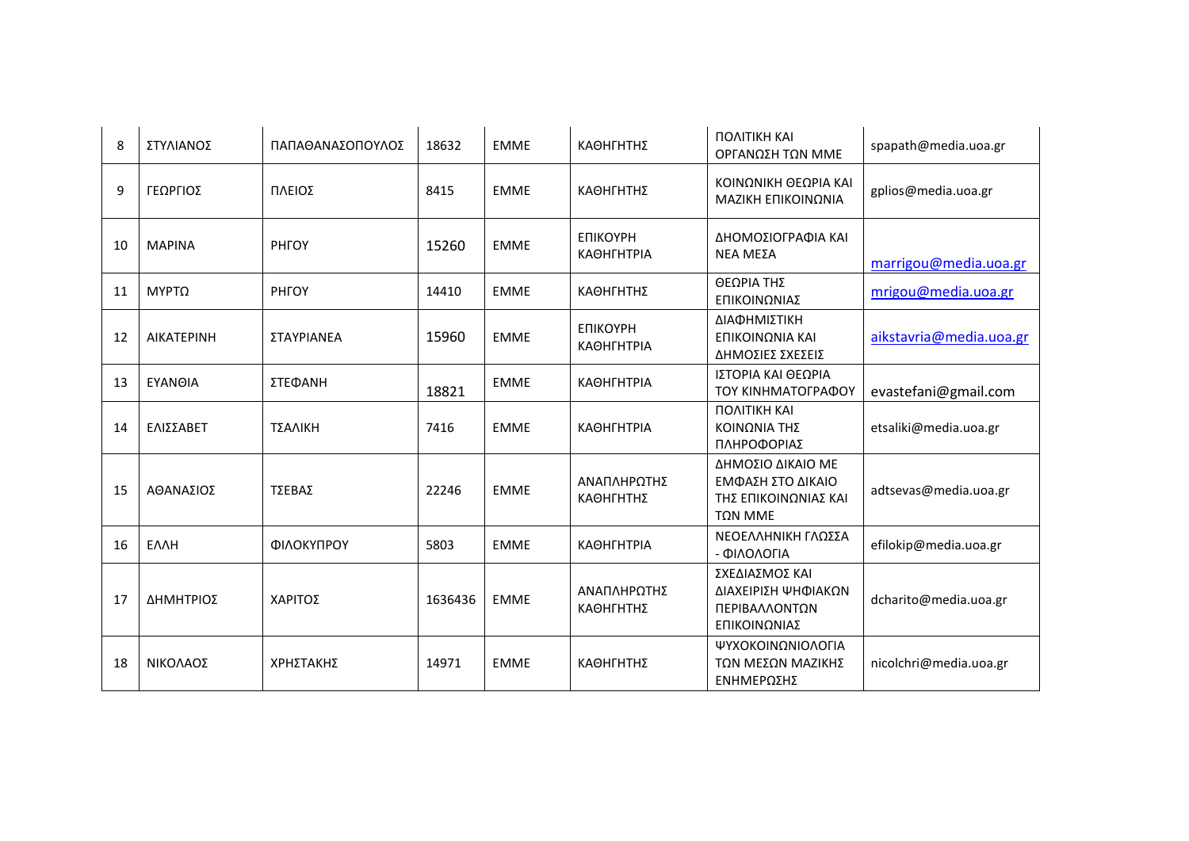| 8 | ΣΤΥΛΙΑΝΟΣ | ΠΑΠΑΘΑΝΑΣΟΠΟΥΛΟΣ | 18632 | ΕΜΜΕ | ΚΑΘΗΓΗΤΗΣ | ΠΟΛΙΤΙΚΗ ΚΑΙ ΟΡΓΑΝΩΣΗ ΤΩΝ ΜΜΕ | spapath@media.uoa.gr |
|---|---|---|---|---|---|---|---|
| 9 | ΓΕΩΡΓΙΟΣ | ΠΛΕΙΟΣ | 8415 | ΕΜΜΕ | ΚΑΘΗΓΗΤΗΣ | ΚΟΙΝΩΝΙΚΗ ΘΕΩΡΙΑ ΚΑΙ ΜΑΖΙΚΗ ΕΠΙΚΟΙΝΩΝΙΑ | gplios@media.uoa.gr |
| 10 | ΜΑΡΙΝΑ | ΡΗΓΟΥ | 15260 | ΕΜΜΕ | ΕΠΙΚΟΥΡΗ ΚΑΘΗΓΗΤΡΙΑ | ΔΗΟΜΟΣΙΟΓΡΑΦΙΑ ΚΑΙ ΝΕΑ ΜΕΣΑ | marrigou@media.uoa.gr |
| 11 | ΜΥΡΤΩ | ΡΗΓΟΥ | 14410 | ΕΜΜΕ | ΚΑΘΗΓΗΤΗΣ | ΘΕΩΡΙΑ ΤΗΣ ΕΠΙΚΟΙΝΩΝΙΑΣ | mrigou@media.uoa.gr |
| 12 | ΑΙΚΑΤΕΡΙΝΗ | ΣΤΑΥΡΙΑΝΕΑ | 15960 | ΕΜΜΕ | ΕΠΙΚΟΥΡΗ ΚΑΘΗΓΗΤΡΙΑ | ΔΙΑΦΗΜΙΣΤΙΚΗ ΕΠΙΚΟΙΝΩΝΙΑ ΚΑΙ ΔΗΜΟΣΙΕΣ ΣΧΕΣΕΙΣ | aikstavria@media.uoa.gr |
| 13 | ΕΥΑΝΘΙΑ | ΣΤΕΦΑΝΗ | 18821 | ΕΜΜΕ | ΚΑΘΗΓΗΤΡΙΑ | ΙΣΤΟΡΙΑ ΚΑΙ ΘΕΩΡΙΑ ΤΟΥ ΚΙΝΗΜΑΤΟΓΡΑΦΟΥ | evastefani@gmail.com |
| 14 | ΕΛΙΣΣΑΒΕΤ | ΤΣΑΛΙΚΗ | 7416 | ΕΜΜΕ | ΚΑΘΗΓΗΤΡΙΑ | ΠΟΛΙΤΙΚΗ ΚΑΙ ΚΟΙΝΩΝΙΑ ΤΗΣ ΠΛΗΡΟΦΟΡΙΑΣ | etsaliki@media.uoa.gr |
| 15 | ΑΘΑΝΑΣΙΟΣ | ΤΣΕΒΑΣ | 22246 | ΕΜΜΕ | ΑΝΑΠΛΗΡΩΤΗΣ ΚΑΘΗΓΗΤΗΣ | ΔΗΜΟΣΙΟ ΔΙΚΑΙΟ ΜΕ ΕΜΦΑΣΗ ΣΤΟ ΔΙΚΑΙΟ ΤΗΣ ΕΠΙΚΟΙΝΩΝΙΑΣ ΚΑΙ ΤΩΝ ΜΜΕ | adtsevas@media.uoa.gr |
| 16 | ΕΛΛΗ | ΦΙΛΟΚΥΠΡΟΥ | 5803 | ΕΜΜΕ | ΚΑΘΗΓΗΤΡΙΑ | ΝΕΟΕΛΛΗΝΙΚΗ ΓΛΩΣΣΑ - ΦΙΛΟΛΟΓΙΑ | efilokip@media.uoa.gr |
| 17 | ΔΗΜΗΤΡΙΟΣ | ΧΑΡΙΤΟΣ | 1636436 | ΕΜΜΕ | ΑΝΑΠΛΗΡΩΤΗΣ ΚΑΘΗΓΗΤΗΣ | ΣΧΕΔΙΑΣΜΟΣ ΚΑΙ ΔΙΑΧΕΙΡΙΣΗ ΨΗΦΙΑΚΩΝ ΠΕΡΙΒΑΛΛΟΝΤΩΝ ΕΠΙΚΟΙΝΩΝΙΑΣ | dcharito@media.uoa.gr |
| 18 | ΝΙΚΟΛΑΟΣ | ΧΡΗΣΤΑΚΗΣ | 14971 | ΕΜΜΕ | ΚΑΘΗΓΗΤΗΣ | ΨΥΧΟΚΟΙΝΩΝΙΟΛΟΓΙΑ ΤΩΝ ΜΕΣΩΝ ΜΑΖΙΚΗΣ ΕΝΗΜΕΡΩΣΗΣ | nicolchri@media.uoa.gr |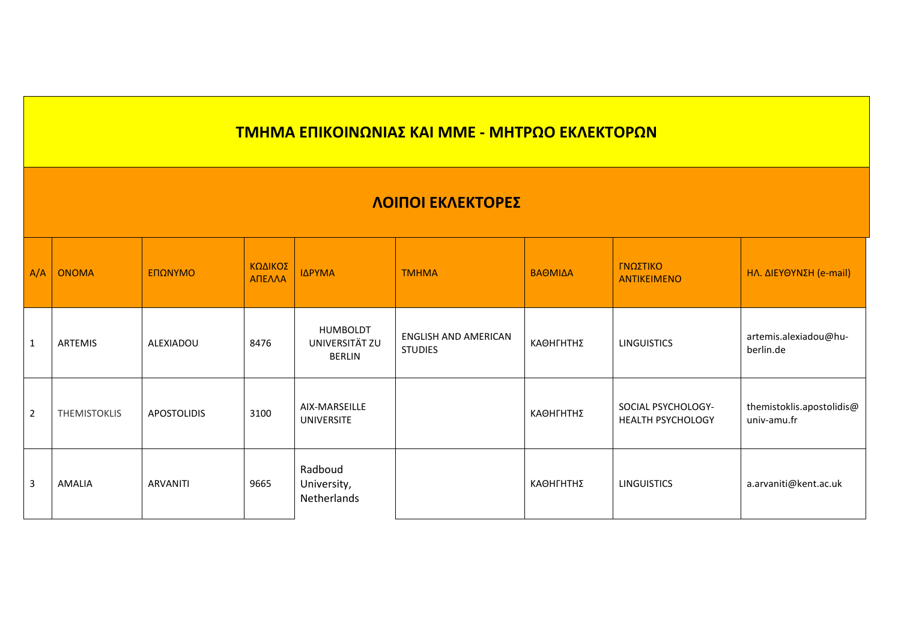## ΤΜΗΜΑ ΕΠΙΚΟΙΝΩΝΙΑΣ ΚΑΙ ΜΜΕ - ΜΗΤΡΩΟ ΕΚΛΕΚΤΟΡΩΝ

### ΛΟΙΠΟΙ ΕΚΛΕΚΤΟΡΕΣ

| Α/Α | ΟΝΟΜΑ | ΕΠΩΝΥΜΟ | ΚΩΔΙΚΟΣ ΑΠΕΛΛΑ | ΙΔΡΥΜΑ | ΤΜΗΜΑ | ΒΑΘΜΙΔΑ | ΓΝΩΣΤΙΚΟ ΑΝΤΙΚΕΙΜΕΝΟ | ΗΛ. ΔΙΕΥΘΥΝΣΗ (e-mail) |
|---|---|---|---|---|---|---|---|---|
| 1 | ARTEMIS | ALEXIADOU | 8476 | HUMBOLDT UNIVERSITÄT ZU BERLIN | ENGLISH AND AMERICAN STUDIES | ΚΑΘΗΓΗΤΗΣ | LINGUISTICS | artemis.alexiadou@hu-berlin.de |
| 2 | THEMISTOKLIS | APOSTOLIDIS | 3100 | AIX-MARSEILLE UNIVERSITE | | ΚΑΘΗΓΗΤΗΣ | SOCIAL PSYCHOLOGY-HEALTH PSYCHOLOGY | themistoklis.apostolidis@univ-amu.fr |
| 3 | AMALIA | ARVANITI | 9665 | Radboud University, Netherlands | | ΚΑΘΗΓΗΤΗΣ | LINGUISTICS | a.arvaniti@kent.ac.uk |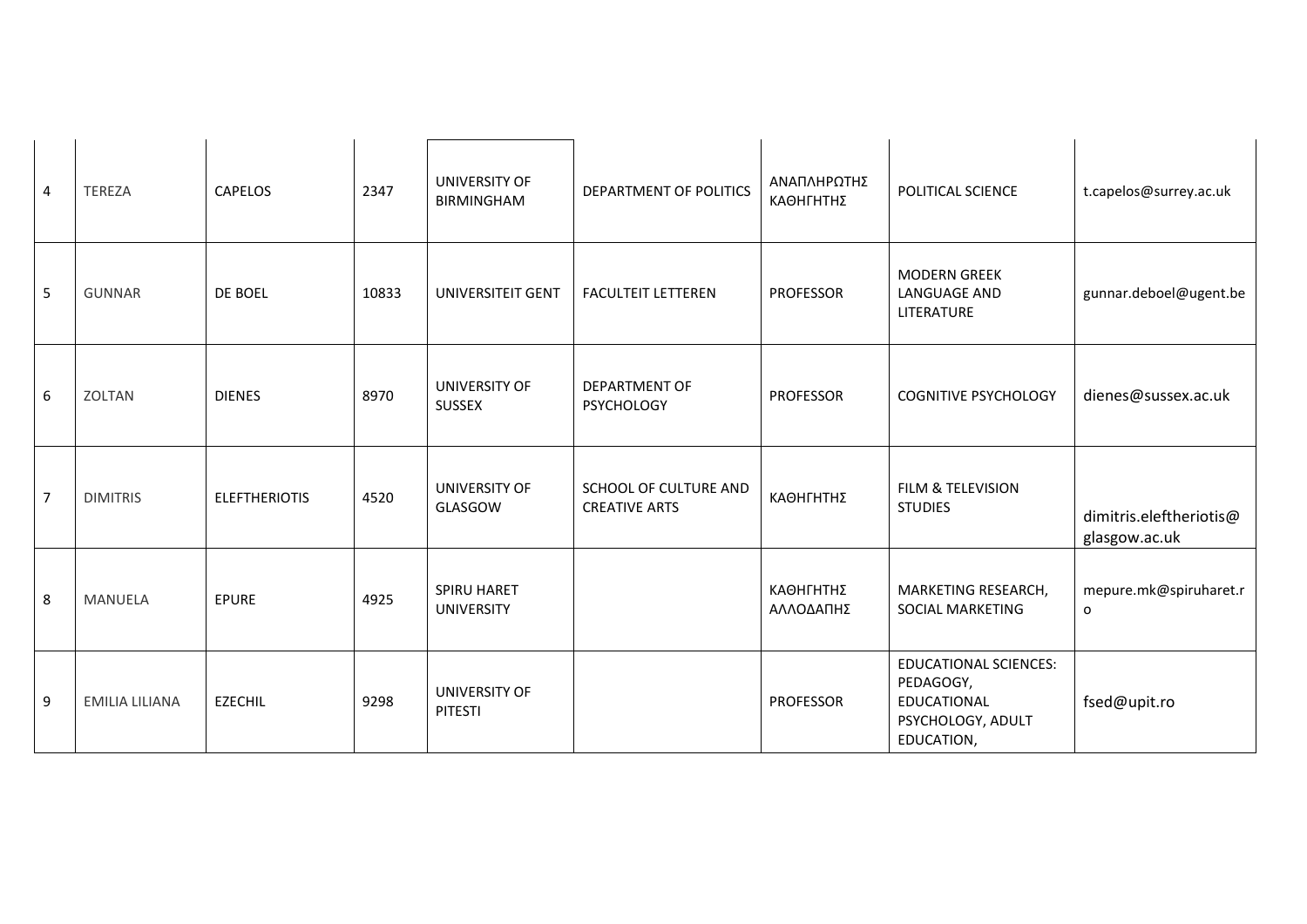| 4 | TEREZA | CAPELOS | 2347 | UNIVERSITY OF BIRMINGHAM | DEPARTMENT OF POLITICS | ΑΝΑΠΛΗΡΩΤΗΣ ΚΑΘΗΓΗΤΗΣ | POLITICAL SCIENCE | t.capelos@surrey.ac.uk |
|---|---|---|---|---|---|---|---|---|
| 5 | GUNNAR | DE BOEL | 10833 | UNIVERSITEIT GENT | FACULTEIT LETTEREN | PROFESSOR | MODERN GREEK LANGUAGE AND LITERATURE | gunnar.deboel@ugent.be |
| 6 | ZOLTAN | DIENES | 8970 | UNIVERSITY OF SUSSEX | DEPARTMENT OF PSYCHOLOGY | PROFESSOR | COGNITIVE PSYCHOLOGY | dienes@sussex.ac.uk |
| 7 | DIMITRIS | ELEFTHERIOTIS | 4520 | UNIVERSITY OF GLASGOW | SCHOOL OF CULTURE AND CREATIVE ARTS | ΚΑΘΗΓΗΤΗΣ | FILM & TELEVISION STUDIES | dimitris.eleftheriotis@glasgow.ac.uk |
| 8 | MANUELA | EPURE | 4925 | SPIRU HARET UNIVERSITY | | ΚΑΘΗΓΗΤΗΣ ΑΛΛΟΔΑΠΗΣ | MARKETING RESEARCH, SOCIAL MARKETING | mepure.mk@spiruharet.ro |
| 9 | EMILIA LILIANA | EZECHIL | 9298 | UNIVERSITY OF PITESTI | | PROFESSOR | EDUCATIONAL SCIENCES: PEDAGOGY, EDUCATIONAL PSYCHOLOGY, ADULT EDUCATION, | fsed@upit.ro |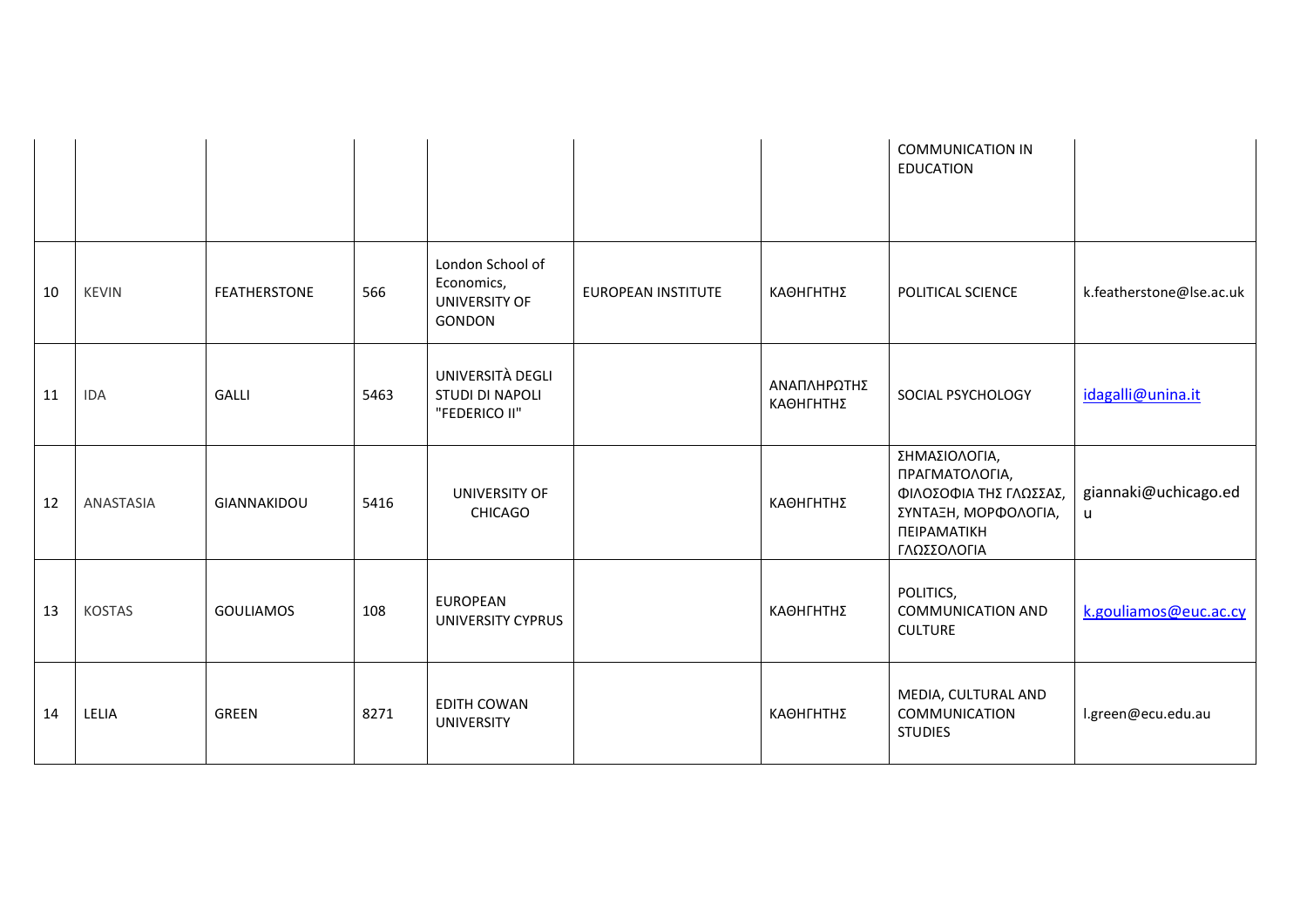| | | | | | | | |
|---|---|---|---|---|---|---|---|
| | | | | | | COMMUNICATION IN EDUCATION | |
| 10 | KEVIN | FEATHERSTONE | 566 | London School of Economics, UNIVERSITY OF GONDON | EUROPEAN INSTITUTE | ΚΑΘΗΓΗΤΗΣ | POLITICAL SCIENCE | k.featherstone@lse.ac.uk |
| 11 | IDA | GALLI | 5463 | UNIVERSITÀ DEGLI STUDI DI NAPOLI "FEDERICO II" | | ΑΝΑΠΛΗΡΩΤΗΣ ΚΑΘΗΓΗΤΗΣ | SOCIAL PSYCHOLOGY | idagalli@unina.it |
| 12 | ANASTASIA | GIANNAKIDOU | 5416 | UNIVERSITY OF CHICAGO | | ΚΑΘΗΓΗΤΗΣ | ΣΗΜΑΣΙΟΛΟΓΙΑ, ΠΡΑΓΜΑΤΟΛΟΓΙΑ, ΦΙΛΟΣΟΦΙΑ ΤΗΣ ΓΛΩΣΣΑΣ, ΣΥΝΤΑΞΗ, ΜΟΡΦΟΛΟΓΙΑ, ΠΕΙΡΑΜΑΤΙΚΗ ΓΛΩΣΣΟΛΟΓΙΑ | giannaki@uchicago.edu |
| 13 | KOSTAS | GOULIAMOS | 108 | EUROPEAN UNIVERSITY CYPRUS | | ΚΑΘΗΓΗΤΗΣ | POLITICS, COMMUNICATION AND CULTURE | k.gouliamos@euc.ac.cy |
| 14 | LELIA | GREEN | 8271 | EDITH COWAN UNIVERSITY | | ΚΑΘΗΓΗΤΗΣ | MEDIA, CULTURAL AND COMMUNICATION STUDIES | l.green@ecu.edu.au |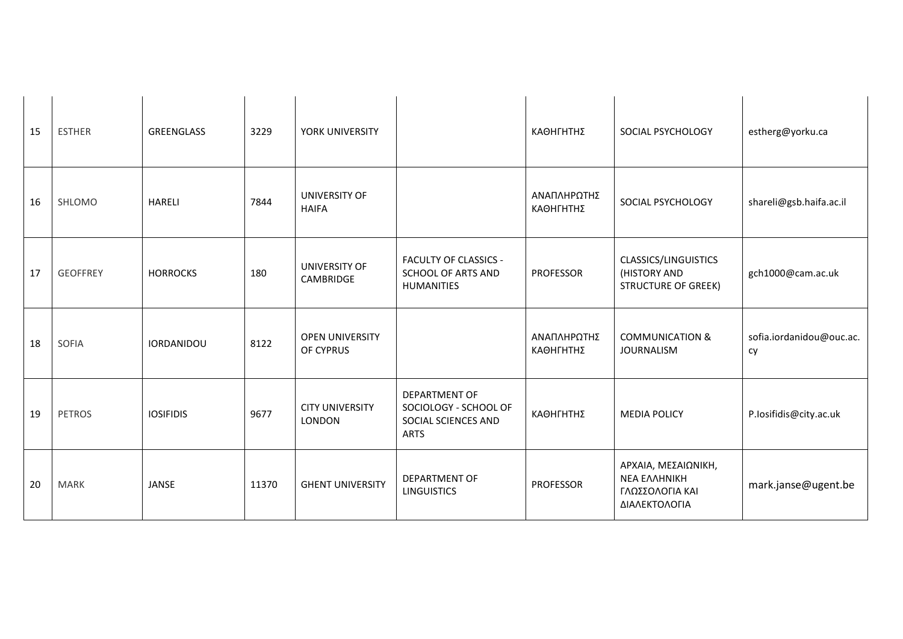| 15 | ESTHER | GREENGLASS | 3229 | YORK UNIVERSITY | | ΚΑΘΗΓΗΤΗΣ | SOCIAL PSYCHOLOGY | estherg@yorku.ca |
|---|---|---|---|---|---|---|---|---|
| 16 | SHLOMO | HARELI | 7844 | UNIVERSITY OF HAIFA | | ΑΝΑΠΛΗΡΩΤΗΣ ΚΑΘΗΓΗΤΗΣ | SOCIAL PSYCHOLOGY | shareli@gsb.haifa.ac.il |
| 17 | GEOFFREY | HORROCKS | 180 | UNIVERSITY OF CAMBRIDGE | FACULTY OF CLASSICS - SCHOOL OF ARTS AND HUMANITIES | PROFESSOR | CLASSICS/LINGUISTICS (HISTORY AND STRUCTURE OF GREEK) | gch1000@cam.ac.uk |
| 18 | SOFIA | IORDANIDOU | 8122 | OPEN UNIVERSITY OF CYPRUS | | ΑΝΑΠΛΗΡΩΤΗΣ ΚΑΘΗΓΗΤΗΣ | COMMUNICATION & JOURNALISM | sofia.iordanidou@ouc.ac.cy |
| 19 | PETROS | IOSIFIDIS | 9677 | CITY UNIVERSITY LONDON | DEPARTMENT OF SOCIOLOGY - SCHOOL OF SOCIAL SCIENCES AND ARTS | ΚΑΘΗΓΗΤΗΣ | MEDIA POLICY | P.Iosifidis@city.ac.uk |
| 20 | MARK | JANSE | 11370 | GHENT UNIVERSITY | DEPARTMENT OF LINGUISTICS | PROFESSOR | ΑΡΧΑΙΑ, ΜΕΣΑΙΩΝΙΚΗ, ΝΕΑ ΕΛΛΗΝΙΚΗ ΓΛΩΣΣΟΛΟΓΙΑ ΚΑΙ ΔΙΑΛΕΚΤΟΛΟΓΙΑ | mark.janse@ugent.be |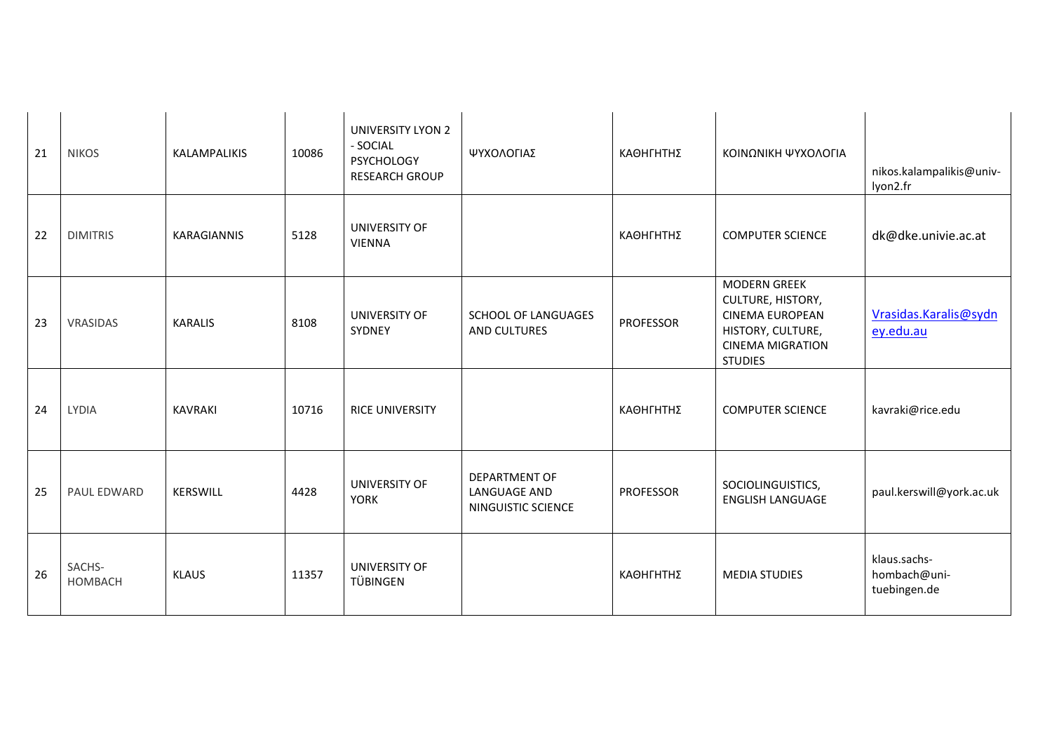| 21 | NIKOS | KALAMPALIKIS | 10086 | UNIVERSITY LYON 2 - SOCIAL PSYCHOLOGY RESEARCH GROUP | ΨΥΧΟΛΟΓΙΑΣ | ΚΑΘΗΓΗΤΗΣ | ΚΟΙΝΩΝΙΚΗ ΨΥΧΟΛΟΓΙΑ | nikos.kalampalikis@univ-lyon2.fr |
|---|---|---|---|---|---|---|---|---|
| 22 | DIMITRIS | KARAGIANNIS | 5128 | UNIVERSITY OF VIENNA | | ΚΑΘΗΓΗΤΗΣ | COMPUTER SCIENCE | dk@dke.univie.ac.at |
| 23 | VRASIDAS | KARALIS | 8108 | UNIVERSITY OF SYDNEY | SCHOOL OF LANGUAGES AND CULTURES | PROFESSOR | MODERN GREEK CULTURE, HISTORY, CINEMA EUROPEAN HISTORY, CULTURE, CINEMA MIGRATION STUDIES | Vrasidas.Karalis@sydney.edu.au |
| 24 | LYDIA | KAVRAKI | 10716 | RICE UNIVERSITY | | ΚΑΘΗΓΗΤΗΣ | COMPUTER SCIENCE | kavraki@rice.edu |
| 25 | PAUL EDWARD | KERSWILL | 4428 | UNIVERSITY OF YORK | DEPARTMENT OF LANGUAGE AND NINGUISTIC SCIENCE | PROFESSOR | SOCIOLINGUISTICS, ENGLISH LANGUAGE | paul.kerswill@york.ac.uk |
| 26 | SACHS-HOMBACH | KLAUS | 11357 | UNIVERSITY OF TÜBINGEN | | ΚΑΘΗΓΗΤΗΣ | MEDIA STUDIES | klaus.sachs-hombach@uni-tuebingen.de |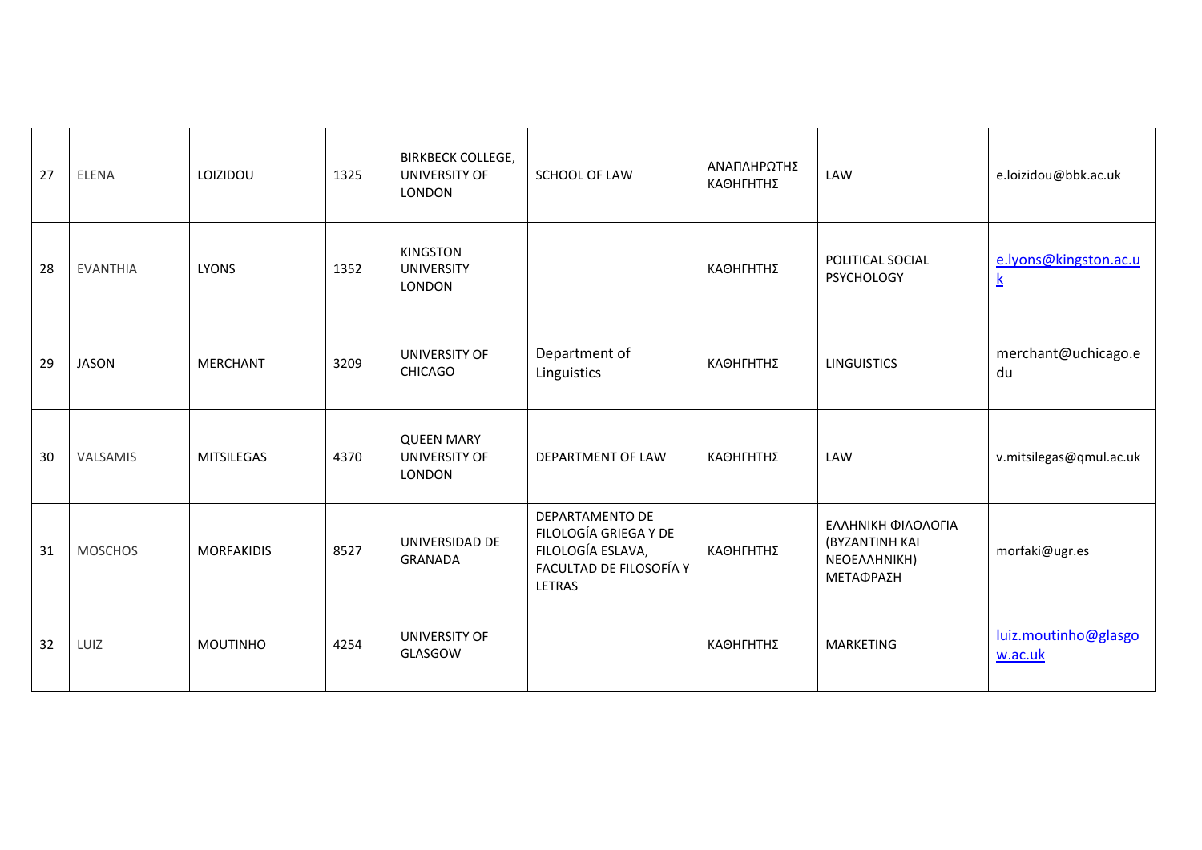| 27 | ELENA | LOIZIDOU | 1325 | BIRKBECK COLLEGE, UNIVERSITY OF LONDON | SCHOOL OF LAW | ΑΝΑΠΛΗΡΩΤΗΣ ΚΑΘΗΓΗΤΗΣ | LAW | e.loizidou@bbk.ac.uk |
|---|---|---|---|---|---|---|---|---|
| 28 | EVANTHIA | LYONS | 1352 | KINGSTON UNIVERSITY LONDON | | ΚΑΘΗΓΗΤΗΣ | POLITICAL SOCIAL PSYCHOLOGY | e.lyons@kingston.ac.uk |
| 29 | JASON | MERCHANT | 3209 | UNIVERSITY OF CHICAGO | Department of Linguistics | ΚΑΘΗΓΗΤΗΣ | LINGUISTICS | merchant@uchicago.edu |
| 30 | VALSAMIS | MITSILEGAS | 4370 | QUEEN MARY UNIVERSITY OF LONDON | DEPARTMENT OF LAW | ΚΑΘΗΓΗΤΗΣ | LAW | v.mitsilegas@qmul.ac.uk |
| 31 | MOSCHOS | MORFAKIDIS | 8527 | UNIVERSIDAD DE GRANADA | DEPARTAMENTO DE FILOLOGÍA GRIEGA Y DE FILOLOGÍA ESLAVA, FACULTAD DE FILOSOFÍA Y LETRAS | ΚΑΘΗΓΗΤΗΣ | ΕΛΛΗΝΙΚΗ ΦΙΛΟΛΟΓΙΑ (ΒΥΖΑΝΤΙΝΗ ΚΑΙ ΝΕΟΕΛΛΗΝΙΚΗ) ΜΕΤΑΦΡΑΣΗ | morfaki@ugr.es |
| 32 | LUIZ | MOUTINHO | 4254 | UNIVERSITY OF GLASGOW | | ΚΑΘΗΓΗΤΗΣ | MARKETING | luiz.moutinho@glasgow.ac.uk |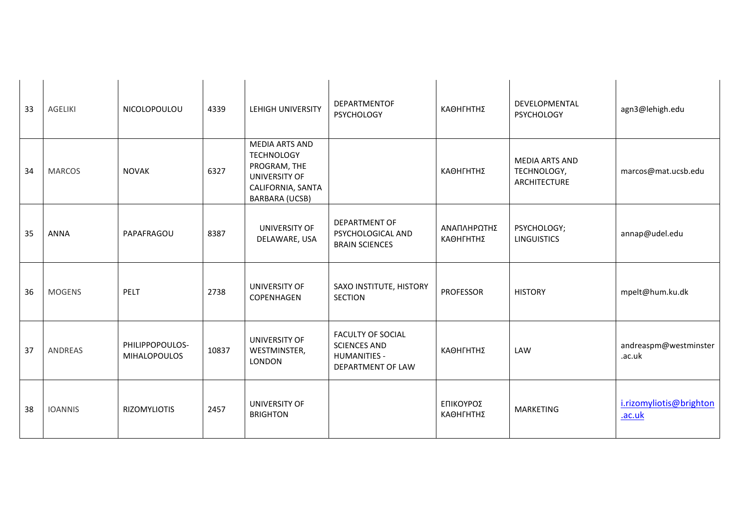| 33 | AGELIKI | NICOLOPOULOU | 4339 | LEHIGH UNIVERSITY | DEPARTMENTOF PSYCHOLOGY | ΚΑΘΗΓΗΤΗΣ | DEVELOPMENTAL PSYCHOLOGY | agn3@lehigh.edu |
|---|---|---|---|---|---|---|---|---|
| 34 | MARCOS | NOVAK | 6327 | MEDIA ARTS AND TECHNOLOGY PROGRAM, THE UNIVERSITY OF CALIFORNIA, SANTA BARBARA (UCSB) | | ΚΑΘΗΓΗΤΗΣ | MEDIA ARTS AND TECHNOLOGY, ARCHITECTURE | marcos@mat.ucsb.edu |
| 35 | ANNA | PAPAFRAGOU | 8387 | UNIVERSITY OF DELAWARE, USA | DEPARTMENT OF PSYCHOLOGICAL AND BRAIN SCIENCES | ΑΝΑΠΛΗΡΩΤΗΣ ΚΑΘΗΓΗΤΗΣ | PSYCHOLOGY; LINGUISTICS | annap@udel.edu |
| 36 | MOGENS | PELT | 2738 | UNIVERSITY OF COPENHAGEN | SAXO INSTITUTE, HISTORY SECTION | PROFESSOR | HISTORY | mpelt@hum.ku.dk |
| 37 | ANDREAS | PHILIPPOPOULOS-MIHALOPOULOS | 10837 | UNIVERSITY OF WESTMINSTER, LONDON | FACULTY OF SOCIAL SCIENCES AND HUMANITIES - DEPARTMENT OF LAW | ΚΑΘΗΓΗΤΗΣ | LAW | andreaspm@westminster.ac.uk |
| 38 | IOANNIS | RIZOMYLIOTIS | 2457 | UNIVERSITY OF BRIGHTON | | ΕΠΙΚΟΥΡΟΣ ΚΑΘΗΓΗΤΗΣ | MARKETING | i.rizomyliotis@brighton.ac.uk |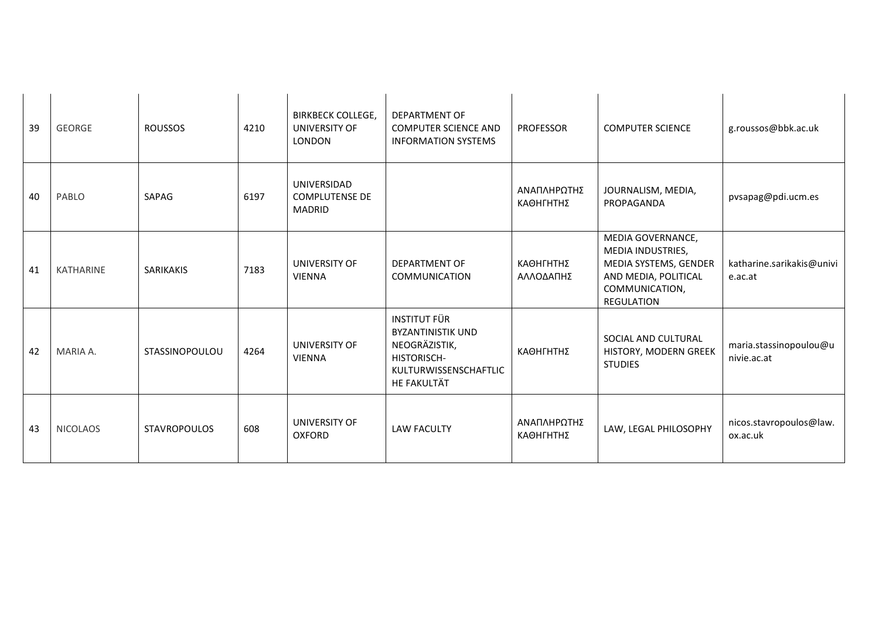| 39 | GEORGE | ROUSSOS | 4210 | BIRKBECK COLLEGE, UNIVERSITY OF LONDON | DEPARTMENT OF COMPUTER SCIENCE AND INFORMATION SYSTEMS | PROFESSOR | COMPUTER SCIENCE | g.roussos@bbk.ac.uk |
|---|---|---|---|---|---|---|---|---|
| 40 | PABLO | SAPAG | 6197 | UNIVERSIDAD COMPLUTENSE DE MADRID | | ΑΝΑΠΛΗΡΩΤΗΣ ΚΑΘΗΓΗΤΗΣ | JOURNALISM, MEDIA, PROPAGANDA | pvsapag@pdi.ucm.es |
| 41 | KATHARINE | SARIKAKIS | 7183 | UNIVERSITY OF VIENNA | DEPARTMENT OF COMMUNICATION | ΚΑΘΗΓΗΤΗΣ ΑΛΛΟΔΑΠΗΣ | MEDIA GOVERNANCE, MEDIA INDUSTRIES, MEDIA SYSTEMS, GENDER AND MEDIA, POLITICAL COMMUNICATION, REGULATION | katharine.sarikakis@univie.ac.at |
| 42 | MARIA A. | STASSINOPOULOU | 4264 | UNIVERSITY OF VIENNA | INSTITUT FÜR BYZANTINISTIK UND NEOGRÄZISTIK, HISTORISCH-KULTURWISSENSCHAFTLICHE FAKULTÄT | ΚΑΘΗΓΗΤΗΣ | SOCIAL AND CULTURAL HISTORY, MODERN GREEK STUDIES | maria.stassinopoulou@univie.ac.at |
| 43 | NICOLAOS | STAVROPOULOS | 608 | UNIVERSITY OF OXFORD | LAW FACULTY | ΑΝΑΠΛΗΡΩΤΗΣ ΚΑΘΗΓΗΤΗΣ | LAW, LEGAL PHILOSOPHY | nicos.stavropoulos@law.ox.ac.uk |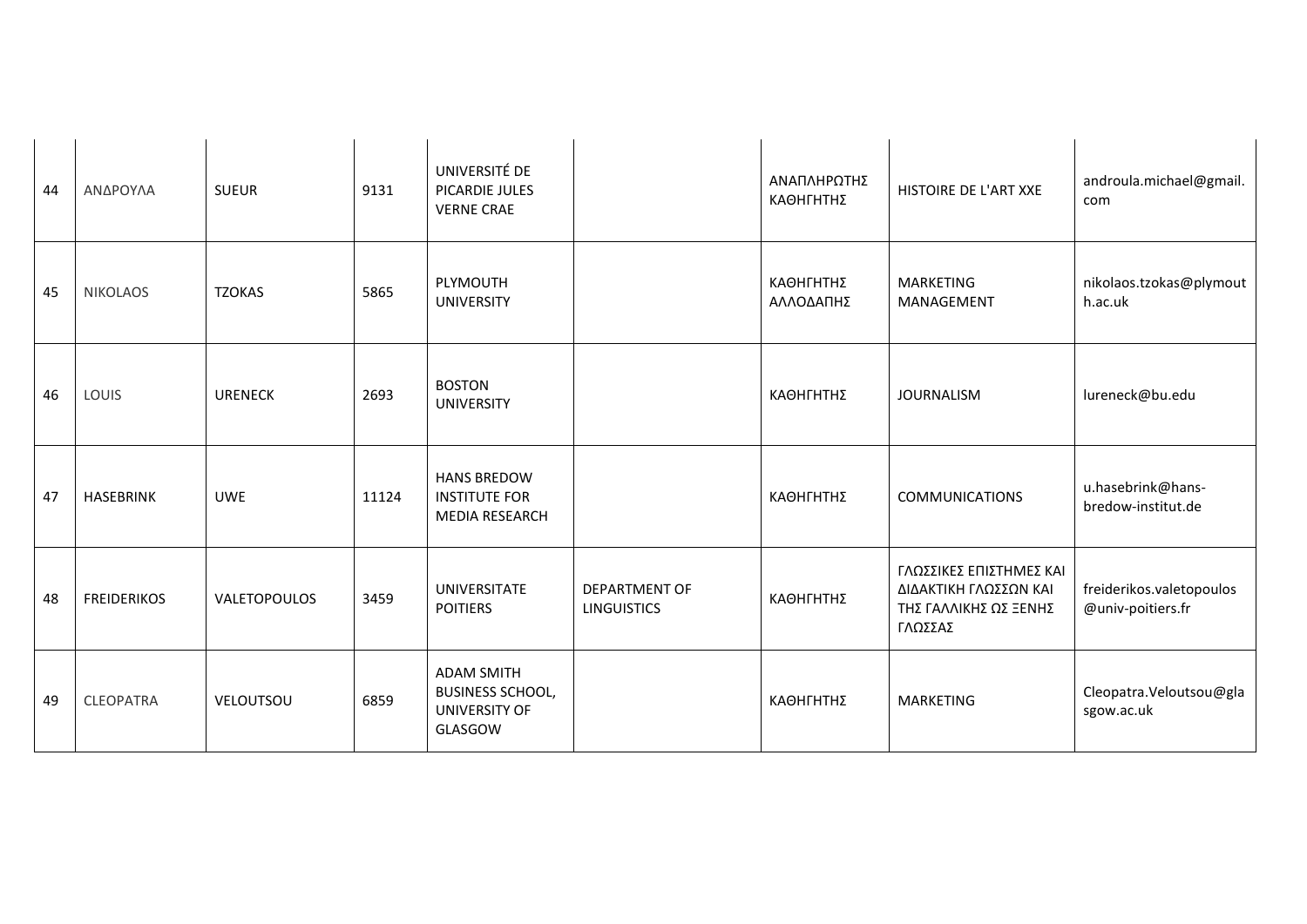| 44 | ΑΝΔΡΟΥΛΑ | SUEUR | 9131 | UNIVERSITÉ DE PICARDIE JULES VERNE CRAE | | ΑΝΑΠΛΗΡΩΤΗΣ ΚΑΘΗΓΗΤΗΣ | HISTOIRE DE L'ART XXE | androula.michael@gmail.com |
|---|---|---|---|---|---|---|---|---|
| 45 | NIKOLAOS | TZOKAS | 5865 | PLYMOUTH UNIVERSITY | | ΚΑΘΗΓΗΤΗΣ ΑΛΛΟΔΑΠΗΣ | MARKETING MANAGEMENT | nikolaos.tzokas@plymouth.ac.uk |
| 46 | LOUIS | URENECK | 2693 | BOSTON UNIVERSITY | | ΚΑΘΗΓΗΤΗΣ | JOURNALISM | lureneck@bu.edu |
| 47 | HASEBRINK | UWE | 11124 | HANS BREDOW INSTITUTE FOR MEDIA RESEARCH | | ΚΑΘΗΓΗΤΗΣ | COMMUNICATIONS | u.hasebrink@hans-bredow-institut.de |
| 48 | FREIDERIKOS | VALETOPOULOS | 3459 | UNIVERSITATE POITIERS | DEPARTMENT OF LINGUISTICS | ΚΑΘΗΓΗΤΗΣ | ΓΛΩΣΣΙΚΕΣ ΕΠΙΣΤΗΜΕΣ ΚΑΙ ΔΙΔΑΚΤΙΚΗ ΓΛΩΣΣΩΝ ΚΑΙ ΤΗΣ ΓΑΛΛΙΚΗΣ ΩΣ ΞΕΝΗΣ ΓΛΩΣΣΑΣ | freiderikos.valetopoulos@univ-poitiers.fr |
| 49 | CLEOPATRA | VELOUTSOU | 6859 | ADAM SMITH BUSINESS SCHOOL, UNIVERSITY OF GLASGOW | | ΚΑΘΗΓΗΤΗΣ | MARKETING | Cleopatra.Veloutsou@glasgow.ac.uk |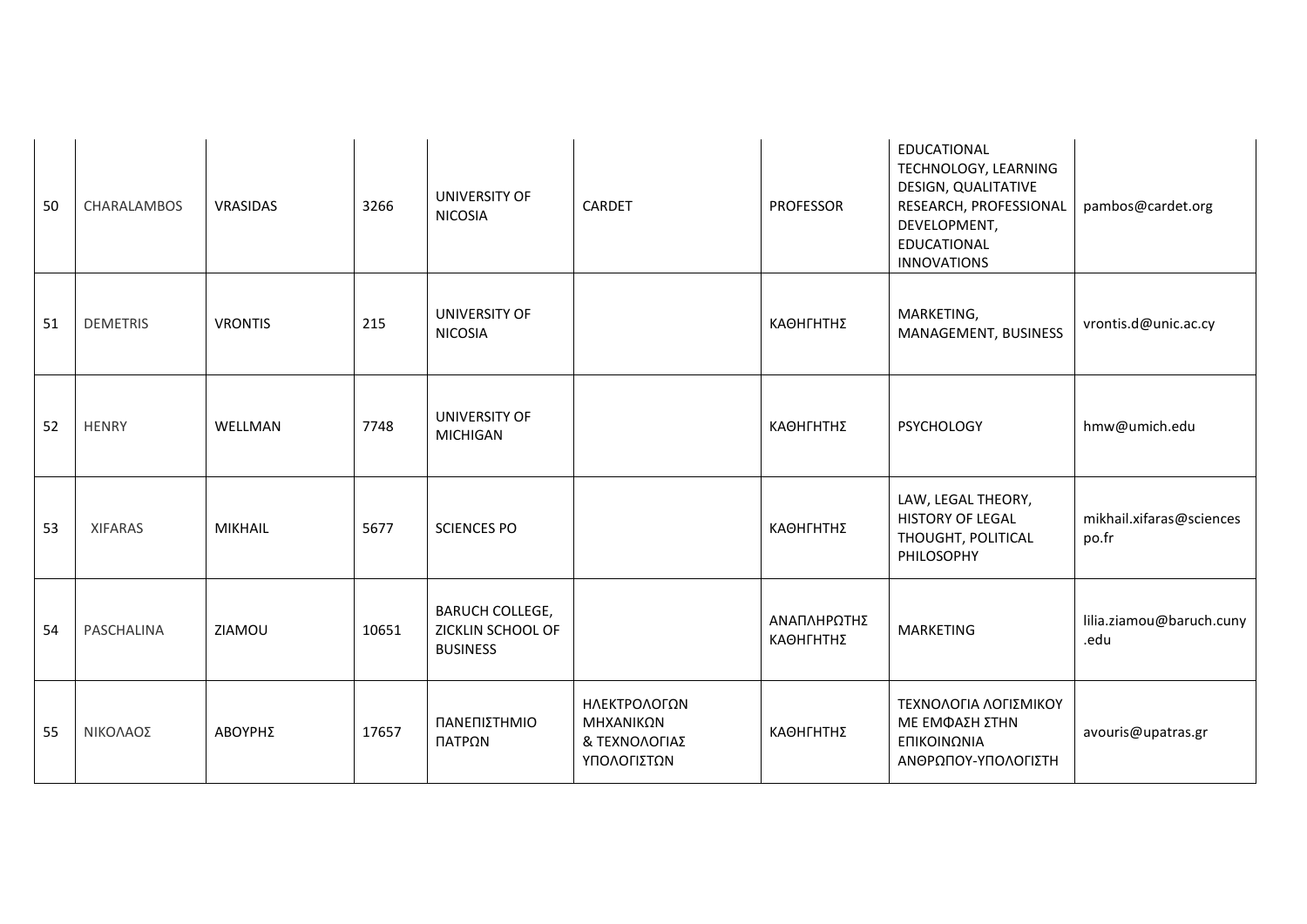| 50 | CHARALAMBOS | VRASIDAS | 3266 | UNIVERSITY OF NICOSIA | CARDET | PROFESSOR | EDUCATIONAL TECHNOLOGY, LEARNING DESIGN, QUALITATIVE RESEARCH, PROFESSIONAL DEVELOPMENT, EDUCATIONAL INNOVATIONS | pambos@cardet.org |
|---|---|---|---|---|---|---|---|---|
| 51 | DEMETRIS | VRONTIS | 215 | UNIVERSITY OF NICOSIA | | ΚΑΘΗΓΗΤΗΣ | MARKETING, MANAGEMENT, BUSINESS | vrontis.d@unic.ac.cy |
| 52 | HENRY | WELLMAN | 7748 | UNIVERSITY OF MICHIGAN | | ΚΑΘΗΓΗΤΗΣ | PSYCHOLOGY | hmw@umich.edu |
| 53 | XIFARAS | MIKHAIL | 5677 | SCIENCES PO | | ΚΑΘΗΓΗΤΗΣ | LAW, LEGAL THEORY, HISTORY OF LEGAL THOUGHT, POLITICAL PHILOSOPHY | mikhail.xifaras@sciencespo.fr |
| 54 | PASCHALINA | ZIAMOU | 10651 | BARUCH COLLEGE, ZICKLIN SCHOOL OF BUSINESS | | ΑΝΑΠΛΗΡΩΤΗΣ ΚΑΘΗΓΗΤΗΣ | MARKETING | lilia.ziamou@baruch.cuny.edu |
| 55 | ΝΙΚΟΛΑΟΣ | ΑΒΟΥΡΗΣ | 17657 | ΠΑΝΕΠΙΣΤΗΜΙΟ ΠΑΤΡΩΝ | ΗΛΕΚΤΡΟΛΟΓΩΝ ΜΗΧΑΝΙΚΩΝ & ΤΕΧΝΟΛΟΓΙΑΣ ΥΠΟΛΟΓΙΣΤΩΝ | ΚΑΘΗΓΗΤΗΣ | ΤΕΧΝΟΛΟΓΙΑ ΛΟΓΙΣΜΙΚΟΥ ΜΕ ΕΜΦΑΣΗ ΣΤΗΝ ΕΠΙΚΟΙΝΩΝΙΑ ΑΝΘΡΩΠΟΥ-ΥΠΟΛΟΓΙΣΤΗ | avouris@upatras.gr |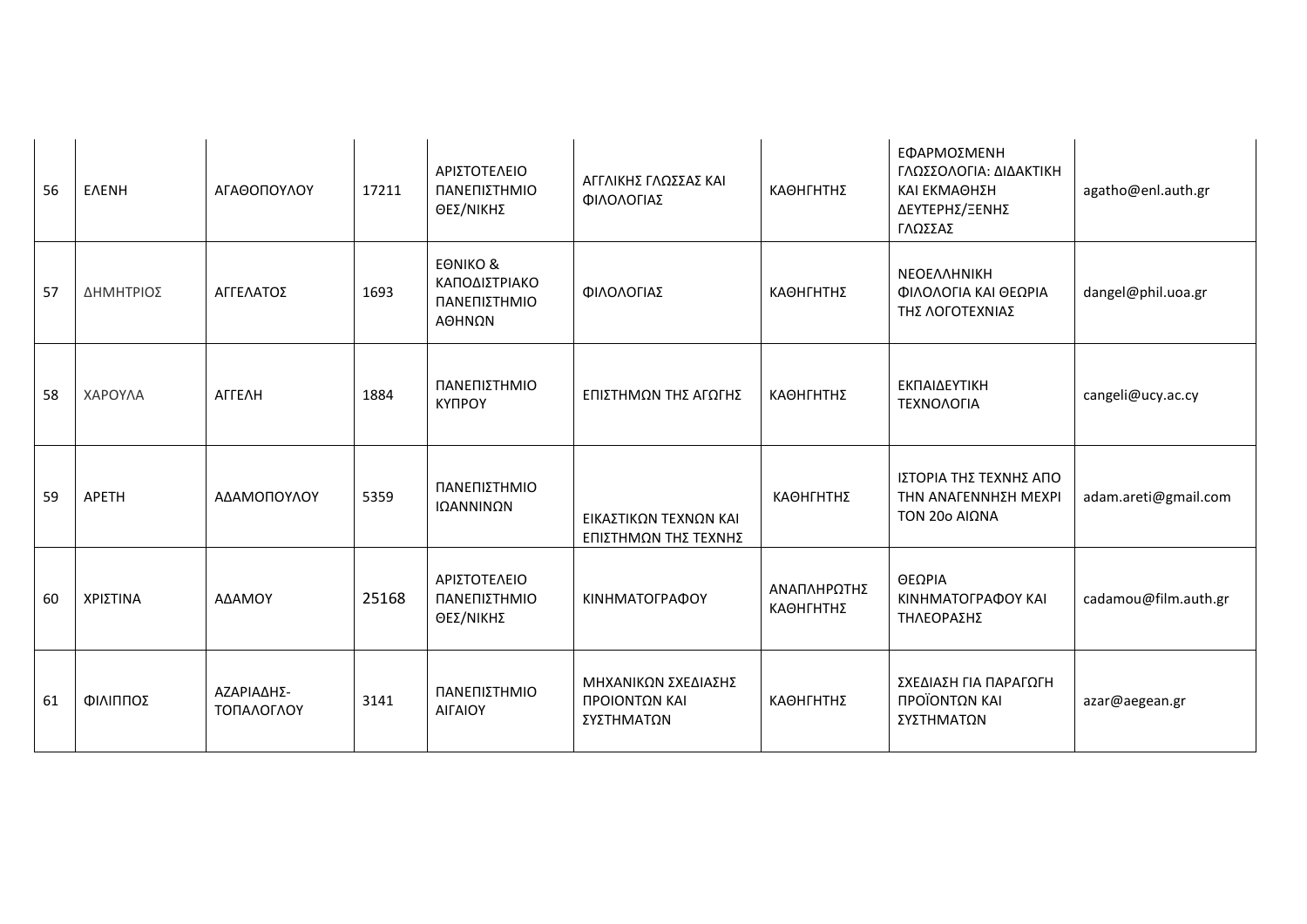| 56 | ΕΛΕΝΗ | ΑΓΑΘΟΠΟΥΛΟΥ | 17211 | ΑΡΙΣΤΟΤΕΛΕΙΟ ΠΑΝΕΠΙΣΤΗΜΙΟ ΘΕΣ/ΝΙΚΗΣ | ΑΓΓΛΙΚΗΣ ΓΛΩΣΣΑΣ ΚΑΙ ΦΙΛΟΛΟΓΙΑΣ | ΚΑΘΗΓΗΤΗΣ | ΕΦΑΡΜΟΣΜΕΝΗ ΓΛΩΣΣΟΛΟΓΙΑ: ΔΙΔΑΚΤΙΚΗ ΚΑΙ ΕΚΜΑΘΗΣΗ ΔΕΥΤΕΡΗΣ/ΞΕΝΗΣ ΓΛΩΣΣΑΣ | agatho@enl.auth.gr |
|---|---|---|---|---|---|---|---|---|
| 57 | ΔΗΜΗΤΡΙΟΣ | ΑΓΓΕΛΑΤΟΣ | 1693 | ΕΘΝΙΚΟ & ΚΑΠΟΔΙΣΤΡΙΑΚΟ ΠΑΝΕΠΙΣΤΗΜΙΟ ΑΘΗΝΩΝ | ΦΙΛΟΛΟΓΙΑΣ | ΚΑΘΗΓΗΤΗΣ | ΝΕΟΕΛΛΗΝΙΚΗ ΦΙΛΟΛΟΓΙΑ ΚΑΙ ΘΕΩΡΙΑ ΤΗΣ ΛΟΓΟΤΕΧΝΙΑΣ | dangel@phil.uoa.gr |
| 58 | ΧΑΡΟΥΛΑ | ΑΓΓΕΛΗ | 1884 | ΠΑΝΕΠΙΣΤΗΜΙΟ ΚΥΠΡΟΥ | ΕΠΙΣΤΗΜΩΝ ΤΗΣ ΑΓΩΓΗΣ | ΚΑΘΗΓΗΤΗΣ | ΕΚΠΑΙΔΕΥΤΙΚΗ ΤΕΧΝΟΛΟΓΙΑ | cangeli@ucy.ac.cy |
| 59 | ΑΡΕΤΗ | ΑΔΑΜΟΠΟΥΛΟΥ | 5359 | ΠΑΝΕΠΙΣΤΗΜΙΟ ΙΩΑΝΝΙΝΩΝ | ΕΙΚΑΣΤΙΚΩΝ ΤΕΧΝΩΝ ΚΑΙ ΕΠΙΣΤΗΜΩΝ ΤΗΣ ΤΕΧΝΗΣ | ΚΑΘΗΓΗΤΗΣ | ΙΣΤΟΡΙΑ ΤΗΣ ΤΕΧΝΗΣ ΑΠΟ ΤΗΝ ΑΝΑΓΕΝΝΗΣΗ ΜΕΧΡΙ ΤΟΝ 20ο ΑΙΩΝΑ | adam.areti@gmail.com |
| 60 | ΧΡΙΣΤΙΝΑ | ΑΔΑΜΟΥ | 25168 | ΑΡΙΣΤΟΤΕΛΕΙΟ ΠΑΝΕΠΙΣΤΗΜΙΟ ΘΕΣ/ΝΙΚΗΣ | ΚΙΝΗΜΑΤΟΓΡΑΦΟΥ | ΑΝΑΠΛΗΡΩΤΗΣ ΚΑΘΗΓΗΤΗΣ | ΘΕΩΡΙΑ ΚΙΝΗΜΑΤΟΓΡΑΦΟΥ ΚΑΙ ΤΗΛΕΟΡΑΣΗΣ | cadamou@film.auth.gr |
| 61 | ΦΙΛΙΠΠΟΣ | ΑΖΑΡΙΑΔΗΣ-ΤΟΠΑΛΟΓΛΟΥ | 3141 | ΠΑΝΕΠΙΣΤΗΜΙΟ ΑΙΓΑΙΟΥ | ΜΗΧΑΝΙΚΩΝ ΣΧΕΔΙΑΣΗΣ ΠΡΟΙΟΝΤΩΝ ΚΑΙ ΣΥΣΤΗΜΑΤΩΝ | ΚΑΘΗΓΗΤΗΣ | ΣΧΕΔΙΑΣΗ ΓΙΑ ΠΑΡΑΓΩΓΗ ΠΡΟΪΟΝΤΩΝ ΚΑΙ ΣΥΣΤΗΜΑΤΩΝ | azar@aegean.gr |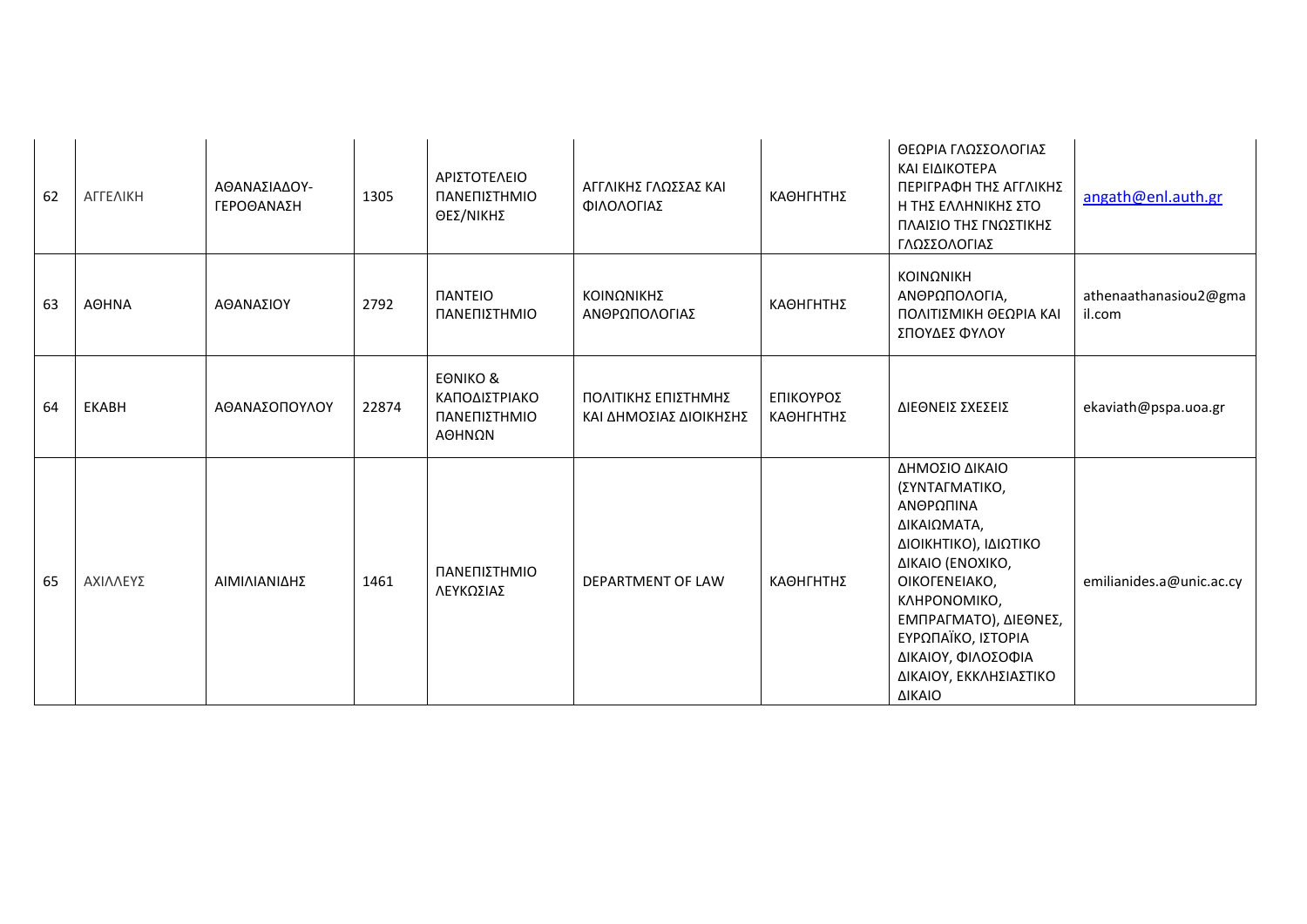| 62 | ΑΓΓΕΛΙΚΗ | ΑΘΑΝΑΣΙΑΔΟΥ-ΓΕΡΟΘΑΝΑΣΗ | 1305 | ΑΡΙΣΤΟΤΕΛΕΙΟ ΠΑΝΕΠΙΣΤΗΜΙΟ ΘΕΣ/ΝΙΚΗΣ | ΑΓΓΛΙΚΗΣ ΓΛΩΣΣΑΣ ΚΑΙ ΦΙΛΟΛΟΓΙΑΣ | ΚΑΘΗΓΗΤΗΣ | ΘΕΩΡΙΑ ΓΛΩΣΣΟΛΟΓΙΑΣ ΚΑΙ ΕΙΔΙΚΟΤΕΡΑ ΠΕΡΙΓΡΑΦΗ ΤΗΣ ΑΓΓΛΙΚΗΣ Η ΤΗΣ ΕΛΛΗΝΙΚΗΣ ΣΤΟ ΠΛΑΙΣΙΟ ΤΗΣ ΓΝΩΣΤΙΚΗΣ ΓΛΩΣΣΟΛΟΓΙΑΣ | angath@enl.auth.gr |
|---|---|---|---|---|---|---|---|---|
| 63 | ΑΘΗΝΑ | ΑΘΑΝΑΣΙΟΥ | 2792 | ΠΑΝΤΕΙΟ ΠΑΝΕΠΙΣΤΗΜΙΟ | ΚΟΙΝΩΝΙΚΗΣ ΑΝΘΡΩΠΟΛΟΓΙΑΣ | ΚΑΘΗΓΗΤΗΣ | ΚΟΙΝΩΝΙΚΗ ΑΝΘΡΩΠΟΛΟΓΙΑ, ΠΟΛΙΤΙΣΜΙΚΗ ΘΕΩΡΙΑ ΚΑΙ ΣΠΟΥΔΕΣ ΦΥΛΟΥ | athenaathanasiou2@gmail.com |
| 64 | ΕΚΑΒΗ | ΑΘΑΝΑΣΟΠΟΥΛΟΥ | 22874 | ΕΘΝΙΚΟ & ΚΑΠΟΔΙΣΤΡΙΑΚΟ ΠΑΝΕΠΙΣΤΗΜΙΟ ΑΘΗΝΩΝ | ΠΟΛΙΤΙΚΗΣ ΕΠΙΣΤΗΜΗΣ ΚΑΙ ΔΗΜΟΣΙΑΣ ΔΙΟΙΚΗΣΗΣ | ΕΠΙΚΟΥΡΟΣ ΚΑΘΗΓΗΤΗΣ | ΔΙΕΘΝΕΙΣ ΣΧΕΣΕΙΣ | ekaviath@pspa.uoa.gr |
| 65 | ΑΧΙΛΛΕΥΣ | ΑΙΜΙΛΙΑΝΙΔΗΣ | 1461 | ΠΑΝΕΠΙΣΤΗΜΙΟ ΛΕΥΚΩΣΙΑΣ | DEPARTMENT OF LAW | ΚΑΘΗΓΗΤΗΣ | ΔΗΜΟΣΙΟ ΔΙΚΑΙΟ (ΣΥΝΤΑΓΜΑΤΙΚΟ, ΑΝΘΡΩΠΙΝΑ ΔΙΚΑΙΩΜΑΤΑ, ΔΙΟΙΚΗΤΙΚΟ), ΙΔΙΩΤΙΚΟ ΔΙΚΑΙΟ (ΕΝΟΧΙΚΟ, ΟΙΚΟΓΕΝΕΙΑΚΟ, ΚΛΗΡΟΝΟΜΙΚΟ, ΕΜΠΡΑΓΜΑΤΟ), ΔΙΕΘΝΕΣ, ΕΥΡΩΠΑΪΚΟ, ΙΣΤΟΡΙΑ ΔΙΚΑΙΟΥ, ΦΙΛΟΣΟΦΙΑ ΔΙΚΑΙΟΥ, ΕΚΚΛΗΣΙΑΣΤΙΚΟ ΔΙΚΑΙΟ | emilianides.a@unic.ac.cy |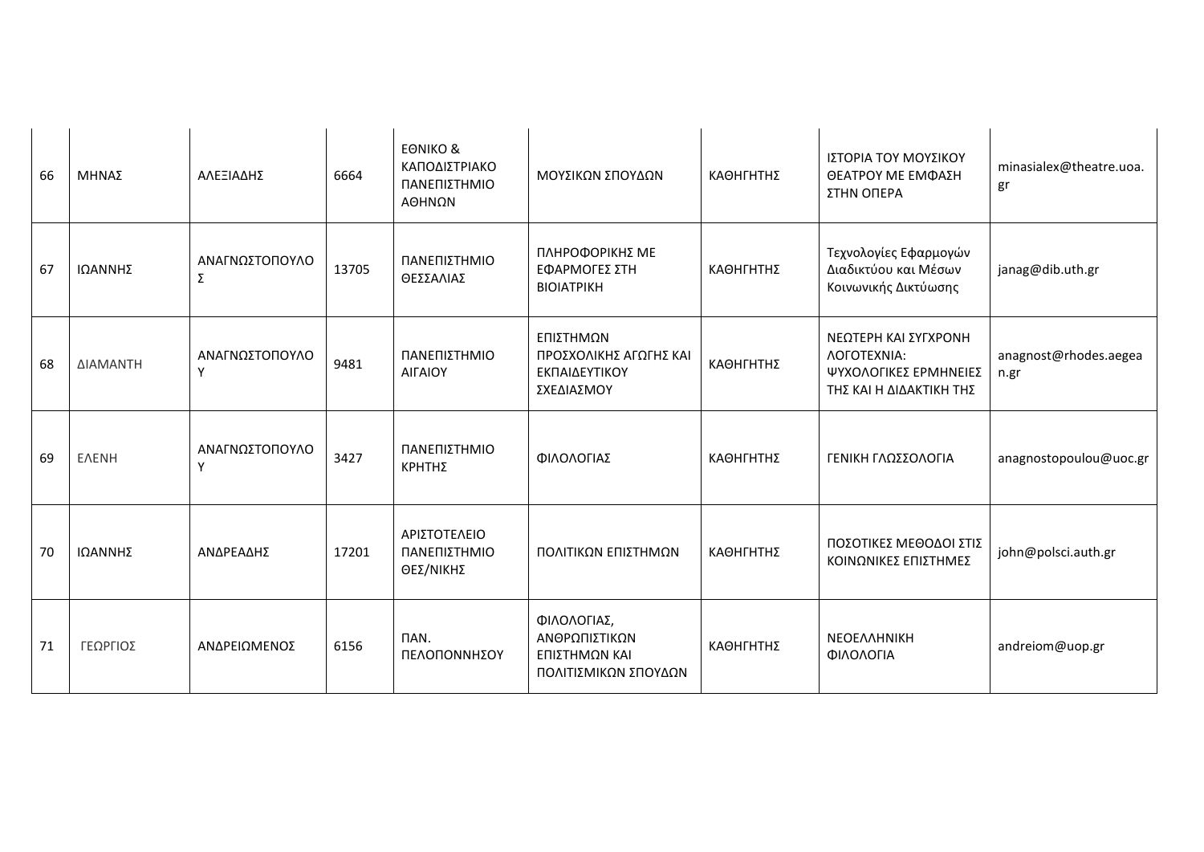| 66 | ΜΗΝΑΣ | ΑΛΕΞΙΑΔΗΣ | 6664 | ΕΘΝΙΚΟ & ΚΑΠΟΔΙΣΤΡΙΑΚΟ ΠΑΝΕΠΙΣΤΗΜΙΟ ΑΘΗΝΩΝ | ΜΟΥΣΙΚΩΝ ΣΠΟΥΔΩΝ | ΚΑΘΗΓΗΤΗΣ | ΙΣΤΟΡΙΑ ΤΟΥ ΜΟΥΣΙΚΟΥ ΘΕΑΤΡΟΥ ΜΕ ΕΜΦΑΣΗ ΣΤΗΝ ΟΠΕΡΑ | minasialex@theatre.uoa.gr |
|---|---|---|---|---|---|---|---|---|
| 67 | ΙΩΑΝΝΗΣ | ΑΝΑΓΝΩΣΤΟΠΟΥΛΟΣ | 13705 | ΠΑΝΕΠΙΣΤΗΜΙΟ ΘΕΣΣΑΛΙΑΣ | ΠΛΗΡΟΦΟΡΙΚΗΣ ΜΕ ΕΦΑΡΜΟΓΕΣ ΣΤΗ ΒΙΟΙΑΤΡΙΚΗ | ΚΑΘΗΓΗΤΗΣ | Τεχνολογίες Εφαρμογών Διαδικτύου και Μέσων Κοινωνικής Δικτύωσης | janag@dib.uth.gr |
| 68 | ΔΙΑΜΑΝΤΗ | ΑΝΑΓΝΩΣΤΟΠΟΥΛΟΥ | 9481 | ΠΑΝΕΠΙΣΤΗΜΙΟ ΑΙΓΑΙΟΥ | ΕΠΙΣΤΗΜΩΝ ΠΡΟΣΧΟΛΙΚΗΣ ΑΓΩΓΗΣ ΚΑΙ ΕΚΠΑΙΔΕΥΤΙΚΟΥ ΣΧΕΔΙΑΣΜΟΥ | ΚΑΘΗΓΗΤΗΣ | ΝΕΩΤΕΡΗ ΚΑΙ ΣΥΓΧΡΟΝΗ ΛΟΓΟΤΕΧΝΙΑ: ΨΥΧΟΛΟΓΙΚΕΣ ΕΡΜΗΝΕΙΕΣ ΤΗΣ ΚΑΙ Η ΔΙΔΑΚΤΙΚΗ ΤΗΣ | anagnost@rhodes.aegean.gr |
| 69 | ΕΛΕΝΗ | ΑΝΑΓΝΩΣΤΟΠΟΥΛΟΥ | 3427 | ΠΑΝΕΠΙΣΤΗΜΙΟ ΚΡΗΤΗΣ | ΦΙΛΟΛΟΓΙΑΣ | ΚΑΘΗΓΗΤΗΣ | ΓΕΝΙΚΗ ΓΛΩΣΣΟΛΟΓΙΑ | anagnostopoulou@uoc.gr |
| 70 | ΙΩΑΝΝΗΣ | ΑΝΔΡΕΑΔΗΣ | 17201 | ΑΡΙΣΤΟΤΕΛΕΙΟ ΠΑΝΕΠΙΣΤΗΜΙΟ ΘΕΣ/ΝΙΚΗΣ | ΠΟΛΙΤΙΚΩΝ ΕΠΙΣΤΗΜΩΝ | ΚΑΘΗΓΗΤΗΣ | ΠΟΣΟΤΙΚΕΣ ΜΕΘΟΔΟΙ ΣΤΙΣ ΚΟΙΝΩΝΙΚΕΣ ΕΠΙΣΤΗΜΕΣ | john@polsci.auth.gr |
| 71 | ΓΕΩΡΓΙΟΣ | ΑΝΔΡΕΙΩΜΕΝΟΣ | 6156 | ΠΑΝ. ΠΕΛΟΠΟΝΝΗΣΟΥ | ΦΙΛΟΛΟΓΙΑΣ, ΑΝΘΡΩΠΙΣΤΙΚΩΝ ΕΠΙΣΤΗΜΩΝ ΚΑΙ ΠΟΛΙΤΙΣΜΙΚΩΝ ΣΠΟΥΔΩΝ | ΚΑΘΗΓΗΤΗΣ | ΝΕΟΕΛΛΗΝΙΚΗ ΦΙΛΟΛΟΓΙΑ | andreiom@uop.gr |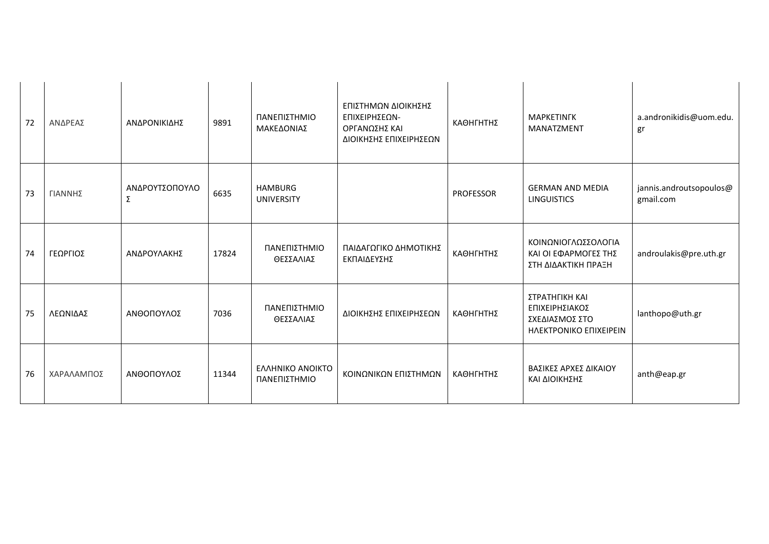| 72 | ΑΝΔΡΕΑΣ | ΑΝΔΡΟΝΙΚΙΔΗΣ | 9891 | ΠΑΝΕΠΙΣΤΗΜΙΟ ΜΑΚΕΔΟΝΙΑΣ | ΕΠΙΣΤΗΜΩΝ ΔΙΟΙΚΗΣΗΣ ΕΠΙΧΕΙΡΗΣΕΩΝ-ΟΡΓΑΝΩΣΗΣ ΚΑΙ ΔΙΟΙΚΗΣΗΣ ΕΠΙΧΕΙΡΗΣΕΩΝ | ΚΑΘΗΓΗΤΗΣ | ΜΑΡΚΕΤΙΝΓΚ ΜΑΝΑΤΖΜΕΝΤ | a.andronikidis@uom.edu.gr |
|---|---|---|---|---|---|---|---|---|
| 73 | ΓΙΑΝΝΗΣ | ΑΝΔΡΟΥΤΣΟΠΟΥΛΟΣ | 6635 | HAMBURG UNIVERSITY | | PROFESSOR | GERMAN AND MEDIA LINGUISTICS | jannis.androutsopoulos@gmail.com |
| 74 | ΓΕΩΡΓΙΟΣ | ΑΝΔΡΟΥΛΑΚΗΣ | 17824 | ΠΑΝΕΠΙΣΤΗΜΙΟ ΘΕΣΣΑΛΙΑΣ | ΠΑΙΔΑΓΩΓΙΚΟ ΔΗΜΟΤΙΚΗΣ ΕΚΠΑΙΔΕΥΣΗΣ | ΚΑΘΗΓΗΤΗΣ | ΚΟΙΝΩΝΙΟΓΛΩΣΣΟΛΟΓΙΑ ΚΑΙ ΟΙ ΕΦΑΡΜΟΓΕΣ ΤΗΣ ΣΤΗ ΔΙΔΑΚΤΙΚΗ ΠΡΑΞΗ | androulakis@pre.uth.gr |
| 75 | ΛΕΩΝΙΔΑΣ | ΑΝΘΟΠΟΥΛΟΣ | 7036 | ΠΑΝΕΠΙΣΤΗΜΙΟ ΘΕΣΣΑΛΙΑΣ | ΔΙΟΙΚΗΣΗΣ ΕΠΙΧΕΙΡΗΣΕΩΝ | ΚΑΘΗΓΗΤΗΣ | ΣΤΡΑΤΗΓΙΚΗ ΚΑΙ ΕΠΙΧΕΙΡΗΣΙΑΚΟΣ ΣΧΕΔΙΑΣΜΟΣ ΣΤΟ ΗΛΕΚΤΡΟΝΙΚΟ ΕΠΙΧΕΙΡΕΙΝ | lanthopo@uth.gr |
| 76 | ΧΑΡΑΛΑΜΠΟΣ | ΑΝΘΟΠΟΥΛΟΣ | 11344 | ΕΛΛΗΝΙΚΟ ΑΝΟΙΚΤΟ ΠΑΝΕΠΙΣΤΗΜΙΟ | ΚΟΙΝΩΝΙΚΩΝ ΕΠΙΣΤΗΜΩΝ | ΚΑΘΗΓΗΤΗΣ | ΒΑΣΙΚΕΣ ΑΡΧΕΣ ΔΙΚΑΙΟΥ ΚΑΙ ΔΙΟΙΚΗΣΗΣ | anth@eap.gr |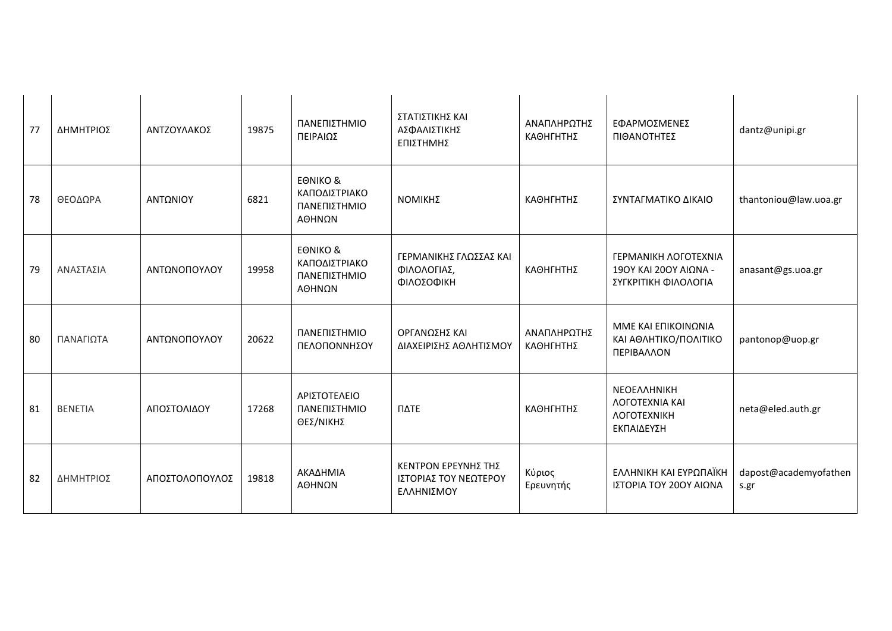| 77 | ΔΗΜΗΤΡΙΟΣ | ΑΝΤΖΟΥΛΑΚΟΣ | 19875 | ΠΑΝΕΠΙΣΤΗΜΙΟ ΠΕΙΡΑΙΩΣ | ΣΤΑΤΙΣΤΙΚΗΣ ΚΑΙ ΑΣΦΑΛΙΣΤΙΚΗΣ ΕΠΙΣΤΗΜΗΣ | ΑΝΑΠΛΗΡΩΤΗΣ ΚΑΘΗΓΗΤΗΣ | ΕΦΑΡΜΟΣΜΕΝΕΣ ΠΙΘΑΝΟΤΗΤΕΣ | dantz@unipi.gr |
|---|---|---|---|---|---|---|---|---|
| 78 | ΘΕΟΔΩΡΑ | ΑΝΤΩΝΙΟΥ | 6821 | ΕΘΝΙΚΟ & ΚΑΠΟΔΙΣΤΡΙΑΚΟ ΠΑΝΕΠΙΣΤΗΜΙΟ ΑΘΗΝΩΝ | ΝΟΜΙΚΗΣ | ΚΑΘΗΓΗΤΗΣ | ΣΥΝΤΑΓΜΑΤΙΚΟ ΔΙΚΑΙΟ | thantoniou@law.uoa.gr |
| 79 | ΑΝΑΣΤΑΣΙΑ | ΑΝΤΩΝΟΠΟΥΛΟΥ | 19958 | ΕΘΝΙΚΟ & ΚΑΠΟΔΙΣΤΡΙΑΚΟ ΠΑΝΕΠΙΣΤΗΜΙΟ ΑΘΗΝΩΝ | ΓΕΡΜΑΝΙΚΗΣ ΓΛΩΣΣΑΣ ΚΑΙ ΦΙΛΟΛΟΓΙΑΣ, ΦΙΛΟΣΟΦΙΚΗ | ΚΑΘΗΓΗΤΗΣ | ΓΕΡΜΑΝΙΚΗ ΛΟΓΟΤΕΧΝΙΑ 19ΟΥ ΚΑΙ 20ΟΥ ΑΙΩΝΑ - ΣΥΓΚΡΙΤΙΚΗ ΦΙΛΟΛΟΓΙΑ | anasant@gs.uoa.gr |
| 80 | ΠΑΝΑΓΙΩΤΑ | ΑΝΤΩΝΟΠΟΥΛΟΥ | 20622 | ΠΑΝΕΠΙΣΤΗΜΙΟ ΠΕΛΟΠΟΝΝΗΣΟΥ | ΟΡΓΑΝΩΣΗΣ ΚΑΙ ΔΙΑΧΕΙΡΙΣΗΣ ΑΘΛΗΤΙΣΜΟΥ | ΑΝΑΠΛΗΡΩΤΗΣ ΚΑΘΗΓΗΤΗΣ | ΜΜΕ ΚΑΙ ΕΠΙΚΟΙΝΩΝΙΑ ΚΑΙ ΑΘΛΗΤΙΚΟ/ΠΟΛΙΤΙΚΟ ΠΕΡΙΒΑΛΛΟΝ | pantonop@uop.gr |
| 81 | ΒΕΝΕΤΙΑ | ΑΠΟΣΤΟΛΙΔΟΥ | 17268 | ΑΡΙΣΤΟΤΕΛΕΙΟ ΠΑΝΕΠΙΣΤΗΜΙΟ ΘΕΣ/ΝΙΚΗΣ | ΠΔΤΕ | ΚΑΘΗΓΗΤΗΣ | ΝΕΟΕΛΛΗΝΙΚΗ ΛΟΓΟΤΕΧΝΙΑ ΚΑΙ ΛΟΓΟΤΕΧΝΙΚΗ ΕΚΠΑΙΔΕΥΣΗ | neta@eled.auth.gr |
| 82 | ΔΗΜΗΤΡΙΟΣ | ΑΠΟΣΤΟΛΟΠΟΥΛΟΣ | 19818 | ΑΚΑΔΗΜΙΑ ΑΘΗΝΩΝ | ΚΕΝΤΡΟΝ ΕΡΕΥΝΗΣ ΤΗΣ ΙΣΤΟΡΙΑΣ ΤΟΥ ΝΕΩΤΕΡΟΥ ΕΛΛΗΝΙΣΜΟΥ | Κύριος Ερευνητής | ΕΛΛΗΝΙΚΗ ΚΑΙ ΕΥΡΩΠΑΪΚΗ ΙΣΤΟΡΙΑ ΤΟΥ 20ΟΥ ΑΙΩΝΑ | dapost@academyofathens.gr |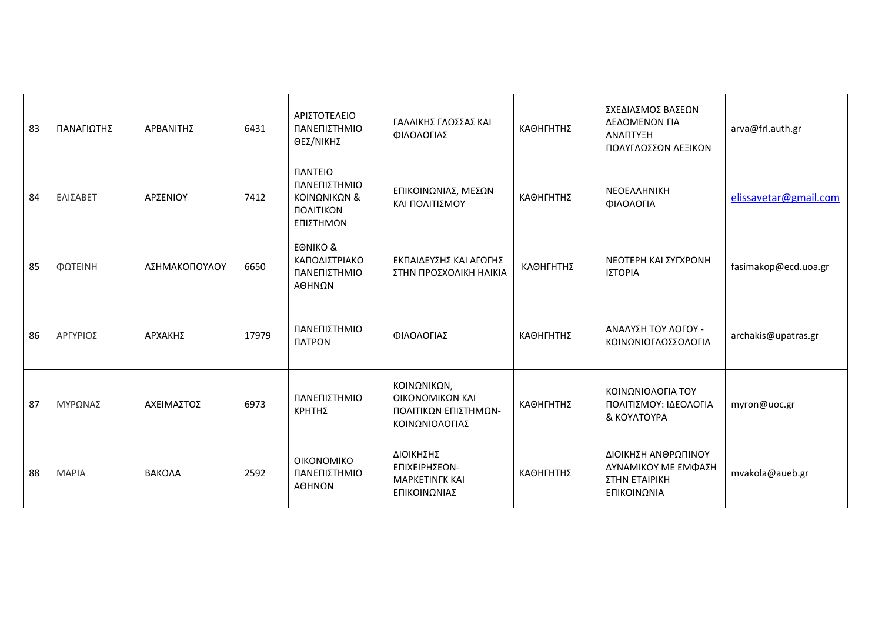| 83 | ΠΑΝΑΓΙΩΤΗΣ | ΑΡΒΑΝΙΤΗΣ | 6431 | ΑΡΙΣΤΟΤΕΛΕΙΟ ΠΑΝΕΠΙΣΤΗΜΙΟ ΘΕΣ/ΝΙΚΗΣ | ΓΑΛΛΙΚΗΣ ΓΛΩΣΣΑΣ ΚΑΙ ΦΙΛΟΛΟΓΙΑΣ | ΚΑΘΗΓΗΤΗΣ | ΣΧΕΔΙΑΣΜΟΣ ΒΑΣΕΩΝ ΔΕΔΟΜΕΝΩΝ ΓΙΑ ΑΝΑΠΤΥΞΗ ΠΟΛΥΓΛΩΣΣΩΝ ΛΕΞΙΚΩΝ | arva@frl.auth.gr |
|---|---|---|---|---|---|---|---|---|
| 84 | ΕΛΙΣΑΒΕΤ | ΑΡΣΕΝΙΟΥ | 7412 | ΠΑΝΤΕΙΟ ΠΑΝΕΠΙΣΤΗΜΙΟ ΚΟΙΝΩΝΙΚΩΝ & ΠΟΛΙΤΙΚΩΝ ΕΠΙΣΤΗΜΩΝ | ΕΠΙΚΟΙΝΩΝΙΑΣ, ΜΕΣΩΝ ΚΑΙ ΠΟΛΙΤΙΣΜΟΥ | ΚΑΘΗΓΗΤΗΣ | ΝΕΟΕΛΛΗΝΙΚΗ ΦΙΛΟΛΟΓΙΑ | elissavetar@gmail.com |
| 85 | ΦΩΤΕΙΝΗ | ΑΣΗΜΑΚΟΠΟΥΛΟΥ | 6650 | ΕΘΝΙΚΟ & ΚΑΠΟΔΙΣΤΡΙΑΚΟ ΠΑΝΕΠΙΣΤΗΜΙΟ ΑΘΗΝΩΝ | ΕΚΠΑΙΔΕΥΣΗΣ ΚΑΙ ΑΓΩΓΗΣ ΣΤΗΝ ΠΡΟΣΧΟΛΙΚΗ ΗΛΙΚΙΑ | ΚΑΘΗΓΗΤΗΣ | ΝΕΩΤΕΡΗ ΚΑΙ ΣΥΓΧΡΟΝΗ ΙΣΤΟΡΙΑ | fasimakop@ecd.uoa.gr |
| 86 | ΑΡΓΥΡΙΟΣ | ΑΡΧΑΚΗΣ | 17979 | ΠΑΝΕΠΙΣΤΗΜΙΟ ΠΑΤΡΩΝ | ΦΙΛΟΛΟΓΙΑΣ | ΚΑΘΗΓΗΤΗΣ | ΑΝΑΛΥΣΗ ΤΟΥ ΛΟΓΟΥ - ΚΟΙΝΩΝΙΟΓΛΩΣΣΟΛΟΓΙΑ | archakis@upatras.gr |
| 87 | ΜΥΡΩΝΑΣ | ΑΧΕΙΜΑΣΤΟΣ | 6973 | ΠΑΝΕΠΙΣΤΗΜΙΟ ΚΡΗΤΗΣ | ΚΟΙΝΩΝΙΚΩΝ, ΟΙΚΟΝΟΜΙΚΩΝ ΚΑΙ ΠΟΛΙΤΙΚΩΝ ΕΠΙΣΤΗΜΩΝ-ΚΟΙΝΩΝΙΟΛΟΓΙΑΣ | ΚΑΘΗΓΗΤΗΣ | ΚΟΙΝΩΝΙΟΛΟΓΙΑ ΤΟΥ ΠΟΛΙΤΙΣΜΟΥ: ΙΔΕΟΛΟΓΙΑ & ΚΟΥΛΤΟΥΡΑ | myron@uoc.gr |
| 88 | ΜΑΡΙΑ | ΒΑΚΟΛΑ | 2592 | ΟΙΚΟΝΟΜΙΚΟ ΠΑΝΕΠΙΣΤΗΜΙΟ ΑΘΗΝΩΝ | ΔΙΟΙΚΗΣΗΣ ΕΠΙΧΕΙΡΗΣΕΩΝ-ΜΑΡΚΕΤΙΝΓΚ ΚΑΙ ΕΠΙΚΟΙΝΩΝΙΑΣ | ΚΑΘΗΓΗΤΗΣ | ΔΙΟΙΚΗΣΗ ΑΝΘΡΩΠΙΝΟΥ ΔΥΝΑΜΙΚΟΥ ΜΕ ΕΜΦΑΣΗ ΣΤΗΝ ΕΤΑΙΡΙΚΗ ΕΠΙΚΟΙΝΩΝΙΑ | mvakola@aueb.gr |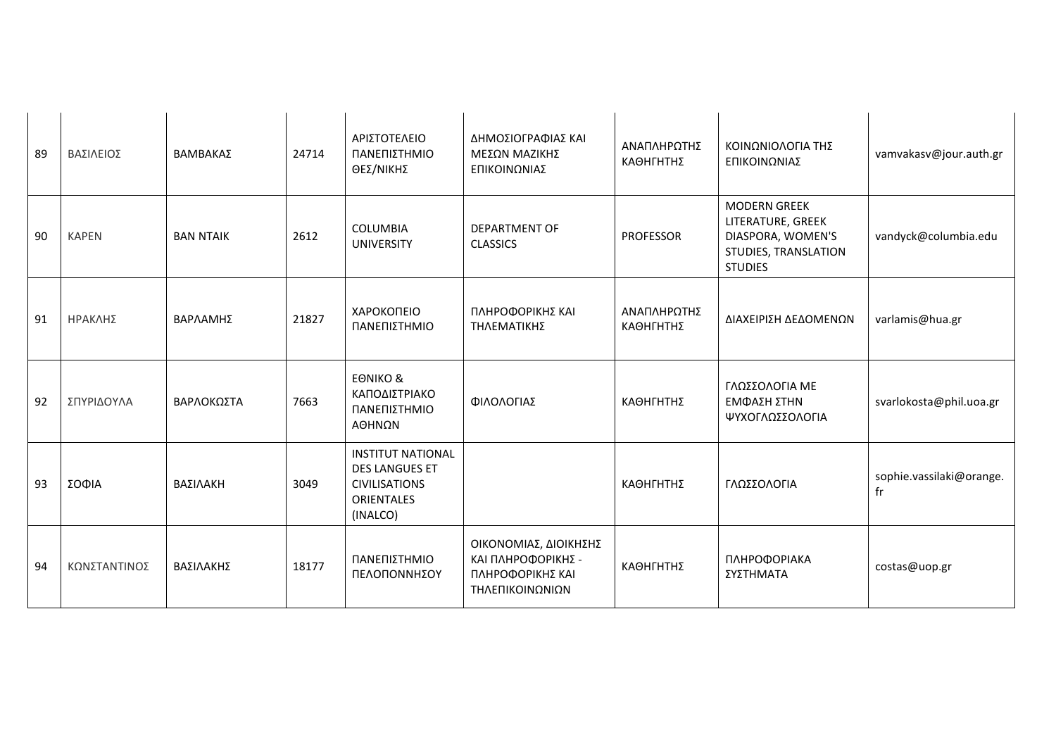| 89 | ΒΑΣΙΛΕΙΟΣ | ΒΑΜΒΑΚΑΣ | 24714 | ΑΡΙΣΤΟΤΕΛΕΙΟ ΠΑΝΕΠΙΣΤΗΜΙΟ ΘΕΣ/ΝΙΚΗΣ | ΔΗΜΟΣΙΟΓΡΑΦΙΑΣ ΚΑΙ ΜΕΣΩΝ ΜΑΖΙΚΗΣ ΕΠΙΚΟΙΝΩΝΙΑΣ | ΑΝΑΠΛΗΡΩΤΗΣ ΚΑΘΗΓΗΤΗΣ | ΚΟΙΝΩΝΙΟΛΟΓΙΑ ΤΗΣ ΕΠΙΚΟΙΝΩΝΙΑΣ | vamvakasv@jour.auth.gr |
|---|---|---|---|---|---|---|---|---|
| 90 | ΚΑΡΕΝ | ΒΑΝ ΝΤΑΙΚ | 2612 | COLUMBIA UNIVERSITY | DEPARTMENT OF CLASSICS | PROFESSOR | MODERN GREEK LITERATURE, GREEK DIASPORA, WOMEN'S STUDIES, TRANSLATION STUDIES | vandyck@columbia.edu |
| 91 | ΗΡΑΚΛΗΣ | ΒΑΡΛΑΜΗΣ | 21827 | ΧΑΡΟΚΟΠΕΙΟ ΠΑΝΕΠΙΣΤΗΜΙΟ | ΠΛΗΡΟΦΟΡΙΚΗΣ ΚΑΙ ΤΗΛΕΜΑΤΙΚΗΣ | ΑΝΑΠΛΗΡΩΤΗΣ ΚΑΘΗΓΗΤΗΣ | ΔΙΑΧΕΙΡΙΣΗ ΔΕΔΟΜΕΝΩΝ | varlamis@hua.gr |
| 92 | ΣΠΥΡΙΔΟΥΛΑ | ΒΑΡΛΟΚΩΣΤΑ | 7663 | ΕΘΝΙΚΟ & ΚΑΠΟΔΙΣΤΡΙΑΚΟ ΠΑΝΕΠΙΣΤΗΜΙΟ ΑΘΗΝΩΝ | ΦΙΛΟΛΟΓΙΑΣ | ΚΑΘΗΓΗΤΗΣ | ΓΛΩΣΣΟΛΟΓΙΑ ΜΕ ΕΜΦΑΣΗ ΣΤΗΝ ΨΥΧΟΓΛΩΣΣΟΛΟΓΙΑ | svarlokosta@phil.uoa.gr |
| 93 | ΣΟΦΙΑ | ΒΑΣΙΛΑΚΗ | 3049 | INSTITUT NATIONAL DES LANGUES ET CIVILISATIONS ORIENTALES (INALCO) | | ΚΑΘΗΓΗΤΗΣ | ΓΛΩΣΣΟΛΟΓΙΑ | sophie.vassilaki@orange.fr |
| 94 | ΚΩΝΣΤΑΝΤΙΝΟΣ | ΒΑΣΙΛΑΚΗΣ | 18177 | ΠΑΝΕΠΙΣΤΗΜΙΟ ΠΕΛΟΠΟΝΝΗΣΟΥ | ΟΙΚΟΝΟΜΙΑΣ, ΔΙΟΙΚΗΣΗΣ ΚΑΙ ΠΛΗΡΟΦΟΡΙΚΗΣ - ΠΛΗΡΟΦΟΡΙΚΗΣ ΚΑΙ ΤΗΛΕΠΙΚΟΙΝΩΝΙΩΝ | ΚΑΘΗΓΗΤΗΣ | ΠΛΗΡΟΦΟΡΙΑΚΑ ΣΥΣΤΗΜΑΤΑ | costas@uop.gr |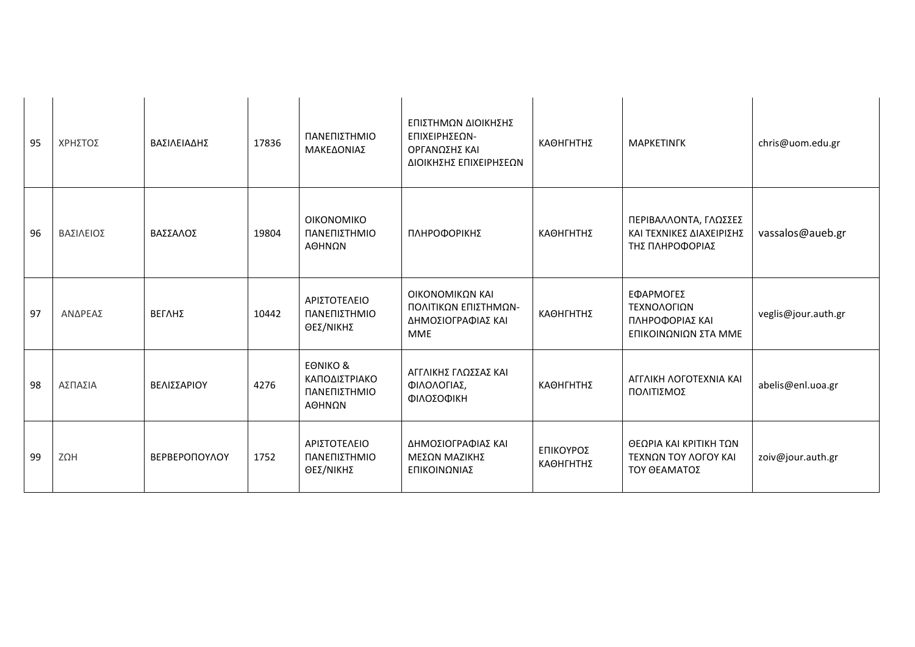| 95 | ΧΡΗΣΤΟΣ | ΒΑΣΙΛΕΙΑΔΗΣ | 17836 | ΠΑΝΕΠΙΣΤΗΜΙΟ ΜΑΚΕΔΟΝΙΑΣ | ΕΠΙΣΤΗΜΩΝ ΔΙΟΙΚΗΣΗΣ ΕΠΙΧΕΙΡΗΣΕΩΝ-ΟΡΓΑΝΩΣΗΣ ΚΑΙ ΔΙΟΙΚΗΣΗΣ ΕΠΙΧΕΙΡΗΣΕΩΝ | ΚΑΘΗΓΗΤΗΣ | ΜΑΡΚΕΤΙΝΓΚ | chris@uom.edu.gr |
|---|---|---|---|---|---|---|---|---|
| 96 | ΒΑΣΙΛΕΙΟΣ | ΒΑΣΣΑΛΟΣ | 19804 | ΟΙΚΟΝΟΜΙΚΟ ΠΑΝΕΠΙΣΤΗΜΙΟ ΑΘΗΝΩΝ | ΠΛΗΡΟΦΟΡΙΚΗΣ | ΚΑΘΗΓΗΤΗΣ | ΠΕΡΙΒΑΛΛΟΝΤΑ, ΓΛΩΣΣΕΣ ΚΑΙ ΤΕΧΝΙΚΕΣ ΔΙΑΧΕΙΡΙΣΗΣ ΤΗΣ ΠΛΗΡΟΦΟΡΙΑΣ | vassalos@aueb.gr |
| 97 | ΑΝΔΡΕΑΣ | ΒΕΓΛΗΣ | 10442 | ΑΡΙΣΤΟΤΕΛΕΙΟ ΠΑΝΕΠΙΣΤΗΜΙΟ ΘΕΣ/ΝΙΚΗΣ | ΟΙΚΟΝΟΜΙΚΩΝ ΚΑΙ ΠΟΛΙΤΙΚΩΝ ΕΠΙΣΤΗΜΩΝ-ΔΗΜΟΣΙΟΓΡΑΦΙΑΣ ΚΑΙ ΜΜΕ | ΚΑΘΗΓΗΤΗΣ | ΕΦΑΡΜΟΓΕΣ ΤΕΧΝΟΛΟΓΙΩΝ ΠΛΗΡΟΦΟΡΙΑΣ ΚΑΙ ΕΠΙΚΟΙΝΩΝΙΩΝ ΣΤΑ ΜΜΕ | veglis@jour.auth.gr |
| 98 | ΑΣΠΑΣΙΑ | ΒΕΛΙΣΣΑΡΙΟΥ | 4276 | ΕΘΝΙΚΟ & ΚΑΠΟΔΙΣΤΡΙΑΚΟ ΠΑΝΕΠΙΣΤΗΜΙΟ ΑΘΗΝΩΝ | ΑΓΓΛΙΚΗΣ ΓΛΩΣΣΑΣ ΚΑΙ ΦΙΛΟΛΟΓΙΑΣ, ΦΙΛΟΣΟΦΙΚΗ | ΚΑΘΗΓΗΤΗΣ | ΑΓΓΛΙΚΗ ΛΟΓΟΤΕΧΝΙΑ ΚΑΙ ΠΟΛΙΤΙΣΜΟΣ | abelis@enl.uoa.gr |
| 99 | ΖΩΗ | ΒΕΡΒΕΡΟΠΟΥΛΟΥ | 1752 | ΑΡΙΣΤΟΤΕΛΕΙΟ ΠΑΝΕΠΙΣΤΗΜΙΟ ΘΕΣ/ΝΙΚΗΣ | ΔΗΜΟΣΙΟΓΡΑΦΙΑΣ ΚΑΙ ΜΕΣΩΝ ΜΑΖΙΚΗΣ ΕΠΙΚΟΙΝΩΝΙΑΣ | ΕΠΙΚΟΥΡΟΣ ΚΑΘΗΓΗΤΗΣ | ΘΕΩΡΙΑ ΚΑΙ ΚΡΙΤΙΚΗ ΤΩΝ ΤΕΧΝΩΝ ΤΟΥ ΛΟΓΟΥ ΚΑΙ ΤΟΥ ΘΕΑΜΑΤΟΣ | zoiv@jour.auth.gr |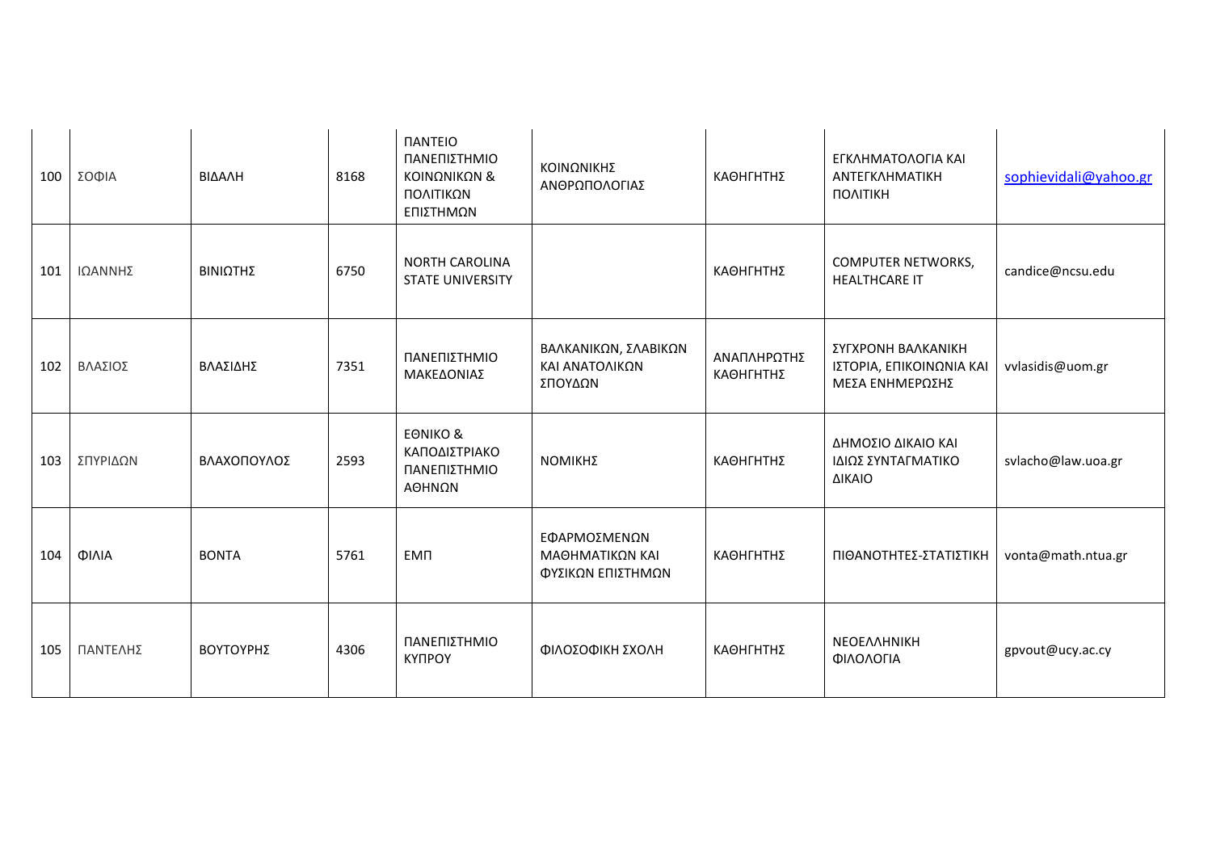| 100 | ΣΟΦΙΑ | ΒΙΔΑΛΗ | 8168 | ΠΑΝΤΕΙΟ ΠΑΝΕΠΙΣΤΗΜΙΟ ΚΟΙΝΩΝΙΚΩΝ & ΠΟΛΙΤΙΚΩΝ ΕΠΙΣΤΗΜΩΝ | ΚΟΙΝΩΝΙΚΗΣ ΑΝΘΡΩΠΟΛΟΓΙΑΣ | ΚΑΘΗΓΗΤΗΣ | ΕΓΚΛΗΜΑΤΟΛΟΓΙΑ ΚΑΙ ΑΝΤΕΓΚΛΗΜΑΤΙΚΗ ΠΟΛΙΤΙΚΗ | sophievidali@yahoo.gr |
|---|---|---|---|---|---|---|---|---|
| 101 | ΙΩΑΝΝΗΣ | ΒΙΝΙΩΤΗΣ | 6750 | NORTH CAROLINA STATE UNIVERSITY | | ΚΑΘΗΓΗΤΗΣ | COMPUTER NETWORKS, HEALTHCARE IT | candice@ncsu.edu |
| 102 | ΒΛΑΣΙΟΣ | ΒΛΑΣΙΔΗΣ | 7351 | ΠΑΝΕΠΙΣΤΗΜΙΟ ΜΑΚΕΔΟΝΙΑΣ | ΒΑΛΚΑΝΙΚΩΝ, ΣΛΑΒΙΚΩΝ ΚΑΙ ΑΝΑΤΟΛΙΚΩΝ ΣΠΟΥΔΩΝ | ΑΝΑΠΛΗΡΩΤΗΣ ΚΑΘΗΓΗΤΗΣ | ΣΥΓΧΡΟΝΗ ΒΑΛΚΑΝΙΚΗ ΙΣΤΟΡΙΑ, ΕΠΙΚΟΙΝΩΝΙΑ ΚΑΙ ΜΕΣΑ ΕΝΗΜΕΡΩΣΗΣ | vvlasidis@uom.gr |
| 103 | ΣΠΥΡΙΔΩΝ | ΒΛΑΧΟΠΟΥΛΟΣ | 2593 | ΕΘΝΙΚΟ & ΚΑΠΟΔΙΣΤΡΙΑΚΟ ΠΑΝΕΠΙΣΤΗΜΙΟ ΑΘΗΝΩΝ | ΝΟΜΙΚΗΣ | ΚΑΘΗΓΗΤΗΣ | ΔΗΜΟΣΙΟ ΔΙΚΑΙΟ ΚΑΙ ΙΔΙΩΣ ΣΥΝΤΑΓΜΑΤΙΚΟ ΔΙΚΑΙΟ | svlacho@law.uoa.gr |
| 104 | ΦΙΛΙΑ | ΒΟΝΤΑ | 5761 | ΕΜΠ | ΕΦΑΡΜΟΣΜΕΝΩΝ ΜΑΘΗΜΑΤΙΚΩΝ ΚΑΙ ΦΥΣΙΚΩΝ ΕΠΙΣΤΗΜΩΝ | ΚΑΘΗΓΗΤΗΣ | ΠΙΘΑΝΟΤΗΤΕΣ-ΣΤΑΤΙΣΤΙΚΗ | vonta@math.ntua.gr |
| 105 | ΠΑΝΤΕΛΗΣ | ΒΟΥΤΟΥΡΗΣ | 4306 | ΠΑΝΕΠΙΣΤΗΜΙΟ ΚΥΠΡΟΥ | ΦΙΛΟΣΟΦΙΚΗ ΣΧΟΛΗ | ΚΑΘΗΓΗΤΗΣ | ΝΕΟΕΛΛΗΝΙΚΗ ΦΙΛΟΛΟΓΙΑ | gpvout@ucy.ac.cy |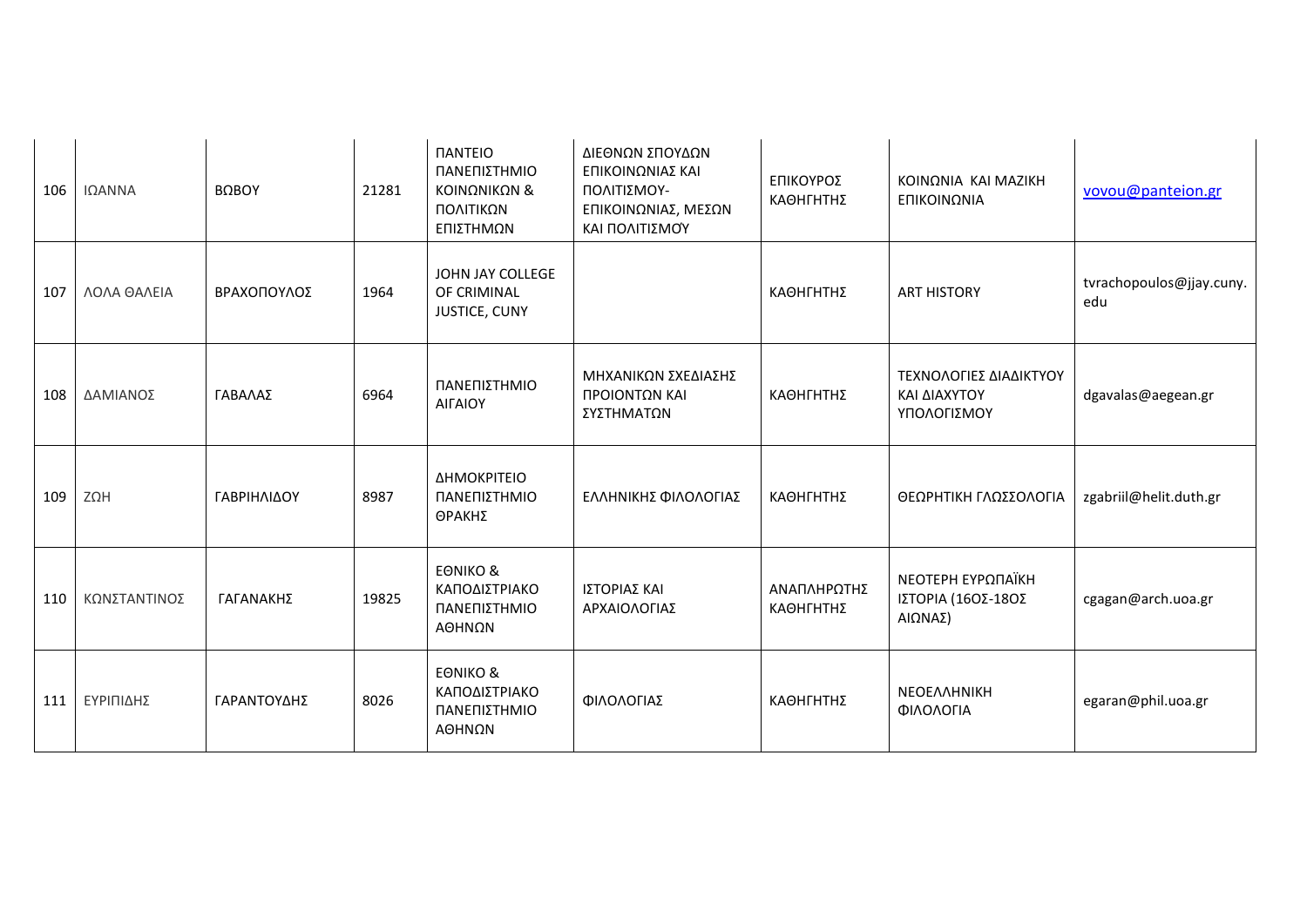| | | | | | | | | |
|---|---|---|---|---|---|---|---|---|
| 106 | ΙΩΑΝΝΑ | ΒΩΒΟΥ | 21281 | ΠΑΝΤΕΙΟ ΠΑΝΕΠΙΣΤΗΜΙΟ ΚΟΙΝΩΝΙΚΩΝ & ΠΟΛΙΤΙΚΩΝ ΕΠΙΣΤΗΜΩΝ | ΔΙΕΘΝΩΝ ΣΠΟΥΔΩΝ ΕΠΙΚΟΙΝΩΝΙΑΣ ΚΑΙ ΠΟΛΙΤΙΣΜΟΥ- ΕΠΙΚΟΙΝΩΝΙΑΣ, ΜΕΣΩΝ ΚΑΙ ΠΟΛΙΤΙΣΜΟΎ | ΕΠΙΚΟΥΡΟΣ ΚΑΘΗΓΗΤΗΣ | ΚΟΙΝΩΝΙΑ ΚΑΙ ΜΑΖΙΚΗ ΕΠΙΚΟΙΝΩΝΙΑ | vovou@panteion.gr |
| 107 | ΛΟΛΑ ΘΑΛΕΙΑ | ΒΡΑΧΟΠΟΥΛΟΣ | 1964 | JOHN JAY COLLEGE OF CRIMINAL JUSTICE, CUNY | | ΚΑΘΗΓΗΤΗΣ | ART HISTORY | tvrachopoulos@jjay.cuny.edu |
| 108 | ΔΑΜΙΑΝΟΣ | ΓΑΒΑΛΑΣ | 6964 | ΠΑΝΕΠΙΣΤΗΜΙΟ ΑΙΓΑΙΟΥ | ΜΗΧΑΝΙΚΩΝ ΣΧΕΔΙΑΣΗΣ ΠΡΟΙΟΝΤΩΝ ΚΑΙ ΣΥΣΤΗΜΑΤΩΝ | ΚΑΘΗΓΗΤΗΣ | ΤΕΧΝΟΛΟΓΙΕΣ ΔΙΑΔΙΚΤΥΟΥ ΚΑΙ ΔΙΑΧΥΤΟΥ ΥΠΟΛΟΓΙΣΜΟΥ | dgavalas@aegean.gr |
| 109 | ΖΩΗ | ΓΑΒΡΙΗΛΙΔΟΥ | 8987 | ΔΗΜΟΚΡΙΤΕΙΟ ΠΑΝΕΠΙΣΤΗΜΙΟ ΘΡΑΚΗΣ | ΕΛΛΗΝΙΚΗΣ ΦΙΛΟΛΟΓΙΑΣ | ΚΑΘΗΓΗΤΗΣ | ΘΕΩΡΗΤΙΚΗ ΓΛΩΣΣΟΛΟΓΙΑ | zgabriil@helit.duth.gr |
| 110 | ΚΩΝΣΤΑΝΤΙΝΟΣ | ΓΑΓΑΝΑΚΗΣ | 19825 | ΕΘΝΙΚΟ & ΚΑΠΟΔΙΣΤΡΙΑΚΟ ΠΑΝΕΠΙΣΤΗΜΙΟ ΑΘΗΝΩΝ | ΙΣΤΟΡΙΑΣ ΚΑΙ ΑΡΧΑΙΟΛΟΓΙΑΣ | ΑΝΑΠΛΗΡΩΤΗΣ ΚΑΘΗΓΗΤΗΣ | ΝΕΟΤΕΡΗ ΕΥΡΩΠΑΪΚΗ ΙΣΤΟΡΙΑ (16ΟΣ-18ΟΣ ΑΙΩΝΑΣ) | cgagan@arch.uoa.gr |
| 111 | ΕΥΡΙΠΙΔΗΣ | ΓΑΡΑΝΤΟΥΔΗΣ | 8026 | ΕΘΝΙΚΟ & ΚΑΠΟΔΙΣΤΡΙΑΚΟ ΠΑΝΕΠΙΣΤΗΜΙΟ ΑΘΗΝΩΝ | ΦΙΛΟΛΟΓΙΑΣ | ΚΑΘΗΓΗΤΗΣ | ΝΕΟΕΛΛΗΝΙΚΗ ΦΙΛΟΛΟΓΙΑ | egaran@phil.uoa.gr |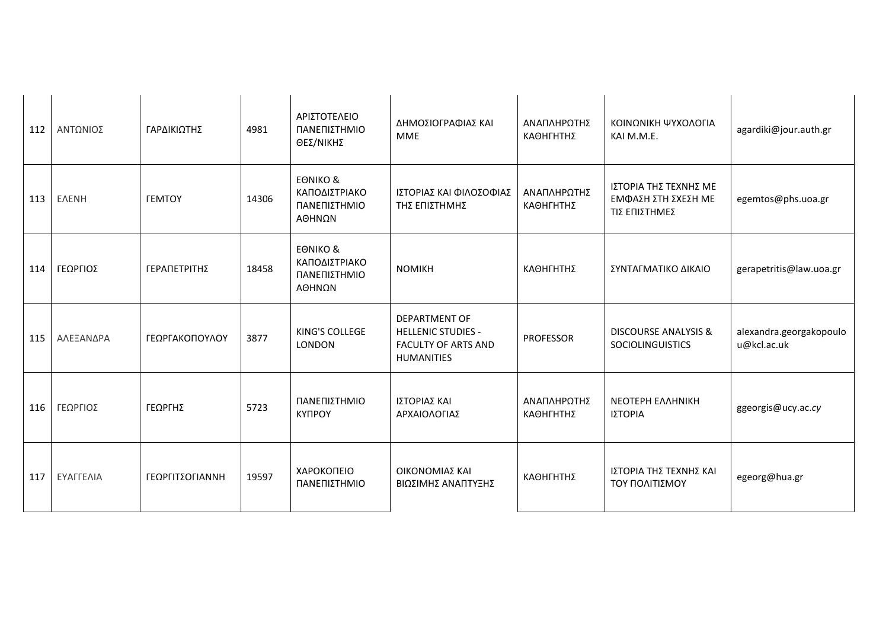| 112 | ΑΝΤΩΝΙΟΣ | ΓΑΡΔΙΚΙΩΤΗΣ | 4981 | ΑΡΙΣΤΟΤΕΛΕΙΟ ΠΑΝΕΠΙΣΤΗΜΙΟ ΘΕΣ/ΝΙΚΗΣ | ΔΗΜΟΣΙΟΓΡΑΦΙΑΣ ΚΑΙ ΜΜΕ | ΑΝΑΠΛΗΡΩΤΗΣ ΚΑΘΗΓΗΤΗΣ | ΚΟΙΝΩΝΙΚΗ ΨΥΧΟΛΟΓΙΑ ΚΑΙ Μ.Μ.Ε. | agardiki@jour.auth.gr |
|---|---|---|---|---|---|---|---|---|
| 113 | ΕΛΕΝΗ | ΓΕΜΤΟΥ | 14306 | ΕΘΝΙΚΟ & ΚΑΠΟΔΙΣΤΡΙΑΚΟ ΠΑΝΕΠΙΣΤΗΜΙΟ ΑΘΗΝΩΝ | ΙΣΤΟΡΙΑΣ ΚΑΙ ΦΙΛΟΣΟΦΙΑΣ ΤΗΣ ΕΠΙΣΤΗΜΗΣ | ΑΝΑΠΛΗΡΩΤΗΣ ΚΑΘΗΓΗΤΗΣ | ΙΣΤΟΡΙΑ ΤΗΣ ΤΕΧΝΗΣ ΜΕ ΕΜΦΑΣΗ ΣΤΗ ΣΧΕΣΗ ΜΕ ΤΙΣ ΕΠΙΣΤΗΜΕΣ | egemtos@phs.uoa.gr |
| 114 | ΓΕΩΡΓΙΟΣ | ΓΕΡΑΠΕΤΡΙΤΗΣ | 18458 | ΕΘΝΙΚΟ & ΚΑΠΟΔΙΣΤΡΙΑΚΟ ΠΑΝΕΠΙΣΤΗΜΙΟ ΑΘΗΝΩΝ | ΝΟΜΙΚΗ | ΚΑΘΗΓΗΤΗΣ | ΣΥΝΤΑΓΜΑΤΙΚΟ ΔΙΚΑΙΟ | gerapetritis@law.uoa.gr |
| 115 | ΑΛΕΞΑΝΔΡΑ | ΓΕΩΡΓΑΚΟΠΟΥΛΟΥ | 3877 | KING'S COLLEGE LONDON | DEPARTMENT OF HELLENIC STUDIES - FACULTY OF ARTS AND HUMANITIES | PROFESSOR | DISCOURSE ANALYSIS & SOCIOLINGUISTICS | alexandra.georgakopoulou@kcl.ac.uk |
| 116 | ΓΕΩΡΓΙΟΣ | ΓΕΩΡΓΗΣ | 5723 | ΠΑΝΕΠΙΣΤΗΜΙΟ ΚΥΠΡΟΥ | ΙΣΤΟΡΙΑΣ ΚΑΙ ΑΡΧΑΙΟΛΟΓΙΑΣ | ΑΝΑΠΛΗΡΩΤΗΣ ΚΑΘΗΓΗΤΗΣ | ΝΕΟΤΕΡΗ ΕΛΛΗΝΙΚΗ ΙΣΤΟΡΙΑ | ggeorgis@ucy.ac.cy |
| 117 | ΕΥΑΓΓΕΛΙΑ | ΓΕΩΡΓΙΤΣΟΓΙΑΝΝΗ | 19597 | ΧΑΡΟΚΟΠΕΙΟ ΠΑΝΕΠΙΣΤΗΜΙΟ | ΟΙΚΟΝΟΜΙΑΣ ΚΑΙ ΒΙΩΣΙΜΗΣ ΑΝΑΠΤΥΞΗΣ | ΚΑΘΗΓΗΤΗΣ | ΙΣΤΟΡΙΑ ΤΗΣ ΤΕΧΝΗΣ ΚΑΙ ΤΟΥ ΠΟΛΙΤΙΣΜΟΥ | egeorg@hua.gr |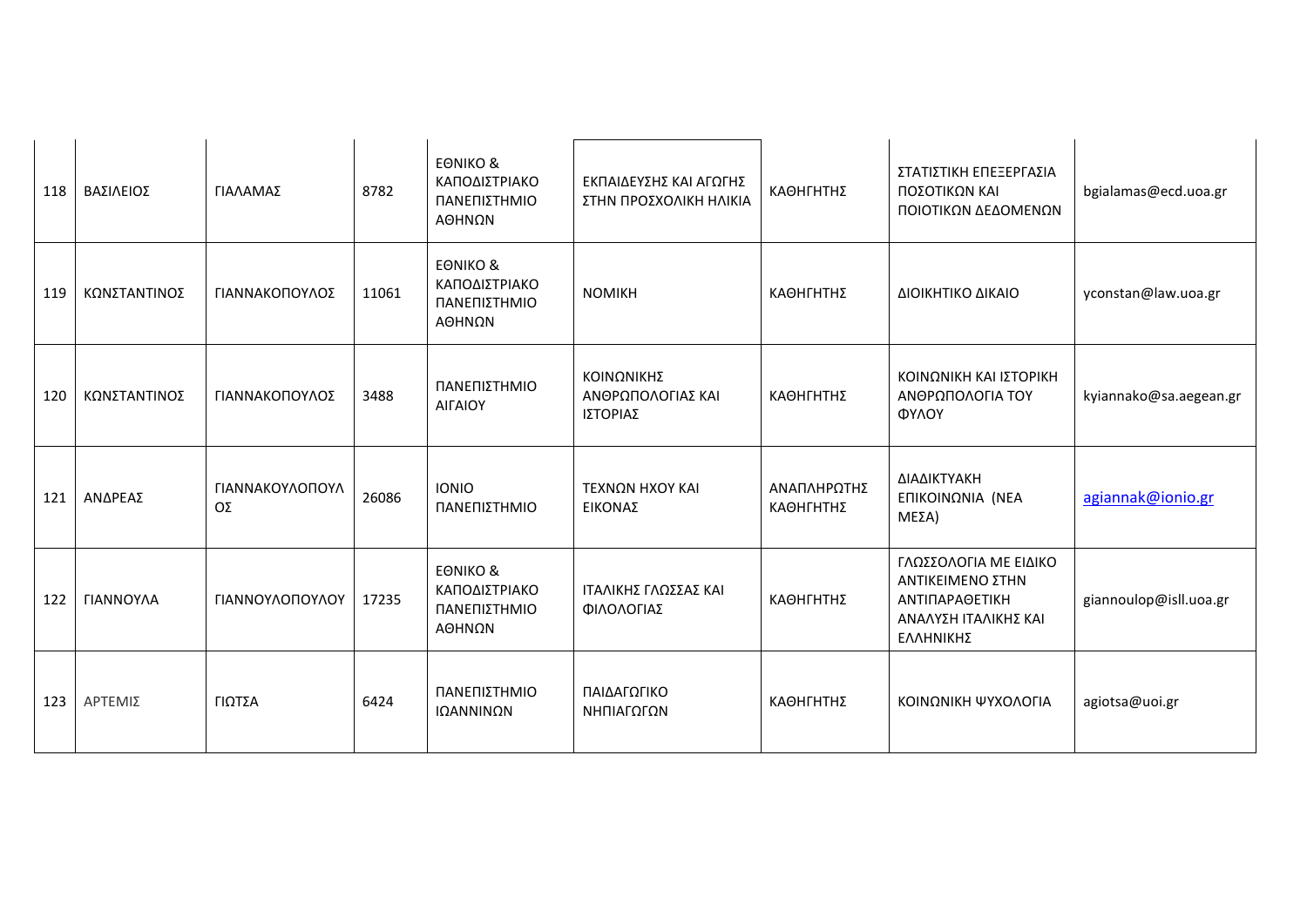| 118 | ΒΑΣΙΛΕΙΟΣ | ΓΙΑΛΑΜΑΣ | 8782 | ΕΘΝΙΚΟ & ΚΑΠΟΔΙΣΤΡΙΑΚΟ ΠΑΝΕΠΙΣΤΗΜΙΟ ΑΘΗΝΩΝ | ΕΚΠΑΙΔΕΥΣΗΣ ΚΑΙ ΑΓΩΓΗΣ ΣΤΗΝ ΠΡΟΣΧΟΛΙΚΗ ΗΛΙΚΙΑ | ΚΑΘΗΓΗΤΗΣ | ΣΤΑΤΙΣΤΙΚΗ ΕΠΕΞΕΡΓΑΣΙΑ ΠΟΣΟΤΙΚΩΝ ΚΑΙ ΠΟΙΟΤΙΚΩΝ ΔΕΔΟΜΕΝΩΝ | bgialamas@ecd.uoa.gr |
|---|---|---|---|---|---|---|---|---|
| 119 | ΚΩΝΣΤΑΝΤΙΝΟΣ | ΓΙΑΝΝΑΚΟΠΟΥΛΟΣ | 11061 | ΕΘΝΙΚΟ & ΚΑΠΟΔΙΣΤΡΙΑΚΟ ΠΑΝΕΠΙΣΤΗΜΙΟ ΑΘΗΝΩΝ | ΝΟΜΙΚΗ | ΚΑΘΗΓΗΤΗΣ | ΔΙΟΙΚΗΤΙΚΟ ΔΙΚΑΙΟ | yconstan@law.uoa.gr |
| 120 | ΚΩΝΣΤΑΝΤΙΝΟΣ | ΓΙΑΝΝΑΚΟΠΟΥΛΟΣ | 3488 | ΠΑΝΕΠΙΣΤΗΜΙΟ ΑΙΓΑΙΟΥ | ΚΟΙΝΩΝΙΚΗΣ ΑΝΘΡΩΠΟΛΟΓΙΑΣ ΚΑΙ ΙΣΤΟΡΙΑΣ | ΚΑΘΗΓΗΤΗΣ | ΚΟΙΝΩΝΙΚΗ ΚΑΙ ΙΣΤΟΡΙΚΗ ΑΝΘΡΩΠΟΛΟΓΙΑ ΤΟΥ ΦΥΛΟΥ | kyiannako@sa.aegean.gr |
| 121 | ΑΝΔΡΕΑΣ | ΓΙΑΝΝΑΚΟΥΛΟΠΟΥΛΟΣ | 26086 | ΙΟΝΙΟ ΠΑΝΕΠΙΣΤΗΜΙΟ | ΤΕΧΝΩΝ ΗΧΟΥ ΚΑΙ ΕΙΚΟΝΑΣ | ΑΝΑΠΛΗΡΩΤΗΣ ΚΑΘΗΓΗΤΗΣ | ΔΙΑΔΙΚΤΥΑΚΗ ΕΠΙΚΟΙΝΩΝΙΑ (ΝΕΑ ΜΕΣΑ) | agiannak@ionio.gr |
| 122 | ΓΙΑΝΝΟΥΛΑ | ΓΙΑΝΝΟΥΛΟΠΟΥΛΟΥ | 17235 | ΕΘΝΙΚΟ & ΚΑΠΟΔΙΣΤΡΙΑΚΟ ΠΑΝΕΠΙΣΤΗΜΙΟ ΑΘΗΝΩΝ | ΙΤΑΛΙΚΗΣ ΓΛΩΣΣΑΣ ΚΑΙ ΦΙΛΟΛΟΓΙΑΣ | ΚΑΘΗΓΗΤΗΣ | ΓΛΩΣΣΟΛΟΓΙΑ ΜΕ ΕΙΔΙΚΟ ΑΝΤΙΚΕΙΜΕΝΟ ΣΤΗΝ ΑΝΤΙΠΑΡΑΘΕΤΙΚΗ ΑΝΑΛΥΣΗ ΙΤΑΛΙΚΗΣ ΚΑΙ ΕΛΛΗΝΙΚΗΣ | giannoulop@isll.uoa.gr |
| 123 | ΑΡΤΕΜΙΣ | ΓΙΩΤΣΑ | 6424 | ΠΑΝΕΠΙΣΤΗΜΙΟ ΙΩΑΝΝΙΝΩΝ | ΠΑΙΔΑΓΩΓΙΚΟ ΝΗΠΙΑΓΩΓΩΝ | ΚΑΘΗΓΗΤΗΣ | ΚΟΙΝΩΝΙΚΗ ΨΥΧΟΛΟΓΙΑ | agiotsa@uoi.gr |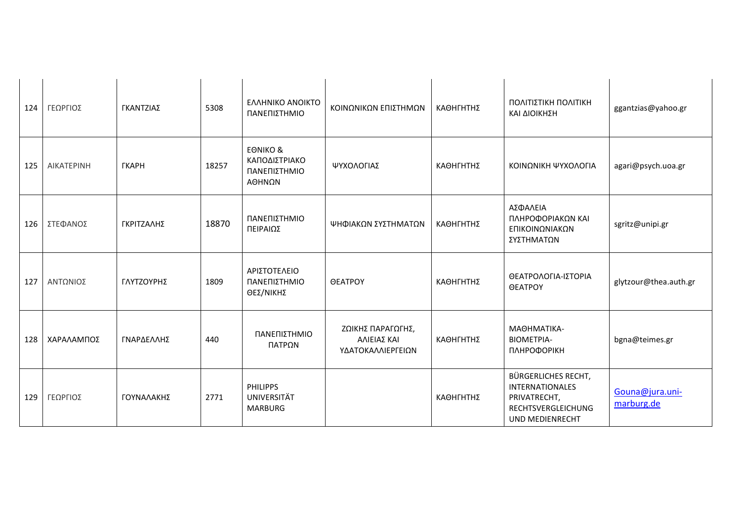| 124 | ΓΕΩΡΓΙΟΣ | ΓΚΑΝΤΖΙΑΣ | 5308 | ΕΛΛΗΝΙΚΟ ΑΝΟΙΚΤΟ ΠΑΝΕΠΙΣΤΗΜΙΟ | ΚΟΙΝΩΝΙΚΩΝ ΕΠΙΣΤΗΜΩΝ | ΚΑΘΗΓΗΤΗΣ | ΠΟΛΙΤΙΣΤΙΚΗ ΠΟΛΙΤΙΚΗ ΚΑΙ ΔΙΟΙΚΗΣΗ | ggantzias@yahoo.gr |
|---|---|---|---|---|---|---|---|---|
| 125 | ΑΙΚΑΤΕΡΙΝΗ | ΓΚΑΡΗ | 18257 | ΕΘΝΙΚΟ & ΚΑΠΟΔΙΣΤΡΙΑΚΟ ΠΑΝΕΠΙΣΤΗΜΙΟ ΑΘΗΝΩΝ | ΨΥΧΟΛΟΓΙΑΣ | ΚΑΘΗΓΗΤΗΣ | ΚΟΙΝΩΝΙΚΗ ΨΥΧΟΛΟΓΙΑ | agari@psych.uoa.gr |
| 126 | ΣΤΕΦΑΝΟΣ | ΓΚΡΙΤΖΑΛΗΣ | 18870 | ΠΑΝΕΠΙΣΤΗΜΙΟ ΠΕΙΡΑΙΩΣ | ΨΗΦΙΑΚΩΝ ΣΥΣΤΗΜΑΤΩΝ | ΚΑΘΗΓΗΤΗΣ | ΑΣΦΑΛΕΙΑ ΠΛΗΡΟΦΟΡΙΑΚΩΝ ΚΑΙ ΕΠΙΚΟΙΝΩΝΙΑΚΩΝ ΣΥΣΤΗΜΑΤΩΝ | sgritz@unipi.gr |
| 127 | ΑΝΤΩΝΙΟΣ | ΓΛΥΤΖΟΥΡΗΣ | 1809 | ΑΡΙΣΤΟΤΕΛΕΙΟ ΠΑΝΕΠΙΣΤΗΜΙΟ ΘΕΣ/ΝΙΚΗΣ | ΘΕΑΤΡΟΥ | ΚΑΘΗΓΗΤΗΣ | ΘΕΑΤΡΟΛΟΓΙΑ-ΙΣΤΟΡΙΑ ΘΕΑΤΡΟΥ | glytzour@thea.auth.gr |
| 128 | ΧΑΡΑΛΑΜΠΟΣ | ΓΝΑΡΔΕΛΛΗΣ | 440 | ΠΑΝΕΠΙΣΤΗΜΙΟ ΠΑΤΡΩΝ | ΖΩΙΚΗΣ ΠΑΡΑΓΩΓΗΣ, ΑΛΙΕΙΑΣ ΚΑΙ ΥΔΑΤΟΚΑΛΛΙΕΡΓΕΙΩΝ | ΚΑΘΗΓΗΤΗΣ | ΜΑΘΗΜΑΤΙΚΑ-ΒΙΟΜΕΤΡΙΑ-ΠΛΗΡΟΦΟΡΙΚΗ | bgna@teimes.gr |
| 129 | ΓΕΩΡΓΙΟΣ | ΓΟΥΝΑΛΑΚΗΣ | 2771 | PHILIPPS UNIVERSITÄT MARBURG | | ΚΑΘΗΓΗΤΗΣ | BÜRGERLICHES RECHT, INTERNATIONALES PRIVATRECHT, RECHTSVERGLEICHUNG UND MEDIENRECHT | Gouna@jura.uni-marburg.de |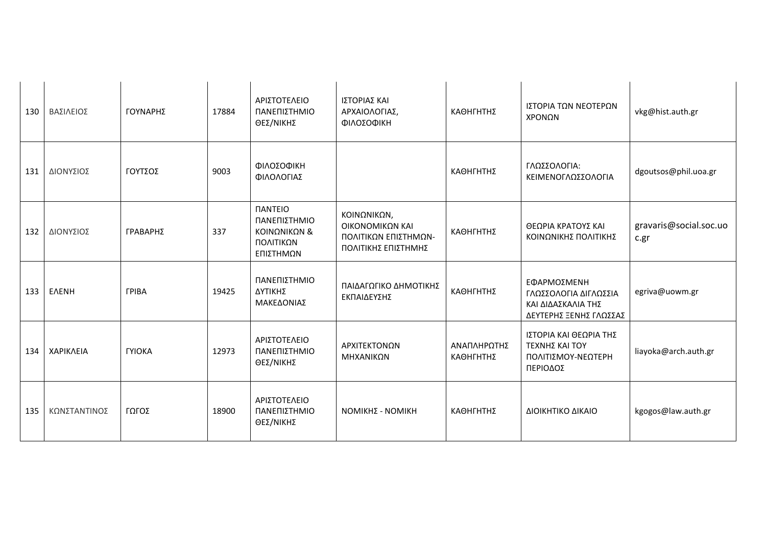| 130 | ΒΑΣΙΛΕΙΟΣ | ΓΟΥΝΑΡΗΣ | 17884 | ΑΡΙΣΤΟΤΕΛΕΙΟ ΠΑΝΕΠΙΣΤΗΜΙΟ ΘΕΣ/ΝΙΚΗΣ | ΙΣΤΟΡΙΑΣ ΚΑΙ ΑΡΧΑΙΟΛΟΓΙΑΣ, ΦΙΛΟΣΟΦΙΚΗ | ΚΑΘΗΓΗΤΗΣ | ΙΣΤΟΡΙΑ ΤΩΝ ΝΕΟΤΕΡΩΝ ΧΡΟΝΩΝ | vkg@hist.auth.gr |
|---|---|---|---|---|---|---|---|---|
| 131 | ΔΙΟΝΥΣΙΟΣ | ΓΟΥΤΣΟΣ | 9003 | ΦΙΛΟΣΟΦΙΚΗ ΦΙΛΟΛΟΓΙΑΣ | | ΚΑΘΗΓΗΤΗΣ | ΓΛΩΣΣΟΛΟΓΙΑ: ΚΕΙΜΕΝΟΓΛΩΣΣΟΛΟΓΙΑ | dgoutsos@phil.uoa.gr |
| 132 | ΔΙΟΝΥΣΙΟΣ | ΓΡΑΒΑΡΗΣ | 337 | ΠΑΝΤΕΙΟ ΠΑΝΕΠΙΣΤΗΜΙΟ ΚΟΙΝΩΝΙΚΩΝ & ΠΟΛΙΤΙΚΩΝ ΕΠΙΣΤΗΜΩΝ | ΚΟΙΝΩΝΙΚΩΝ, ΟΙΚΟΝΟΜΙΚΩΝ ΚΑΙ ΠΟΛΙΤΙΚΩΝ ΕΠΙΣΤΗΜΩΝ-ΠΟΛΙΤΙΚΗΣ ΕΠΙΣΤΗΜΗΣ | ΚΑΘΗΓΗΤΗΣ | ΘΕΩΡΙΑ ΚΡΑΤΟΥΣ ΚΑΙ ΚΟΙΝΩΝΙΚΗΣ ΠΟΛΙΤΙΚΗΣ | gravaris@social.soc.uoc.gr |
| 133 | ΕΛΕΝΗ | ΓΡΙΒΑ | 19425 | ΠΑΝΕΠΙΣΤΗΜΙΟ ΔΥΤΙΚΗΣ ΜΑΚΕΔΟΝΙΑΣ | ΠΑΙΔΑΓΩΓΙΚΟ ΔΗΜΟΤΙΚΗΣ ΕΚΠΑΙΔΕΥΣΗΣ | ΚΑΘΗΓΗΤΗΣ | ΕΦΑΡΜΟΣΜΕΝΗ ΓΛΩΣΣΟΛΟΓΙΑ ΔΙΓΛΩΣΣΙΑ ΚΑΙ ΔΙΔΑΣΚΑΛΙΑ ΤΗΣ ΔΕΥΤΕΡΗΣ ΞΕΝΗΣ ΓΛΩΣΣΑΣ | egriva@uowm.gr |
| 134 | ΧΑΡΙΚΛΕΙΑ | ΓΥΙΟΚΑ | 12973 | ΑΡΙΣΤΟΤΕΛΕΙΟ ΠΑΝΕΠΙΣΤΗΜΙΟ ΘΕΣ/ΝΙΚΗΣ | ΑΡΧΙΤΕΚΤΟΝΩΝ ΜΗΧΑΝΙΚΩΝ | ΑΝΑΠΛΗΡΩΤΗΣ ΚΑΘΗΓΗΤΗΣ | ΙΣΤΟΡΙΑ ΚΑΙ ΘΕΩΡΙΑ ΤΗΣ ΤΕΧΝΗΣ ΚΑΙ ΤΟΥ ΠΟΛΙΤΙΣΜΟΥ-ΝΕΩΤΕΡΗ ΠΕΡΙΟΔΟΣ | liayoka@arch.auth.gr |
| 135 | ΚΩΝΣΤΑΝΤΙΝΟΣ | ΓΩΓΟΣ | 18900 | ΑΡΙΣΤΟΤΕΛΕΙΟ ΠΑΝΕΠΙΣΤΗΜΙΟ ΘΕΣ/ΝΙΚΗΣ | ΝΟΜΙΚΗΣ - ΝΟΜΙΚΗ | ΚΑΘΗΓΗΤΗΣ | ΔΙΟΙΚΗΤΙΚΟ ΔΙΚΑΙΟ | kgogos@law.auth.gr |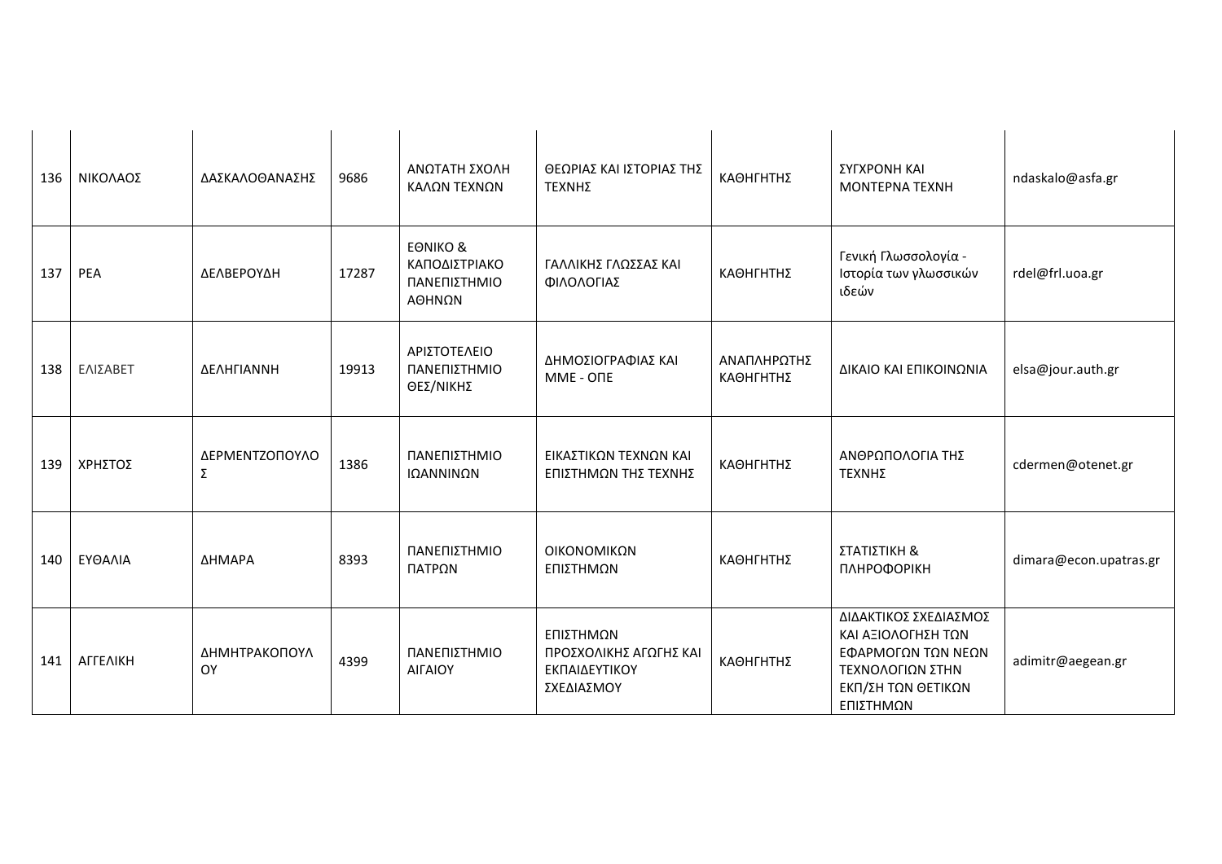| 136 | ΝΙΚΟΛΑΟΣ | ΔΑΣΚΑΛΟΘΑΝΑΣΗΣ | 9686 | ΑΝΩΤΑΤΗ ΣΧΟΛΗ ΚΑΛΩΝ ΤΕΧΝΩΝ | ΘΕΩΡΙΑΣ ΚΑΙ ΙΣΤΟΡΙΑΣ ΤΗΣ ΤΕΧΝΗΣ | ΚΑΘΗΓΗΤΗΣ | ΣΥΓΧΡΟΝΗ ΚΑΙ ΜΟΝΤΕΡΝΑ ΤΕΧΝΗ | ndaskalo@asfa.gr |
|---|---|---|---|---|---|---|---|---|
| 137 | ΡΕΑ | ΔΕΛΒΕΡΟΥΔΗ | 17287 | ΕΘΝΙΚΟ & ΚΑΠΟΔΙΣΤΡΙΑΚΟ ΠΑΝΕΠΙΣΤΗΜΙΟ ΑΘΗΝΩΝ | ΓΑΛΛΙΚΗΣ ΓΛΩΣΣΑΣ ΚΑΙ ΦΙΛΟΛΟΓΙΑΣ | ΚΑΘΗΓΗΤΗΣ | Γενική Γλωσσολογία - Ιστορία των γλωσσικών ιδεών | rdel@frl.uoa.gr |
| 138 | ΕΛΙΣΑΒΕΤ | ΔΕΛΗΓΙΑΝΝΗ | 19913 | ΑΡΙΣΤΟΤΕΛΕΙΟ ΠΑΝΕΠΙΣΤΗΜΙΟ ΘΕΣ/ΝΙΚΗΣ | ΔΗΜΟΣΙΟΓΡΑΦΙΑΣ ΚΑΙ ΜΜΕ - ΟΠΕ | ΑΝΑΠΛΗΡΩΤΗΣ ΚΑΘΗΓΗΤΗΣ | ΔΙΚΑΙΟ ΚΑΙ ΕΠΙΚΟΙΝΩΝΙΑ | elsa@jour.auth.gr |
| 139 | ΧΡΗΣΤΟΣ | ΔΕΡΜΕΝΤΖΟΠΟΥΛΟΣ | 1386 | ΠΑΝΕΠΙΣΤΗΜΙΟ ΙΩΑΝΝΙΝΩΝ | ΕΙΚΑΣΤΙΚΩΝ ΤΕΧΝΩΝ ΚΑΙ ΕΠΙΣΤΗΜΩΝ ΤΗΣ ΤΕΧΝΗΣ | ΚΑΘΗΓΗΤΗΣ | ΑΝΘΡΩΠΟΛΟΓΙΑ ΤΗΣ ΤΕΧΝΗΣ | cdermen@otenet.gr |
| 140 | ΕΥΘΑΛΙΑ | ΔΗΜΑΡΑ | 8393 | ΠΑΝΕΠΙΣΤΗΜΙΟ ΠΑΤΡΩΝ | ΟΙΚΟΝΟΜΙΚΩΝ ΕΠΙΣΤΗΜΩΝ | ΚΑΘΗΓΗΤΗΣ | ΣΤΑΤΙΣΤΙΚΗ & ΠΛΗΡΟΦΟΡΙΚΗ | dimara@econ.upatras.gr |
| 141 | ΑΓΓΕΛΙΚΗ | ΔΗΜΗΤΡΑΚΟΠΟΥΛΟΥ | 4399 | ΠΑΝΕΠΙΣΤΗΜΙΟ ΑΙΓΑΙΟΥ | ΕΠΙΣΤΗΜΩΝ ΠΡΟΣΧΟΛΙΚΗΣ ΑΓΩΓΗΣ ΚΑΙ ΕΚΠΑΙΔΕΥΤΙΚΟΥ ΣΧΕΔΙΑΣΜΟΥ | ΚΑΘΗΓΗΤΗΣ | ΔΙΔΑΚΤΙΚΟΣ ΣΧΕΔΙΑΣΜΟΣ ΚΑΙ ΑΞΙΟΛΟΓΗΣΗ ΤΩΝ ΕΦΑΡΜΟΓΩΝ ΤΩΝ ΝΕΩΝ ΤΕΧΝΟΛΟΓΙΩΝ ΣΤΗΝ ΕΚΠ/ΣΗ ΤΩΝ ΘΕΤΙΚΩΝ ΕΠΙΣΤΗΜΩΝ | adimitr@aegean.gr |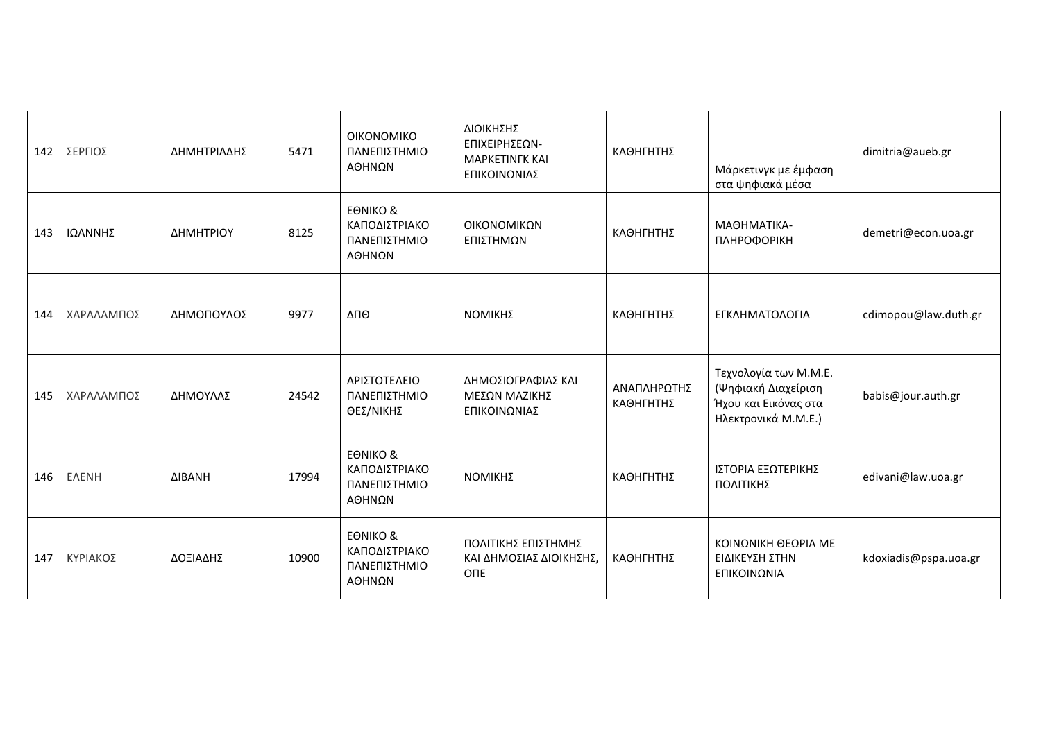| 142 | ΣΕΡΓΙΟΣ | ΔΗΜΗΤΡΙΑΔΗΣ | 5471 | ΟΙΚΟΝΟΜΙΚΟ ΠΑΝΕΠΙΣΤΗΜΙΟ ΑΘΗΝΩΝ | ΔΙΟΙΚΗΣΗΣ ΕΠΙΧΕΙΡΗΣΕΩΝ-ΜΑΡΚΕΤΙΝΓΚ ΚΑΙ ΕΠΙΚΟΙΝΩΝΙΑΣ | ΚΑΘΗΓΗΤΗΣ | Μάρκετινγκ με έμφαση στα ψηφιακά μέσα | dimitria@aueb.gr |
|---|---|---|---|---|---|---|---|---|
| 143 | ΙΩΑΝΝΗΣ | ΔΗΜΗΤΡΙΟΥ | 8125 | ΕΘΝΙΚΟ & ΚΑΠΟΔΙΣΤΡΙΑΚΟ ΠΑΝΕΠΙΣΤΗΜΙΟ ΑΘΗΝΩΝ | ΟΙΚΟΝΟΜΙΚΩΝ ΕΠΙΣΤΗΜΩΝ | ΚΑΘΗΓΗΤΗΣ | ΜΑΘΗΜΑΤΙΚΑ-ΠΛΗΡΟΦΟΡΙΚΗ | demetri@econ.uoa.gr |
| 144 | ΧΑΡΑΛΑΜΠΟΣ | ΔΗΜΟΠΟΥΛΟΣ | 9977 | ΔΠΘ | ΝΟΜΙΚΗΣ | ΚΑΘΗΓΗΤΗΣ | ΕΓΚΛΗΜΑΤΟΛΟΓΙΑ | cdimopou@law.duth.gr |
| 145 | ΧΑΡΑΛΑΜΠΟΣ | ΔΗΜΟΥΛΑΣ | 24542 | ΑΡΙΣΤΟΤΕΛΕΙΟ ΠΑΝΕΠΙΣΤΗΜΙΟ ΘΕΣ/ΝΙΚΗΣ | ΔΗΜΟΣΙΟΓΡΑΦΙΑΣ ΚΑΙ ΜΕΣΩΝ ΜΑΖΙΚΗΣ ΕΠΙΚΟΙΝΩΝΙΑΣ | ΑΝΑΠΛΗΡΩΤΗΣ ΚΑΘΗΓΗΤΗΣ | Τεχνολογία των Μ.Μ.Ε. (Ψηφιακή Διαχείριση Ήχου και Εικόνας στα Ηλεκτρονικά Μ.Μ.Ε.) | babis@jour.auth.gr |
| 146 | ΕΛΕΝΗ | ΔΙΒΑΝΗ | 17994 | ΕΘΝΙΚΟ & ΚΑΠΟΔΙΣΤΡΙΑΚΟ ΠΑΝΕΠΙΣΤΗΜΙΟ ΑΘΗΝΩΝ | ΝΟΜΙΚΗΣ | ΚΑΘΗΓΗΤΗΣ | ΙΣΤΟΡΙΑ ΕΞΩΤΕΡΙΚΗΣ ΠΟΛΙΤΙΚΗΣ | edivani@law.uoa.gr |
| 147 | ΚΥΡΙΑΚΟΣ | ΔΟΞΙΑΔΗΣ | 10900 | ΕΘΝΙΚΟ & ΚΑΠΟΔΙΣΤΡΙΑΚΟ ΠΑΝΕΠΙΣΤΗΜΙΟ ΑΘΗΝΩΝ | ΠΟΛΙΤΙΚΗΣ ΕΠΙΣΤΗΜΗΣ ΚΑΙ ΔΗΜΟΣΙΑΣ ΔΙΟΙΚΗΣΗΣ, ΟΠΕ | ΚΑΘΗΓΗΤΗΣ | ΚΟΙΝΩΝΙΚΗ ΘΕΩΡΙΑ ΜΕ ΕΙΔΙΚΕΥΣΗ ΣΤΗΝ ΕΠΙΚΟΙΝΩΝΙΑ | kdoxiadis@pspa.uoa.gr |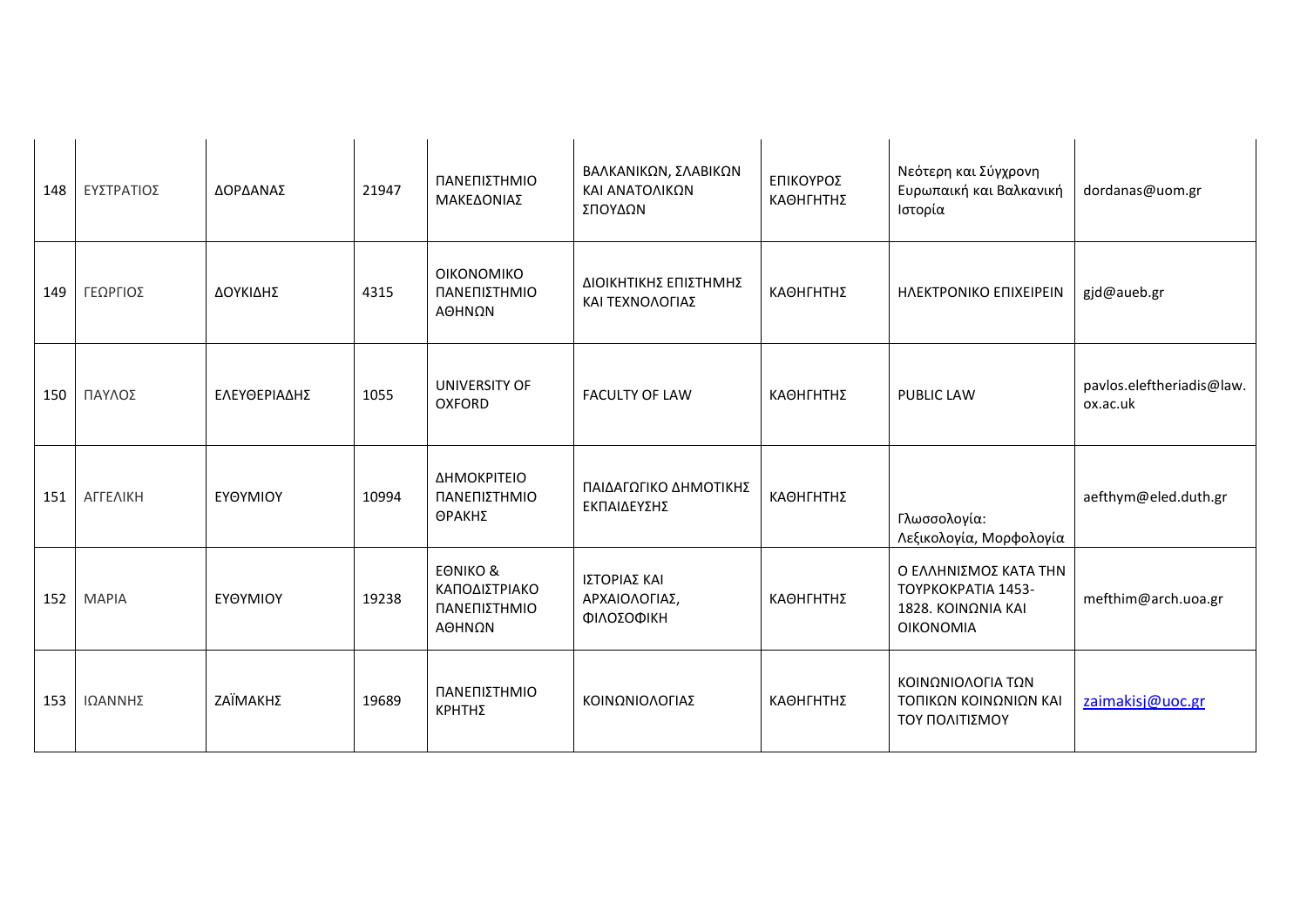| 148 | ΕΥΣΤΡΑΤΙΟΣ | ΔΟΡΔΑΝΑΣ | 21947 | ΠΑΝΕΠΙΣΤΗΜΙΟ ΜΑΚΕΔΟΝΙΑΣ | ΒΑΛΚΑΝΙΚΩΝ, ΣΛΑΒΙΚΩΝ ΚΑΙ ΑΝΑΤΟΛΙΚΩΝ ΣΠΟΥΔΩΝ | ΕΠΙΚΟΥΡΟΣ ΚΑΘΗΓΗΤΗΣ | Νεότερη και Σύγχρονη Ευρωπαική και Βαλκανική Ιστορία | dordanas@uom.gr |
|---|---|---|---|---|---|---|---|---|
| 149 | ΓΕΩΡΓΙΟΣ | ΔΟΥΚΙΔΗΣ | 4315 | ΟΙΚΟΝΟΜΙΚΟ ΠΑΝΕΠΙΣΤΗΜΙΟ ΑΘΗΝΩΝ | ΔΙΟΙΚΗΤΙΚΗΣ ΕΠΙΣΤΗΜΗΣ ΚΑΙ ΤΕΧΝΟΛΟΓΙΑΣ | ΚΑΘΗΓΗΤΗΣ | ΗΛΕΚΤΡΟΝΙΚΟ ΕΠΙΧΕΙΡΕΙΝ | gjd@aueb.gr |
| 150 | ΠΑΥΛΟΣ | ΕΛΕΥΘΕΡΙΑΔΗΣ | 1055 | UNIVERSITY OF OXFORD | FACULTY OF LAW | ΚΑΘΗΓΗΤΗΣ | PUBLIC LAW | pavlos.eleftheriadis@law.ox.ac.uk |
| 151 | ΑΓΓΕΛΙΚΗ | ΕΥΘΥΜΙΟΥ | 10994 | ΔΗΜΟΚΡΙΤΕΙΟ ΠΑΝΕΠΙΣΤΗΜΙΟ ΘΡΑΚΗΣ | ΠΑΙΔΑΓΩΓΙΚΟ ΔΗΜΟΤΙΚΗΣ ΕΚΠΑΙΔΕΥΣΗΣ | ΚΑΘΗΓΗΤΗΣ | Γλωσσολογία: Λεξικολογία, Μορφολογία | aefthym@eled.duth.gr |
| 152 | ΜΑΡΙΑ | ΕΥΘΥΜΙΟΥ | 19238 | ΕΘΝΙΚΟ & ΚΑΠΟΔΙΣΤΡΙΑΚΟ ΠΑΝΕΠΙΣΤΗΜΙΟ ΑΘΗΝΩΝ | ΙΣΤΟΡΙΑΣ ΚΑΙ ΑΡΧΑΙΟΛΟΓΙΑΣ, ΦΙΛΟΣΟΦΙΚΗ | ΚΑΘΗΓΗΤΗΣ | Ο ΕΛΛΗΝΙΣΜΟΣ ΚΑΤΑ ΤΗΝ ΤΟΥΡΚΟΚΡΑΤΙΑ 1453-1828. ΚΟΙΝΩΝΙΑ ΚΑΙ ΟΙΚΟΝΟΜΙΑ | mefthim@arch.uoa.gr |
| 153 | ΙΩΑΝΝΗΣ | ΖΑΪΜΑΚΗΣ | 19689 | ΠΑΝΕΠΙΣΤΗΜΙΟ ΚΡΗΤΗΣ | ΚΟΙΝΩΝΙΟΛΟΓΙΑΣ | ΚΑΘΗΓΗΤΗΣ | ΚΟΙΝΩΝΙΟΛΟΓΙΑ ΤΩΝ ΤΟΠΙΚΩΝ ΚΟΙΝΩΝΙΩΝ ΚΑΙ ΤΟΥ ΠΟΛΙΤΙΣΜΟΥ | zaimakisj@uoc.gr |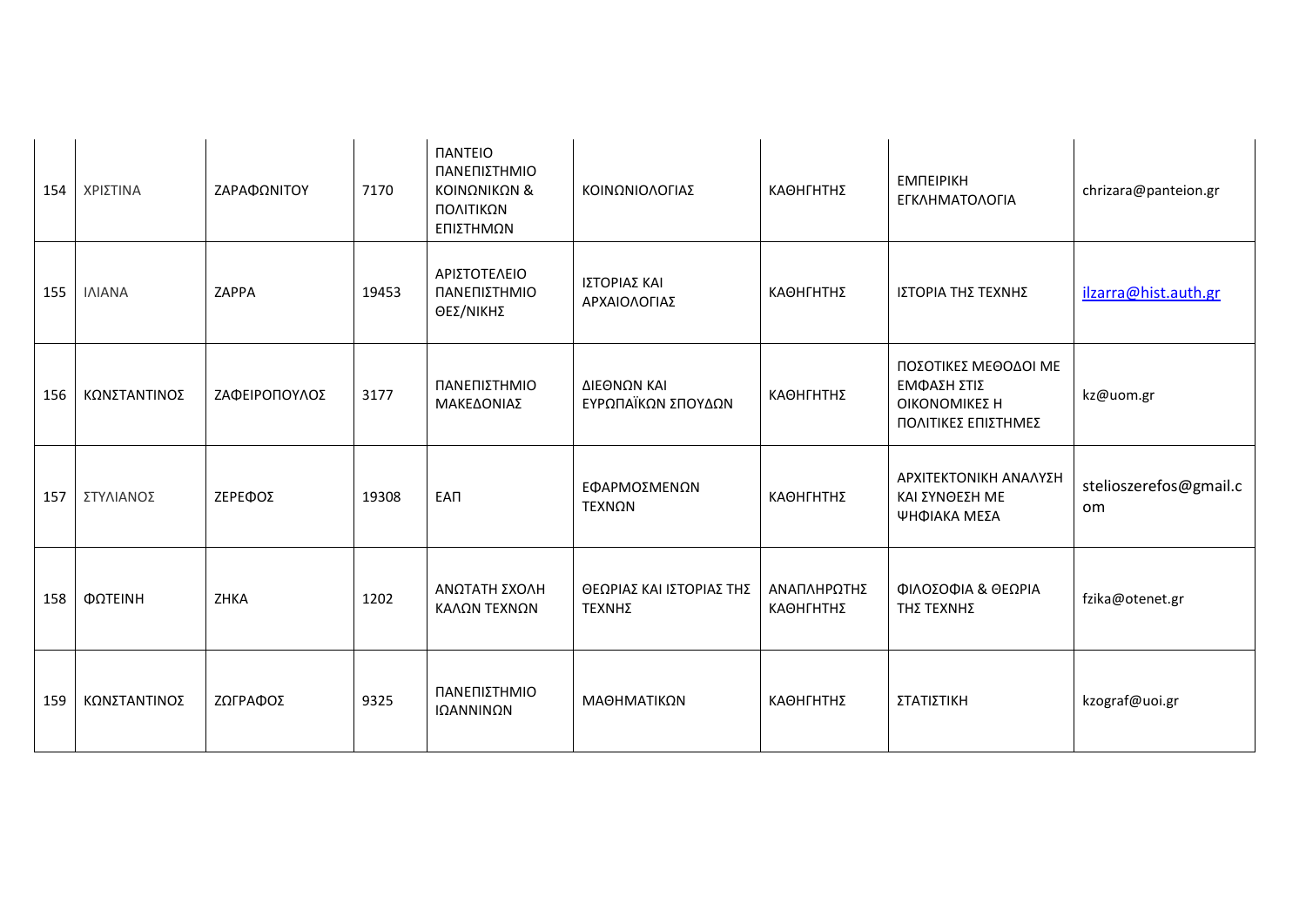| 154 | ΧΡΙΣΤΙΝΑ | ΖΑΡΑΦΩΝΙΤΟΥ | 7170 | ΠΑΝΤΕΙΟ ΠΑΝΕΠΙΣΤΗΜΙΟ ΚΟΙΝΩΝΙΚΩΝ & ΠΟΛΙΤΙΚΩΝ ΕΠΙΣΤΗΜΩΝ | ΚΟΙΝΩΝΙΟΛΟΓΙΑΣ | ΚΑΘΗΓΗΤΗΣ | ΕΜΠΕΙΡΙΚΗ ΕΓΚΛΗΜΑΤΟΛΟΓΙΑ | chrizara@panteion.gr |
|---|---|---|---|---|---|---|---|---|
| 155 | ΙΛΙΑΝΑ | ΖΑΡΡΑ | 19453 | ΑΡΙΣΤΟΤΕΛΕΙΟ ΠΑΝΕΠΙΣΤΗΜΙΟ ΘΕΣ/ΝΙΚΗΣ | ΙΣΤΟΡΙΑΣ ΚΑΙ ΑΡΧΑΙΟΛΟΓΙΑΣ | ΚΑΘΗΓΗΤΗΣ | ΙΣΤΟΡΙΑ ΤΗΣ ΤΕΧΝΗΣ | ilzarra@hist.auth.gr |
| 156 | ΚΩΝΣΤΑΝΤΙΝΟΣ | ΖΑΦΕΙΡΟΠΟΥΛΟΣ | 3177 | ΠΑΝΕΠΙΣΤΗΜΙΟ ΜΑΚΕΔΟΝΙΑΣ | ΔΙΕΘΝΩΝ ΚΑΙ ΕΥΡΩΠΑΪΚΩΝ ΣΠΟΥΔΩΝ | ΚΑΘΗΓΗΤΗΣ | ΠΟΣΟΤΙΚΕΣ ΜΕΘΟΔΟΙ ΜΕ ΕΜΦΑΣΗ ΣΤΙΣ ΟΙΚΟΝΟΜΙΚΕΣ Η ΠΟΛΙΤΙΚΕΣ ΕΠΙΣΤΗΜΕΣ | kz@uom.gr |
| 157 | ΣΤΥΛΙΑΝΟΣ | ΖΕΡΕΦΟΣ | 19308 | ΕΑΠ | ΕΦΑΡΜΟΣΜΕΝΩΝ ΤΕΧΝΩΝ | ΚΑΘΗΓΗΤΗΣ | ΑΡΧΙΤΕΚΤΟΝΙΚΗ ΑΝΑΛΥΣΗ ΚΑΙ ΣΥΝΘΕΣΗ ΜΕ ΨΗΦΙΑΚΑ ΜΕΣΑ | stelioszerefos@gmail.com |
| 158 | ΦΩΤΕΙΝΗ | ΖΗΚΑ | 1202 | ΑΝΩΤΑΤΗ ΣΧΟΛΗ ΚΑΛΩΝ ΤΕΧΝΩΝ | ΘΕΩΡΙΑΣ ΚΑΙ ΙΣΤΟΡΙΑΣ ΤΗΣ ΤΕΧΝΗΣ | ΑΝΑΠΛΗΡΩΤΗΣ ΚΑΘΗΓΗΤΗΣ | ΦΙΛΟΣΟΦΙΑ & ΘΕΩΡΙΑ ΤΗΣ ΤΕΧΝΗΣ | fzika@otenet.gr |
| 159 | ΚΩΝΣΤΑΝΤΙΝΟΣ | ΖΩΓΡΑΦΟΣ | 9325 | ΠΑΝΕΠΙΣΤΗΜΙΟ ΙΩΑΝΝΙΝΩΝ | ΜΑΘΗΜΑΤΙΚΩΝ | ΚΑΘΗΓΗΤΗΣ | ΣΤΑΤΙΣΤΙΚΗ | kzograf@uoi.gr |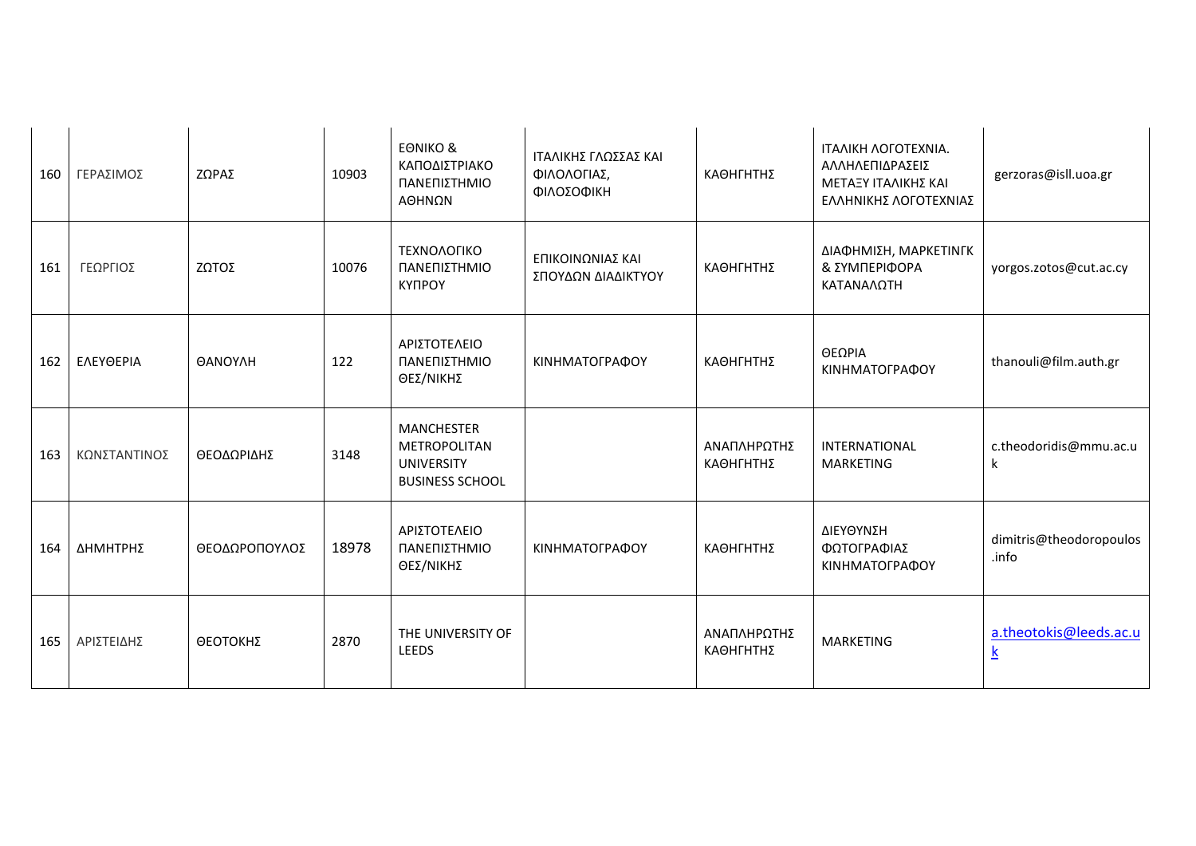| 160 | ΓΕΡΑΣΙΜΟΣ | ΖΩΡΑΣ | 10903 | ΕΘΝΙΚΟ & ΚΑΠΟΔΙΣΤΡΙΑΚΟ ΠΑΝΕΠΙΣΤΗΜΙΟ ΑΘΗΝΩΝ | ΙΤΑΛΙΚΗΣ ΓΛΩΣΣΑΣ ΚΑΙ ΦΙΛΟΛΟΓΙΑΣ, ΦΙΛΟΣΟΦΙΚΗ | ΚΑΘΗΓΗΤΗΣ | ΙΤΑΛΙΚΗ ΛΟΓΟΤΕΧΝΙΑ. ΑΛΛΗΛΕΠΙΔΡΑΣΕΙΣ ΜΕΤΑΞΥ ΙΤΑΛΙΚΗΣ ΚΑΙ ΕΛΛΗΝΙΚΗΣ ΛΟΓΟΤΕΧΝΙΑΣ | gerzoras@isll.uoa.gr |
|---|---|---|---|---|---|---|---|---|
| 161 | ΓΕΩΡΓΙΟΣ | ΖΩΤΟΣ | 10076 | ΤΕΧΝΟΛΟΓΙΚΟ ΠΑΝΕΠΙΣΤΗΜΙΟ ΚΥΠΡΟΥ | ΕΠΙΚΟΙΝΩΝΙΑΣ ΚΑΙ ΣΠΟΥΔΩΝ ΔΙΑΔΙΚΤΥΟΥ | ΚΑΘΗΓΗΤΗΣ | ΔΙΑΦΗΜΙΣΗ, ΜΑΡΚΕΤΙΝΓΚ & ΣΥΜΠΕΡΙΦΟΡΑ ΚΑΤΑΝΑΛΩΤΗ | yorgos.zotos@cut.ac.cy |
| 162 | ΕΛΕΥΘΕΡΙΑ | ΘΑΝΟΥΛΗ | 122 | ΑΡΙΣΤΟΤΕΛΕΙΟ ΠΑΝΕΠΙΣΤΗΜΙΟ ΘΕΣ/ΝΙΚΗΣ | ΚΙΝΗΜΑΤΟΓΡΑΦΟΥ | ΚΑΘΗΓΗΤΗΣ | ΘΕΩΡΙΑ ΚΙΝΗΜΑΤΟΓΡΑΦΟΥ | thanouli@film.auth.gr |
| 163 | ΚΩΝΣΤΑΝΤΙΝΟΣ | ΘΕΟΔΩΡΙΔΗΣ | 3148 | MANCHESTER METROPOLITAN UNIVERSITY BUSINESS SCHOOL | | ΑΝΑΠΛΗΡΩΤΗΣ ΚΑΘΗΓΗΤΗΣ | INTERNATIONAL MARKETING | c.theodoridis@mmu.ac.uk |
| 164 | ΔΗΜΗΤΡΗΣ | ΘΕΟΔΩΡΟΠΟΥΛΟΣ | 18978 | ΑΡΙΣΤΟΤΕΛΕΙΟ ΠΑΝΕΠΙΣΤΗΜΙΟ ΘΕΣ/ΝΙΚΗΣ | ΚΙΝΗΜΑΤΟΓΡΑΦΟΥ | ΚΑΘΗΓΗΤΗΣ | ΔΙΕΥΘΥΝΣΗ ΦΩΤΟΓΡΑΦΙΑΣ ΚΙΝΗΜΑΤΟΓΡΑΦΟΥ | dimitris@theodoropoulos.info |
| 165 | ΑΡΙΣΤΕΙΔΗΣ | ΘΕΟΤΟΚΗΣ | 2870 | THE UNIVERSITY OF LEEDS | | ΑΝΑΠΛΗΡΩΤΗΣ ΚΑΘΗΓΗΤΗΣ | MARKETING | a.theotokis@leeds.ac.uk |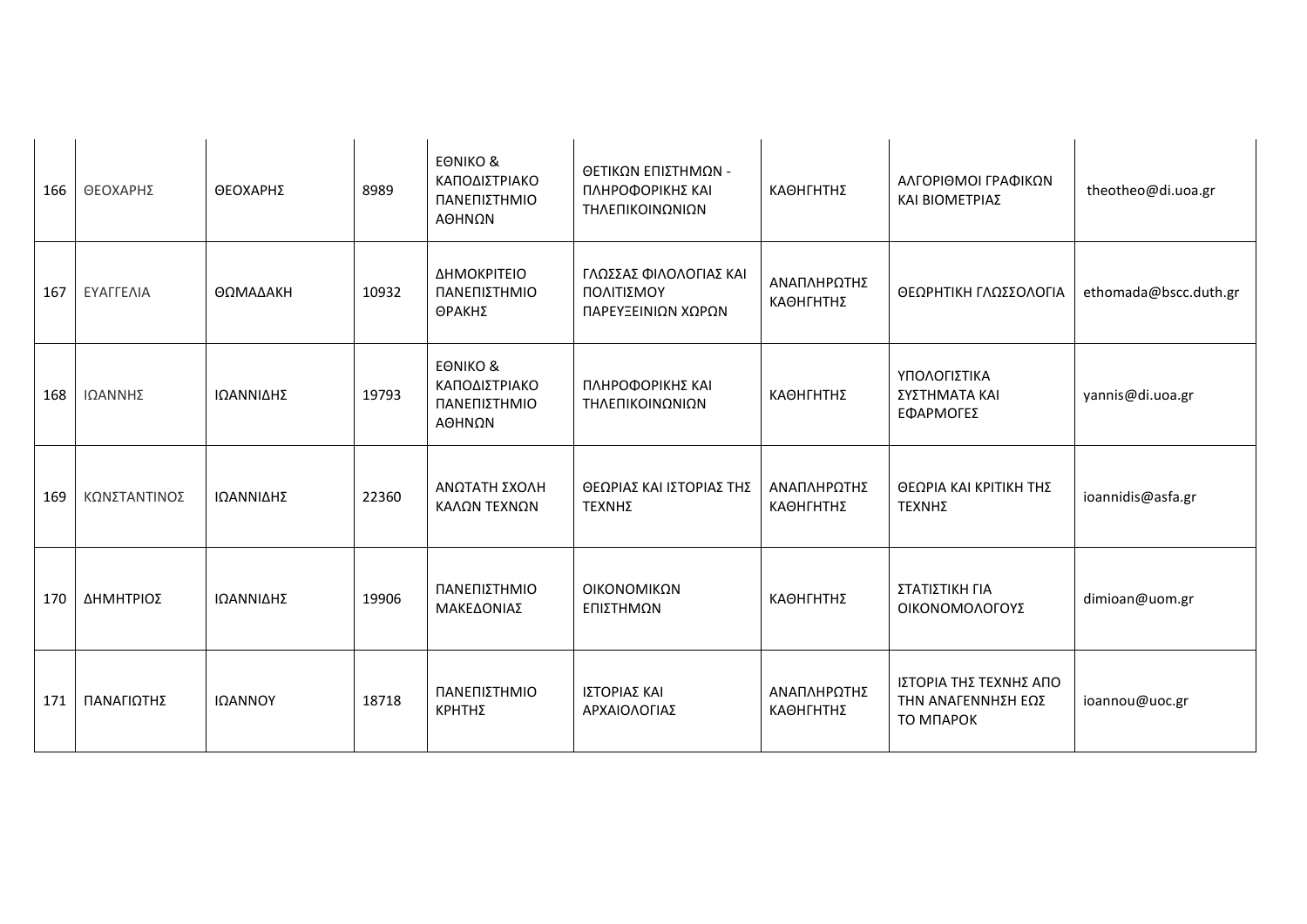| 166 | ΘΕΟΧΑΡΗΣ | ΘΕΟΧΑΡΗΣ | 8989 | ΕΘΝΙΚΟ & ΚΑΠΟΔΙΣΤΡΙΑΚΟ ΠΑΝΕΠΙΣΤΗΜΙΟ ΑΘΗΝΩΝ | ΘΕΤΙΚΩΝ ΕΠΙΣΤΗΜΩΝ - ΠΛΗΡΟΦΟΡΙΚΗΣ ΚΑΙ ΤΗΛΕΠΙΚΟΙΝΩΝΙΩΝ | ΚΑΘΗΓΗΤΗΣ | ΑΛΓΟΡΙΘΜΟΙ ΓΡΑΦΙΚΩΝ ΚΑΙ ΒΙΟΜΕΤΡΙΑΣ | theotheo@di.uoa.gr |
|---|---|---|---|---|---|---|---|---|
| 167 | ΕΥΑΓΓΕΛΙΑ | ΘΩΜΑΔΑΚΗ | 10932 | ΔΗΜΟΚΡΙΤΕΙΟ ΠΑΝΕΠΙΣΤΗΜΙΟ ΘΡΑΚΗΣ | ΓΛΩΣΣΑΣ ΦΙΛΟΛΟΓΙΑΣ ΚΑΙ ΠΟΛΙΤΙΣΜΟΥ ΠΑΡΕΥΞΕΙΝΙΩΝ ΧΩΡΩΝ | ΑΝΑΠΛΗΡΩΤΗΣ ΚΑΘΗΓΗΤΗΣ | ΘΕΩΡΗΤΙΚΗ ΓΛΩΣΣΟΛΟΓΙΑ | ethomada@bscc.duth.gr |
| 168 | ΙΩΑΝΝΗΣ | ΙΩΑΝΝΙΔΗΣ | 19793 | ΕΘΝΙΚΟ & ΚΑΠΟΔΙΣΤΡΙΑΚΟ ΠΑΝΕΠΙΣΤΗΜΙΟ ΑΘΗΝΩΝ | ΠΛΗΡΟΦΟΡΙΚΗΣ ΚΑΙ ΤΗΛΕΠΙΚΟΙΝΩΝΙΩΝ | ΚΑΘΗΓΗΤΗΣ | ΥΠΟΛΟΓΙΣΤΙΚΑ ΣΥΣΤΗΜΑΤΑ ΚΑΙ ΕΦΑΡΜΟΓΕΣ | yannis@di.uoa.gr |
| 169 | ΚΩΝΣΤΑΝΤΙΝΟΣ | ΙΩΑΝΝΙΔΗΣ | 22360 | ΑΝΩΤΑΤΗ ΣΧΟΛΗ ΚΑΛΩΝ ΤΕΧΝΩΝ | ΘΕΩΡΙΑΣ ΚΑΙ ΙΣΤΟΡΙΑΣ ΤΗΣ ΤΕΧΝΗΣ | ΑΝΑΠΛΗΡΩΤΗΣ ΚΑΘΗΓΗΤΗΣ | ΘΕΩΡΙΑ ΚΑΙ ΚΡΙΤΙΚΗ ΤΗΣ ΤΕΧΝΗΣ | ioannidis@asfa.gr |
| 170 | ΔΗΜΗΤΡΙΟΣ | ΙΩΑΝΝΙΔΗΣ | 19906 | ΠΑΝΕΠΙΣΤΗΜΙΟ ΜΑΚΕΔΟΝΙΑΣ | ΟΙΚΟΝΟΜΙΚΩΝ ΕΠΙΣΤΗΜΩΝ | ΚΑΘΗΓΗΤΗΣ | ΣΤΑΤΙΣΤΙΚΗ ΓΙΑ ΟΙΚΟΝΟΜΟΛΟΓΟΥΣ | dimioan@uom.gr |
| 171 | ΠΑΝΑΓΙΩΤΗΣ | ΙΩΑΝΝΟΥ | 18718 | ΠΑΝΕΠΙΣΤΗΜΙΟ ΚΡΗΤΗΣ | ΙΣΤΟΡΙΑΣ ΚΑΙ ΑΡΧΑΙΟΛΟΓΙΑΣ | ΑΝΑΠΛΗΡΩΤΗΣ ΚΑΘΗΓΗΤΗΣ | ΙΣΤΟΡΙΑ ΤΗΣ ΤΕΧΝΗΣ ΑΠΟ ΤΗΝ ΑΝΑΓΕΝΝΗΣΗ ΕΩΣ ΤΟ ΜΠΑΡΟΚ | ioannou@uoc.gr |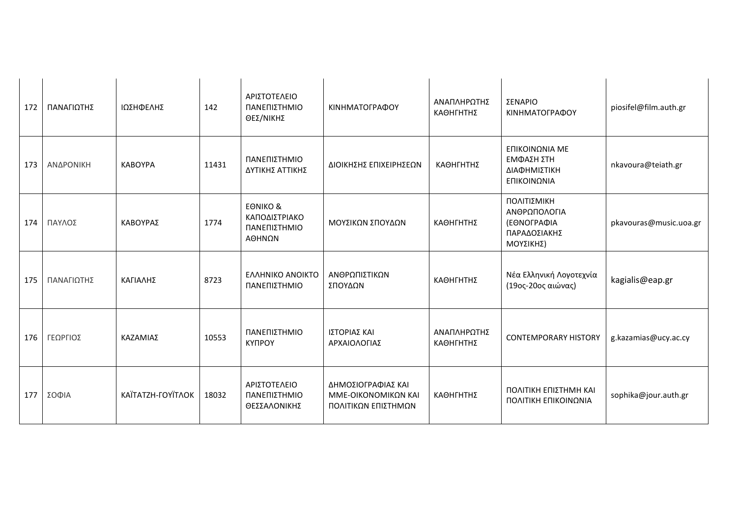| 172 | ΠΑΝΑΓΙΩΤΗΣ | ΙΩΣΗΦΕΛΗΣ | 142 | ΑΡΙΣΤΟΤΕΛΕΙΟ ΠΑΝΕΠΙΣΤΗΜΙΟ ΘΕΣ/ΝΙΚΗΣ | ΚΙΝΗΜΑΤΟΓΡΑΦΟΥ | ΑΝΑΠΛΗΡΩΤΗΣ ΚΑΘΗΓΗΤΗΣ | ΣΕΝΑΡΙΟ ΚΙΝΗΜΑΤΟΓΡΑΦΟΥ | piosifel@film.auth.gr |
|---|---|---|---|---|---|---|---|---|
| 173 | ΑΝΔΡΟΝΙΚΗ | ΚΑΒΟΥΡΑ | 11431 | ΠΑΝΕΠΙΣΤΗΜΙΟ ΔΥΤΙΚΗΣ ΑΤΤΙΚΗΣ | ΔΙΟΙΚΗΣΗΣ ΕΠΙΧΕΙΡΗΣΕΩΝ | ΚΑΘΗΓΗΤΗΣ | ΕΠΙΚΟΙΝΩΝΙΑ ΜΕ ΕΜΦΑΣΗ ΣΤΗ ΔΙΑΦΗΜΙΣΤΙΚΗ ΕΠΙΚΟΙΝΩΝΙΑ | nkavoura@teiath.gr |
| 174 | ΠΑΥΛΟΣ | ΚΑΒΟΥΡΑΣ | 1774 | ΕΘΝΙΚΟ & ΚΑΠΟΔΙΣΤΡΙΑΚΟ ΠΑΝΕΠΙΣΤΗΜΙΟ ΑΘΗΝΩΝ | ΜΟΥΣΙΚΩΝ ΣΠΟΥΔΩΝ | ΚΑΘΗΓΗΤΗΣ | ΠΟΛΙΤΙΣΜΙΚΗ ΑΝΘΡΩΠΟΛΟΓΙΑ (ΕΘΝΟΓΡΑΦΙΑ ΠΑΡΑΔΟΣΙΑΚΗΣ ΜΟΥΣΙΚΗΣ) | pkavouras@music.uoa.gr |
| 175 | ΠΑΝΑΓΙΩΤΗΣ | ΚΑΓΙΑΛΗΣ | 8723 | ΕΛΛΗΝΙΚΟ ΑΝΟΙΚΤΟ ΠΑΝΕΠΙΣΤΗΜΙΟ | ΑΝΘΡΩΠΙΣΤΙΚΩΝ ΣΠΟΥΔΩΝ | ΚΑΘΗΓΗΤΗΣ | Νέα Ελληνική Λογοτεχνία (19ος-20ος αιώνας) | kagialis@eap.gr |
| 176 | ΓΕΩΡΓΙΟΣ | ΚΑΖΑΜΙΑΣ | 10553 | ΠΑΝΕΠΙΣΤΗΜΙΟ ΚΥΠΡΟΥ | ΙΣΤΟΡΙΑΣ ΚΑΙ ΑΡΧΑΙΟΛΟΓΙΑΣ | ΑΝΑΠΛΗΡΩΤΗΣ ΚΑΘΗΓΗΤΗΣ | CONTEMPORARY HISTORY | g.kazamias@ucy.ac.cy |
| 177 | ΣΟΦΙΑ | ΚΑΪΤΑΤΖΗ-ΓΟΥΪΤΛΟΚ | 18032 | ΑΡΙΣΤΟΤΕΛΕΙΟ ΠΑΝΕΠΙΣΤΗΜΙΟ ΘΕΣΣΑΛΟΝΙΚΗΣ | ΔΗΜΟΣΙΟΓΡΑΦΙΑΣ ΚΑΙ ΜΜΕ-ΟΙΚΟΝΟΜΙΚΩΝ ΚΑΙ ΠΟΛΙΤΙΚΩΝ ΕΠΙΣΤΗΜΩΝ | ΚΑΘΗΓΗΤΗΣ | ΠΟΛΙΤΙΚΗ ΕΠΙΣΤΗΜΗ ΚΑΙ ΠΟΛΙΤΙΚΗ ΕΠΙΚΟΙΝΩΝΙΑ | sophika@jour.auth.gr |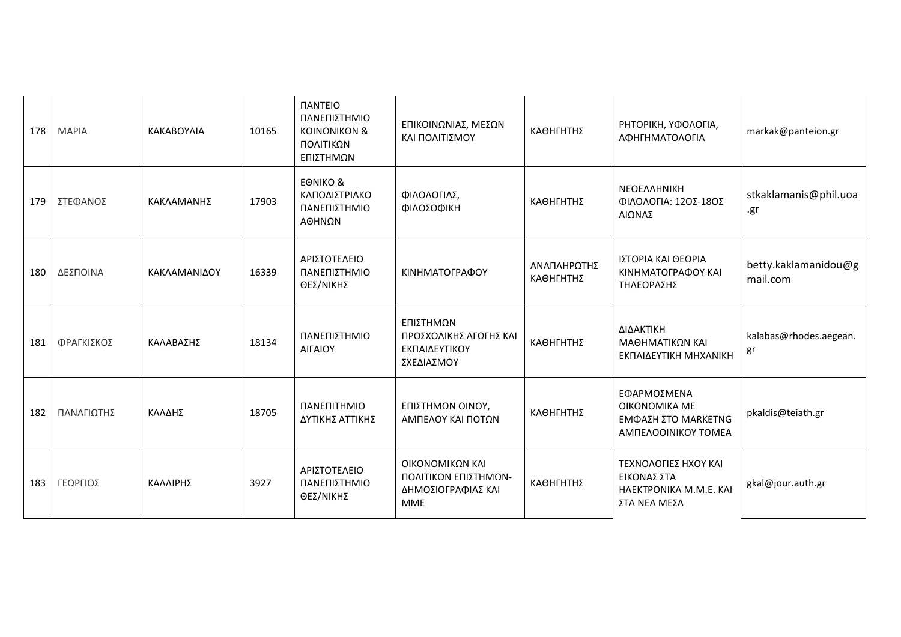| 178 | ΜΑΡΙΑ | ΚΑΚΑΒΟΥΛΙΑ | 10165 | ΠΑΝΤΕΙΟ ΠΑΝΕΠΙΣΤΗΜΙΟ ΚΟΙΝΩΝΙΚΩΝ & ΠΟΛΙΤΙΚΩΝ ΕΠΙΣΤΗΜΩΝ | ΕΠΙΚΟΙΝΩΝΙΑΣ, ΜΕΣΩΝ ΚΑΙ ΠΟΛΙΤΙΣΜΟΥ | ΚΑΘΗΓΗΤΗΣ | ΡΗΤΟΡΙΚΗ, ΥΦΟΛΟΓΙΑ, ΑΦΗΓΗΜΑΤΟΛΟΓΙΑ | markak@panteion.gr |
|---|---|---|---|---|---|---|---|---|
| 179 | ΣΤΕΦΑΝΟΣ | ΚΑΚΛΑΜΑΝΗΣ | 17903 | ΕΘΝΙΚΟ & ΚΑΠΟΔΙΣΤΡΙΑΚΟ ΠΑΝΕΠΙΣΤΗΜΙΟ ΑΘΗΝΩΝ | ΦΙΛΟΛΟΓΙΑΣ, ΦΙΛΟΣΟΦΙΚΗ | ΚΑΘΗΓΗΤΗΣ | ΝΕΟΕΛΛΗΝΙΚΗ ΦΙΛΟΛΟΓΙΑ: 12ΟΣ-18ΟΣ ΑΙΩΝΑΣ | stkaklamanis@phil.uoa.gr |
| 180 | ΔΕΣΠΟΙΝΑ | ΚΑΚΛΑΜΑΝΙΔΟΥ | 16339 | ΑΡΙΣΤΟΤΕΛΕΙΟ ΠΑΝΕΠΙΣΤΗΜΙΟ ΘΕΣ/ΝΙΚΗΣ | ΚΙΝΗΜΑΤΟΓΡΑΦΟΥ | ΑΝΑΠΛΗΡΩΤΗΣ ΚΑΘΗΓΗΤΗΣ | ΙΣΤΟΡΙΑ ΚΑΙ ΘΕΩΡΙΑ ΚΙΝΗΜΑΤΟΓΡΑΦΟΥ ΚΑΙ ΤΗΛΕΟΡΑΣΗΣ | betty.kaklamanidou@gmail.com |
| 181 | ΦΡΑΓΚΙΣΚΟΣ | ΚΑΛΑΒΑΣΗΣ | 18134 | ΠΑΝΕΠΙΣΤΗΜΙΟ ΑΙΓΑΙΟΥ | ΕΠΙΣΤΗΜΩΝ ΠΡΟΣΧΟΛΙΚΗΣ ΑΓΩΓΗΣ ΚΑΙ ΕΚΠΑΙΔΕΥΤΙΚΟΥ ΣΧΕΔΙΑΣΜΟΥ | ΚΑΘΗΓΗΤΗΣ | ΔΙΔΑΚΤΙΚΗ ΜΑΘΗΜΑΤΙΚΩΝ ΚΑΙ ΕΚΠΑΙΔΕΥΤΙΚΗ ΜΗΧΑΝΙΚΗ | kalabas@rhodes.aegean.gr |
| 182 | ΠΑΝΑΓΙΩΤΗΣ | ΚΑΛΔΗΣ | 18705 | ΠΑΝΕΠΙΤΗΜΙΟ ΔΥΤΙΚΗΣ ΑΤΤΙΚΗΣ | ΕΠΙΣΤΗΜΩΝ ΟΙΝΟΥ, ΑΜΠΕΛΟΥ ΚΑΙ ΠΟΤΩΝ | ΚΑΘΗΓΗΤΗΣ | ΕΦΑΡΜΟΣΜΕΝΑ ΟΙΚΟΝΟΜΙΚΑ ΜΕ ΕΜΦΑΣΗ ΣΤΟ MARKETNG ΑΜΠΕΛΟΟΙΝΙΚΟΥ ΤΟΜΕΑ | pkaldis@teiath.gr |
| 183 | ΓΕΩΡΓΙΟΣ | ΚΑΛΛΙΡΗΣ | 3927 | ΑΡΙΣΤΟΤΕΛΕΙΟ ΠΑΝΕΠΙΣΤΗΜΙΟ ΘΕΣ/ΝΙΚΗΣ | ΟΙΚΟΝΟΜΙΚΩΝ ΚΑΙ ΠΟΛΙΤΙΚΩΝ ΕΠΙΣΤΗΜΩΝ-ΔΗΜΟΣΙΟΓΡΑΦΙΑΣ ΚΑΙ ΜΜΕ | ΚΑΘΗΓΗΤΗΣ | ΤΕΧΝΟΛΟΓΙΕΣ ΗΧΟΥ ΚΑΙ ΕΙΚΟΝΑΣ ΣΤΑ ΗΛΕΚΤΡΟΝΙΚΑ Μ.Μ.Ε. ΚΑΙ ΣΤΑ ΝΕΑ ΜΕΣΑ | gkal@jour.auth.gr |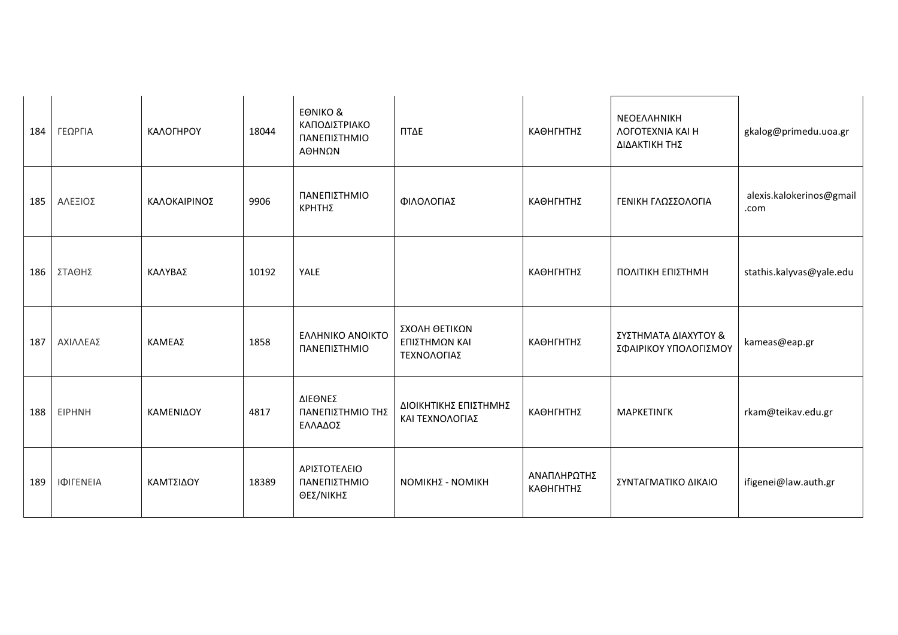| 184 | ΓΕΩΡΓΙΑ | ΚΑΛΟΓΗΡΟΥ | 18044 | ΕΘΝΙΚΟ & ΚΑΠΟΔΙΣΤΡΙΑΚΟ ΠΑΝΕΠΙΣΤΗΜΙΟ ΑΘΗΝΩΝ | ΠΤΔΕ | ΚΑΘΗΓΗΤΗΣ | ΝΕΟΕΛΛΗΝΙΚΗ ΛΟΓΟΤΕΧΝΙΑ ΚΑΙ Η ΔΙΔΑΚΤΙΚΗ ΤΗΣ | gkalog@primedu.uoa.gr |
|---|---|---|---|---|---|---|---|---|
| 185 | ΑΛΕΞΙΟΣ | ΚΑΛΟΚΑΙΡΙΝΟΣ | 9906 | ΠΑΝΕΠΙΣΤΗΜΙΟ ΚΡΗΤΗΣ | ΦΙΛΟΛΟΓΙΑΣ | ΚΑΘΗΓΗΤΗΣ | ΓΕΝΙΚΗ ΓΛΩΣΣΟΛΟΓΙΑ | alexis.kalokerinos@gmail.com |
| 186 | ΣΤΑΘΗΣ | ΚΑΛΥΒΑΣ | 10192 | YALE | | ΚΑΘΗΓΗΤΗΣ | ΠΟΛΙΤΙΚΗ ΕΠΙΣΤΗΜΗ | stathis.kalyvas@yale.edu |
| 187 | ΑΧΙΛΛΕΑΣ | ΚΑΜΕΑΣ | 1858 | ΕΛΛΗΝΙΚΟ ΑΝΟΙΚΤΟ ΠΑΝΕΠΙΣΤΗΜΙΟ | ΣΧΟΛΗ ΘΕΤΙΚΩΝ ΕΠΙΣΤΗΜΩΝ ΚΑΙ ΤΕΧΝΟΛΟΓΙΑΣ | ΚΑΘΗΓΗΤΗΣ | ΣΥΣΤΗΜΑΤΑ ΔΙΑΧΥΤΟΥ & ΣΦΑΙΡΙΚΟΥ ΥΠΟΛΟΓΙΣΜΟΥ | kameas@eap.gr |
| 188 | ΕΙΡΗΝΗ | ΚΑΜΕΝΙΔΟΥ | 4817 | ΔΙΕΘΝΕΣ ΠΑΝΕΠΙΣΤΗΜΙΟ ΤΗΣ ΕΛΛΑΔΟΣ | ΔΙΟΙΚΗΤΙΚΗΣ ΕΠΙΣΤΗΜΗΣ ΚΑΙ ΤΕΧΝΟΛΟΓΙΑΣ | ΚΑΘΗΓΗΤΗΣ | ΜΑΡΚΕΤΙΝΓΚ | rkam@teikav.edu.gr |
| 189 | ΙΦΙΓΕΝΕΙΑ | ΚΑΜΤΣΙΔΟΥ | 18389 | ΑΡΙΣΤΟΤΕΛΕΙΟ ΠΑΝΕΠΙΣΤΗΜΙΟ ΘΕΣ/ΝΙΚΗΣ | ΝΟΜΙΚΗΣ - ΝΟΜΙΚΗ | ΑΝΑΠΛΗΡΩΤΗΣ ΚΑΘΗΓΗΤΗΣ | ΣΥΝΤΑΓΜΑΤΙΚΟ ΔΙΚΑΙΟ | ifigenei@law.auth.gr |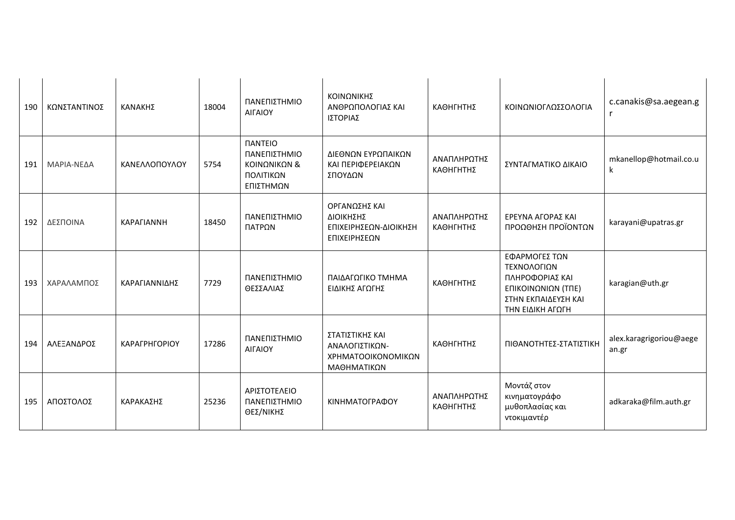| 190 | ΚΩΝΣΤΑΝΤΙΝΟΣ | ΚΑΝΑΚΗΣ | 18004 | ΠΑΝΕΠΙΣΤΗΜΙΟ ΑΙΓΑΙΟΥ | ΚΟΙΝΩΝΙΚΗΣ ΑΝΘΡΩΠΟΛΟΓΙΑΣ ΚΑΙ ΙΣΤΟΡΙΑΣ | ΚΑΘΗΓΗΤΗΣ | ΚΟΙΝΩΝΙΟΓΛΩΣΣΟΛΟΓΙΑ | c.canakis@sa.aegean.gr |
|---|---|---|---|---|---|---|---|---|
| 191 | ΜΑΡΙΑ-ΝΕΔΑ | ΚΑΝΕΛΛΟΠΟΥΛΟΥ | 5754 | ΠΑΝΤΕΙΟ ΠΑΝΕΠΙΣΤΗΜΙΟ ΚΟΙΝΩΝΙΚΩΝ & ΠΟΛΙΤΙΚΩΝ ΕΠΙΣΤΗΜΩΝ | ΔΙΕΘΝΩΝ ΕΥΡΩΠΑΙΚΩΝ ΚΑΙ ΠΕΡΙΦΕΡΕΙΑΚΩΝ ΣΠΟΥΔΩΝ | ΑΝΑΠΛΗΡΩΤΗΣ ΚΑΘΗΓΗΤΗΣ | ΣΥΝΤΑΓΜΑΤΙΚΟ ΔΙΚΑΙΟ | mkanellop@hotmail.co.uk |
| 192 | ΔΕΣΠΟΙΝΑ | ΚΑΡΑΓΙΑΝΝΗ | 18450 | ΠΑΝΕΠΙΣΤΗΜΙΟ ΠΑΤΡΩΝ | ΟΡΓΑΝΩΣΗΣ ΚΑΙ ΔΙΟΙΚΗΣΗΣ ΕΠΙΧΕΙΡΗΣΕΩΝ-ΔΙΟΙΚΗΣΗ ΕΠΙΧΕΙΡΗΣΕΩΝ | ΑΝΑΠΛΗΡΩΤΗΣ ΚΑΘΗΓΗΤΗΣ | ΕΡΕΥΝΑ ΑΓΟΡΑΣ ΚΑΙ ΠΡΟΩΘΗΣΗ ΠΡΟΪΟΝΤΩΝ | karayani@upatras.gr |
| 193 | ΧΑΡΑΛΑΜΠΟΣ | ΚΑΡΑΓΙΑΝΝΙΔΗΣ | 7729 | ΠΑΝΕΠΙΣΤΗΜΙΟ ΘΕΣΣΑΛΙΑΣ | ΠΑΙΔΑΓΩΓΙΚΟ ΤΜΗΜΑ ΕΙΔΙΚΗΣ ΑΓΩΓΗΣ | ΚΑΘΗΓΗΤΗΣ | ΕΦΑΡΜΟΓΕΣ ΤΩΝ ΤΕΧΝΟΛΟΓΙΩΝ ΠΛΗΡΟΦΟΡΙΑΣ ΚΑΙ ΕΠΙΚΟΙΝΩΝΙΩΝ (ΤΠΕ) ΣΤΗΝ ΕΚΠΑΙΔΕΥΣΗ ΚΑΙ ΤΗΝ ΕΙΔΙΚΗ ΑΓΩΓΗ | karagian@uth.gr |
| 194 | ΑΛΕΞΑΝΔΡΟΣ | ΚΑΡΑΓΡΗΓΟΡΙΟΥ | 17286 | ΠΑΝΕΠΙΣΤΗΜΙΟ ΑΙΓΑΙΟΥ | ΣΤΑΤΙΣΤΙΚΗΣ ΚΑΙ ΑΝΑΛΟΓΙΣΤΙΚΩΝ-ΧΡΗΜΑΤΟΟΙΚΟΝΟΜΙΚΩΝ ΜΑΘΗΜΑΤΙΚΩΝ | ΚΑΘΗΓΗΤΗΣ | ΠΙΘΑΝΟΤΗΤΕΣ-ΣΤΑΤΙΣΤΙΚΗ | alex.karagrigoriou@aegean.gr |
| 195 | ΑΠΟΣΤΟΛΟΣ | ΚΑΡΑΚΑΣΗΣ | 25236 | ΑΡΙΣΤΟΤΕΛΕΙΟ ΠΑΝΕΠΙΣΤΗΜΙΟ ΘΕΣ/ΝΙΚΗΣ | ΚΙΝΗΜΑΤΟΓΡΑΦΟΥ | ΑΝΑΠΛΗΡΩΤΗΣ ΚΑΘΗΓΗΤΗΣ | Μοντάζ στον κινηματογράφο μυθοπλασίας και ντοκιμαντέρ | adkaraka@film.auth.gr |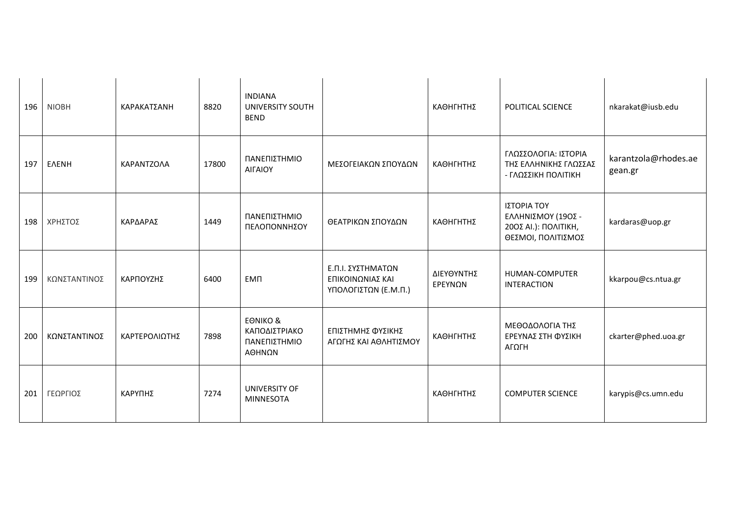| 196 | ΝΙΟΒΗ | ΚΑΡΑΚΑΤΣΑΝΗ | 8820 | INDIANA UNIVERSITY SOUTH BEND | | ΚΑΘΗΓΗΤΗΣ | POLITICAL SCIENCE | nkarakat@iusb.edu |
|---|---|---|---|---|---|---|---|---|
| 197 | ΕΛΕΝΗ | ΚΑΡΑΝΤΖΟΛΑ | 17800 | ΠΑΝΕΠΙΣΤΗΜΙΟ ΑΙΓΑΙΟΥ | ΜΕΣΟΓΕΙΑΚΩΝ ΣΠΟΥΔΩΝ | ΚΑΘΗΓΗΤΗΣ | ΓΛΩΣΣΟΛΟΓΙΑ: ΙΣΤΟΡΙΑ ΤΗΣ ΕΛΛΗΝΙΚΗΣ ΓΛΩΣΣΑΣ - ΓΛΩΣΣΙΚΗ ΠΟΛΙΤΙΚΗ | karantzola@rhodes.aegean.gr |
| 198 | ΧΡΗΣΤΟΣ | ΚΑΡΔΑΡΑΣ | 1449 | ΠΑΝΕΠΙΣΤΗΜΙΟ ΠΕΛΟΠΟΝΝΗΣΟΥ | ΘΕΑΤΡΙΚΩΝ ΣΠΟΥΔΩΝ | ΚΑΘΗΓΗΤΗΣ | ΙΣΤΟΡΙΑ ΤΟΥ ΕΛΛΗΝΙΣΜΟΥ (19ΟΣ - 20ΟΣ ΑΙ.): ΠΟΛΙΤΙΚΗ, ΘΕΣΜΟΙ, ΠΟΛΙΤΙΣΜΟΣ | kardaras@uop.gr |
| 199 | ΚΩΝΣΤΑΝΤΙΝΟΣ | ΚΑΡΠΟΥΖΗΣ | 6400 | ΕΜΠ | Ε.Π.Ι. ΣΥΣΤΗΜΑΤΩΝ ΕΠΙΚΟΙΝΩΝΙΑΣ ΚΑΙ ΥΠΟΛΟΓΙΣΤΩΝ (Ε.Μ.Π.) | ΔΙΕΥΘΥΝΤΗΣ ΕΡΕΥΝΩΝ | HUMAN-COMPUTER INTERACTION | kkarpou@cs.ntua.gr |
| 200 | ΚΩΝΣΤΑΝΤΙΝΟΣ | ΚΑΡΤΕΡΟΛΙΩΤΗΣ | 7898 | ΕΘΝΙΚΟ & ΚΑΠΟΔΙΣΤΡΙΑΚΟ ΠΑΝΕΠΙΣΤΗΜΙΟ ΑΘΗΝΩΝ | ΕΠΙΣΤΗΜΗΣ ΦΥΣΙΚΗΣ ΑΓΩΓΗΣ ΚΑΙ ΑΘΛΗΤΙΣΜΟΥ | ΚΑΘΗΓΗΤΗΣ | ΜΕΘΟΔΟΛΟΓΙΑ ΤΗΣ ΕΡΕΥΝΑΣ ΣΤΗ ΦΥΣΙΚΗ ΑΓΩΓΗ | ckarter@phed.uoa.gr |
| 201 | ΓΕΩΡΓΙΟΣ | ΚΑΡΥΠΗΣ | 7274 | UNIVERSITY OF MINNESOTA | | ΚΑΘΗΓΗΤΗΣ | COMPUTER SCIENCE | karypis@cs.umn.edu |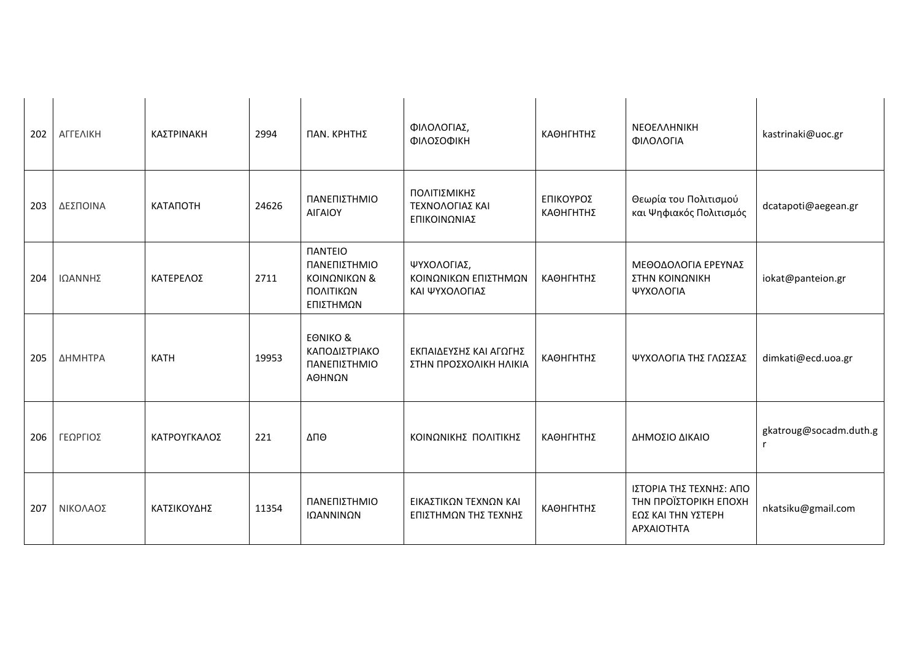| 202 | ΑΓΓΕΛΙΚΗ | ΚΑΣΤΡΙΝΑΚΗ | 2994 | ΠΑΝ. ΚΡΗΤΗΣ | ΦΙΛΟΛΟΓΙΑΣ, ΦΙΛΟΣΟΦΙΚΗ | ΚΑΘΗΓΗΤΗΣ | ΝΕΟΕΛΛΗΝΙΚΗ ΦΙΛΟΛΟΓΙΑ | kastrinaki@uoc.gr |
|---|---|---|---|---|---|---|---|---|
| 203 | ΔΕΣΠΟΙΝΑ | ΚΑΤΑΠΟΤΗ | 24626 | ΠΑΝΕΠΙΣΤΗΜΙΟ ΑΙΓΑΙΟΥ | ΠΟΛΙΤΙΣΜΙΚΗΣ ΤΕΧΝΟΛΟΓΙΑΣ ΚΑΙ ΕΠΙΚΟΙΝΩΝΙΑΣ | ΕΠΙΚΟΥΡΟΣ ΚΑΘΗΓΗΤΗΣ | Θεωρία του Πολιτισμού και Ψηφιακός Πολιτισμός | dcatapoti@aegean.gr |
| 204 | ΙΩΑΝΝΗΣ | ΚΑΤΕΡΕΛΟΣ | 2711 | ΠΑΝΤΕΙΟ ΠΑΝΕΠΙΣΤΗΜΙΟ ΚΟΙΝΩΝΙΚΩΝ & ΠΟΛΙΤΙΚΩΝ ΕΠΙΣΤΗΜΩΝ | ΨΥΧΟΛΟΓΙΑΣ, ΚΟΙΝΩΝΙΚΩΝ ΕΠΙΣΤΗΜΩΝ ΚΑΙ ΨΥΧΟΛΟΓΙΑΣ | ΚΑΘΗΓΗΤΗΣ | ΜΕΘΟΔΟΛΟΓΙΑ ΕΡΕΥΝΑΣ ΣΤΗΝ ΚΟΙΝΩΝΙΚΗ ΨΥΧΟΛΟΓΙΑ | iokat@panteion.gr |
| 205 | ΔΗΜΗΤΡΑ | ΚΑΤΗ | 19953 | ΕΘΝΙΚΟ & ΚΑΠΟΔΙΣΤΡΙΑΚΟ ΠΑΝΕΠΙΣΤΗΜΙΟ ΑΘΗΝΩΝ | ΕΚΠΑΙΔΕΥΣΗΣ ΚΑΙ ΑΓΩΓΗΣ ΣΤΗΝ ΠΡΟΣΧΟΛΙΚΗ ΗΛΙΚΙΑ | ΚΑΘΗΓΗΤΗΣ | ΨΥΧΟΛΟΓΙΑ ΤΗΣ ΓΛΩΣΣΑΣ | dimkati@ecd.uoa.gr |
| 206 | ΓΕΩΡΓΙΟΣ | ΚΑΤΡΟΥΓΚΑΛΟΣ | 221 | ΔΠΘ | ΚΟΙΝΩΝΙΚΗΣ ΠΟΛΙΤΙΚΗΣ | ΚΑΘΗΓΗΤΗΣ | ΔΗΜΟΣΙΟ ΔΙΚΑΙΟ | gkatroug@socadm.duth.gr |
| 207 | ΝΙΚΟΛΑΟΣ | ΚΑΤΣΙΚΟΥΔΗΣ | 11354 | ΠΑΝΕΠΙΣΤΗΜΙΟ ΙΩΑΝΝΙΝΩΝ | ΕΙΚΑΣΤΙΚΩΝ ΤΕΧΝΩΝ ΚΑΙ ΕΠΙΣΤΗΜΩΝ ΤΗΣ ΤΕΧΝΗΣ | ΚΑΘΗΓΗΤΗΣ | ΙΣΤΟΡΙΑ ΤΗΣ ΤΕΧΝΗΣ: ΑΠΟ ΤΗΝ ΠΡΟΪΣΤΟΡΙΚΗ ΕΠΟΧΗ ΕΩΣ ΚΑΙ ΤΗΝ ΥΣΤΕΡΗ ΑΡΧΑΙΟΤΗΤΑ | nkatsiku@gmail.com |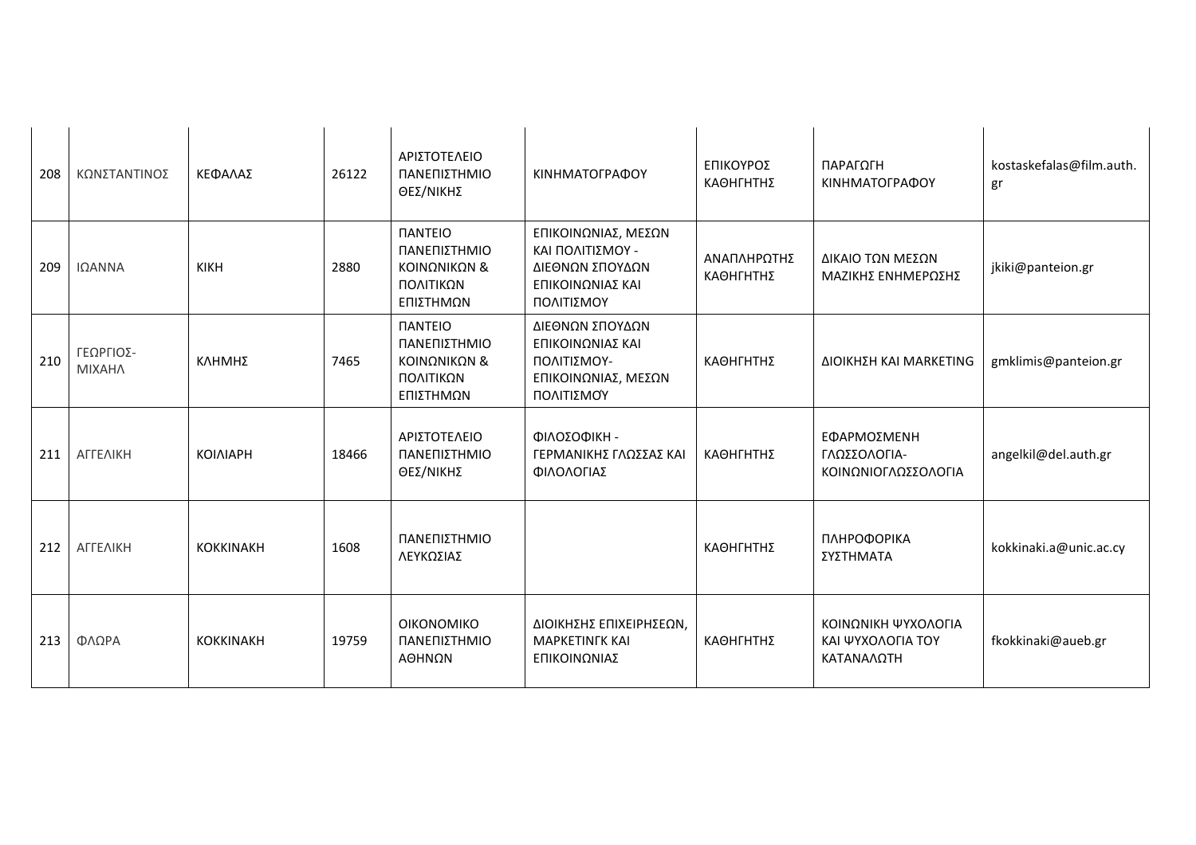| 208 | ΚΩΝΣΤΑΝΤΙΝΟΣ | ΚΕΦΑΛΑΣ | 26122 | ΑΡΙΣΤΟΤΕΛΕΙΟ ΠΑΝΕΠΙΣΤΗΜΙΟ ΘΕΣ/ΝΙΚΗΣ | ΚΙΝΗΜΑΤΟΓΡΑΦΟΥ | ΕΠΙΚΟΥΡΟΣ ΚΑΘΗΓΗΤΗΣ | ΠΑΡΑΓΩΓΗ ΚΙΝΗΜΑΤΟΓΡΑΦΟΥ | kostaskefalas@film.auth.gr |
|---|---|---|---|---|---|---|---|---|
| 209 | ΙΩΑΝΝΑ | ΚΙΚΗ | 2880 | ΠΑΝΤΕΙΟ ΠΑΝΕΠΙΣΤΗΜΙΟ ΚΟΙΝΩΝΙΚΩΝ & ΠΟΛΙΤΙΚΩΝ ΕΠΙΣΤΗΜΩΝ | ΕΠΙΚΟΙΝΩΝΙΑΣ, ΜΕΣΩΝ ΚΑΙ ΠΟΛΙΤΙΣΜΟΥ - ΔΙΕΘΝΩΝ ΣΠΟΥΔΩΝ ΕΠΙΚΟΙΝΩΝΙΑΣ ΚΑΙ ΠΟΛΙΤΙΣΜΟΥ | ΑΝΑΠΛΗΡΩΤΗΣ ΚΑΘΗΓΗΤΗΣ | ΔΙΚΑΙΟ ΤΩΝ ΜΕΣΩΝ ΜΑΖΙΚΗΣ ΕΝΗΜΕΡΩΣΗΣ | jkiki@panteion.gr |
| 210 | ΓΕΩΡΓΙΟΣ-ΜΙΧΑΗΛ | ΚΛΗΜΗΣ | 7465 | ΠΑΝΤΕΙΟ ΠΑΝΕΠΙΣΤΗΜΙΟ ΚΟΙΝΩΝΙΚΩΝ & ΠΟΛΙΤΙΚΩΝ ΕΠΙΣΤΗΜΩΝ | ΔΙΕΘΝΩΝ ΣΠΟΥΔΩΝ ΕΠΙΚΟΙΝΩΝΙΑΣ ΚΑΙ ΠΟΛΙΤΙΣΜΟΥ-ΕΠΙΚΟΙΝΩΝΙΑΣ, ΜΕΣΩΝ ΠΟΛΙΤΙΣΜΟΎ | ΚΑΘΗΓΗΤΗΣ | ΔΙΟΙΚΗΣΗ ΚΑΙ MARKETING | gmklimis@panteion.gr |
| 211 | ΑΓΓΕΛΙΚΗ | ΚΟΙΛΙΑΡΗ | 18466 | ΑΡΙΣΤΟΤΕΛΕΙΟ ΠΑΝΕΠΙΣΤΗΜΙΟ ΘΕΣ/ΝΙΚΗΣ | ΦΙΛΟΣΟΦΙΚΗ - ΓΕΡΜΑΝΙΚΗΣ ΓΛΩΣΣΑΣ ΚΑΙ ΦΙΛΟΛΟΓΙΑΣ | ΚΑΘΗΓΗΤΗΣ | ΕΦΑΡΜΟΣΜΕΝΗ ΓΛΩΣΣΟΛΟΓΙΑ-ΚΟΙΝΩΝΙΟΓΛΩΣΣΟΛΟΓΙΑ | angelkil@del.auth.gr |
| 212 | ΑΓΓΕΛΙΚΗ | ΚΟΚΚΙΝΑΚΗ | 1608 | ΠΑΝΕΠΙΣΤΗΜΙΟ ΛΕΥΚΩΣΙΑΣ | | ΚΑΘΗΓΗΤΗΣ | ΠΛΗΡΟΦΟΡΙΚΑ ΣΥΣΤΗΜΑΤΑ | kokkinaki.a@unic.ac.cy |
| 213 | ΦΛΩΡΑ | ΚΟΚΚΙΝΑΚΗ | 19759 | ΟΙΚΟΝΟΜΙΚΟ ΠΑΝΕΠΙΣΤΗΜΙΟ ΑΘΗΝΩΝ | ΔΙΟΙΚΗΣΗΣ ΕΠΙΧΕΙΡΗΣΕΩΝ, ΜΑΡΚΕΤΙΝΓΚ ΚΑΙ ΕΠΙΚΟΙΝΩΝΙΑΣ | ΚΑΘΗΓΗΤΗΣ | ΚΟΙΝΩΝΙΚΗ ΨΥΧΟΛΟΓΙΑ ΚΑΙ ΨΥΧΟΛΟΓΙΑ ΤΟΥ ΚΑΤΑΝΑΛΩΤΗ | fkokkinaki@aueb.gr |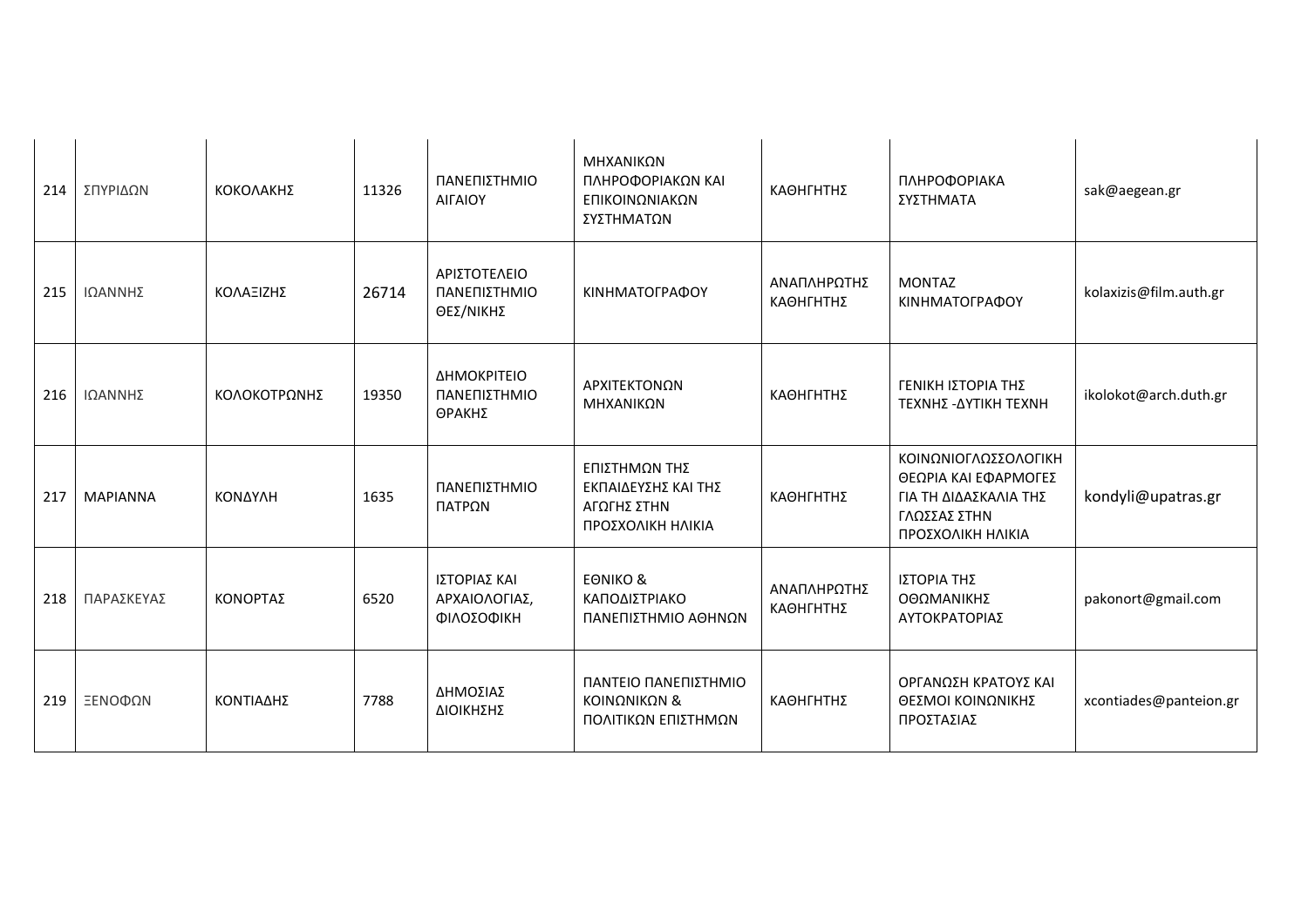| 214 | ΣΠΥΡΙΔΩΝ | ΚΟΚΟΛΑΚΗΣ | 11326 | ΠΑΝΕΠΙΣΤΗΜΙΟ ΑΙΓΑΙΟΥ | ΜΗΧΑΝΙΚΩΝ ΠΛΗΡΟΦΟΡΙΑΚΩΝ ΚΑΙ ΕΠΙΚΟΙΝΩΝΙΑΚΩΝ ΣΥΣΤΗΜΑΤΩΝ | ΚΑΘΗΓΗΤΗΣ | ΠΛΗΡΟΦΟΡΙΑΚΑ ΣΥΣΤΗΜΑΤΑ | sak@aegean.gr |
|---|---|---|---|---|---|---|---|---|
| 215 | ΙΩΑΝΝΗΣ | ΚΟΛΑΞΙΖΗΣ | 26714 | ΑΡΙΣΤΟΤΕΛΕΙΟ ΠΑΝΕΠΙΣΤΗΜΙΟ ΘΕΣ/ΝΙΚΗΣ | ΚΙΝΗΜΑΤΟΓΡΑΦΟΥ | ΑΝΑΠΛΗΡΩΤΗΣ ΚΑΘΗΓΗΤΗΣ | ΜΟΝΤΑΖ ΚΙΝΗΜΑΤΟΓΡΑΦΟΥ | kolaxizis@film.auth.gr |
| 216 | ΙΩΑΝΝΗΣ | ΚΟΛΟΚΟΤΡΩΝΗΣ | 19350 | ΔΗΜΟΚΡΙΤΕΙΟ ΠΑΝΕΠΙΣΤΗΜΙΟ ΘΡΑΚΗΣ | ΑΡΧΙΤΕΚΤΟΝΩΝ ΜΗΧΑΝΙΚΩΝ | ΚΑΘΗΓΗΤΗΣ | ΓΕΝΙΚΗ ΙΣΤΟΡΙΑ ΤΗΣ ΤΕΧΝΗΣ -ΔΥΤΙΚΗ ΤΕΧΝΗ | ikolokot@arch.duth.gr |
| 217 | ΜΑΡΙΑΝΝΑ | ΚΟΝΔΥΛΗ | 1635 | ΠΑΝΕΠΙΣΤΗΜΙΟ ΠΑΤΡΩΝ | ΕΠΙΣΤΗΜΩΝ ΤΗΣ ΕΚΠΑΙΔΕΥΣΗΣ ΚΑΙ ΤΗΣ ΑΓΩΓΗΣ ΣΤΗΝ ΠΡΟΣΧΟΛΙΚΗ ΗΛΙΚΙΑ | ΚΑΘΗΓΗΤΗΣ | ΚΟΙΝΩΝΙΟΓΛΩΣΣΟΛΟΓΙΚΗ ΘΕΩΡΙΑ ΚΑΙ ΕΦΑΡΜΟΓΕΣ ΓΙΑ ΤΗ ΔΙΔΑΣΚΑΛΙΑ ΤΗΣ ΓΛΩΣΣΑΣ ΣΤΗΝ ΠΡΟΣΧΟΛΙΚΗ ΗΛΙΚΙΑ | kondyli@upatras.gr |
| 218 | ΠΑΡΑΣΚΕΥΑΣ | ΚΟΝΟΡΤΑΣ | 6520 | ΙΣΤΟΡΙΑΣ ΚΑΙ ΑΡΧΑΙΟΛΟΓΙΑΣ, ΦΙΛΟΣΟΦΙΚΗ | ΕΘΝΙΚΟ & ΚΑΠΟΔΙΣΤΡΙΑΚΟ ΠΑΝΕΠΙΣΤΗΜΙΟ ΑΘΗΝΩΝ | ΑΝΑΠΛΗΡΩΤΗΣ ΚΑΘΗΓΗΤΗΣ | ΙΣΤΟΡΙΑ ΤΗΣ ΟΘΩΜΑΝΙΚΗΣ ΑΥΤΟΚΡΑΤΟΡΙΑΣ | pakonort@gmail.com |
| 219 | ΞΕΝΟΦΩΝ | ΚΟΝΤΙΑΔΗΣ | 7788 | ΔΗΜΟΣΙΑΣ ΔΙΟΙΚΗΣΗΣ | ΠΑΝΤΕΙΟ ΠΑΝΕΠΙΣΤΗΜΙΟ ΚΟΙΝΩΝΙΚΩΝ & ΠΟΛΙΤΙΚΩΝ ΕΠΙΣΤΗΜΩΝ | ΚΑΘΗΓΗΤΗΣ | ΟΡΓΑΝΩΣΗ ΚΡΑΤΟΥΣ ΚΑΙ ΘΕΣΜΟΙ ΚΟΙΝΩΝΙΚΗΣ ΠΡΟΣΤΑΣΙΑΣ | xcontiades@panteion.gr |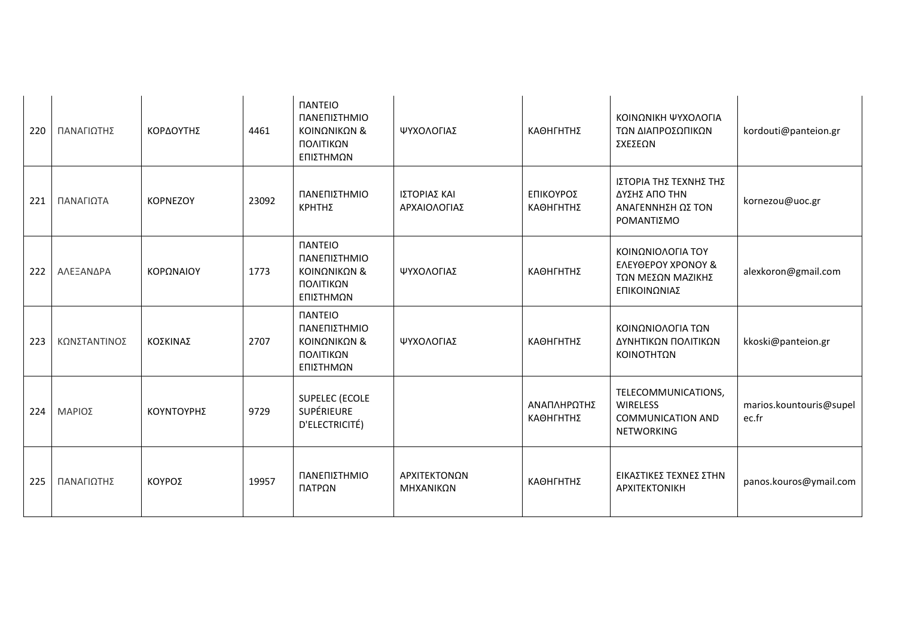| 220 | ΠΑΝΑΓΙΩΤΗΣ | ΚΟΡΔΟΥΤΗΣ | 4461 | ΠΑΝΤΕΙΟ ΠΑΝΕΠΙΣΤΗΜΙΟ ΚΟΙΝΩΝΙΚΩΝ & ΠΟΛΙΤΙΚΩΝ ΕΠΙΣΤΗΜΩΝ | ΨΥΧΟΛΟΓΙΑΣ | ΚΑΘΗΓΗΤΗΣ | ΚΟΙΝΩΝΙΚΗ ΨΥΧΟΛΟΓΙΑ ΤΩΝ ΔΙΑΠΡΟΣΩΠΙΚΩΝ ΣΧΕΣΕΩΝ | kordouti@panteion.gr |
|---|---|---|---|---|---|---|---|---|
| 221 | ΠΑΝΑΓΙΩΤΑ | ΚΟΡΝΕΖΟΥ | 23092 | ΠΑΝΕΠΙΣΤΗΜΙΟ ΚΡΗΤΗΣ | ΙΣΤΟΡΙΑΣ ΚΑΙ ΑΡΧΑΙΟΛΟΓΙΑΣ | ΕΠΙΚΟΥΡΟΣ ΚΑΘΗΓΗΤΗΣ | ΙΣΤΟΡΙΑ ΤΗΣ ΤΕΧΝΗΣ ΤΗΣ ΔΥΣΗΣ ΑΠΟ ΤΗΝ ΑΝΑΓΕΝΝΗΣΗ ΩΣ ΤΟΝ ΡΟΜΑΝΤΙΣΜΟ | kornezou@uoc.gr |
| 222 | ΑΛΕΞΑΝΔΡΑ | ΚΟΡΩΝΑΙΟΥ | 1773 | ΠΑΝΤΕΙΟ ΠΑΝΕΠΙΣΤΗΜΙΟ ΚΟΙΝΩΝΙΚΩΝ & ΠΟΛΙΤΙΚΩΝ ΕΠΙΣΤΗΜΩΝ | ΨΥΧΟΛΟΓΙΑΣ | ΚΑΘΗΓΗΤΗΣ | ΚΟΙΝΩΝΙΟΛΟΓΙΑ ΤΟΥ ΕΛΕΥΘΕΡΟΥ ΧΡΟΝΟΥ & ΤΩΝ ΜΕΣΩΝ ΜΑΖΙΚΗΣ ΕΠΙΚΟΙΝΩΝΙΑΣ | alexkoron@gmail.com |
| 223 | ΚΩΝΣΤΑΝΤΙΝΟΣ | ΚΟΣΚΙΝΑΣ | 2707 | ΠΑΝΤΕΙΟ ΠΑΝΕΠΙΣΤΗΜΙΟ ΚΟΙΝΩΝΙΚΩΝ & ΠΟΛΙΤΙΚΩΝ ΕΠΙΣΤΗΜΩΝ | ΨΥΧΟΛΟΓΙΑΣ | ΚΑΘΗΓΗΤΗΣ | ΚΟΙΝΩΝΙΟΛΟΓΙΑ ΤΩΝ ΔΥΝΗΤΙΚΩΝ ΠΟΛΙΤΙΚΩΝ ΚΟΙΝΟΤΗΤΩΝ | kkoski@panteion.gr |
| 224 | ΜΑΡΙΟΣ | ΚΟΥΝΤΟΥΡΗΣ | 9729 | SUPELEC (ECOLE SUPÉRIEURE D'ELECTRICITÉ) | | ΑΝΑΠΛΗΡΩΤΗΣ ΚΑΘΗΓΗΤΗΣ | TELECOMMUNICATIONS, WIRELESS COMMUNICATION AND NETWORKING | marios.kountouris@supelec.fr |
| 225 | ΠΑΝΑΓΙΩΤΗΣ | ΚΟΥΡΟΣ | 19957 | ΠΑΝΕΠΙΣΤΗΜΙΟ ΠΑΤΡΩΝ | ΑΡΧΙΤΕΚΤΟΝΩΝ ΜΗΧΑΝΙΚΩΝ | ΚΑΘΗΓΗΤΗΣ | ΕΙΚΑΣΤΙΚΕΣ ΤΕΧΝΕΣ ΣΤΗΝ ΑΡΧΙΤΕΚΤΟΝΙΚΗ | panos.kouros@ymail.com |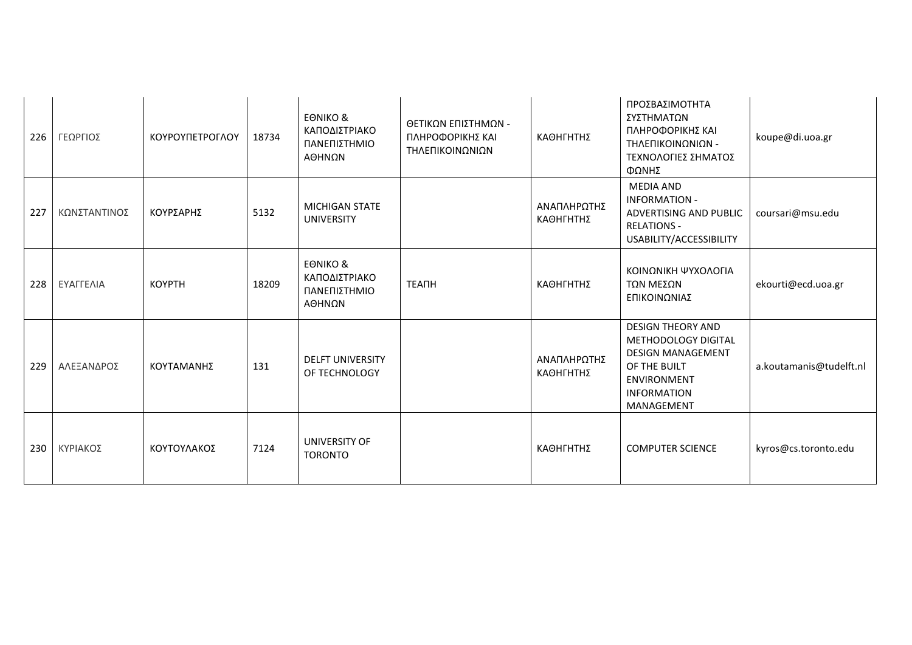| 226 | ΓΕΩΡΓΙΟΣ | ΚΟΥΡΟΥΠΕΤΡΟΓΛΟΥ | 18734 | ΕΘΝΙΚΟ & ΚΑΠΟΔΙΣΤΡΙΑΚΟ ΠΑΝΕΠΙΣΤΗΜΙΟ ΑΘΗΝΩΝ | ΘΕΤΙΚΩΝ ΕΠΙΣΤΗΜΩΝ - ΠΛΗΡΟΦΟΡΙΚΗΣ ΚΑΙ ΤΗΛΕΠΙΚΟΙΝΩΝΙΩΝ | ΚΑΘΗΓΗΤΗΣ | ΠΡΟΣΒΑΣΙΜΟΤΗΤΑ ΣΥΣΤΗΜΑΤΩΝ ΠΛΗΡΟΦΟΡΙΚΗΣ ΚΑΙ ΤΗΛΕΠΙΚΟΙΝΩΝΙΩΝ - ΤΕΧΝΟΛΟΓΙΕΣ ΣΗΜΑΤΟΣ ΦΩΝΗΣ | koupe@di.uoa.gr |
|---|---|---|---|---|---|---|---|---|
| 227 | ΚΩΝΣΤΑΝΤΙΝΟΣ | ΚΟΥΡΣΑΡΗΣ | 5132 | MICHIGAN STATE UNIVERSITY | | ΑΝΑΠΛΗΡΩΤΗΣ ΚΑΘΗΓΗΤΗΣ | MEDIA AND INFORMATION - ADVERTISING AND PUBLIC RELATIONS - USABILITY/ACCESSIBILITY | coursari@msu.edu |
| 228 | ΕΥΑΓΓΕΛΙΑ | ΚΟΥΡΤΗ | 18209 | ΕΘΝΙΚΟ & ΚΑΠΟΔΙΣΤΡΙΑΚΟ ΠΑΝΕΠΙΣΤΗΜΙΟ ΑΘΗΝΩΝ | ΤΕΑΠΗ | ΚΑΘΗΓΗΤΗΣ | ΚΟΙΝΩΝΙΚΗ ΨΥΧΟΛΟΓΙΑ ΤΩΝ ΜΕΣΩΝ ΕΠΙΚΟΙΝΩΝΙΑΣ | ekourti@ecd.uoa.gr |
| 229 | ΑΛΕΞΑΝΔΡΟΣ | ΚΟΥΤΑΜΑΝΗΣ | 131 | DELFT UNIVERSITY OF TECHNOLOGY | | ΑΝΑΠΛΗΡΩΤΗΣ ΚΑΘΗΓΗΤΗΣ | DESIGN THEORY AND METHODOLOGY DIGITAL DESIGN MANAGEMENT OF THE BUILT ENVIRONMENT INFORMATION MANAGEMENT | a.koutamanis@tudelft.nl |
| 230 | ΚΥΡΙΑΚΟΣ | ΚΟΥΤΟΥΛΑΚΟΣ | 7124 | UNIVERSITY OF TORONTO | | ΚΑΘΗΓΗΤΗΣ | COMPUTER SCIENCE | kyros@cs.toronto.edu |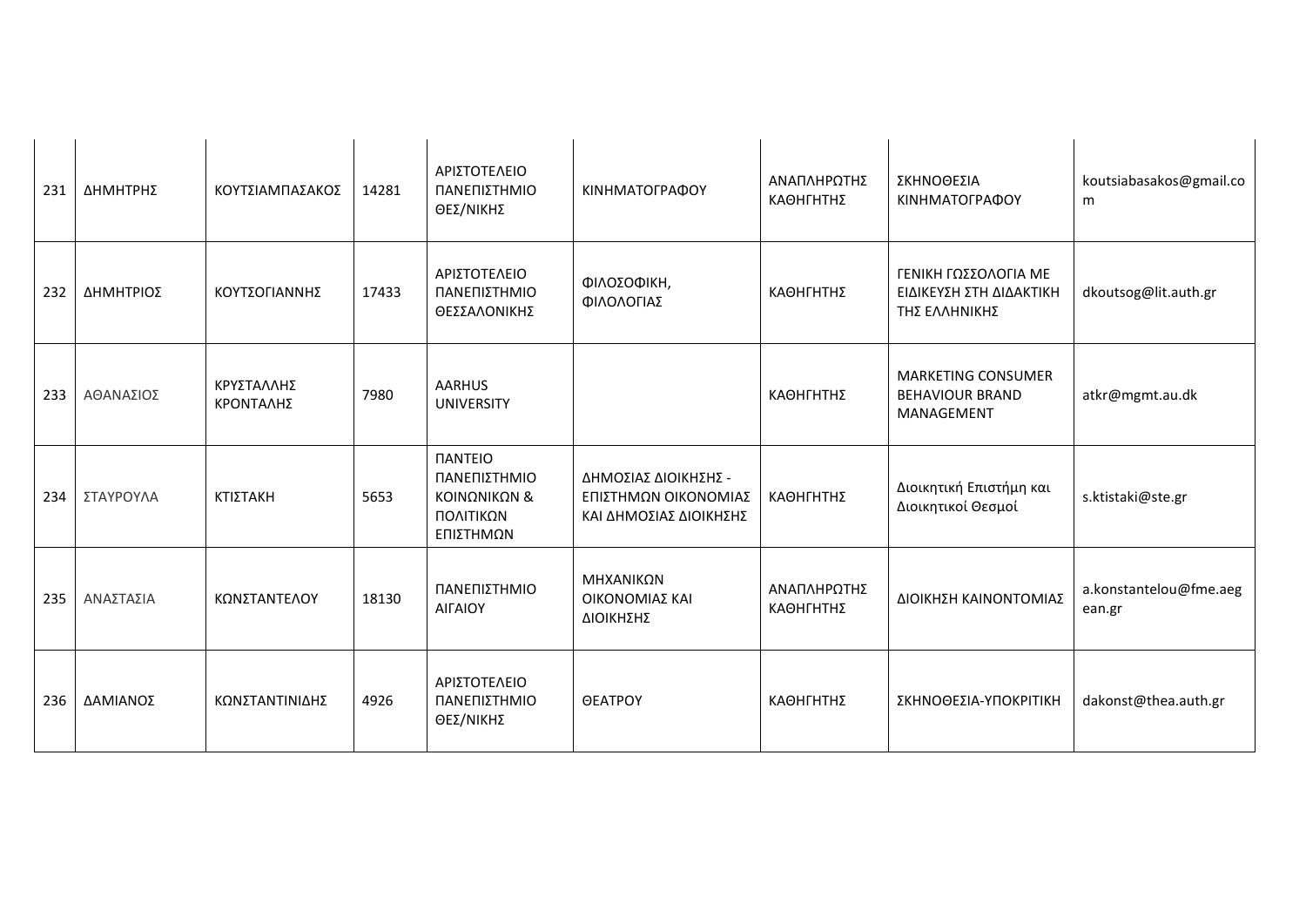| 231 | ΔΗΜΗΤΡΗΣ | ΚΟΥΤΣΙΑΜΠΑΣΑΚΟΣ | 14281 | ΑΡΙΣΤΟΤΕΛΕΙΟ ΠΑΝΕΠΙΣΤΗΜΙΟ ΘΕΣ/ΝΙΚΗΣ | ΚΙΝΗΜΑΤΟΓΡΑΦΟΥ | ΑΝΑΠΛΗΡΩΤΗΣ ΚΑΘΗΓΗΤΗΣ | ΣΚΗΝΟΘΕΣΙΑ ΚΙΝΗΜΑΤΟΓΡΑΦΟΥ | koutsiabasakos@gmail.com |
|---|---|---|---|---|---|---|---|---|
| 232 | ΔΗΜΗΤΡΙΟΣ | ΚΟΥΤΣΟΓΙΑΝΝΗΣ | 17433 | ΑΡΙΣΤΟΤΕΛΕΙΟ ΠΑΝΕΠΙΣΤΗΜΙΟ ΘΕΣΣΑΛΟΝΙΚΗΣ | ΦΙΛΟΣΟΦΙΚΗ, ΦΙΛΟΛΟΓΙΑΣ | ΚΑΘΗΓΗΤΗΣ | ΓΕΝΙΚΗ ΓΩΣΣΟΛΟΓΙΑ ΜΕ ΕΙΔΙΚΕΥΣΗ ΣΤΗ ΔΙΔΑΚΤΙΚΗ ΤΗΣ ΕΛΛΗΝΙΚΗΣ | dkoutsog@lit.auth.gr |
| 233 | ΑΘΑΝΑΣΙΟΣ | ΚΡΥΣΤΑΛΛΗΣ ΚΡΟΝΤΑΛΗΣ | 7980 | AARHUS UNIVERSITY | | ΚΑΘΗΓΗΤΗΣ | MARKETING CONSUMER BEHAVIOUR BRAND MANAGEMENT | atkr@mgmt.au.dk |
| 234 | ΣΤΑΥΡΟΥΛΑ | ΚΤΙΣΤΑΚΗ | 5653 | ΠΑΝΤΕΙΟ ΠΑΝΕΠΙΣΤΗΜΙΟ ΚΟΙΝΩΝΙΚΩΝ & ΠΟΛΙΤΙΚΩΝ ΕΠΙΣΤΗΜΩΝ | ΔΗΜΟΣΙΑΣ ΔΙΟΙΚΗΣΗΣ - ΕΠΙΣΤΗΜΩΝ ΟΙΚΟΝΟΜΙΑΣ ΚΑΙ ΔΗΜΟΣΙΑΣ ΔΙΟΙΚΗΣΗΣ | ΚΑΘΗΓΗΤΗΣ | Διοικητική Επιστήμη και Διοικητικοί Θεσμοί | s.ktistaki@ste.gr |
| 235 | ΑΝΑΣΤΑΣΙΑ | ΚΩΝΣΤΑΝΤΕΛΟΥ | 18130 | ΠΑΝΕΠΙΣΤΗΜΙΟ ΑΙΓΑΙΟΥ | ΜΗΧΑΝΙΚΩΝ ΟΙΚΟΝΟΜΙΑΣ ΚΑΙ ΔΙΟΙΚΗΣΗΣ | ΑΝΑΠΛΗΡΩΤΗΣ ΚΑΘΗΓΗΤΗΣ | ΔΙΟΙΚΗΣΗ ΚΑΙΝΟΤΟΜΙΑΣ | a.konstantelou@fme.aegean.gr |
| 236 | ΔΑΜΙΑΝΟΣ | ΚΩΝΣΤΑΝΤΙΝΙΔΗΣ | 4926 | ΑΡΙΣΤΟΤΕΛΕΙΟ ΠΑΝΕΠΙΣΤΗΜΙΟ ΘΕΣ/ΝΙΚΗΣ | ΘΕΑΤΡΟΥ | ΚΑΘΗΓΗΤΗΣ | ΣΚΗΝΟΘΕΣΙΑ-ΥΠΟΚΡΙΤΙΚΗ | dakonst@thea.auth.gr |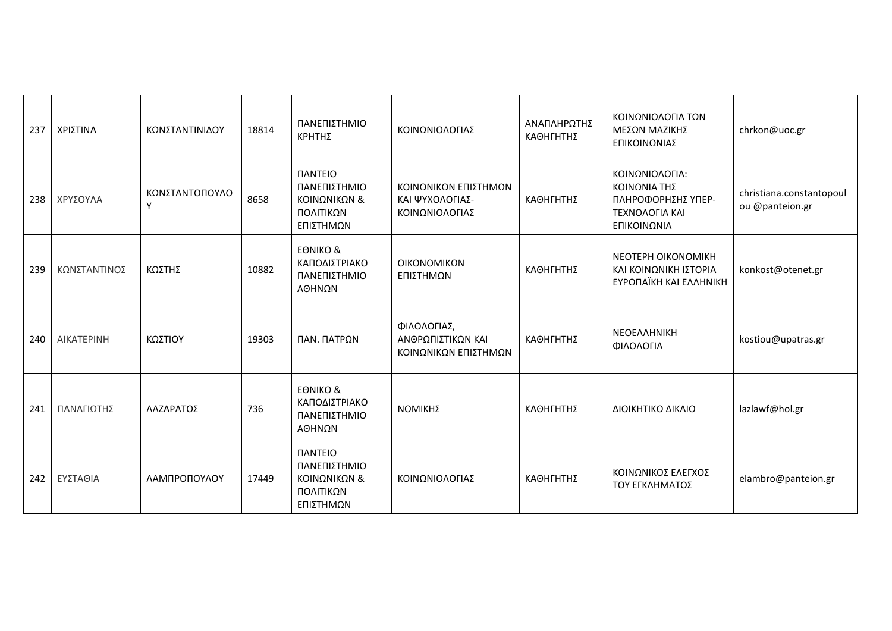| 237 | ΧΡΙΣΤΙΝΑ | ΚΩΝΣΤΑΝΤΙΝΙΔΟΥ | 18814 | ΠΑΝΕΠΙΣΤΗΜΙΟ ΚΡΗΤΗΣ | ΚΟΙΝΩΝΙΟΛΟΓΙΑΣ | ΑΝΑΠΛΗΡΩΤΗΣ ΚΑΘΗΓΗΤΗΣ | ΚΟΙΝΩΝΙΟΛΟΓΙΑ ΤΩΝ ΜΕΣΩΝ ΜΑΖΙΚΗΣ ΕΠΙΚΟΙΝΩΝΙΑΣ | chrkon@uoc.gr |
|---|---|---|---|---|---|---|---|---|
| 238 | ΧΡΥΣΟΥΛΑ | ΚΩΝΣΤΑΝΤΟΠΟΥΛΟΥ | 8658 | ΠΑΝΤΕΙΟ ΠΑΝΕΠΙΣΤΗΜΙΟ ΚΟΙΝΩΝΙΚΩΝ & ΠΟΛΙΤΙΚΩΝ ΕΠΙΣΤΗΜΩΝ | ΚΟΙΝΩΝΙΚΩΝ ΕΠΙΣΤΗΜΩΝ ΚΑΙ ΨΥΧΟΛΟΓΙΑΣ-ΚΟΙΝΩΝΙΟΛΟΓΙΑΣ | ΚΑΘΗΓΗΤΗΣ | ΚΟΙΝΩΝΙΟΛΟΓΙΑ: ΚΟΙΝΩΝΙΑ ΤΗΣ ΠΛΗΡΟΦΟΡΗΣΗΣ ΥΠΕΡ-ΤΕΧΝΟΛΟΓΙΑ ΚΑΙ ΕΠΙΚΟΙΝΩΝΙΑ | christiana.constantopoulou @panteion.gr |
| 239 | ΚΩΝΣΤΑΝΤΙΝΟΣ | ΚΩΣΤΗΣ | 10882 | ΕΘΝΙΚΟ & ΚΑΠΟΔΙΣΤΡΙΑΚΟ ΠΑΝΕΠΙΣΤΗΜΙΟ ΑΘΗΝΩΝ | ΟΙΚΟΝΟΜΙΚΩΝ ΕΠΙΣΤΗΜΩΝ | ΚΑΘΗΓΗΤΗΣ | ΝΕΟΤΕΡΗ ΟΙΚΟΝΟΜΙΚΗ ΚΑΙ ΚΟΙΝΩΝΙΚΗ ΙΣΤΟΡΙΑ ΕΥΡΩΠΑΪΚΗ ΚΑΙ ΕΛΛΗΝΙΚΗ | konkost@otenet.gr |
| 240 | ΑΙΚΑΤΕΡΙΝΗ | ΚΩΣΤΙΟΥ | 19303 | ΠΑΝ. ΠΑΤΡΩΝ | ΦΙΛΟΛΟΓΙΑΣ, ΑΝΘΡΩΠΙΣΤΙΚΩΝ ΚΑΙ ΚΟΙΝΩΝΙΚΩΝ ΕΠΙΣΤΗΜΩΝ | ΚΑΘΗΓΗΤΗΣ | ΝΕΟΕΛΛΗΝΙΚΗ ΦΙΛΟΛΟΓΙΑ | kostiou@upatras.gr |
| 241 | ΠΑΝΑΓΙΩΤΗΣ | ΛΑΖΑΡΑΤΟΣ | 736 | ΕΘΝΙΚΟ & ΚΑΠΟΔΙΣΤΡΙΑΚΟ ΠΑΝΕΠΙΣΤΗΜΙΟ ΑΘΗΝΩΝ | ΝΟΜΙΚΗΣ | ΚΑΘΗΓΗΤΗΣ | ΔΙΟΙΚΗΤΙΚΟ ΔΙΚΑΙΟ | lazlawf@hol.gr |
| 242 | ΕΥΣΤΑΘΙΑ | ΛΑΜΠΡΟΠΟΥΛΟΥ | 17449 | ΠΑΝΤΕΙΟ ΠΑΝΕΠΙΣΤΗΜΙΟ ΚΟΙΝΩΝΙΚΩΝ & ΠΟΛΙΤΙΚΩΝ ΕΠΙΣΤΗΜΩΝ | ΚΟΙΝΩΝΙΟΛΟΓΙΑΣ | ΚΑΘΗΓΗΤΗΣ | ΚΟΙΝΩΝΙΚΟΣ ΕΛΕΓΧΟΣ ΤΟΥ ΕΓΚΛΗΜΑΤΟΣ | elambro@panteion.gr |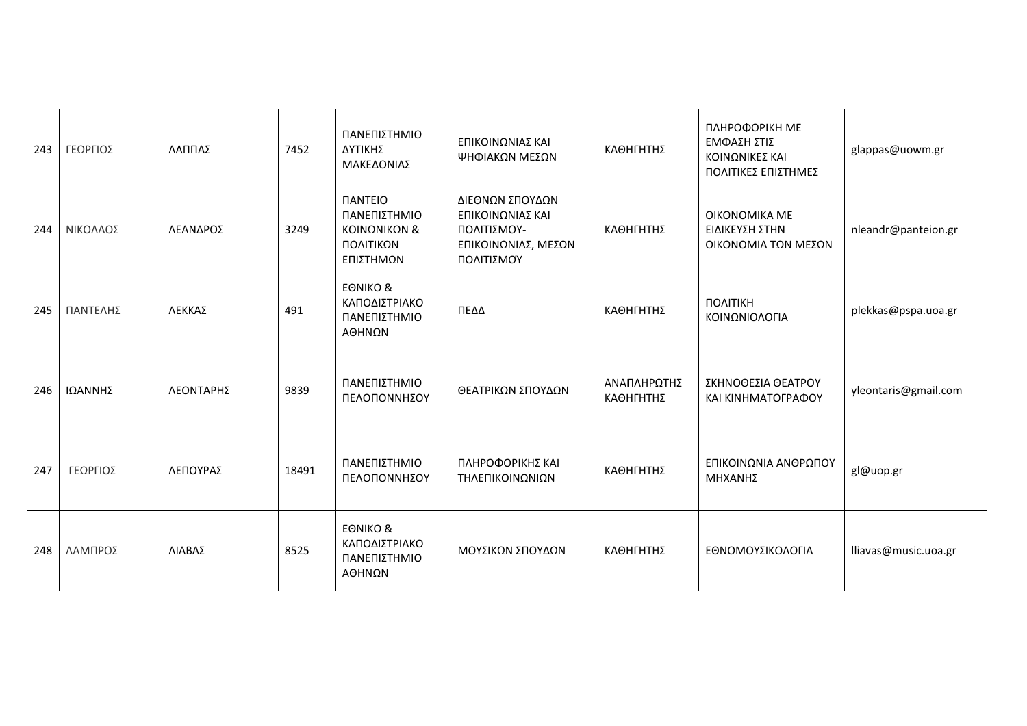| | | | | | | | | |
|---|---|---|---|---|---|---|---|---|
| 243 | ΓΕΩΡΓΙΟΣ | ΛΑΠΠΑΣ | 7452 | ΠΑΝΕΠΙΣΤΗΜΙΟ ΔΥΤΙΚΗΣ ΜΑΚΕΔΟΝΙΑΣ | ΕΠΙΚΟΙΝΩΝΙΑΣ ΚΑΙ ΨΗΦΙΑΚΩΝ ΜΕΣΩΝ | ΚΑΘΗΓΗΤΗΣ | ΠΛΗΡΟΦΟΡΙΚΗ ΜΕ ΕΜΦΑΣΗ ΣΤΙΣ ΚΟΙΝΩΝΙΚΕΣ ΚΑΙ ΠΟΛΙΤΙΚΕΣ ΕΠΙΣΤΗΜΕΣ | glappas@uowm.gr |
| 244 | ΝΙΚΟΛΑΟΣ | ΛΕΑΝΔΡΟΣ | 3249 | ΠΑΝΤΕΙΟ ΠΑΝΕΠΙΣΤΗΜΙΟ ΚΟΙΝΩΝΙΚΩΝ & ΠΟΛΙΤΙΚΩΝ ΕΠΙΣΤΗΜΩΝ | ΔΙΕΘΝΩΝ ΣΠΟΥΔΩΝ ΕΠΙΚΟΙΝΩΝΙΑΣ ΚΑΙ ΠΟΛΙΤΙΣΜΟΥ-ΕΠΙΚΟΙΝΩΝΙΑΣ, ΜΕΣΩΝ ΠΟΛΙΤΙΣΜΟΎ | ΚΑΘΗΓΗΤΗΣ | ΟΙΚΟΝΟΜΙΚΑ ΜΕ ΕΙΔΙΚΕΥΣΗ ΣΤΗΝ ΟΙΚΟΝΟΜΙΑ ΤΩΝ ΜΕΣΩΝ | nleandr@panteion.gr |
| 245 | ΠΑΝΤΕΛΗΣ | ΛΕΚΚΑΣ | 491 | ΕΘΝΙΚΟ & ΚΑΠΟΔΙΣΤΡΙΑΚΟ ΠΑΝΕΠΙΣΤΗΜΙΟ ΑΘΗΝΩΝ | ΠΕΔΔ | ΚΑΘΗΓΗΤΗΣ | ΠΟΛΙΤΙΚΗ ΚΟΙΝΩΝΙΟΛΟΓΙΑ | plekkas@pspa.uoa.gr |
| 246 | ΙΩΑΝΝΗΣ | ΛΕΟΝΤΑΡΗΣ | 9839 | ΠΑΝΕΠΙΣΤΗΜΙΟ ΠΕΛΟΠΟΝΝΗΣΟΥ | ΘΕΑΤΡΙΚΩΝ ΣΠΟΥΔΩΝ | ΑΝΑΠΛΗΡΩΤΗΣ ΚΑΘΗΓΗΤΗΣ | ΣΚΗΝΟΘΕΣΙΑ ΘΕΑΤΡΟΥ ΚΑΙ ΚΙΝΗΜΑΤΟΓΡΑΦΟΥ | yleontaris@gmail.com |
| 247 | ΓΕΩΡΓΙΟΣ | ΛΕΠΟΥΡΑΣ | 18491 | ΠΑΝΕΠΙΣΤΗΜΙΟ ΠΕΛΟΠΟΝΝΗΣΟΥ | ΠΛΗΡΟΦΟΡΙΚΗΣ ΚΑΙ ΤΗΛΕΠΙΚΟΙΝΩΝΙΩΝ | ΚΑΘΗΓΗΤΗΣ | ΕΠΙΚΟΙΝΩΝΙΑ ΑΝΘΡΩΠΟΥ ΜΗΧΑΝΗΣ | gl@uop.gr |
| 248 | ΛΑΜΠΡΟΣ | ΛΙΑΒΑΣ | 8525 | ΕΘΝΙΚΟ & ΚΑΠΟΔΙΣΤΡΙΑΚΟ ΠΑΝΕΠΙΣΤΗΜΙΟ ΑΘΗΝΩΝ | ΜΟΥΣΙΚΩΝ ΣΠΟΥΔΩΝ | ΚΑΘΗΓΗΤΗΣ | ΕΘΝΟΜΟΥΣΙΚΟΛΟΓΙΑ | lliavas@music.uoa.gr |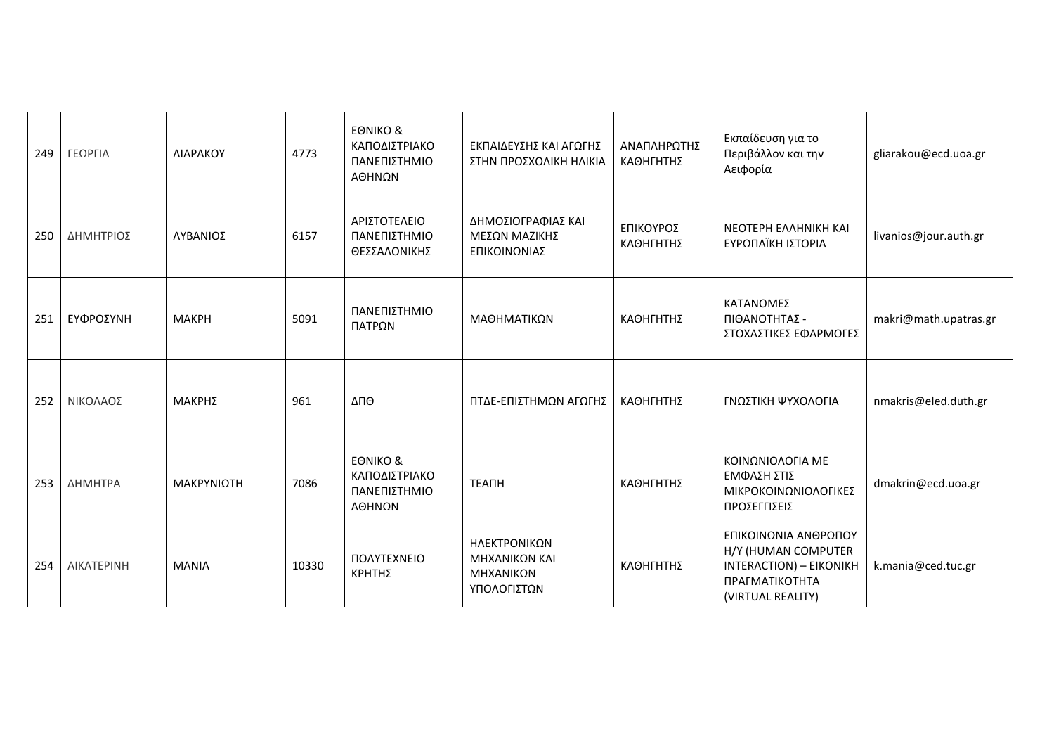| 249 | ΓΕΩΡΓΙΑ | ΛΙΑΡΑΚΟΥ | 4773 | ΕΘΝΙΚΟ & ΚΑΠΟΔΙΣΤΡΙΑΚΟ ΠΑΝΕΠΙΣΤΗΜΙΟ ΑΘΗΝΩΝ | ΕΚΠΑΙΔΕΥΣΗΣ ΚΑΙ ΑΓΩΓΗΣ ΣΤΗΝ ΠΡΟΣΧΟΛΙΚΗ ΗΛΙΚΙΑ | ΑΝΑΠΛΗΡΩΤΗΣ ΚΑΘΗΓΗΤΗΣ | Εκπαίδευση για το Περιβάλλον και την Αειφορία | gliarakou@ecd.uoa.gr |
|---|---|---|---|---|---|---|---|---|
| 250 | ΔΗΜΗΤΡΙΟΣ | ΛΥΒΑΝΙΟΣ | 6157 | ΑΡΙΣΤΟΤΕΛΕΙΟ ΠΑΝΕΠΙΣΤΗΜΙΟ ΘΕΣΣΑΛΟΝΙΚΗΣ | ΔΗΜΟΣΙΟΓΡΑΦΙΑΣ ΚΑΙ ΜΕΣΩΝ ΜΑΖΙΚΗΣ ΕΠΙΚΟΙΝΩΝΙΑΣ | ΕΠΙΚΟΥΡΟΣ ΚΑΘΗΓΗΤΗΣ | ΝΕΟΤΕΡΗ ΕΛΛΗΝΙΚΗ ΚΑΙ ΕΥΡΩΠΑΪΚΗ ΙΣΤΟΡΙΑ | livanios@jour.auth.gr |
| 251 | ΕΥΦΡΟΣΥΝΗ | ΜΑΚΡΗ | 5091 | ΠΑΝΕΠΙΣΤΗΜΙΟ ΠΑΤΡΩΝ | ΜΑΘΗΜΑΤΙΚΩΝ | ΚΑΘΗΓΗΤΗΣ | ΚΑΤΑΝΟΜΕΣ ΠΙΘΑΝΟΤΗΤΑΣ - ΣΤΟΧΑΣΤΙΚΕΣ ΕΦΑΡΜΟΓΕΣ | makri@math.upatras.gr |
| 252 | ΝΙΚΟΛΑΟΣ | ΜΑΚΡΗΣ | 961 | ΔΠΘ | ΠΤΔΕ-ΕΠΙΣΤΗΜΩΝ ΑΓΩΓΗΣ | ΚΑΘΗΓΗΤΗΣ | ΓΝΩΣΤΙΚΗ ΨΥΧΟΛΟΓΙΑ | nmakris@eled.duth.gr |
| 253 | ΔΗΜΗΤΡΑ | ΜΑΚΡΥΝΙΩΤΗ | 7086 | ΕΘΝΙΚΟ & ΚΑΠΟΔΙΣΤΡΙΑΚΟ ΠΑΝΕΠΙΣΤΗΜΙΟ ΑΘΗΝΩΝ | ΤΕΑΠΗ | ΚΑΘΗΓΗΤΗΣ | ΚΟΙΝΩΝΙΟΛΟΓΙΑ ΜΕ ΕΜΦΑΣΗ ΣΤΙΣ ΜΙΚΡΟΚΟΙΝΩΝΙΟΛΟΓΙΚΕΣ ΠΡΟΣΕΓΓΙΣΕΙΣ | dmakrin@ecd.uoa.gr |
| 254 | ΑΙΚΑΤΕΡΙΝΗ | ΜΑΝΙΑ | 10330 | ΠΟΛΥΤΕΧΝΕΙΟ ΚΡΗΤΗΣ | ΗΛΕΚΤΡΟΝΙΚΩΝ ΜΗΧΑΝΙΚΩΝ ΚΑΙ ΜΗΧΑΝΙΚΩΝ ΥΠΟΛΟΓΙΣΤΩΝ | ΚΑΘΗΓΗΤΗΣ | ΕΠΙΚΟΙΝΩΝΙΑ ΑΝΘΡΩΠΟΥ Η/Υ (HUMAN COMPUTER INTERACTION) – ΕΙΚΟΝΙΚΗ ΠΡΑΓΜΑΤΙΚΟΤΗΤΑ (VIRTUAL REALITY) | k.mania@ced.tuc.gr |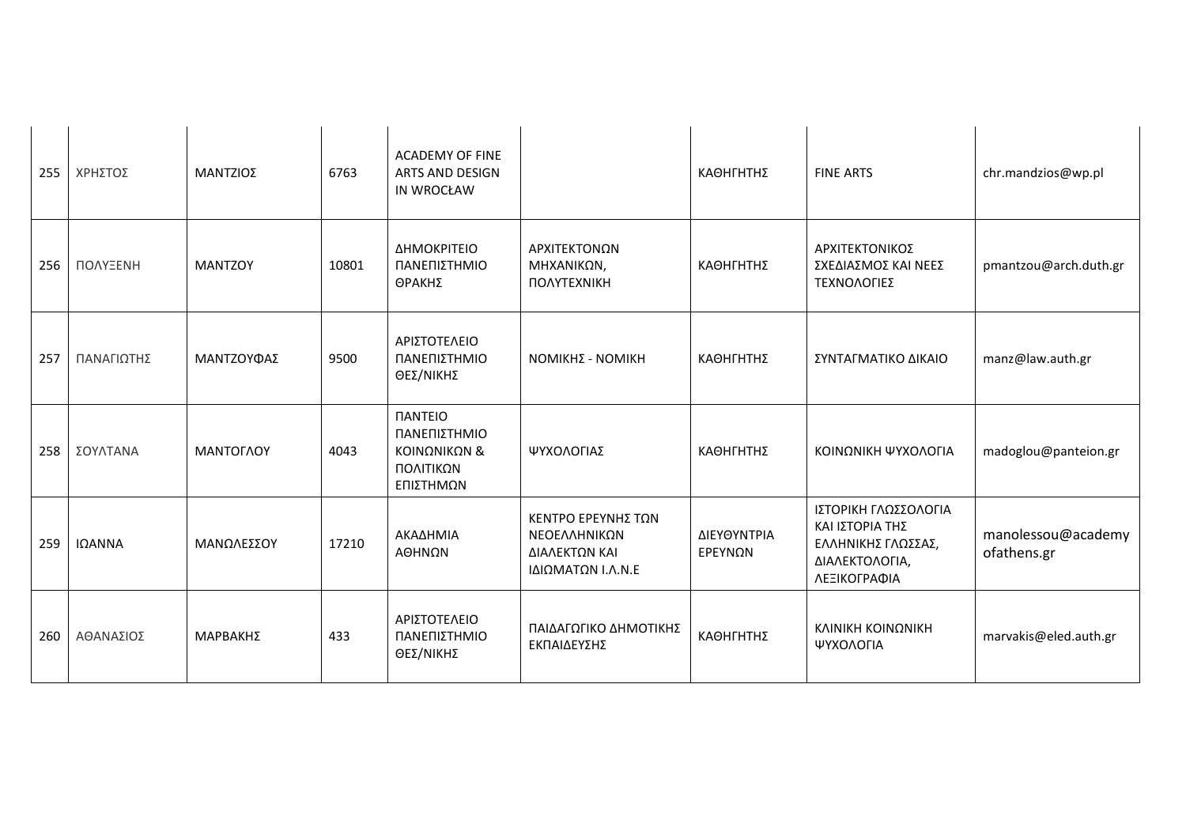| 255 | ΧΡΗΣΤΟΣ | ΜΑΝΤΖΙΟΣ | 6763 | ACADEMY OF FINE ARTS AND DESIGN IN WROCŁAW | | ΚΑΘΗΓΗΤΗΣ | FINE ARTS | chr.mandzios@wp.pl |
|---|---|---|---|---|---|---|---|---|
| 256 | ΠΟΛΥΞΕΝΗ | ΜΑΝΤΖΟΥ | 10801 | ΔΗΜΟΚΡΙΤΕΙΟ ΠΑΝΕΠΙΣΤΗΜΙΟ ΘΡΑΚΗΣ | ΑΡΧΙΤΕΚΤΟΝΩΝ ΜΗΧΑΝΙΚΩΝ, ΠΟΛΥΤΕΧΝΙΚΗ | ΚΑΘΗΓΗΤΗΣ | ΑΡΧΙΤΕΚΤΟΝΙΚΟΣ ΣΧΕΔΙΑΣΜΟΣ ΚΑΙ ΝΕΕΣ ΤΕΧΝΟΛΟΓΙΕΣ | pmantzou@arch.duth.gr |
| 257 | ΠΑΝΑΓΙΩΤΗΣ | ΜΑΝΤΖΟΥΦΑΣ | 9500 | ΑΡΙΣΤΟΤΕΛΕΙΟ ΠΑΝΕΠΙΣΤΗΜΙΟ ΘΕΣ/ΝΙΚΗΣ | ΝΟΜΙΚΗΣ - ΝΟΜΙΚΗ | ΚΑΘΗΓΗΤΗΣ | ΣΥΝΤΑΓΜΑΤΙΚΟ ΔΙΚΑΙΟ | manz@law.auth.gr |
| 258 | ΣΟΥΛΤΑΝΑ | ΜΑΝΤΟΓΛΟΥ | 4043 | ΠΑΝΤΕΙΟ ΠΑΝΕΠΙΣΤΗΜΙΟ ΚΟΙΝΩΝΙΚΩΝ & ΠΟΛΙΤΙΚΩΝ ΕΠΙΣΤΗΜΩΝ | ΨΥΧΟΛΟΓΙΑΣ | ΚΑΘΗΓΗΤΗΣ | ΚΟΙΝΩΝΙΚΗ ΨΥΧΟΛΟΓΙΑ | madoglou@panteion.gr |
| 259 | ΙΩΑΝΝΑ | ΜΑΝΩΛΕΣΣΟΥ | 17210 | ΑΚΑΔΗΜΙΑ ΑΘΗΝΩΝ | ΚΕΝΤΡΟ ΕΡΕΥΝΗΣ ΤΩΝ ΝΕΟΕΛΛΗΝΙΚΩΝ ΔΙΑΛΕΚΤΩΝ ΚΑΙ ΙΔΙΩΜΑΤΩΝ Ι.Λ.Ν.Ε | ΔΙΕΥΘΥΝΤΡΙΑ ΕΡΕΥΝΩΝ | ΙΣΤΟΡΙΚΗ ΓΛΩΣΣΟΛΟΓΙΑ ΚΑΙ ΙΣΤΟΡΙΑ ΤΗΣ ΕΛΛΗΝΙΚΗΣ ΓΛΩΣΣΑΣ, ΔΙΑΛΕΚΤΟΛΟΓΙΑ, ΛΕΞΙΚΟΓΡΑΦΙΑ | manolessou@academyofathens.gr |
| 260 | ΑΘΑΝΑΣΙΟΣ | ΜΑΡΒΑΚΗΣ | 433 | ΑΡΙΣΤΟΤΕΛΕΙΟ ΠΑΝΕΠΙΣΤΗΜΙΟ ΘΕΣ/ΝΙΚΗΣ | ΠΑΙΔΑΓΩΓΙΚΟ ΔΗΜΟΤΙΚΗΣ ΕΚΠΑΙΔΕΥΣΗΣ | ΚΑΘΗΓΗΤΗΣ | ΚΛΙΝΙΚΗ ΚΟΙΝΩΝΙΚΗ ΨΥΧΟΛΟΓΙΑ | marvakis@eled.auth.gr |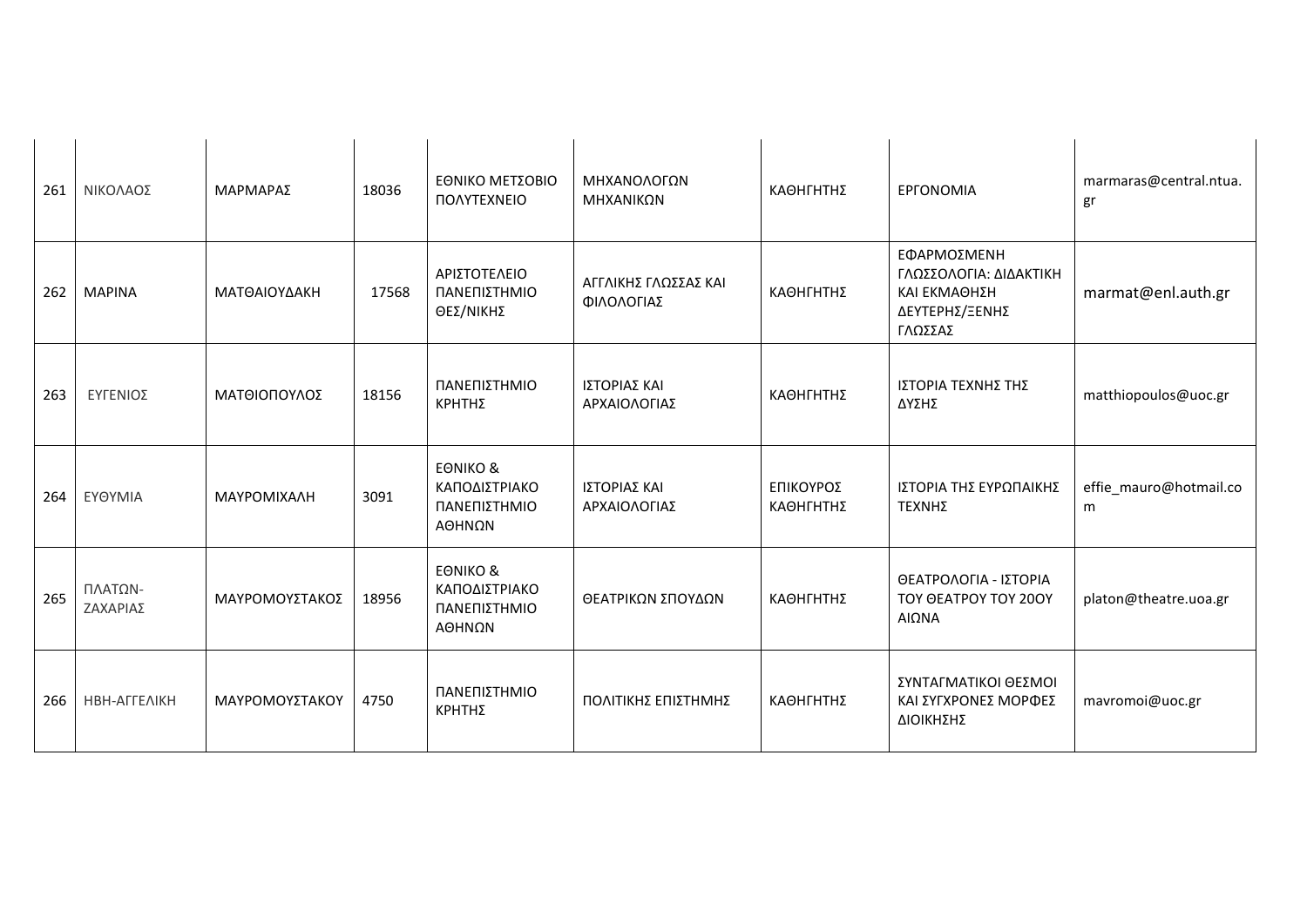| 261 | ΝΙΚΟΛΑΟΣ | ΜΑΡΜΑΡΑΣ | 18036 | ΕΘΝΙΚΟ ΜΕΤΣΟΒΙΟ ΠΟΛΥΤΕΧΝΕΙΟ | ΜΗΧΑΝΟΛΟΓΩΝ ΜΗΧΑΝΙΚΩΝ | ΚΑΘΗΓΗΤΗΣ | ΕΡΓΟΝΟΜΙΑ | marmaras@central.ntua.gr |
|---|---|---|---|---|---|---|---|---|
| 262 | ΜΑΡΙΝΑ | ΜΑΤΘΑΙΟΥΔΑΚΗ | 17568 | ΑΡΙΣΤΟΤΕΛΕΙΟ ΠΑΝΕΠΙΣΤΗΜΙΟ ΘΕΣ/ΝΙΚΗΣ | ΑΓΓΛΙΚΗΣ ΓΛΩΣΣΑΣ ΚΑΙ ΦΙΛΟΛΟΓΙΑΣ | ΚΑΘΗΓΗΤΗΣ | ΕΦΑΡΜΟΣΜΕΝΗ ΓΛΩΣΣΟΛΟΓΙΑ: ΔΙΔΑΚΤΙΚΗ ΚΑΙ ΕΚΜΑΘΗΣΗ ΔΕΥΤΕΡΗΣ/ΞΕΝΗΣ ΓΛΩΣΣΑΣ | marmat@enl.auth.gr |
| 263 | ΕΥΓΕΝΙΟΣ | ΜΑΤΘΙΟΠΟΥΛΟΣ | 18156 | ΠΑΝΕΠΙΣΤΗΜΙΟ ΚΡΗΤΗΣ | ΙΣΤΟΡΙΑΣ ΚΑΙ ΑΡΧΑΙΟΛΟΓΙΑΣ | ΚΑΘΗΓΗΤΗΣ | ΙΣΤΟΡΙΑ ΤΕΧΝΗΣ ΤΗΣ ΔΥΣΗΣ | matthiopoulos@uoc.gr |
| 264 | ΕΥΘΥΜΙΑ | ΜΑΥΡΟΜΙΧΑΛΗ | 3091 | ΕΘΝΙΚΟ & ΚΑΠΟΔΙΣΤΡΙΑΚΟ ΠΑΝΕΠΙΣΤΗΜΙΟ ΑΘΗΝΩΝ | ΙΣΤΟΡΙΑΣ ΚΑΙ ΑΡΧΑΙΟΛΟΓΙΑΣ | ΕΠΙΚΟΥΡΟΣ ΚΑΘΗΓΗΤΗΣ | ΙΣΤΟΡΙΑ ΤΗΣ ΕΥΡΩΠΑΙΚΗΣ ΤΕΧΝΗΣ | effie_mauro@hotmail.com |
| 265 | ΠΛΑΤΩΝ-ΖΑΧΑΡΙΑΣ | ΜΑΥΡΟΜΟΥΣΤΑΚΟΣ | 18956 | ΕΘΝΙΚΟ & ΚΑΠΟΔΙΣΤΡΙΑΚΟ ΠΑΝΕΠΙΣΤΗΜΙΟ ΑΘΗΝΩΝ | ΘΕΑΤΡΙΚΩΝ ΣΠΟΥΔΩΝ | ΚΑΘΗΓΗΤΗΣ | ΘΕΑΤΡΟΛΟΓΙΑ - ΙΣΤΟΡΙΑ ΤΟΥ ΘΕΑΤΡΟΥ ΤΟΥ 20ΟΥ ΑΙΩΝΑ | platon@theatre.uoa.gr |
| 266 | ΗΒΗ-ΑΓΓΕΛΙΚΗ | ΜΑΥΡΟΜΟΥΣΤΑΚΟΥ | 4750 | ΠΑΝΕΠΙΣΤΗΜΙΟ ΚΡΗΤΗΣ | ΠΟΛΙΤΙΚΗΣ ΕΠΙΣΤΗΜΗΣ | ΚΑΘΗΓΗΤΗΣ | ΣΥΝΤΑΓΜΑΤΙΚΟΙ ΘΕΣΜΟΙ ΚΑΙ ΣΥΓΧΡΟΝΕΣ ΜΟΡΦΕΣ ΔΙΟΙΚΗΣΗΣ | mavromoi@uoc.gr |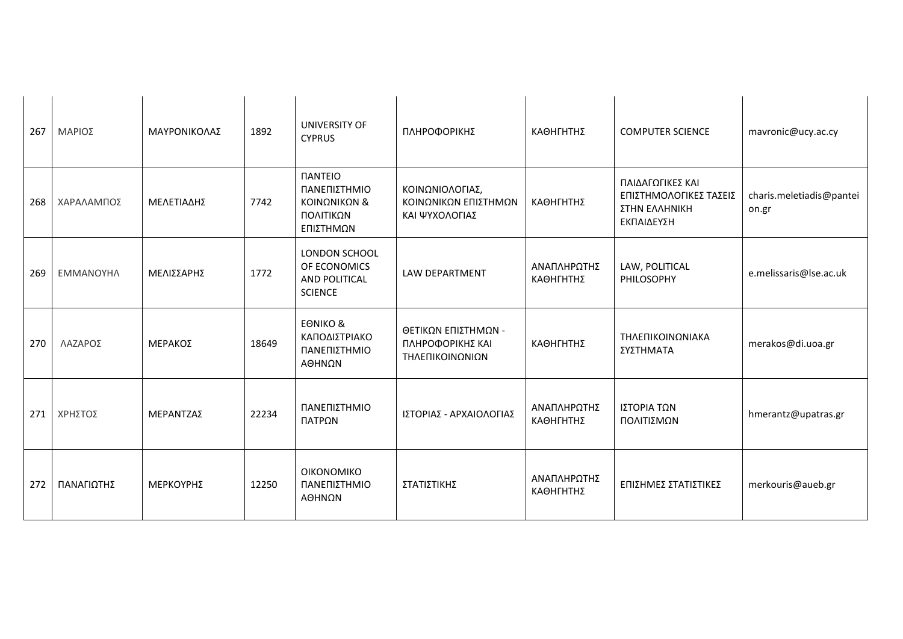| | | | | | | | | |
|---|---|---|---|---|---|---|---|---|
| 267 | ΜΑΡΙΟΣ | ΜΑΥΡΟΝΙΚΟΛΑΣ | 1892 | UNIVERSITY OF CYPRUS | ΠΛΗΡΟΦΟΡΙΚΗΣ | ΚΑΘΗΓΗΤΗΣ | COMPUTER SCIENCE | mavronic@ucy.ac.cy |
| 268 | ΧΑΡΑΛΑΜΠΟΣ | ΜΕΛΕΤΙΑΔΗΣ | 7742 | ΠΑΝΤΕΙΟ ΠΑΝΕΠΙΣΤΗΜΙΟ ΚΟΙΝΩΝΙΚΩΝ & ΠΟΛΙΤΙΚΩΝ ΕΠΙΣΤΗΜΩΝ | ΚΟΙΝΩΝΙΟΛΟΓΙΑΣ, ΚΟΙΝΩΝΙΚΩΝ ΕΠΙΣΤΗΜΩΝ ΚΑΙ ΨΥΧΟΛΟΓΙΑΣ | ΚΑΘΗΓΗΤΗΣ | ΠΑΙΔΑΓΩΓΙΚΕΣ ΚΑΙ ΕΠΙΣΤΗΜΟΛΟΓΙΚΕΣ ΤΑΣΕΙΣ ΣΤΗΝ ΕΛΛΗΝΙΚΗ ΕΚΠΑΙΔΕΥΣΗ | charis.meletiadis@panteion.gr |
| 269 | ΕΜΜΑΝΟΥΗΛ | ΜΕΛΙΣΣΑΡΗΣ | 1772 | LONDON SCHOOL OF ECONOMICS AND POLITICAL SCIENCE | LAW DEPARTMENT | ΑΝΑΠΛΗΡΩΤΗΣ ΚΑΘΗΓΗΤΗΣ | LAW, POLITICAL PHILOSOPHY | e.melissaris@lse.ac.uk |
| 270 | ΛΑΖΑΡΟΣ | ΜΕΡΑΚΟΣ | 18649 | ΕΘΝΙΚΟ & ΚΑΠΟΔΙΣΤΡΙΑΚΟ ΠΑΝΕΠΙΣΤΗΜΙΟ ΑΘΗΝΩΝ | ΘΕΤΙΚΩΝ ΕΠΙΣΤΗΜΩΝ - ΠΛΗΡΟΦΟΡΙΚΗΣ ΚΑΙ ΤΗΛΕΠΙΚΟΙΝΩΝΙΩΝ | ΚΑΘΗΓΗΤΗΣ | ΤΗΛΕΠΙΚΟΙΝΩΝΙΑΚΑ ΣΥΣΤΗΜΑΤΑ | merakos@di.uoa.gr |
| 271 | ΧΡΗΣΤΟΣ | ΜΕΡΑΝΤΖΑΣ | 22234 | ΠΑΝΕΠΙΣΤΗΜΙΟ ΠΑΤΡΩΝ | ΙΣΤΟΡΙΑΣ - ΑΡΧΑΙΟΛΟΓΙΑΣ | ΑΝΑΠΛΗΡΩΤΗΣ ΚΑΘΗΓΗΤΗΣ | ΙΣΤΟΡΙΑ ΤΩΝ ΠΟΛΙΤΙΣΜΩΝ | hmerantz@upatras.gr |
| 272 | ΠΑΝΑΓΙΩΤΗΣ | ΜΕΡΚΟΥΡΗΣ | 12250 | ΟΙΚΟΝΟΜΙΚΟ ΠΑΝΕΠΙΣΤΗΜΙΟ ΑΘΗΝΩΝ | ΣΤΑΤΙΣΤΙΚΗΣ | ΑΝΑΠΛΗΡΩΤΗΣ ΚΑΘΗΓΗΤΗΣ | ΕΠΙΣΗΜΕΣ ΣΤΑΤΙΣΤΙΚΕΣ | merkouris@aueb.gr |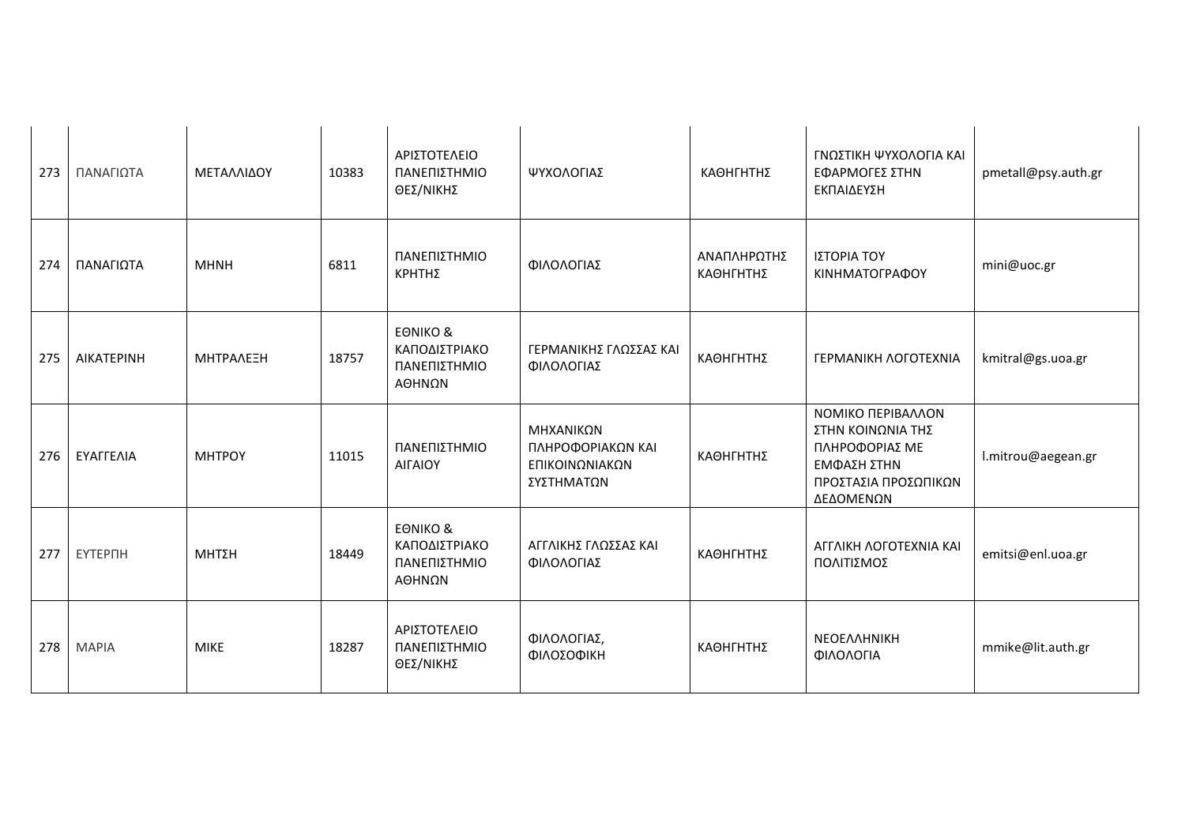| 273 | ΠΑΝΑΓΙΩΤΑ | ΜΕΤΑΛΛΙΔΟΥ | 10383 | ΑΡΙΣΤΟΤΕΛΕΙΟ ΠΑΝΕΠΙΣΤΗΜΙΟ ΘΕΣ/ΝΙΚΗΣ | ΨΥΧΟΛΟΓΙΑΣ | ΚΑΘΗΓΗΤΗΣ | ΓΝΩΣΤΙΚΗ ΨΥΧΟΛΟΓΙΑ ΚΑΙ ΕΦΑΡΜΟΓΕΣ ΣΤΗΝ ΕΚΠΑΙΔΕΥΣΗ | pmetall@psy.auth.gr |
|---|---|---|---|---|---|---|---|---|
| 274 | ΠΑΝΑΓΙΩΤΑ | ΜΗΝΗ | 6811 | ΠΑΝΕΠΙΣΤΗΜΙΟ ΚΡΗΤΗΣ | ΦΙΛΟΛΟΓΙΑΣ | ΑΝΑΠΛΗΡΩΤΗΣ ΚΑΘΗΓΗΤΗΣ | ΙΣΤΟΡΙΑ ΤΟΥ ΚΙΝΗΜΑΤΟΓΡΑΦΟΥ | mini@uoc.gr |
| 275 | ΑΙΚΑΤΕΡΙΝΗ | ΜΗΤΡΑΛΕΞΗ | 18757 | ΕΘΝΙΚΟ & ΚΑΠΟΔΙΣΤΡΙΑΚΟ ΠΑΝΕΠΙΣΤΗΜΙΟ ΑΘΗΝΩΝ | ΓΕΡΜΑΝΙΚΗΣ ΓΛΩΣΣΑΣ ΚΑΙ ΦΙΛΟΛΟΓΙΑΣ | ΚΑΘΗΓΗΤΗΣ | ΓΕΡΜΑΝΙΚΗ ΛΟΓΟΤΕΧΝΙΑ | kmitral@gs.uoa.gr |
| 276 | ΕΥΑΓΓΕΛΙΑ | ΜΗΤΡΟΥ | 11015 | ΠΑΝΕΠΙΣΤΗΜΙΟ ΑΙΓΑΙΟΥ | ΜΗΧΑΝΙΚΩΝ ΠΛΗΡΟΦΟΡΙΑΚΩΝ ΚΑΙ ΕΠΙΚΟΙΝΩΝΙΑΚΩΝ ΣΥΣΤΗΜΑΤΩΝ | ΚΑΘΗΓΗΤΗΣ | ΝΟΜΙΚΟ ΠΕΡΙΒΑΛΛΟΝ ΣΤΗΝ ΚΟΙΝΩΝΙΑ ΤΗΣ ΠΛΗΡΟΦΟΡΙΑΣ ΜΕ ΕΜΦΑΣΗ ΣΤΗΝ ΠΡΟΣΤΑΣΙΑ ΠΡΟΣΩΠΙΚΩΝ ΔΕΔΟΜΕΝΩΝ | l.mitrou@aegean.gr |
| 277 | ΕΥΤΕΡΠΗ | ΜΗΤΣΗ | 18449 | ΕΘΝΙΚΟ & ΚΑΠΟΔΙΣΤΡΙΑΚΟ ΠΑΝΕΠΙΣΤΗΜΙΟ ΑΘΗΝΩΝ | ΑΓΓΛΙΚΗΣ ΓΛΩΣΣΑΣ ΚΑΙ ΦΙΛΟΛΟΓΙΑΣ | ΚΑΘΗΓΗΤΗΣ | ΑΓΓΛΙΚΗ ΛΟΓΟΤΕΧΝΙΑ ΚΑΙ ΠΟΛΙΤΙΣΜΟΣ | emitsi@enl.uoa.gr |
| 278 | ΜΑΡΙΑ | ΜΙΚΕ | 18287 | ΑΡΙΣΤΟΤΕΛΕΙΟ ΠΑΝΕΠΙΣΤΗΜΙΟ ΘΕΣ/ΝΙΚΗΣ | ΦΙΛΟΛΟΓΙΑΣ, ΦΙΛΟΣΟΦΙΚΗ | ΚΑΘΗΓΗΤΗΣ | ΝΕΟΕΛΛΗΝΙΚΗ ΦΙΛΟΛΟΓΙΑ | mmike@lit.auth.gr |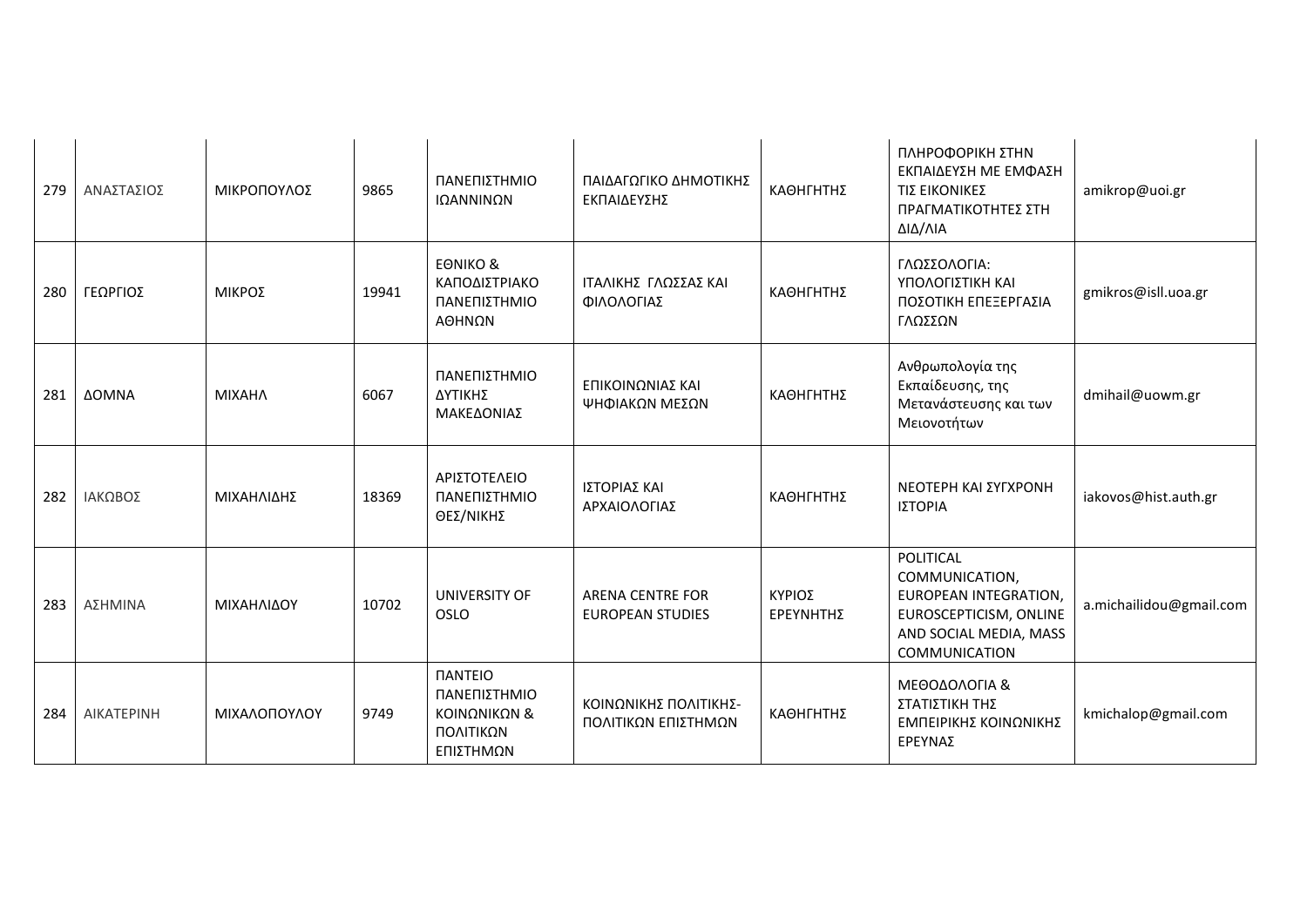| 279 | ΑΝΑΣΤΑΣΙΟΣ | ΜΙΚΡΟΠΟΥΛΟΣ | 9865 | ΠΑΝΕΠΙΣΤΗΜΙΟ ΙΩΑΝΝΙΝΩΝ | ΠΑΙΔΑΓΩΓΙΚΟ ΔΗΜΟΤΙΚΗΣ ΕΚΠΑΙΔΕΥΣΗΣ | ΚΑΘΗΓΗΤΗΣ | ΠΛΗΡΟΦΟΡΙΚΗ ΣΤΗΝ ΕΚΠΑΙΔΕΥΣΗ ΜΕ ΕΜΦΑΣΗ ΤΙΣ ΕΙΚΟΝΙΚΕΣ ΠΡΑΓΜΑΤΙΚΟΤΗΤΕΣ ΣΤΗ ΔΙΔ/ΛΙΑ | amikrop@uoi.gr |
|---|---|---|---|---|---|---|---|---|
| 280 | ΓΕΩΡΓΙΟΣ | ΜΙΚΡΟΣ | 19941 | ΕΘΝΙΚΟ & ΚΑΠΟΔΙΣΤΡΙΑΚΟ ΠΑΝΕΠΙΣΤΗΜΙΟ ΑΘΗΝΩΝ | ΙΤΑΛΙΚΗΣ ΓΛΩΣΣΑΣ ΚΑΙ ΦΙΛΟΛΟΓΙΑΣ | ΚΑΘΗΓΗΤΗΣ | ΓΛΩΣΣΟΛΟΓΙΑ: ΥΠΟΛΟΓΙΣΤΙΚΗ ΚΑΙ ΠΟΣΟΤΙΚΗ ΕΠΕΞΕΡΓΑΣΙΑ ΓΛΩΣΣΩΝ | gmikros@isll.uoa.gr |
| 281 | ΔΟΜΝΑ | ΜΙΧΑΗΛ | 6067 | ΠΑΝΕΠΙΣΤΗΜΙΟ ΔΥΤΙΚΗΣ ΜΑΚΕΔΟΝΙΑΣ | ΕΠΙΚΟΙΝΩΝΙΑΣ ΚΑΙ ΨΗΦΙΑΚΩΝ ΜΕΣΩΝ | ΚΑΘΗΓΗΤΗΣ | Ανθρωπολογία της Εκπαίδευσης, της Μετανάστευσης και των Μειονοτήτων | dmihail@uowm.gr |
| 282 | ΙΑΚΩΒΟΣ | ΜΙΧΑΗΛΙΔΗΣ | 18369 | ΑΡΙΣΤΟΤΕΛΕΙΟ ΠΑΝΕΠΙΣΤΗΜΙΟ ΘΕΣ/ΝΙΚΗΣ | ΙΣΤΟΡΙΑΣ ΚΑΙ ΑΡΧΑΙΟΛΟΓΙΑΣ | ΚΑΘΗΓΗΤΗΣ | ΝΕΟΤΕΡΗ ΚΑΙ ΣΥΓΧΡΟΝΗ ΙΣΤΟΡΙΑ | iakovos@hist.auth.gr |
| 283 | ΑΣΗΜΙΝΑ | ΜΙΧΑΗΛΙΔΟΥ | 10702 | UNIVERSITY OF OSLO | ARENA CENTRE FOR EUROPEAN STUDIES | ΚΥΡΙΟΣ ΕΡΕΥΝΗΤΗΣ | POLITICAL COMMUNICATION, EUROPEAN INTEGRATION, EUROSCEPTICISM, ONLINE AND SOCIAL MEDIA, MASS COMMUNICATION | a.michailidou@gmail.com |
| 284 | ΑΙΚΑΤΕΡΙΝΗ | ΜΙΧΑΛΟΠΟΥΛΟΥ | 9749 | ΠΑΝΤΕΙΟ ΠΑΝΕΠΙΣΤΗΜΙΟ ΚΟΙΝΩΝΙΚΩΝ & ΠΟΛΙΤΙΚΩΝ ΕΠΙΣΤΗΜΩΝ | ΚΟΙΝΩΝΙΚΗΣ ΠΟΛΙΤΙΚΗΣ- ΠΟΛΙΤΙΚΩΝ ΕΠΙΣΤΗΜΩΝ | ΚΑΘΗΓΗΤΗΣ | ΜΕΘΟΔΟΛΟΓΙΑ & ΣΤΑΤΙΣΤΙΚΗ ΤΗΣ ΕΜΠΕΙΡΙΚΗΣ ΚΟΙΝΩΝΙΚΗΣ ΕΡΕΥΝΑΣ | kmichalop@gmail.com |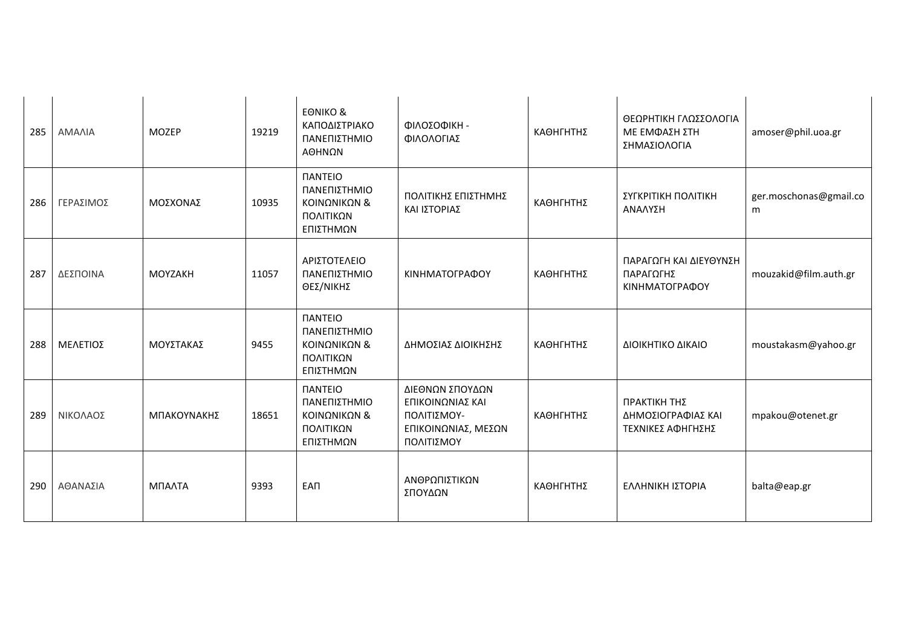| 285 | ΑΜΑΛΙΑ | ΜΟΖΕΡ | 19219 | ΕΘΝΙΚΟ & ΚΑΠΟΔΙΣΤΡΙΑΚΟ ΠΑΝΕΠΙΣΤΗΜΙΟ ΑΘΗΝΩΝ | ΦΙΛΟΣΟΦΙΚΗ - ΦΙΛΟΛΟΓΙΑΣ | ΚΑΘΗΓΗΤΗΣ | ΘΕΩΡΗΤΙΚΗ ΓΛΩΣΣΟΛΟΓΙΑ ΜΕ ΕΜΦΑΣΗ ΣΤΗ ΣΗΜΑΣΙΟΛΟΓΙΑ | amoser@phil.uoa.gr |
|---|---|---|---|---|---|---|---|---|
| 286 | ΓΕΡΑΣΙΜΟΣ | ΜΟΣΧΟΝΑΣ | 10935 | ΠΑΝΤΕΙΟ ΠΑΝΕΠΙΣΤΗΜΙΟ ΚΟΙΝΩΝΙΚΩΝ & ΠΟΛΙΤΙΚΩΝ ΕΠΙΣΤΗΜΩΝ | ΠΟΛΙΤΙΚΗΣ ΕΠΙΣΤΗΜΗΣ ΚΑΙ ΙΣΤΟΡΙΑΣ | ΚΑΘΗΓΗΤΗΣ | ΣΥΓΚΡΙΤΙΚΗ ΠΟΛΙΤΙΚΗ ΑΝΑΛΥΣΗ | ger.moschonas@gmail.com |
| 287 | ΔΕΣΠΟΙΝΑ | ΜΟΥΖΑΚΗ | 11057 | ΑΡΙΣΤΟΤΕΛΕΙΟ ΠΑΝΕΠΙΣΤΗΜΙΟ ΘΕΣ/ΝΙΚΗΣ | ΚΙΝΗΜΑΤΟΓΡΑΦΟΥ | ΚΑΘΗΓΗΤΗΣ | ΠΑΡΑΓΩΓΗ ΚΑΙ ΔΙΕΥΘΥΝΣΗ ΠΑΡΑΓΩΓΗΣ ΚΙΝΗΜΑΤΟΓΡΑΦΟΥ | mouzakid@film.auth.gr |
| 288 | ΜΕΛΕΤΙΟΣ | ΜΟΥΣΤΑΚΑΣ | 9455 | ΠΑΝΤΕΙΟ ΠΑΝΕΠΙΣΤΗΜΙΟ ΚΟΙΝΩΝΙΚΩΝ & ΠΟΛΙΤΙΚΩΝ ΕΠΙΣΤΗΜΩΝ | ΔΗΜΟΣΙΑΣ ΔΙΟΙΚΗΣΗΣ | ΚΑΘΗΓΗΤΗΣ | ΔΙΟΙΚΗΤΙΚΟ ΔΙΚΑΙΟ | moustakasm@yahoo.gr |
| 289 | ΝΙΚΟΛΑΟΣ | ΜΠΑΚΟΥΝΑΚΗΣ | 18651 | ΠΑΝΤΕΙΟ ΠΑΝΕΠΙΣΤΗΜΙΟ ΚΟΙΝΩΝΙΚΩΝ & ΠΟΛΙΤΙΚΩΝ ΕΠΙΣΤΗΜΩΝ | ΔΙΕΘΝΩΝ ΣΠΟΥΔΩΝ ΕΠΙΚΟΙΝΩΝΙΑΣ ΚΑΙ ΠΟΛΙΤΙΣΜΟΥ- ΕΠΙΚΟΙΝΩΝΙΑΣ, ΜΕΣΩΝ ΠΟΛΙΤΙΣΜΟΥ | ΚΑΘΗΓΗΤΗΣ | ΠΡΑΚΤΙΚΗ ΤΗΣ ΔΗΜΟΣΙΟΓΡΑΦΙΑΣ ΚΑΙ ΤΕΧΝΙΚΕΣ ΑΦΗΓΗΣΗΣ | mpakou@otenet.gr |
| 290 | ΑΘΑΝΑΣΙΑ | ΜΠΑΛΤΑ | 9393 | ΕΑΠ | ΑΝΘΡΩΠΙΣΤΙΚΩΝ ΣΠΟΥΔΩΝ | ΚΑΘΗΓΗΤΗΣ | ΕΛΛΗΝΙΚΗ ΙΣΤΟΡΙΑ | balta@eap.gr |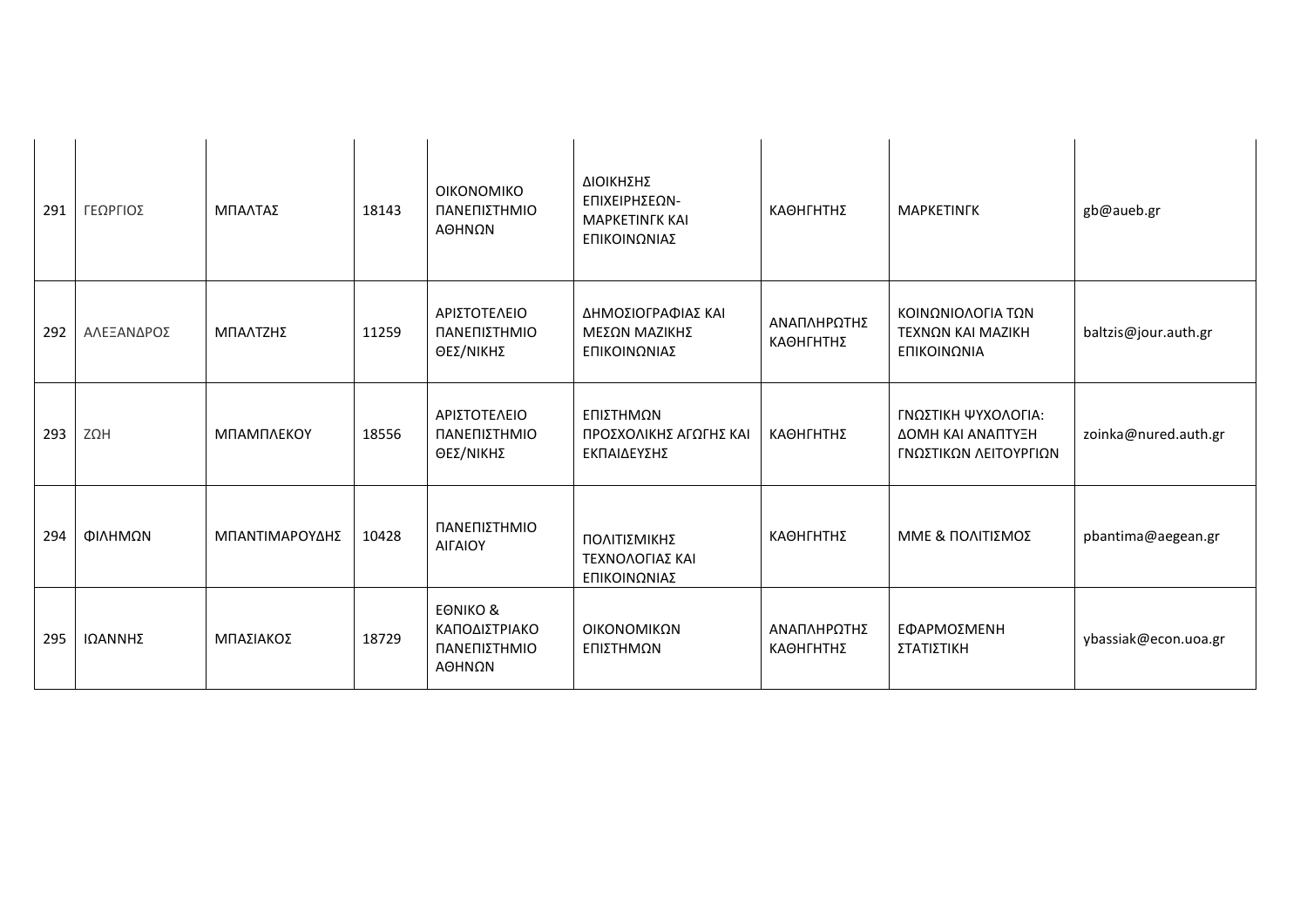| 291 | ΓΕΩΡΓΙΟΣ | ΜΠΑΛΤΑΣ | 18143 | ΟΙΚΟΝΟΜΙΚΟ ΠΑΝΕΠΙΣΤΗΜΙΟ ΑΘΗΝΩΝ | ΔΙΟΙΚΗΣΗΣ ΕΠΙΧΕΙΡΗΣΕΩΝ-ΜΑΡΚΕΤΙΝΓΚ ΚΑΙ ΕΠΙΚΟΙΝΩΝΙΑΣ | ΚΑΘΗΓΗΤΗΣ | ΜΑΡΚΕΤΙΝΓΚ | gb@aueb.gr |
|---|---|---|---|---|---|---|---|---|
| 292 | ΑΛΕΞΑΝΔΡΟΣ | ΜΠΑΛΤΖΗΣ | 11259 | ΑΡΙΣΤΟΤΕΛΕΙΟ ΠΑΝΕΠΙΣΤΗΜΙΟ ΘΕΣ/ΝΙΚΗΣ | ΔΗΜΟΣΙΟΓΡΑΦΙΑΣ ΚΑΙ ΜΕΣΩΝ ΜΑΖΙΚΗΣ ΕΠΙΚΟΙΝΩΝΙΑΣ | ΑΝΑΠΛΗΡΩΤΗΣ ΚΑΘΗΓΗΤΗΣ | ΚΟΙΝΩΝΙΟΛΟΓΙΑ ΤΩΝ ΤΕΧΝΩΝ ΚΑΙ ΜΑΖΙΚΗ ΕΠΙΚΟΙΝΩΝΙΑ | baltzis@jour.auth.gr |
| 293 | ΖΩΗ | ΜΠΑΜΠΛΕΚΟΥ | 18556 | ΑΡΙΣΤΟΤΕΛΕΙΟ ΠΑΝΕΠΙΣΤΗΜΙΟ ΘΕΣ/ΝΙΚΗΣ | ΕΠΙΣΤΗΜΩΝ ΠΡΟΣΧΟΛΙΚΗΣ ΑΓΩΓΗΣ ΚΑΙ ΕΚΠΑΙΔΕΥΣΗΣ | ΚΑΘΗΓΗΤΗΣ | ΓΝΩΣΤΙΚΗ ΨΥΧΟΛΟΓΙΑ: ΔΟΜΗ ΚΑΙ ΑΝΑΠΤΥΞΗ ΓΝΩΣΤΙΚΩΝ ΛΕΙΤΟΥΡΓΙΩΝ | zoinka@nured.auth.gr |
| 294 | ΦΙΛΗΜΩΝ | ΜΠΑΝΤΙΜΑΡΟΥΔΗΣ | 10428 | ΠΑΝΕΠΙΣΤΗΜΙΟ ΑΙΓΑΙΟΥ | ΠΟΛΙΤΙΣΜΙΚΗΣ ΤΕΧΝΟΛΟΓΙΑΣ ΚΑΙ ΕΠΙΚΟΙΝΩΝΙΑΣ | ΚΑΘΗΓΗΤΗΣ | ΜΜΕ & ΠΟΛΙΤΙΣΜΟΣ | pbantima@aegean.gr |
| 295 | ΙΩΑΝΝΗΣ | ΜΠΑΣΙΑΚΟΣ | 18729 | ΕΘΝΙΚΟ & ΚΑΠΟΔΙΣΤΡΙΑΚΟ ΠΑΝΕΠΙΣΤΗΜΙΟ ΑΘΗΝΩΝ | ΟΙΚΟΝΟΜΙΚΩΝ ΕΠΙΣΤΗΜΩΝ | ΑΝΑΠΛΗΡΩΤΗΣ ΚΑΘΗΓΗΤΗΣ | ΕΦΑΡΜΟΣΜΕΝΗ ΣΤΑΤΙΣΤΙΚΗ | ybassiak@econ.uoa.gr |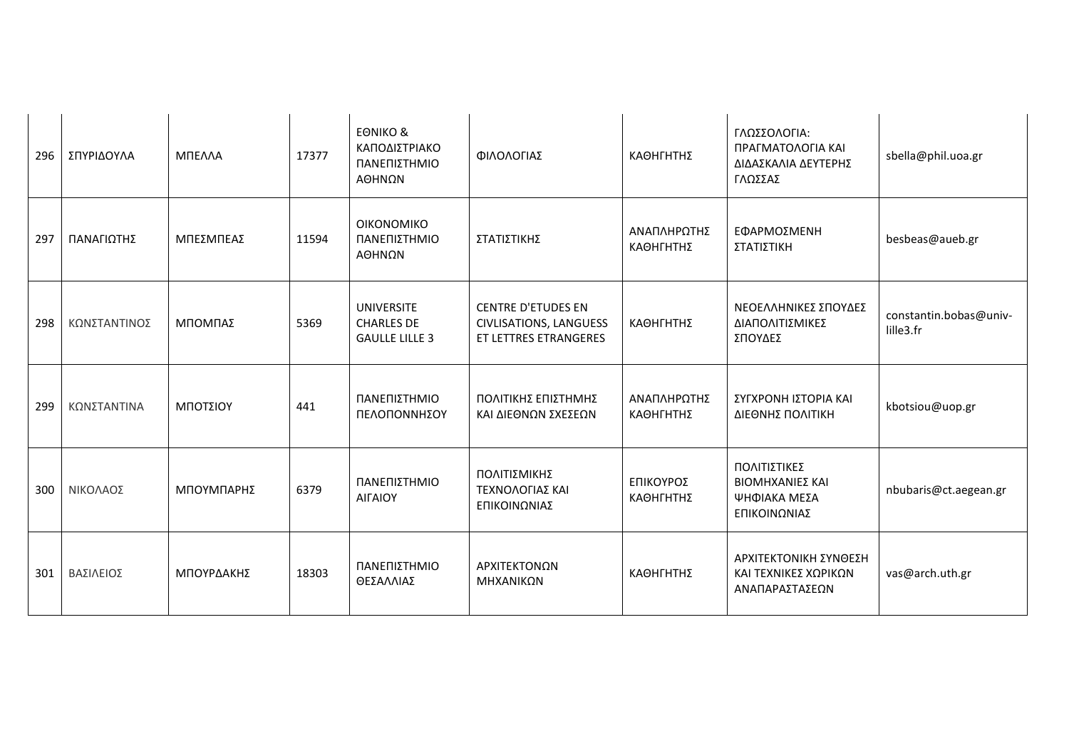| | | | | | | | | |
|---|---|---|---|---|---|---|---|---|
| 296 | ΣΠΥΡΙΔΟΥΛΑ | ΜΠΕΛΛΑ | 17377 | ΕΘΝΙΚΟ & ΚΑΠΟΔΙΣΤΡΙΑΚΟ ΠΑΝΕΠΙΣΤΗΜΙΟ ΑΘΗΝΩΝ | ΦΙΛΟΛΟΓΙΑΣ | ΚΑΘΗΓΗΤΗΣ | ΓΛΩΣΣΟΛΟΓΙΑ: ΠΡΑΓΜΑΤΟΛΟΓΙΑ ΚΑΙ ΔΙΔΑΣΚΑΛΙΑ ΔΕΥΤΕΡΗΣ ΓΛΩΣΣΑΣ | sbella@phil.uoa.gr |
| 297 | ΠΑΝΑΓΙΩΤΗΣ | ΜΠΕΣΜΠΕΑΣ | 11594 | ΟΙΚΟΝΟΜΙΚΟ ΠΑΝΕΠΙΣΤΗΜΙΟ ΑΘΗΝΩΝ | ΣΤΑΤΙΣΤΙΚΗΣ | ΑΝΑΠΛΗΡΩΤΗΣ ΚΑΘΗΓΗΤΗΣ | ΕΦΑΡΜΟΣΜΕΝΗ ΣΤΑΤΙΣΤΙΚΗ | besbeas@aueb.gr |
| 298 | ΚΩΝΣΤΑΝΤΙΝΟΣ | ΜΠΟΜΠΑΣ | 5369 | UNIVERSITE CHARLES DE GAULLE LILLE 3 | CENTRE D'ETUDES EN CIVLISATIONS, LANGUESS ET LETTRES ETRANGERES | ΚΑΘΗΓΗΤΗΣ | ΝΕΟΕΛΛΗΝΙΚΕΣ ΣΠΟΥΔΕΣ ΔΙΑΠΟΛΙΤΙΣΜΙΚΕΣ ΣΠΟΥΔΕΣ | constantin.bobas@univ-lille3.fr |
| 299 | ΚΩΝΣΤΑΝΤΙΝΑ | ΜΠΟΤΣΙΟΥ | 441 | ΠΑΝΕΠΙΣΤΗΜΙΟ ΠΕΛΟΠΟΝΝΗΣΟΥ | ΠΟΛΙΤΙΚΗΣ ΕΠΙΣΤΗΜΗΣ ΚΑΙ ΔΙΕΘΝΩΝ ΣΧΕΣΕΩΝ | ΑΝΑΠΛΗΡΩΤΗΣ ΚΑΘΗΓΗΤΗΣ | ΣΥΓΧΡΟΝΗ ΙΣΤΟΡΙΑ ΚΑΙ ΔΙΕΘΝΗΣ ΠΟΛΙΤΙΚΗ | kbotsiou@uop.gr |
| 300 | ΝΙΚΟΛΑΟΣ | ΜΠΟΥΜΠΑΡΗΣ | 6379 | ΠΑΝΕΠΙΣΤΗΜΙΟ ΑΙΓΑΙΟΥ | ΠΟΛΙΤΙΣΜΙΚΗΣ ΤΕΧΝΟΛΟΓΙΑΣ ΚΑΙ ΕΠΙΚΟΙΝΩΝΙΑΣ | ΕΠΙΚΟΥΡΟΣ ΚΑΘΗΓΗΤΗΣ | ΠΟΛΙΤΙΣΤΙΚΕΣ ΒΙΟΜΗΧΑΝΙΕΣ ΚΑΙ ΨΗΦΙΑΚΑ ΜΕΣΑ ΕΠΙΚΟΙΝΩΝΙΑΣ | nbubaris@ct.aegean.gr |
| 301 | ΒΑΣΙΛΕΙΟΣ | ΜΠΟΥΡΔΑΚΗΣ | 18303 | ΠΑΝΕΠΙΣΤΗΜΙΟ ΘΕΣΣΑΛΙΑΣ | ΑΡΧΙΤΕΚΤΟΝΩΝ ΜΗΧΑΝΙΚΩΝ | ΚΑΘΗΓΗΤΗΣ | ΑΡΧΙΤΕΚΤΟΝΙΚΗ ΣΥΝΘΕΣΗ ΚΑΙ ΤΕΧΝΙΚΕΣ ΧΩΡΙΚΩΝ ΑΝΑΠΑΡΑΣΤΑΣΕΩΝ | vas@arch.uth.gr |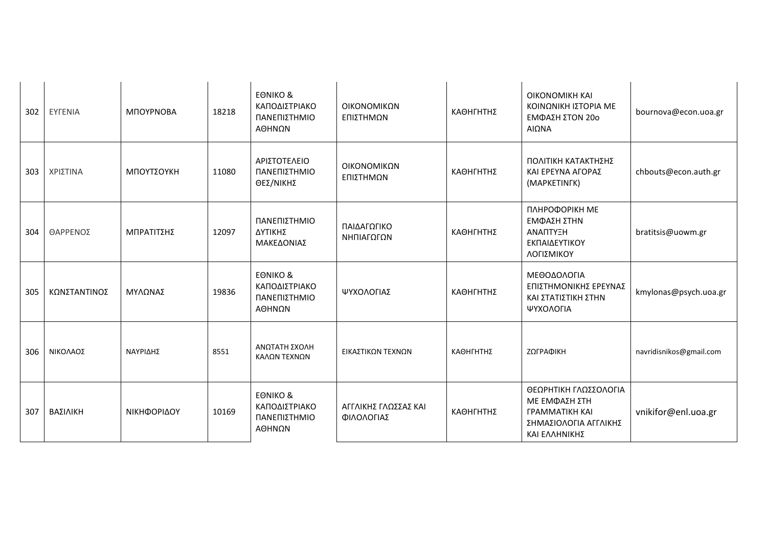| | | | | | | | | |
|---|---|---|---|---|---|---|---|---|
| 302 | ΕΥΓΕΝΙΑ | ΜΠΟΥΡΝΟΒΑ | 18218 | ΕΘΝΙΚΟ & ΚΑΠΟΔΙΣΤΡΙΑΚΟ ΠΑΝΕΠΙΣΤΗΜΙΟ ΑΘΗΝΩΝ | ΟΙΚΟΝΟΜΙΚΩΝ ΕΠΙΣΤΗΜΩΝ | ΚΑΘΗΓΗΤΗΣ | ΟΙΚΟΝΟΜΙΚΗ ΚΑΙ ΚΟΙΝΩΝΙΚΗ ΙΣΤΟΡΙΑ ΜΕ ΕΜΦΑΣΗ ΣΤΟΝ 20ο ΑΙΩΝΑ | bournova@econ.uoa.gr |
| 303 | ΧΡΙΣΤΙΝΑ | ΜΠΟΥΤΣΟΥΚΗ | 11080 | ΑΡΙΣΤΟΤΕΛΕΙΟ ΠΑΝΕΠΙΣΤΗΜΙΟ ΘΕΣ/ΝΙΚΗΣ | ΟΙΚΟΝΟΜΙΚΩΝ ΕΠΙΣΤΗΜΩΝ | ΚΑΘΗΓΗΤΗΣ | ΠΟΛΙΤΙΚΗ ΚΑΤΑΚΤΗΣΗΣ ΚΑΙ ΕΡΕΥΝΑ ΑΓΟΡΑΣ (ΜΑΡΚΕΤΙΝΓΚ) | chbouts@econ.auth.gr |
| 304 | ΘΑΡΡΕΝΟΣ | ΜΠΡΑΤΙΤΣΗΣ | 12097 | ΠΑΝΕΠΙΣΤΗΜΙΟ ΔΥΤΙΚΗΣ ΜΑΚΕΔΟΝΙΑΣ | ΠΑΙΔΑΓΩΓΙΚΟ ΝΗΠΙΑΓΩΓΩΝ | ΚΑΘΗΓΗΤΗΣ | ΠΛΗΡΟΦΟΡΙΚΗ ΜΕ ΕΜΦΑΣΗ ΣΤΗΝ ΑΝΑΠΤΥΞΗ ΕΚΠΑΙΔΕΥΤΙΚΟΥ ΛΟΓΙΣΜΙΚΟΥ | bratitsis@uowm.gr |
| 305 | ΚΩΝΣΤΑΝΤΙΝΟΣ | ΜΥΛΩΝΑΣ | 19836 | ΕΘΝΙΚΟ & ΚΑΠΟΔΙΣΤΡΙΑΚΟ ΠΑΝΕΠΙΣΤΗΜΙΟ ΑΘΗΝΩΝ | ΨΥΧΟΛΟΓΙΑΣ | ΚΑΘΗΓΗΤΗΣ | ΜΕΘΟΔΟΛΟΓΙΑ ΕΠΙΣΤΗΜΟΝΙΚΗΣ ΕΡΕΥΝΑΣ ΚΑΙ ΣΤΑΤΙΣΤΙΚΗ ΣΤΗΝ ΨΥΧΟΛΟΓΙΑ | kmylonas@psych.uoa.gr |
| 306 | ΝΙΚΟΛΑΟΣ | ΝΑΥΡΙΔΗΣ | 8551 | ΑΝΩΤΑΤΗ ΣΧΟΛΗ ΚΑΛΩΝ ΤΕΧΝΩΝ | ΕΙΚΑΣΤΙΚΩΝ ΤΕΧΝΩΝ | ΚΑΘΗΓΗΤΗΣ | ΖΩΓΡΑΦΙΚΗ | navridisnikos@gmail.com |
| 307 | ΒΑΣΙΛΙΚΗ | ΝΙΚΗΦΟΡΙΔΟΥ | 10169 | ΕΘΝΙΚΟ & ΚΑΠΟΔΙΣΤΡΙΑΚΟ ΠΑΝΕΠΙΣΤΗΜΙΟ ΑΘΗΝΩΝ | ΑΓΓΛΙΚΗΣ ΓΛΩΣΣΑΣ ΚΑΙ ΦΙΛΟΛΟΓΙΑΣ | ΚΑΘΗΓΗΤΗΣ | ΘΕΩΡΗΤΙΚΗ ΓΛΩΣΣΟΛΟΓΙΑ ΜΕ ΕΜΦΑΣΗ ΣΤΗ ΓΡΑΜΜΑΤΙΚΗ ΚΑΙ ΣΗΜΑΣΙΟΛΟΓΙΑ ΑΓΓΛΙΚΗΣ ΚΑΙ ΕΛΛΗΝΙΚΗΣ | vnikifor@enl.uoa.gr |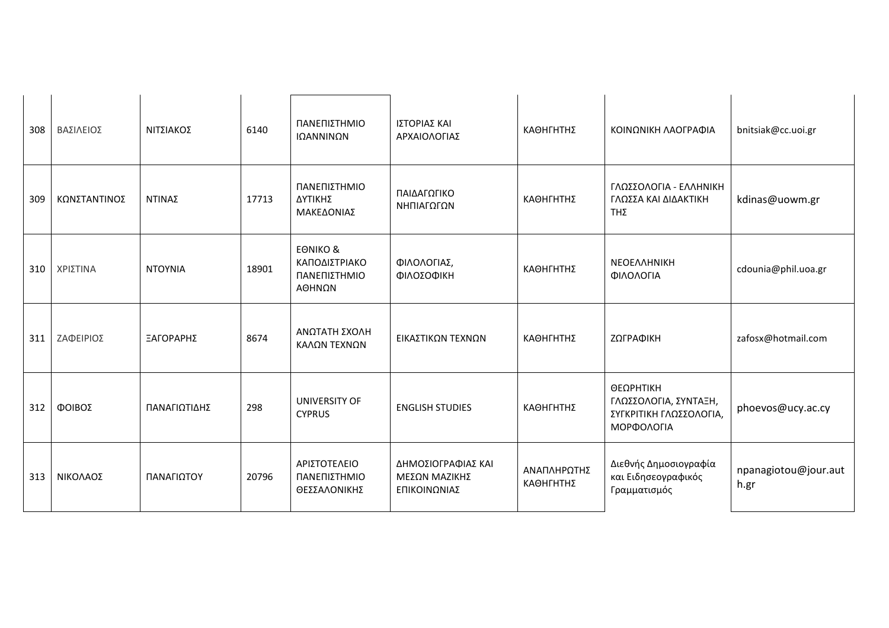| | | | | | | | | |
|---|---|---|---|---|---|---|---|---|
| 308 | ΒΑΣΙΛΕΙΟΣ | ΝΙΤΣΙΑΚΟΣ | 6140 | ΠΑΝΕΠΙΣΤΗΜΙΟ ΙΩΑΝΝΙΝΩΝ | ΙΣΤΟΡΙΑΣ ΚΑΙ ΑΡΧΑΙΟΛΟΓΙΑΣ | ΚΑΘΗΓΗΤΗΣ | ΚΟΙΝΩΝΙΚΗ ΛΑΟΓΡΑΦΙΑ | bnitsiak@cc.uoi.gr |
| 309 | ΚΩΝΣΤΑΝΤΙΝΟΣ | ΝΤΙΝΑΣ | 17713 | ΠΑΝΕΠΙΣΤΗΜΙΟ ΔΥΤΙΚΗΣ ΜΑΚΕΔΟΝΙΑΣ | ΠΑΙΔΑΓΩΓΙΚΟ ΝΗΠΙΑΓΩΓΩΝ | ΚΑΘΗΓΗΤΗΣ | ΓΛΩΣΣΟΛΟΓΙΑ - ΕΛΛΗΝΙΚΗ ΓΛΩΣΣΑ ΚΑΙ ΔΙΔΑΚΤΙΚΗ ΤΗΣ | kdinas@uowm.gr |
| 310 | ΧΡΙΣΤΙΝΑ | ΝΤΟΥΝΙΑ | 18901 | ΕΘΝΙΚΟ & ΚΑΠΟΔΙΣΤΡΙΑΚΟ ΠΑΝΕΠΙΣΤΗΜΙΟ ΑΘΗΝΩΝ | ΦΙΛΟΛΟΓΙΑΣ, ΦΙΛΟΣΟΦΙΚΗ | ΚΑΘΗΓΗΤΗΣ | ΝΕΟΕΛΛΗΝΙΚΗ ΦΙΛΟΛΟΓΙΑ | cdounia@phil.uoa.gr |
| 311 | ΖΑΦΕΙΡΙΟΣ | ΞΑΓΟΡΑΡΗΣ | 8674 | ΑΝΩΤΑΤΗ ΣΧΟΛΗ ΚΑΛΩΝ ΤΕΧΝΩΝ | ΕΙΚΑΣΤΙΚΩΝ ΤΕΧΝΩΝ | ΚΑΘΗΓΗΤΗΣ | ΖΩΓΡΑΦΙΚΗ | zafosx@hotmail.com |
| 312 | ΦΟΙΒΟΣ | ΠΑΝΑΓΙΩΤΙΔΗΣ | 298 | UNIVERSITY OF CYPRUS | ENGLISH STUDIES | ΚΑΘΗΓΗΤΗΣ | ΘΕΩΡΗΤΙΚΗ ΓΛΩΣΣΟΛΟΓΙΑ, ΣΥΝΤΑΞΗ, ΣΥΓΚΡΙΤΙΚΗ ΓΛΩΣΣΟΛΟΓΙΑ, ΜΟΡΦΟΛΟΓΙΑ | phoevos@ucy.ac.cy |
| 313 | ΝΙΚΟΛΑΟΣ | ΠΑΝΑΓΙΩΤΟΥ | 20796 | ΑΡΙΣΤΟΤΕΛΕΙΟ ΠΑΝΕΠΙΣΤΗΜΙΟ ΘΕΣΣΑΛΟΝΙΚΗΣ | ΔΗΜΟΣΙΟΓΡΑΦΙΑΣ ΚΑΙ ΜΕΣΩΝ ΜΑΖΙΚΗΣ ΕΠΙΚΟΙΝΩΝΙΑΣ | ΑΝΑΠΛΗΡΩΤΗΣ ΚΑΘΗΓΗΤΗΣ | Διεθνής Δημοσιογραφία και Ειδησεογραφικός Γραμματισμός | npanagiotou@jour.auth.gr |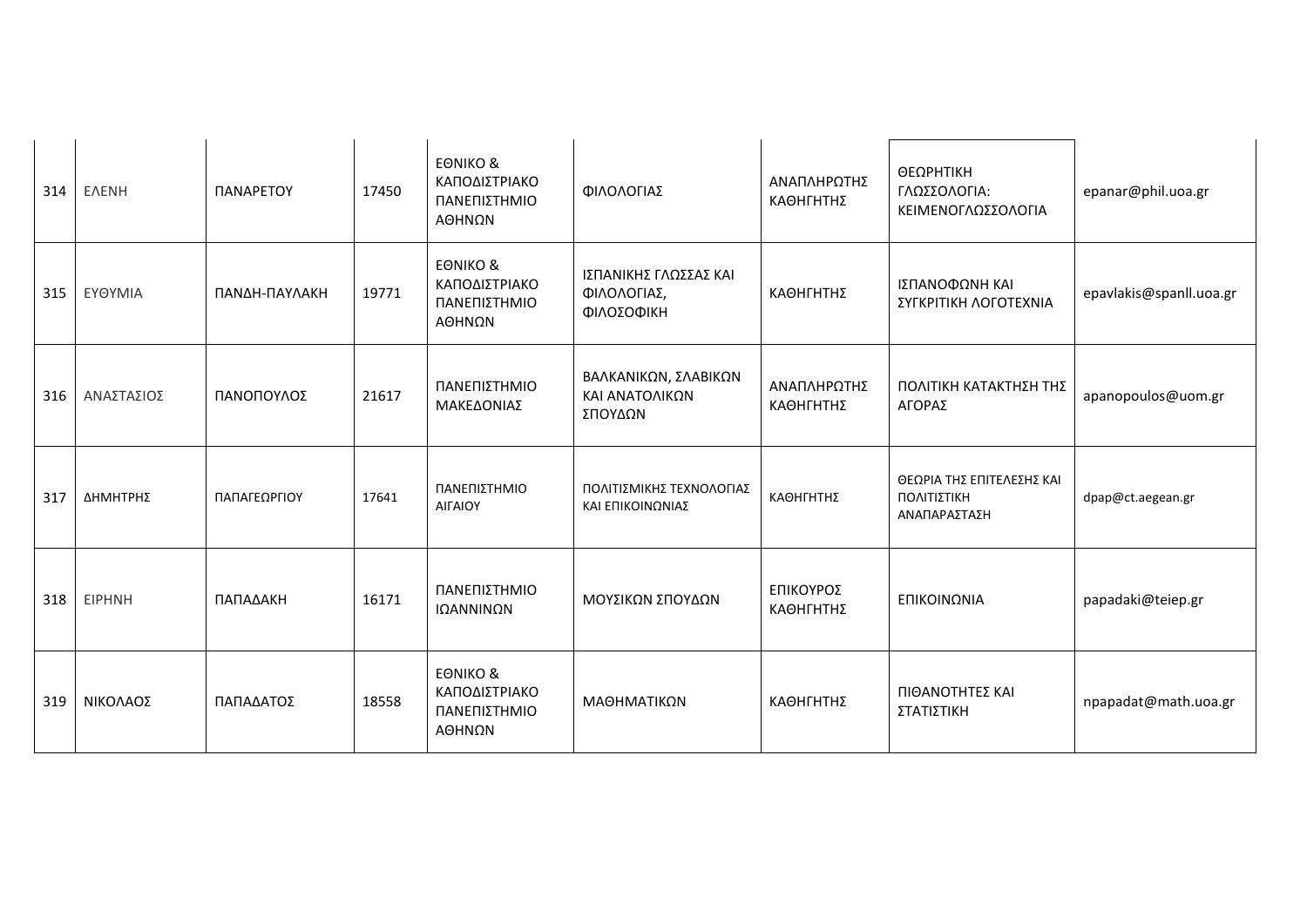| 314 | ΕΛΕΝΗ | ΠΑΝΑΡΕΤΟΥ | 17450 | ΕΘΝΙΚΟ & ΚΑΠΟΔΙΣΤΡΙΑΚΟ ΠΑΝΕΠΙΣΤΗΜΙΟ ΑΘΗΝΩΝ | ΦΙΛΟΛΟΓΙΑΣ | ΑΝΑΠΛΗΡΩΤΗΣ ΚΑΘΗΓΗΤΗΣ | ΘΕΩΡΗΤΙΚΗ ΓΛΩΣΣΟΛΟΓΙΑ: ΚΕΙΜΕΝΟΓΛΩΣΣΟΛΟΓΙΑ | epanar@phil.uoa.gr |
|---|---|---|---|---|---|---|---|---|
| 315 | ΕΥΘΥΜΙΑ | ΠΑΝΔΗ-ΠΑΥΛΑΚΗ | 19771 | ΕΘΝΙΚΟ & ΚΑΠΟΔΙΣΤΡΙΑΚΟ ΠΑΝΕΠΙΣΤΗΜΙΟ ΑΘΗΝΩΝ | ΙΣΠΑΝΙΚΗΣ ΓΛΩΣΣΑΣ ΚΑΙ ΦΙΛΟΛΟΓΙΑΣ, ΦΙΛΟΣΟΦΙΚΗ | ΚΑΘΗΓΗΤΗΣ | ΙΣΠΑΝΟΦΩΝΗ ΚΑΙ ΣΥΓΚΡΙΤΙΚΗ ΛΟΓΟΤΕΧΝΙΑ | epavlakis@spanll.uoa.gr |
| 316 | ΑΝΑΣΤΑΣΙΟΣ | ΠΑΝΟΠΟΥΛΟΣ | 21617 | ΠΑΝΕΠΙΣΤΗΜΙΟ ΜΑΚΕΔΟΝΙΑΣ | ΒΑΛΚΑΝΙΚΩΝ, ΣΛΑΒΙΚΩΝ ΚΑΙ ΑΝΑΤΟΛΙΚΩΝ ΣΠΟΥΔΩΝ | ΑΝΑΠΛΗΡΩΤΗΣ ΚΑΘΗΓΗΤΗΣ | ΠΟΛΙΤΙΚΗ ΚΑΤΑΚΤΗΣΗ ΤΗΣ ΑΓΟΡΑΣ | apanopoulos@uom.gr |
| 317 | ΔΗΜΗΤΡΗΣ | ΠΑΠΑΓΕΩΡΓΙΟΥ | 17641 | ΠΑΝΕΠΙΣΤΗΜΙΟ ΑΙΓΑΙΟΥ | ΠΟΛΙΤΙΣΜΙΚΗΣ ΤΕΧΝΟΛΟΓΙΑΣ ΚΑΙ ΕΠΙΚΟΙΝΩΝΙΑΣ | ΚΑΘΗΓΗΤΗΣ | ΘΕΩΡΙΑ ΤΗΣ ΕΠΙΤΕΛΕΣΗΣ ΚΑΙ ΠΟΛΙΤΙΣΤΙΚΗ ΑΝΑΠΑΡΑΣΤΑΣΗ | dpap@ct.aegean.gr |
| 318 | ΕΙΡΗΝΗ | ΠΑΠΑΔΑΚΗ | 16171 | ΠΑΝΕΠΙΣΤΗΜΙΟ ΙΩΑΝΝΙΝΩΝ | ΜΟΥΣΙΚΩΝ ΣΠΟΥΔΩΝ | ΕΠΙΚΟΥΡΟΣ ΚΑΘΗΓΗΤΗΣ | ΕΠΙΚΟΙΝΩΝΙΑ | papadaki@teiep.gr |
| 319 | ΝΙΚΟΛΑΟΣ | ΠΑΠΑΔΑΤΟΣ | 18558 | ΕΘΝΙΚΟ & ΚΑΠΟΔΙΣΤΡΙΑΚΟ ΠΑΝΕΠΙΣΤΗΜΙΟ ΑΘΗΝΩΝ | ΜΑΘΗΜΑΤΙΚΩΝ | ΚΑΘΗΓΗΤΗΣ | ΠΙΘΑΝΟΤΗΤΕΣ ΚΑΙ ΣΤΑΤΙΣΤΙΚΗ | npapadat@math.uoa.gr |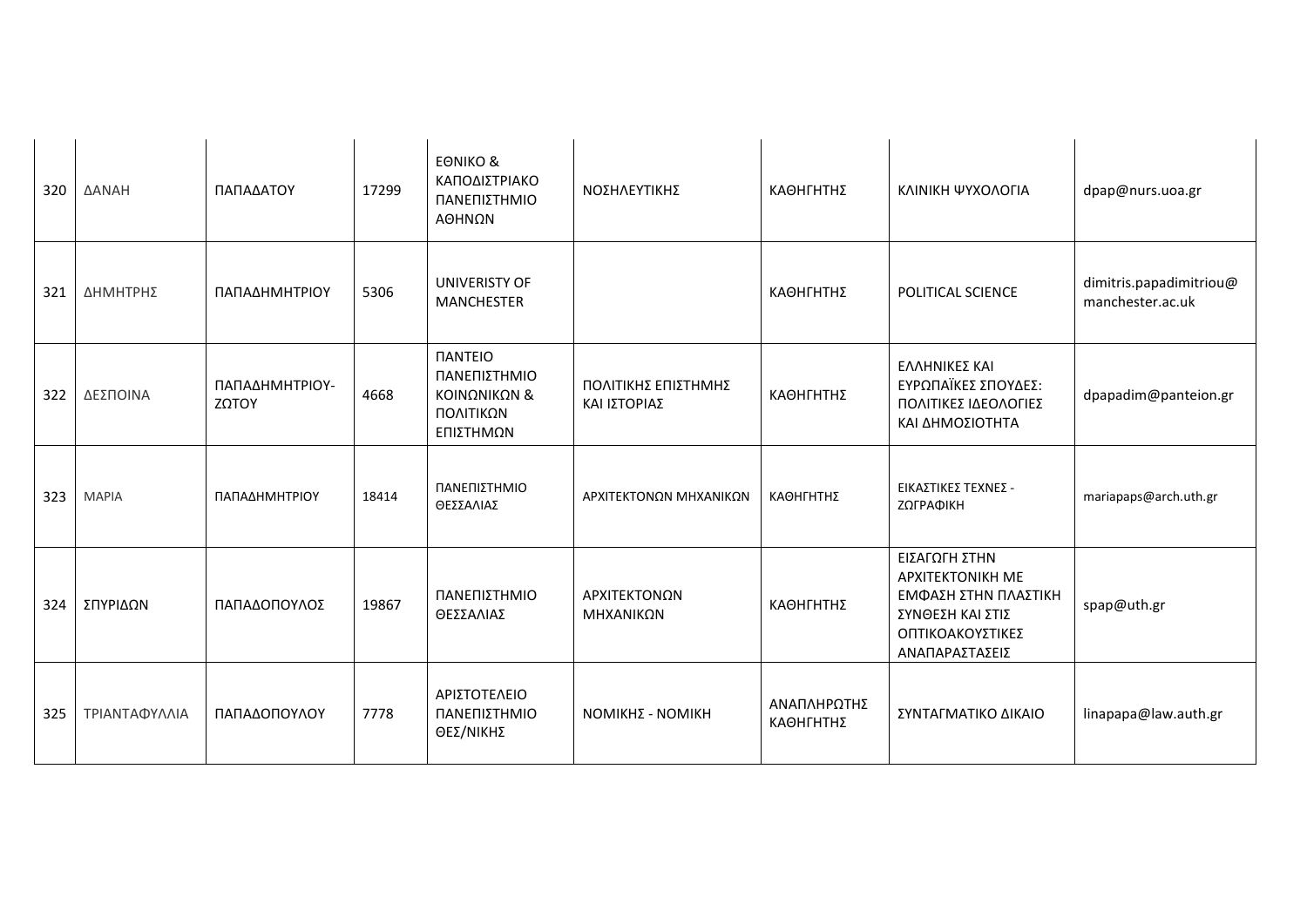| 320 | ΔΑΝΑΗ | ΠΑΠΑΔΑΤΟΥ | 17299 | ΕΘΝΙΚΟ & ΚΑΠΟΔΙΣΤΡΙΑΚΟ ΠΑΝΕΠΙΣΤΗΜΙΟ ΑΘΗΝΩΝ | ΝΟΣΗΛΕΥΤΙΚΗΣ | ΚΑΘΗΓΗΤΗΣ | ΚΛΙΝΙΚΗ ΨΥΧΟΛΟΓΙΑ | dpap@nurs.uoa.gr |
|---|---|---|---|---|---|---|---|---|
| 321 | ΔΗΜΗΤΡΗΣ | ΠΑΠΑΔΗΜΗΤΡΙΟΥ | 5306 | UNIVERISTY OF MANCHESTER | | ΚΑΘΗΓΗΤΗΣ | POLITICAL SCIENCE | dimitris.papadimitriou@manchester.ac.uk |
| 322 | ΔΕΣΠΟΙΝΑ | ΠΑΠΑΔΗΜΗΤΡΙΟΥ-ΖΩΤΟΥ | 4668 | ΠΑΝΤΕΙΟ ΠΑΝΕΠΙΣΤΗΜΙΟ ΚΟΙΝΩΝΙΚΩΝ & ΠΟΛΙΤΙΚΩΝ ΕΠΙΣΤΗΜΩΝ | ΠΟΛΙΤΙΚΗΣ ΕΠΙΣΤΗΜΗΣ ΚΑΙ ΙΣΤΟΡΙΑΣ | ΚΑΘΗΓΗΤΗΣ | ΕΛΛΗΝΙΚΕΣ ΚΑΙ ΕΥΡΩΠΑΪΚΕΣ ΣΠΟΥΔΕΣ: ΠΟΛΙΤΙΚΕΣ ΙΔΕΟΛΟΓΙΕΣ ΚΑΙ ΔΗΜΟΣΙΟΤΗΤΑ | dpapadim@panteion.gr |
| 323 | ΜΑΡΙΑ | ΠΑΠΑΔΗΜΗΤΡΙΟΥ | 18414 | ΠΑΝΕΠΙΣΤΗΜΙΟ ΘΕΣΣΑΛΙΑΣ | ΑΡΧΙΤΕΚΤΟΝΩΝ ΜΗΧΑΝΙΚΩΝ | ΚΑΘΗΓΗΤΗΣ | ΕΙΚΑΣΤΙΚΕΣ ΤΕΧΝΕΣ - ΖΩΓΡΑΦΙΚΗ | mariapaps@arch.uth.gr |
| 324 | ΣΠΥΡΙΔΩΝ | ΠΑΠΑΔΟΠΟΥΛΟΣ | 19867 | ΠΑΝΕΠΙΣΤΗΜΙΟ ΘΕΣΣΑΛΙΑΣ | ΑΡΧΙΤΕΚΤΟΝΩΝ ΜΗΧΑΝΙΚΩΝ | ΚΑΘΗΓΗΤΗΣ | ΕΙΣΑΓΩΓΗ ΣΤΗΝ ΑΡΧΙΤΕΚΤΟΝΙΚΗ ΜΕ ΕΜΦΑΣΗ ΣΤΗΝ ΠΛΑΣΤΙΚΗ ΣΥΝΘΕΣΗ ΚΑΙ ΣΤΙΣ ΟΠΤΙΚΟΑΚΟΥΣΤΙΚΕΣ ΑΝΑΠΑΡΑΣΤΑΣΕΙΣ | spap@uth.gr |
| 325 | ΤΡΙΑΝΤΑΦΥΛΛΙΑ | ΠΑΠΑΔΟΠΟΥΛΟΥ | 7778 | ΑΡΙΣΤΟΤΕΛΕΙΟ ΠΑΝΕΠΙΣΤΗΜΙΟ ΘΕΣ/ΝΙΚΗΣ | ΝΟΜΙΚΗΣ - ΝΟΜΙΚΗ | ΑΝΑΠΛΗΡΩΤΗΣ ΚΑΘΗΓΗΤΗΣ | ΣΥΝΤΑΓΜΑΤΙΚΟ ΔΙΚΑΙΟ | linapapa@law.auth.gr |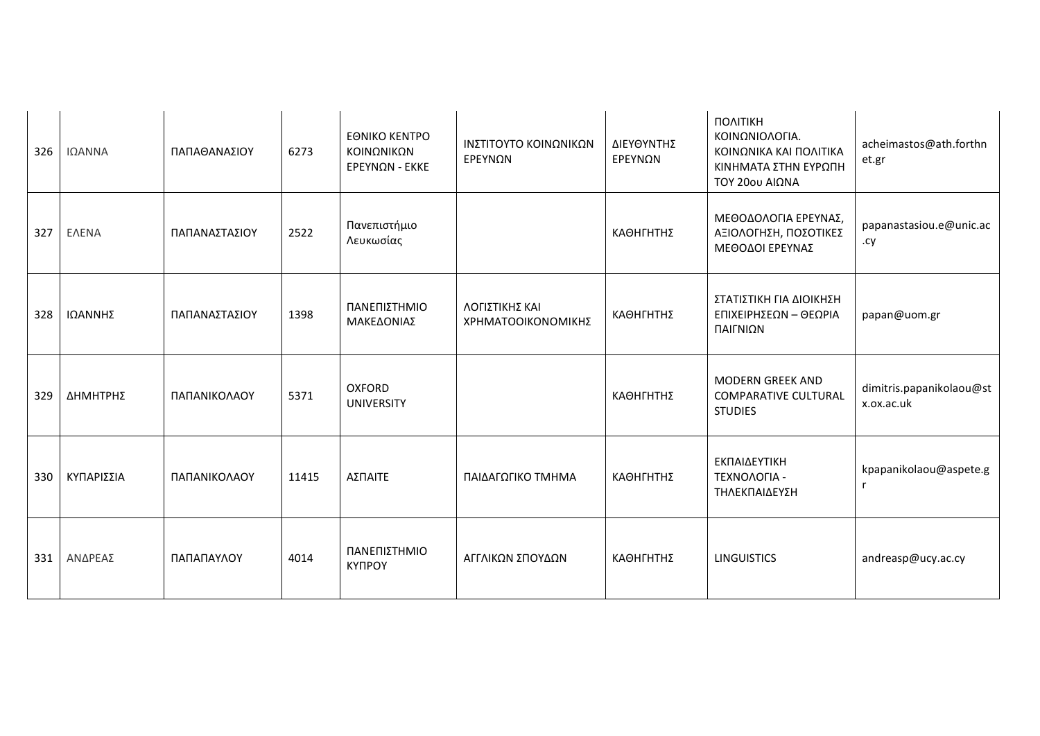| 326 | ΙΩΑΝΝΑ | ΠΑΠΑΘΑΝΑΣΙΟΥ | 6273 | ΕΘΝΙΚΟ ΚΕΝΤΡΟ ΚΟΙΝΩΝΙΚΩΝ ΕΡΕΥΝΩΝ - ΕΚΚΕ | ΙΝΣΤΙΤΟΥΤΟ ΚΟΙΝΩΝΙΚΩΝ ΕΡΕΥΝΩΝ | ΔΙΕΥΘΥΝΤΗΣ ΕΡΕΥΝΩΝ | ΠΟΛΙΤΙΚΗ ΚΟΙΝΩΝΙΟΛΟΓΙΑ. ΚΟΙΝΩΝΙΚΑ ΚΑΙ ΠΟΛΙΤΙΚΑ ΚΙΝΗΜΑΤΑ ΣΤΗΝ ΕΥΡΩΠΗ ΤΟΥ 20ου ΑΙΩΝΑ | acheimastos@ath.forthnet.gr |
|---|---|---|---|---|---|---|---|---|
| 327 | ΕΛΕΝΑ | ΠΑΠΑΝΑΣΤΑΣΙΟΥ | 2522 | Πανεπιστήμιο Λευκωσίας | | ΚΑΘΗΓΗΤΗΣ | ΜΕΘΟΔΟΛΟΓΙΑ ΕΡΕΥΝΑΣ, ΑΞΙΟΛΟΓΗΣΗ, ΠΟΣΟΤΙΚΕΣ ΜΕΘΟΔΟΙ ΕΡΕΥΝΑΣ | papanastasiou.e@unic.ac.cy |
| 328 | ΙΩΑΝΝΗΣ | ΠΑΠΑΝΑΣΤΑΣΙΟΥ | 1398 | ΠΑΝΕΠΙΣΤΗΜΙΟ ΜΑΚΕΔΟΝΙΑΣ | ΛΟΓΙΣΤΙΚΗΣ ΚΑΙ ΧΡΗΜΑΤΟΟΙΚΟΝΟΜΙΚΗΣ | ΚΑΘΗΓΗΤΗΣ | ΣΤΑΤΙΣΤΙΚΗ ΓΙΑ ΔΙΟΙΚΗΣΗ ΕΠΙΧΕΙΡΗΣΕΩΝ – ΘΕΩΡΙΑ ΠΑΙΓΝΙΩΝ | papan@uom.gr |
| 329 | ΔΗΜΗΤΡΗΣ | ΠΑΠΑΝΙΚΟΛΑΟΥ | 5371 | OXFORD UNIVERSITY | | ΚΑΘΗΓΗΤΗΣ | MODERN GREEK AND COMPARATIVE CULTURAL STUDIES | dimitris.papanikolaou@stx.ox.ac.uk |
| 330 | ΚΥΠΑΡΙΣΣΙΑ | ΠΑΠΑΝΙΚΟΛΑΟΥ | 11415 | ΑΣΠΑΙΤΕ | ΠΑΙΔΑΓΩΓΙΚΟ ΤΜΗΜΑ | ΚΑΘΗΓΗΤΗΣ | ΕΚΠΑΙΔΕΥΤΙΚΗ ΤΕΧΝΟΛΟΓΙΑ - ΤΗΛΕΚΠΑΙΔΕΥΣΗ | kpapanikolaou@aspete.gr |
| 331 | ΑΝΔΡΕΑΣ | ΠΑΠΑΠΑΥΛΟΥ | 4014 | ΠΑΝΕΠΙΣΤΗΜΙΟ ΚΥΠΡΟΥ | ΑΓΓΛΙΚΩΝ ΣΠΟΥΔΩΝ | ΚΑΘΗΓΗΤΗΣ | LINGUISTICS | andreasp@ucy.ac.cy |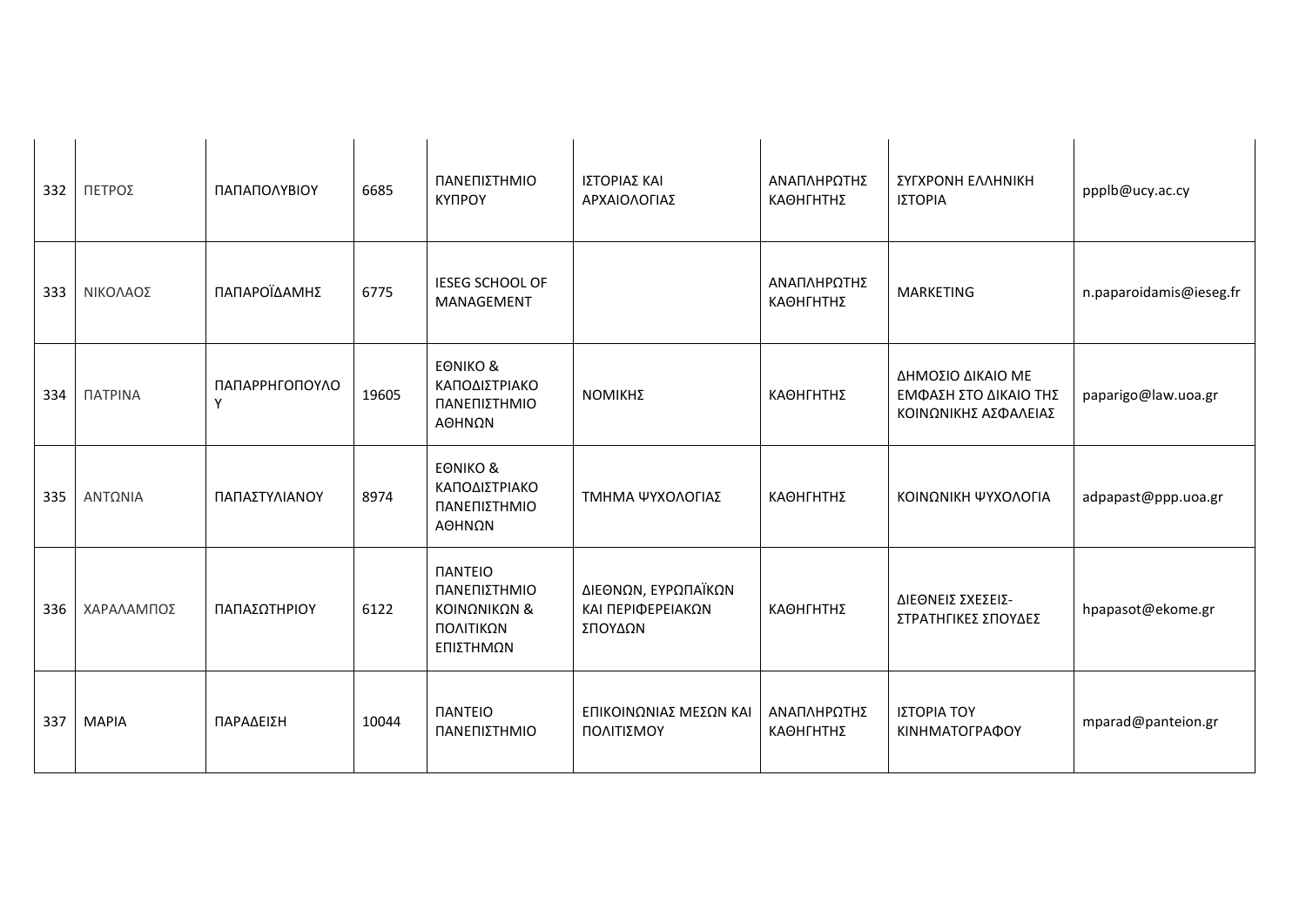| | | | | | | | | |
|---|---|---|---|---|---|---|---|---|
| 332 | ΠΕΤΡΟΣ | ΠΑΠΑΠΟΛΥΒΙΟΥ | 6685 | ΠΑΝΕΠΙΣΤΗΜΙΟ ΚΥΠΡΟΥ | ΙΣΤΟΡΙΑΣ ΚΑΙ ΑΡΧΑΙΟΛΟΓΙΑΣ | ΑΝΑΠΛΗΡΩΤΗΣ ΚΑΘΗΓΗΤΗΣ | ΣΥΓΧΡΟΝΗ ΕΛΛΗΝΙΚΗ ΙΣΤΟΡΙΑ | ppplb@ucy.ac.cy |
| 333 | ΝΙΚΟΛΑΟΣ | ΠΑΠΑΡΟΪΔΑΜΗΣ | 6775 | IESEG SCHOOL OF MANAGEMENT | | ΑΝΑΠΛΗΡΩΤΗΣ ΚΑΘΗΓΗΤΗΣ | MARKETING | n.paparoidamis@ieseg.fr |
| 334 | ΠΑΤΡΙΝΑ | ΠΑΠΑΡΡΗΓΟΠΟΥΛΟΥ | 19605 | ΕΘΝΙΚΟ & ΚΑΠΟΔΙΣΤΡΙΑΚΟ ΠΑΝΕΠΙΣΤΗΜΙΟ ΑΘΗΝΩΝ | ΝΟΜΙΚΗΣ | ΚΑΘΗΓΗΤΗΣ | ΔΗΜΟΣΙΟ ΔΙΚΑΙΟ ΜΕ ΕΜΦΑΣΗ ΣΤΟ ΔΙΚΑΙΟ ΤΗΣ ΚΟΙΝΩΝΙΚΗΣ ΑΣΦΑΛΕΙΑΣ | paparigo@law.uoa.gr |
| 335 | ΑΝΤΩΝΙΑ | ΠΑΠΑΣΤΥΛΙΑΝΟΥ | 8974 | ΕΘΝΙΚΟ & ΚΑΠΟΔΙΣΤΡΙΑΚΟ ΠΑΝΕΠΙΣΤΗΜΙΟ ΑΘΗΝΩΝ | ΤΜΗΜΑ ΨΥΧΟΛΟΓΙΑΣ | ΚΑΘΗΓΗΤΗΣ | ΚΟΙΝΩΝΙΚΗ ΨΥΧΟΛΟΓΙΑ | adpapast@ppp.uoa.gr |
| 336 | ΧΑΡΑΛΑΜΠΟΣ | ΠΑΠΑΣΩΤΗΡΙΟΥ | 6122 | ΠΑΝΤΕΙΟ ΠΑΝΕΠΙΣΤΗΜΙΟ ΚΟΙΝΩΝΙΚΩΝ & ΠΟΛΙΤΙΚΩΝ ΕΠΙΣΤΗΜΩΝ | ΔΙΕΘΝΩΝ, ΕΥΡΩΠΑΪΚΩΝ ΚΑΙ ΠΕΡΙΦΕΡΕΙΑΚΩΝ ΣΠΟΥΔΩΝ | ΚΑΘΗΓΗΤΗΣ | ΔΙΕΘΝΕΙΣ ΣΧΕΣΕΙΣ-ΣΤΡΑΤΗΓΙΚΕΣ ΣΠΟΥΔΕΣ | hpapasot@ekome.gr |
| 337 | ΜΑΡΙΑ | ΠΑΡΑΔΕΙΣΗ | 10044 | ΠΑΝΤΕΙΟ ΠΑΝΕΠΙΣΤΗΜΙΟ | ΕΠΙΚΟΙΝΩΝΙΑΣ ΜΕΣΩΝ ΚΑΙ ΠΟΛΙΤΙΣΜΟΥ | ΑΝΑΠΛΗΡΩΤΗΣ ΚΑΘΗΓΗΤΗΣ | ΙΣΤΟΡΙΑ ΤΟΥ ΚΙΝΗΜΑΤΟΓΡΑΦΟΥ | mparad@panteion.gr |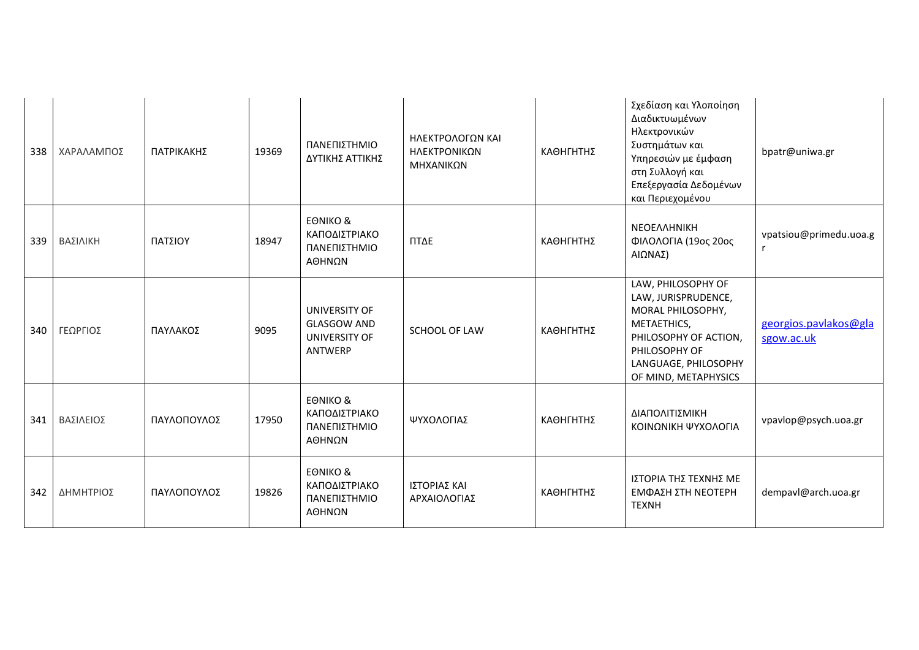| 338 | ΧΑΡΑΛΑΜΠΟΣ | ΠΑΤΡΙΚΑΚΗΣ | 19369 | ΠΑΝΕΠΙΣΤΗΜΙΟ ΔΥΤΙΚΗΣ ΑΤΤΙΚΗΣ | ΗΛΕΚΤΡΟΛΟΓΩΝ ΚΑΙ ΗΛΕΚΤΡΟΝΙΚΩΝ ΜΗΧΑΝΙΚΩΝ | ΚΑΘΗΓΗΤΗΣ | Σχεδίαση και Υλοποίηση Διαδικτυωμένων Ηλεκτρονικών Συστημάτων και Υπηρεσιών με έμφαση στη Συλλογή και Επεξεργασία Δεδομένων και Περιεχομένου | bpatr@uniwa.gr |
|---|---|---|---|---|---|---|---|---|
| 339 | ΒΑΣΙΛΙΚΗ | ΠΑΤΣΙΟΥ | 18947 | ΕΘΝΙΚΟ & ΚΑΠΟΔΙΣΤΡΙΑΚΟ ΠΑΝΕΠΙΣΤΗΜΙΟ ΑΘΗΝΩΝ | ΠΤΔΕ | ΚΑΘΗΓΗΤΗΣ | ΝΕΟΕΛΛΗΝΙΚΗ ΦΙΛΟΛΟΓΙΑ (19ος 20ος ΑΙΩΝΑΣ) | vpatsiou@primedu.uoa.gr |
| 340 | ΓΕΩΡΓΙΟΣ | ΠΑΥΛΑΚΟΣ | 9095 | UNIVERSITY OF GLASGOW AND UNIVERSITY OF ANTWERP | SCHOOL OF LAW | ΚΑΘΗΓΗΤΗΣ | LAW, PHILOSOPHY OF LAW, JURISPRUDENCE, MORAL PHILOSOPHY, METAETHICS, PHILOSOPHY OF ACTION, PHILOSOPHY OF LANGUAGE, PHILOSOPHY OF MIND, METAPHYSICS | georgios.pavlakos@glasgow.ac.uk |
| 341 | ΒΑΣΙΛΕΙΟΣ | ΠΑΥΛΟΠΟΥΛΟΣ | 17950 | ΕΘΝΙΚΟ & ΚΑΠΟΔΙΣΤΡΙΑΚΟ ΠΑΝΕΠΙΣΤΗΜΙΟ ΑΘΗΝΩΝ | ΨΥΧΟΛΟΓΙΑΣ | ΚΑΘΗΓΗΤΗΣ | ΔΙΑΠΟΛΙΤΙΣΜΙΚΗ ΚΟΙΝΩΝΙΚΗ ΨΥΧΟΛΟΓΙΑ | vpavlop@psych.uoa.gr |
| 342 | ΔΗΜΗΤΡΙΟΣ | ΠΑΥΛΟΠΟΥΛΟΣ | 19826 | ΕΘΝΙΚΟ & ΚΑΠΟΔΙΣΤΡΙΑΚΟ ΠΑΝΕΠΙΣΤΗΜΙΟ ΑΘΗΝΩΝ | ΙΣΤΟΡΙΑΣ ΚΑΙ ΑΡΧΑΙΟΛΟΓΙΑΣ | ΚΑΘΗΓΗΤΗΣ | ΙΣΤΟΡΙΑ ΤΗΣ ΤΕΧΝΗΣ ΜΕ ΕΜΦΑΣΗ ΣΤΗ ΝΕΟΤΕΡΗ ΤΕΧΝΗ | dempavl@arch.uoa.gr |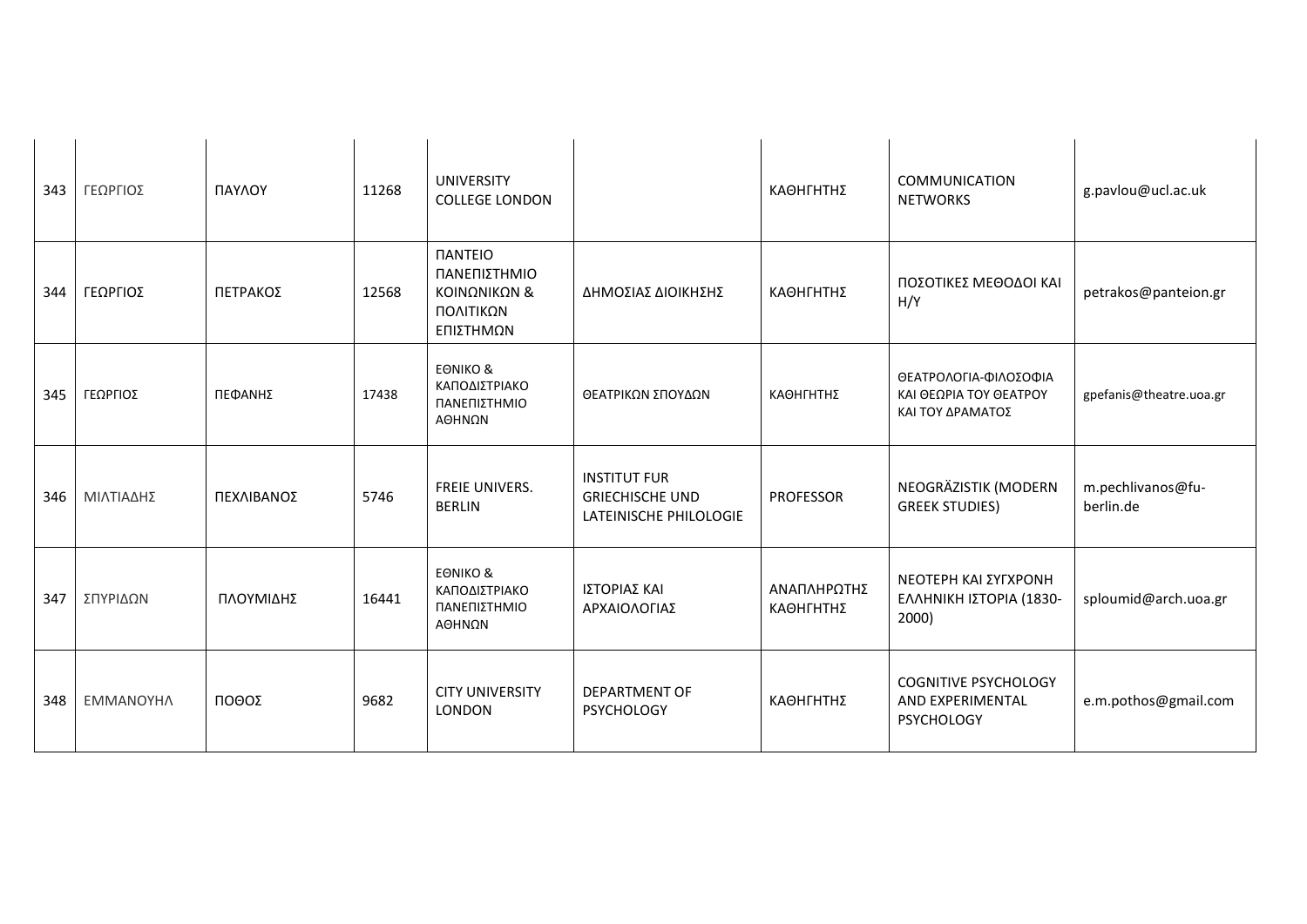| 343 | ΓΕΩΡΓΙΟΣ | ΠΑΥΛΟΥ | 11268 | UNIVERSITY COLLEGE LONDON | | ΚΑΘΗΓΗΤΗΣ | COMMUNICATION NETWORKS | g.pavlou@ucl.ac.uk |
|---|---|---|---|---|---|---|---|---|
| 344 | ΓΕΩΡΓΙΟΣ | ΠΕΤΡΑΚΟΣ | 12568 | ΠΑΝΤΕΙΟ ΠΑΝΕΠΙΣΤΗΜΙΟ ΚΟΙΝΩΝΙΚΩΝ & ΠΟΛΙΤΙΚΩΝ ΕΠΙΣΤΗΜΩΝ | ΔΗΜΟΣΙΑΣ ΔΙΟΙΚΗΣΗΣ | ΚΑΘΗΓΗΤΗΣ | ΠΟΣΟΤΙΚΕΣ ΜΕΘΟΔΟΙ ΚΑΙ Η/Υ | petrakos@panteion.gr |
| 345 | ΓΕΩΡΓΙΟΣ | ΠΕΦΑΝΗΣ | 17438 | ΕΘΝΙΚΟ & ΚΑΠΟΔΙΣΤΡΙΑΚΟ ΠΑΝΕΠΙΣΤΗΜΙΟ ΑΘΗΝΩΝ | ΘΕΑΤΡΙΚΩΝ ΣΠΟΥΔΩΝ | ΚΑΘΗΓΗΤΗΣ | ΘΕΑΤΡΟΛΟΓΙΑ-ΦΙΛΟΣΟΦΙΑ ΚΑΙ ΘΕΩΡΙΑ ΤΟΥ ΘΕΑΤΡΟΥ ΚΑΙ ΤΟΥ ΔΡΑΜΑΤΟΣ | gpefanis@theatre.uoa.gr |
| 346 | ΜΙΛΤΙΑΔΗΣ | ΠΕΧΛΙΒΑΝΟΣ | 5746 | FREIE UNIVERS. BERLIN | INSTITUT FUR GRIECHISCHE UND LATEINISCHE PHILOLOGIE | PROFESSOR | NEOGRÄZISTIK (MODERN GREEK STUDIES) | m.pechlivanos@fu-berlin.de |
| 347 | ΣΠΥΡΙΔΩΝ | ΠΛΟΥΜΙΔΗΣ | 16441 | ΕΘΝΙΚΟ & ΚΑΠΟΔΙΣΤΡΙΑΚΟ ΠΑΝΕΠΙΣΤΗΜΙΟ ΑΘΗΝΩΝ | ΙΣΤΟΡΙΑΣ ΚΑΙ ΑΡΧΑΙΟΛΟΓΙΑΣ | ΑΝΑΠΛΗΡΩΤΗΣ ΚΑΘΗΓΗΤΗΣ | ΝΕΟΤΕΡΗ ΚΑΙ ΣΥΓΧΡΟΝΗ ΕΛΛΗΝΙΚΗ ΙΣΤΟΡΙΑ (1830-2000) | sploumid@arch.uoa.gr |
| 348 | ΕΜΜΑΝΟΥΗΛ | ΠΟΘΟΣ | 9682 | CITY UNIVERSITY LONDON | DEPARTMENT OF PSYCHOLOGY | ΚΑΘΗΓΗΤΗΣ | COGNITIVE PSYCHOLOGY AND EXPERIMENTAL PSYCHOLOGY | e.m.pothos@gmail.com |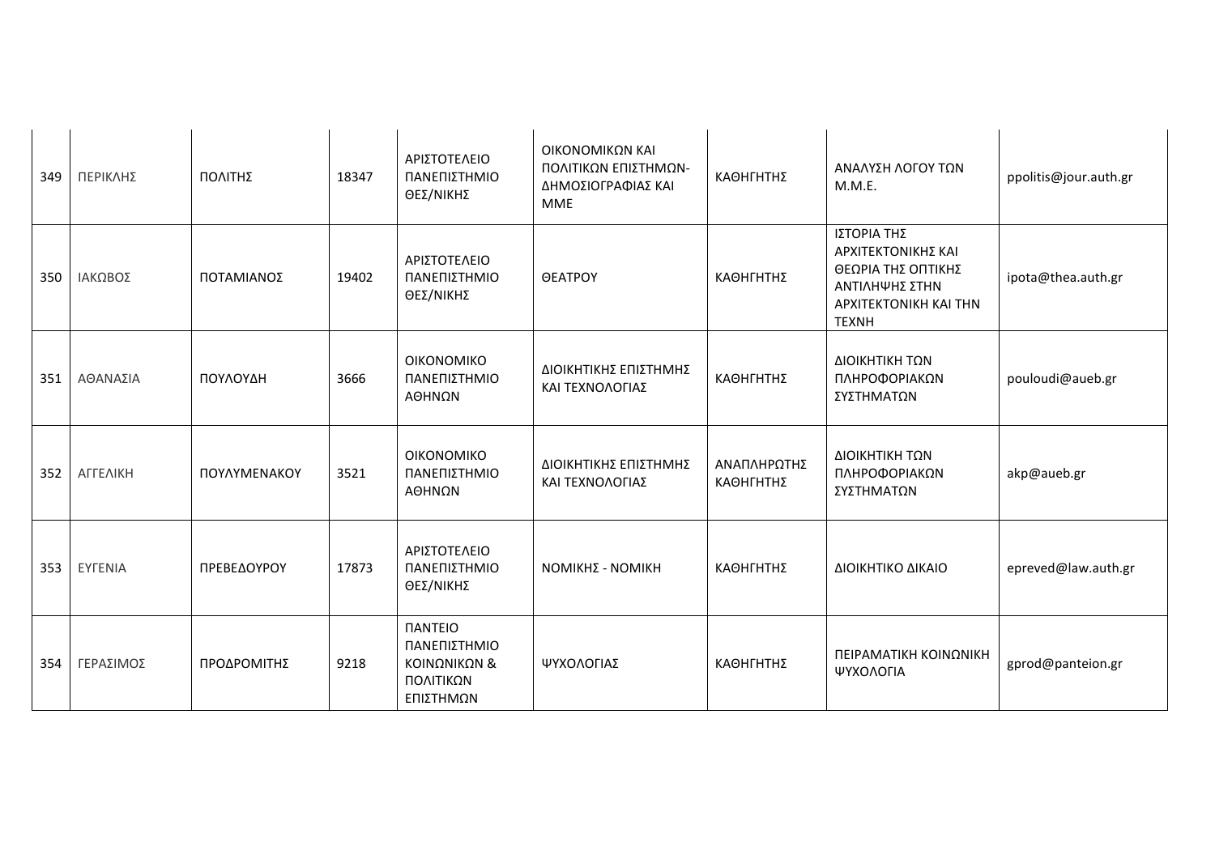| | | | | | | | | |
|---|---|---|---|---|---|---|---|---|
| 349 | ΠΕΡΙΚΛΗΣ | ΠΟΛΙΤΗΣ | 18347 | ΑΡΙΣΤΟΤΕΛΕΙΟ ΠΑΝΕΠΙΣΤΗΜΙΟ ΘΕΣ/ΝΙΚΗΣ | ΟΙΚΟΝΟΜΙΚΩΝ ΚΑΙ ΠΟΛΙΤΙΚΩΝ ΕΠΙΣΤΗΜΩΝ-ΔΗΜΟΣΙΟΓΡΑΦΙΑΣ ΚΑΙ ΜΜΕ | ΚΑΘΗΓΗΤΗΣ | ΑΝΑΛΥΣΗ ΛΟΓΟΥ ΤΩΝ Μ.Μ.Ε. | ppolitis@jour.auth.gr |
| 350 | ΙΑΚΩΒΟΣ | ΠΟΤΑΜΙΑΝΟΣ | 19402 | ΑΡΙΣΤΟΤΕΛΕΙΟ ΠΑΝΕΠΙΣΤΗΜΙΟ ΘΕΣ/ΝΙΚΗΣ | ΘΕΑΤΡΟΥ | ΚΑΘΗΓΗΤΗΣ | ΙΣΤΟΡΙΑ ΤΗΣ ΑΡΧΙΤΕΚΤΟΝΙΚΗΣ ΚΑΙ ΘΕΩΡΙΑ ΤΗΣ ΟΠΤΙΚΗΣ ΑΝΤΙΛΗΨΗΣ ΣΤΗΝ ΑΡΧΙΤΕΚΤΟΝΙΚΗ ΚΑΙ ΤΗΝ ΤΕΧΝΗ | ipota@thea.auth.gr |
| 351 | ΑΘΑΝΑΣΙΑ | ΠΟΥΛΟΥΔΗ | 3666 | ΟΙΚΟΝΟΜΙΚΟ ΠΑΝΕΠΙΣΤΗΜΙΟ ΑΘΗΝΩΝ | ΔΙΟΙΚΗΤΙΚΗΣ ΕΠΙΣΤΗΜΗΣ ΚΑΙ ΤΕΧΝΟΛΟΓΙΑΣ | ΚΑΘΗΓΗΤΗΣ | ΔΙΟΙΚΗΤΙΚΗ ΤΩΝ ΠΛΗΡΟΦΟΡΙΑΚΩΝ ΣΥΣΤΗΜΑΤΩΝ | pouloudi@aueb.gr |
| 352 | ΑΓΓΕΛΙΚΗ | ΠΟΥΛΥΜΕΝΑΚΟΥ | 3521 | ΟΙΚΟΝΟΜΙΚΟ ΠΑΝΕΠΙΣΤΗΜΙΟ ΑΘΗΝΩΝ | ΔΙΟΙΚΗΤΙΚΗΣ ΕΠΙΣΤΗΜΗΣ ΚΑΙ ΤΕΧΝΟΛΟΓΙΑΣ | ΑΝΑΠΛΗΡΩΤΗΣ ΚΑΘΗΓΗΤΗΣ | ΔΙΟΙΚΗΤΙΚΗ ΤΩΝ ΠΛΗΡΟΦΟΡΙΑΚΩΝ ΣΥΣΤΗΜΑΤΩΝ | akp@aueb.gr |
| 353 | ΕΥΓΕΝΙΑ | ΠΡΕΒΕΔΟΥΡΟΥ | 17873 | ΑΡΙΣΤΟΤΕΛΕΙΟ ΠΑΝΕΠΙΣΤΗΜΙΟ ΘΕΣ/ΝΙΚΗΣ | ΝΟΜΙΚΗΣ - ΝΟΜΙΚΗ | ΚΑΘΗΓΗΤΗΣ | ΔΙΟΙΚΗΤΙΚΟ ΔΙΚΑΙΟ | epreved@law.auth.gr |
| 354 | ΓΕΡΑΣΙΜΟΣ | ΠΡΟΔΡΟΜΙΤΗΣ | 9218 | ΠΑΝΤΕΙΟ ΠΑΝΕΠΙΣΤΗΜΙΟ ΚΟΙΝΩΝΙΚΩΝ & ΠΟΛΙΤΙΚΩΝ ΕΠΙΣΤΗΜΩΝ | ΨΥΧΟΛΟΓΙΑΣ | ΚΑΘΗΓΗΤΗΣ | ΠΕΙΡΑΜΑΤΙΚΗ ΚΟΙΝΩΝΙΚΗ ΨΥΧΟΛΟΓΙΑ | gprod@panteion.gr |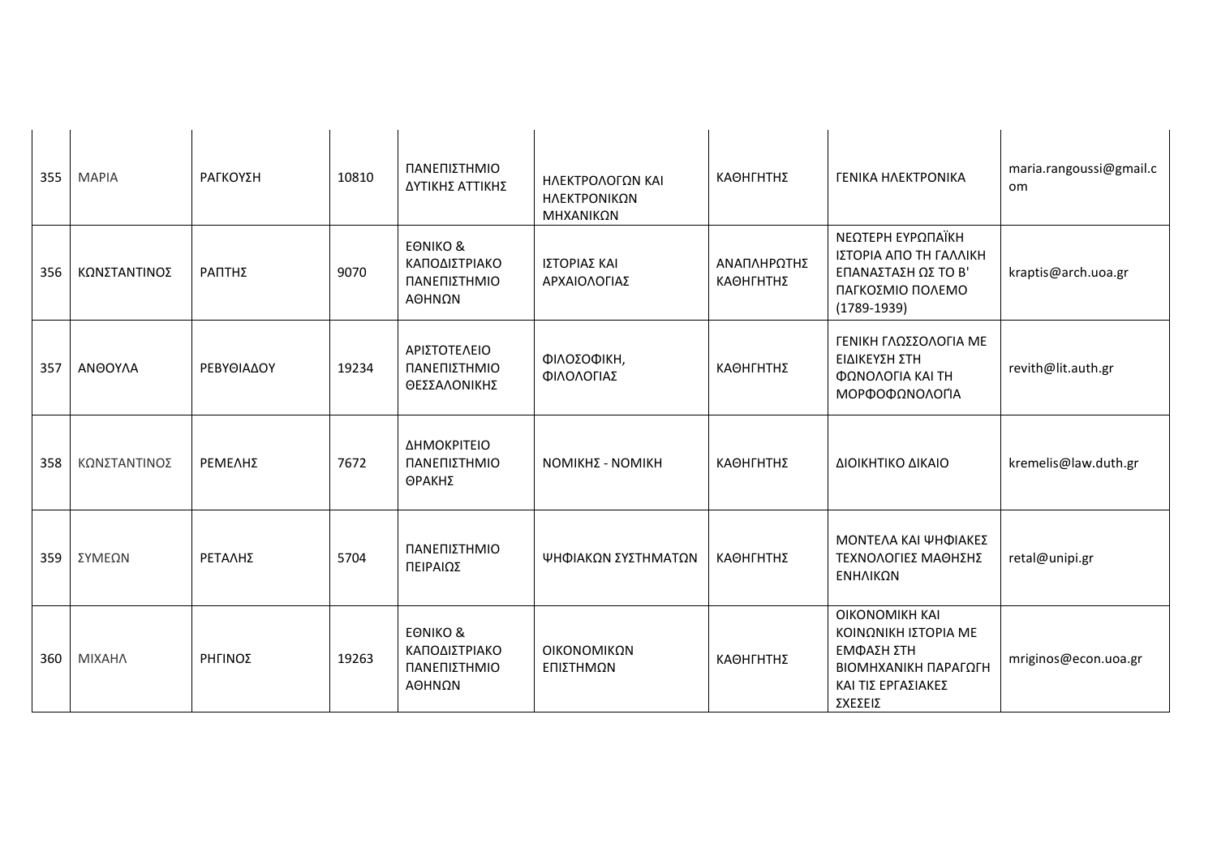| 355 | ΜΑΡΙΑ | ΡΑΓΚΟΥΣΗ | 10810 | ΠΑΝΕΠΙΣΤΗΜΙΟ ΔΥΤΙΚΗΣ ΑΤΤΙΚΗΣ | ΗΛΕΚΤΡΟΛΟΓΩΝ ΚΑΙ ΗΛΕΚΤΡΟΝΙΚΩΝ ΜΗΧΑΝΙΚΩΝ | ΚΑΘΗΓΗΤΗΣ | ΓΕΝΙΚΑ ΗΛΕΚΤΡΟΝΙΚΑ | maria.rangoussi@gmail.com |
|---|---|---|---|---|---|---|---|---|
| 356 | ΚΩΝΣΤΑΝΤΙΝΟΣ | ΡΑΠΤΗΣ | 9070 | ΕΘΝΙΚΟ & ΚΑΠΟΔΙΣΤΡΙΑΚΟ ΠΑΝΕΠΙΣΤΗΜΙΟ ΑΘΗΝΩΝ | ΙΣΤΟΡΙΑΣ ΚΑΙ ΑΡΧΑΙΟΛΟΓΙΑΣ | ΑΝΑΠΛΗΡΩΤΗΣ ΚΑΘΗΓΗΤΗΣ | ΝΕΩΤΕΡΗ ΕΥΡΩΠΑΪΚΗ ΙΣΤΟΡΙΑ ΑΠΟ ΤΗ ΓΑΛΛΙΚΗ ΕΠΑΝΑΣΤΑΣΗ ΩΣ ΤΟ Β' ΠΑΓΚΟΣΜΙΟ ΠΟΛΕΜΟ (1789-1939) | kraptis@arch.uoa.gr |
| 357 | ΑΝΘΟΥΛΑ | ΡΕΒΥΘΙΑΔΟΥ | 19234 | ΑΡΙΣΤΟΤΕΛΕΙΟ ΠΑΝΕΠΙΣΤΗΜΙΟ ΘΕΣΣΑΛΟΝΙΚΗΣ | ΦΙΛΟΣΟΦΙΚΗ, ΦΙΛΟΛΟΓΙΑΣ | ΚΑΘΗΓΗΤΗΣ | ΓΕΝΙΚΗ ΓΛΩΣΣΟΛΟΓΙΑ ΜΕ ΕΙΔΙΚΕΥΣΗ ΣΤΗ ΦΩΝΟΛΟΓΙΑ ΚΑΙ ΤΗ ΜΟΡΦΟΦΩΝΟΛΟΓΊΑ | revith@lit.auth.gr |
| 358 | ΚΩΝΣΤΑΝΤΙΝΟΣ | ΡΕΜΕΛΗΣ | 7672 | ΔΗΜΟΚΡΙΤΕΙΟ ΠΑΝΕΠΙΣΤΗΜΙΟ ΘΡΑΚΗΣ | ΝΟΜΙΚΗΣ - ΝΟΜΙΚΗ | ΚΑΘΗΓΗΤΗΣ | ΔΙΟΙΚΗΤΙΚΟ ΔΙΚΑΙΟ | kremelis@law.duth.gr |
| 359 | ΣΥΜΕΩΝ | ΡΕΤΑΛΗΣ | 5704 | ΠΑΝΕΠΙΣΤΗΜΙΟ ΠΕΙΡΑΙΩΣ | ΨΗΦΙΑΚΩΝ ΣΥΣΤΗΜΑΤΩΝ | ΚΑΘΗΓΗΤΗΣ | ΜΟΝΤΕΛΑ ΚΑΙ ΨΗΦΙΑΚΕΣ ΤΕΧΝΟΛΟΓΙΕΣ ΜΑΘΗΣΗΣ ΕΝΗΛΙΚΩΝ | retal@unipi.gr |
| 360 | ΜΙΧΑΗΛ | ΡΗΓΙΝΟΣ | 19263 | ΕΘΝΙΚΟ & ΚΑΠΟΔΙΣΤΡΙΑΚΟ ΠΑΝΕΠΙΣΤΗΜΙΟ ΑΘΗΝΩΝ | ΟΙΚΟΝΟΜΙΚΩΝ ΕΠΙΣΤΗΜΩΝ | ΚΑΘΗΓΗΤΗΣ | ΟΙΚΟΝΟΜΙΚΗ ΚΑΙ ΚΟΙΝΩΝΙΚΗ ΙΣΤΟΡΙΑ ΜΕ ΕΜΦΑΣΗ ΣΤΗ ΒΙΟΜΗΧΑΝΙΚΗ ΠΑΡΑΓΩΓΗ ΚΑΙ ΤΙΣ ΕΡΓΑΣΙΑΚΕΣ ΣΧΕΣΕΙΣ | mriginos@econ.uoa.gr |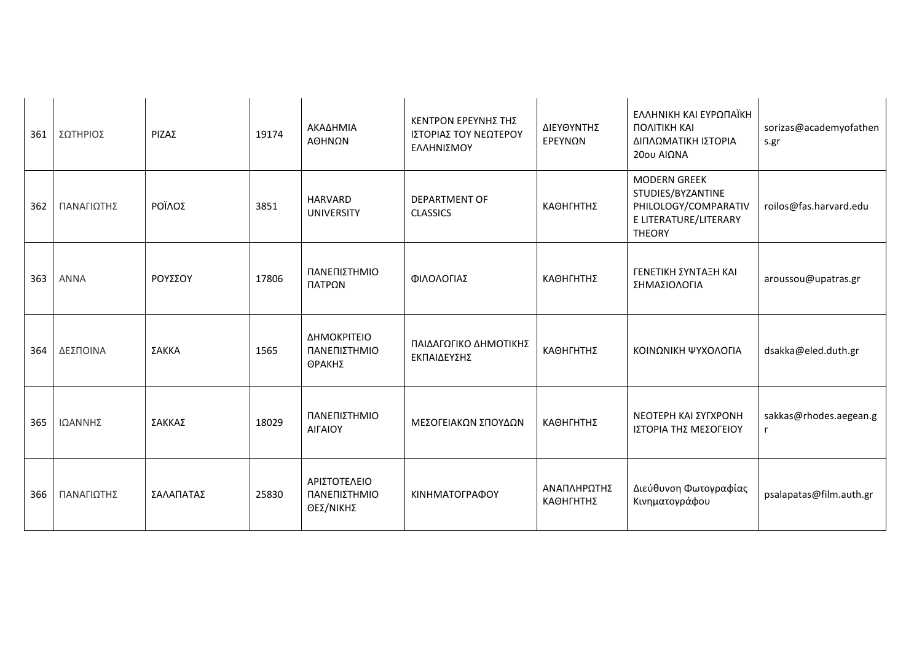| 361 | ΣΩΤΗΡΙΟΣ | ΡΙΖΑΣ | 19174 | ΑΚΑΔΗΜΙΑ ΑΘΗΝΩΝ | ΚΕΝΤΡΟΝ ΕΡΕΥΝΗΣ ΤΗΣ ΙΣΤΟΡΙΑΣ ΤΟΥ ΝΕΩΤΕΡΟΥ ΕΛΛΗΝΙΣΜΟΥ | ΔΙΕΥΘΥΝΤΗΣ ΕΡΕΥΝΩΝ | ΕΛΛΗΝΙΚΗ ΚΑΙ ΕΥΡΩΠΑΪΚΗ ΠΟΛΙΤΙΚΗ ΚΑΙ ΔΙΠΛΩΜΑΤΙΚΗ ΙΣΤΟΡΙΑ 20ου ΑΙΩΝΑ | sorizas@academyofathens.gr |
|---|---|---|---|---|---|---|---|---|
| 362 | ΠΑΝΑΓΙΩΤΗΣ | ΡΟΪΛΟΣ | 3851 | HARVARD UNIVERSITY | DEPARTMENT OF CLASSICS | ΚΑΘΗΓΗΤΗΣ | MODERN GREEK STUDIES/BYZANTINE PHILOLOGY/COMPARATIVE LITERATURE/LITERARY THEORY | roilos@fas.harvard.edu |
| 363 | ΑΝΝΑ | ΡΟΥΣΣΟΥ | 17806 | ΠΑΝΕΠΙΣΤΗΜΙΟ ΠΑΤΡΩΝ | ΦΙΛΟΛΟΓΙΑΣ | ΚΑΘΗΓΗΤΗΣ | ΓΕΝΕΤΙΚΗ ΣΥΝΤΑΞΗ ΚΑΙ ΣΗΜΑΣΙΟΛΟΓΙΑ | aroussou@upatras.gr |
| 364 | ΔΕΣΠΟΙΝΑ | ΣΑΚΚΑ | 1565 | ΔΗΜΟΚΡΙΤΕΙΟ ΠΑΝΕΠΙΣΤΗΜΙΟ ΘΡΑΚΗΣ | ΠΑΙΔΑΓΩΓΙΚΟ ΔΗΜΟΤΙΚΗΣ ΕΚΠΑΙΔΕΥΣΗΣ | ΚΑΘΗΓΗΤΗΣ | ΚΟΙΝΩΝΙΚΗ ΨΥΧΟΛΟΓΙΑ | dsakka@eled.duth.gr |
| 365 | ΙΩΑΝΝΗΣ | ΣΑΚΚΑΣ | 18029 | ΠΑΝΕΠΙΣΤΗΜΙΟ ΑΙΓΑΙΟΥ | ΜΕΣΟΓΕΙΑΚΩΝ ΣΠΟΥΔΩΝ | ΚΑΘΗΓΗΤΗΣ | ΝΕΟΤΕΡΗ ΚΑΙ ΣΥΓΧΡΟΝΗ ΙΣΤΟΡΙΑ ΤΗΣ ΜΕΣΟΓΕΙΟΥ | sakkas@rhodes.aegean.gr |
| 366 | ΠΑΝΑΓΙΩΤΗΣ | ΣΑΛΑΠΑΤΑΣ | 25830 | ΑΡΙΣΤΟΤΕΛΕΙΟ ΠΑΝΕΠΙΣΤΗΜΙΟ ΘΕΣ/ΝΙΚΗΣ | ΚΙΝΗΜΑΤΟΓΡΑΦΟΥ | ΑΝΑΠΛΗΡΩΤΗΣ ΚΑΘΗΓΗΤΗΣ | Διεύθυνση Φωτογραφίας Κινηματογράφου | psalapatas@film.auth.gr |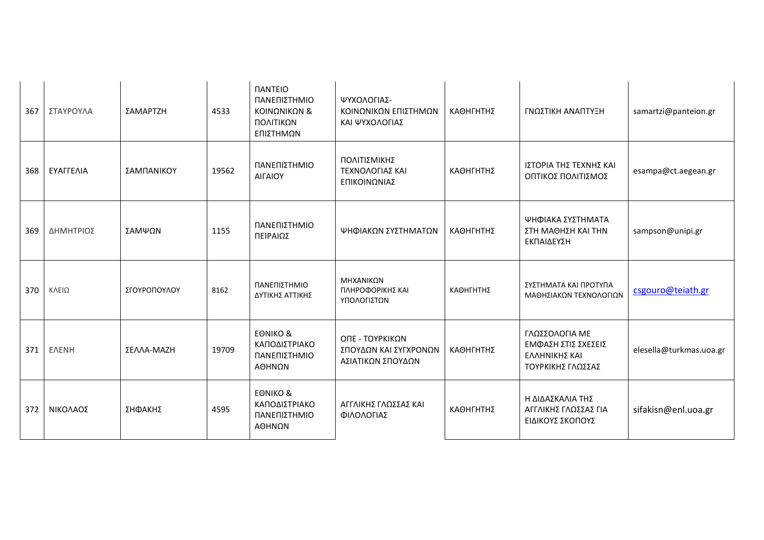| 367 | ΣΤΑΥΡΟΥΛΑ | ΣΑΜΑΡΤΖΗ | 4533 | ΠΑΝΤΕΙΟ ΠΑΝΕΠΙΣΤΗΜΙΟ ΚΟΙΝΩΝΙΚΩΝ & ΠΟΛΙΤΙΚΩΝ ΕΠΙΣΤΗΜΩΝ | ΨΥΧΟΛΟΓΙΑΣ- ΚΟΙΝΩΝΙΚΩΝ ΕΠΙΣΤΗΜΩΝ ΚΑΙ ΨΥΧΟΛΟΓΙΑΣ | ΚΑΘΗΓΗΤΗΣ | ΓΝΩΣΤΙΚΗ ΑΝΑΠΤΥΞΗ | samartzi@panteion.gr |
|---|---|---|---|---|---|---|---|---|
| 368 | ΕΥΑΓΓΕΛΙΑ | ΣΑΜΠΑΝΙΚΟΥ | 19562 | ΠΑΝΕΠΙΣΤΗΜΙΟ ΑΙΓΑΙΟΥ | ΠΟΛΙΤΙΣΜΙΚΗΣ ΤΕΧΝΟΛΟΓΙΑΣ ΚΑΙ ΕΠΙΚΟΙΝΩΝΙΑΣ | ΚΑΘΗΓΗΤΗΣ | ΙΣΤΟΡΙΑ ΤΗΣ ΤΕΧΝΗΣ ΚΑΙ ΟΠΤΙΚΟΣ ΠΟΛΙΤΙΣΜΟΣ | esampa@ct.aegean.gr |
| 369 | ΔΗΜΗΤΡΙΟΣ | ΣΑΜΨΩΝ | 1155 | ΠΑΝΕΠΙΣΤΗΜΙΟ ΠΕΙΡΑΙΩΣ | ΨΗΦΙΑΚΩΝ ΣΥΣΤΗΜΑΤΩΝ | ΚΑΘΗΓΗΤΗΣ | ΨΗΦΙΑΚΑ ΣΥΣΤΗΜΑΤΑ ΣΤΗ ΜΑΘΗΣΗ ΚΑΙ ΤΗΝ ΕΚΠΑΙΔΕΥΣΗ | sampson@unipi.gr |
| 370 | ΚΛΕΙΩ | ΣΓΟΥΡΟΠΟΥΛΟΥ | 8162 | ΠΑΝΕΠΙΣΤΗΜΙΟ ΔΥΤΙΚΗΣ ΑΤΤΙΚΗΣ | ΜΗΧΑΝΙΚΩΝ ΠΛΗΡΟΦΟΡΙΚΗΣ ΚΑΙ ΥΠΟΛΟΓΙΣΤΩΝ | ΚΑΘΗΓΗΤΗΣ | ΣΥΣΤΗΜΑΤΑ ΚΑΙ ΠΡΟΤΥΠΑ ΜΑΘΗΣΙΑΚΩΝ ΤΕΧΝΟΛΟΓΙΩΝ | csgouro@teiath.gr |
| 371 | ΕΛΕΝΗ | ΣΕΛΛΑ-ΜΑΖΗ | 19709 | ΕΘΝΙΚΟ & ΚΑΠΟΔΙΣΤΡΙΑΚΟ ΠΑΝΕΠΙΣΤΗΜΙΟ ΑΘΗΝΩΝ | ΟΠΕ - ΤΟΥΡΚΙΚΩΝ ΣΠΟΥΔΩΝ ΚΑΙ ΣΥΓΧΡΟΝΩΝ ΑΣΙΑΤΙΚΩΝ ΣΠΟΥΔΩΝ | ΚΑΘΗΓΗΤΗΣ | ΓΛΩΣΣΟΛΟΓΙΑ ΜΕ ΕΜΦΑΣΗ ΣΤΙΣ ΣΧΕΣΕΙΣ ΕΛΛΗΝΙΚΗΣ ΚΑΙ ΤΟΥΡΚΙΚΗΣ ΓΛΩΣΣΑΣ | elesella@turkmas.uoa.gr |
| 372 | ΝΙΚΟΛΑΟΣ | ΣΗΦΑΚΗΣ | 4595 | ΕΘΝΙΚΟ & ΚΑΠΟΔΙΣΤΡΙΑΚΟ ΠΑΝΕΠΙΣΤΗΜΙΟ ΑΘΗΝΩΝ | ΑΓΓΛΙΚΗΣ ΓΛΩΣΣΑΣ ΚΑΙ ΦΙΛΟΛΟΓΙΑΣ | ΚΑΘΗΓΗΤΗΣ | Η ΔΙΔΑΣΚΑΛΙΑ ΤΗΣ ΑΓΓΛΙΚΗΣ ΓΛΩΣΣΑΣ ΓΙΑ ΕΙΔΙΚΟΥΣ ΣΚΟΠΟΥΣ | sifakisn@enl.uoa.gr |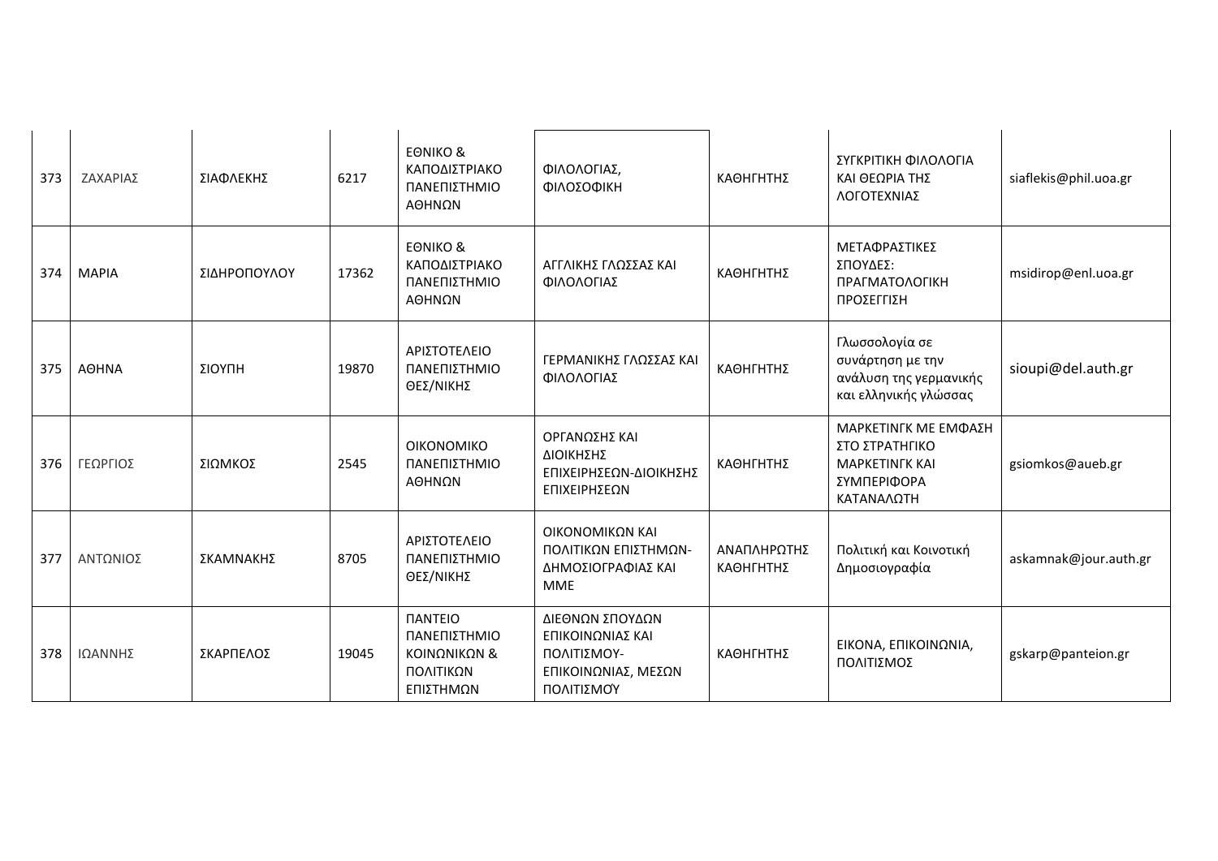| 373 | ΖΑΧΑΡΙΑΣ | ΣΙΑΦΛΕΚΗΣ | 6217 | ΕΘΝΙΚΟ & ΚΑΠΟΔΙΣΤΡΙΑΚΟ ΠΑΝΕΠΙΣΤΗΜΙΟ ΑΘΗΝΩΝ | ΦΙΛΟΛΟΓΙΑΣ, ΦΙΛΟΣΟΦΙΚΗ | ΚΑΘΗΓΗΤΗΣ | ΣΥΓΚΡΙΤΙΚΗ ΦΙΛΟΛΟΓΙΑ ΚΑΙ ΘΕΩΡΙΑ ΤΗΣ ΛΟΓΟΤΕΧΝΙΑΣ | siaflekis@phil.uoa.gr |
|---|---|---|---|---|---|---|---|---|
| 374 | ΜΑΡΙΑ | ΣΙΔΗΡΟΠΟΥΛΟΥ | 17362 | ΕΘΝΙΚΟ & ΚΑΠΟΔΙΣΤΡΙΑΚΟ ΠΑΝΕΠΙΣΤΗΜΙΟ ΑΘΗΝΩΝ | ΑΓΓΛΙΚΗΣ ΓΛΩΣΣΑΣ ΚΑΙ ΦΙΛΟΛΟΓΙΑΣ | ΚΑΘΗΓΗΤΗΣ | ΜΕΤΑΦΡΑΣΤΙΚΕΣ ΣΠΟΥΔΕΣ: ΠΡΑΓΜΑΤΟΛΟΓΙΚΗ ΠΡΟΣΕΓΓΙΣΗ | msidirop@enl.uoa.gr |
| 375 | ΑΘΗΝΑ | ΣΙΟΥΠΗ | 19870 | ΑΡΙΣΤΟΤΕΛΕΙΟ ΠΑΝΕΠΙΣΤΗΜΙΟ ΘΕΣ/ΝΙΚΗΣ | ΓΕΡΜΑΝΙΚΗΣ ΓΛΩΣΣΑΣ ΚΑΙ ΦΙΛΟΛΟΓΙΑΣ | ΚΑΘΗΓΗΤΗΣ | Γλωσσολογία σε συνάρτηση με την ανάλυση της γερμανικής και ελληνικής γλώσσας | sioupi@del.auth.gr |
| 376 | ΓΕΩΡΓΙΟΣ | ΣΙΩΜΚΟΣ | 2545 | ΟΙΚΟΝΟΜΙΚΟ ΠΑΝΕΠΙΣΤΗΜΙΟ ΑΘΗΝΩΝ | ΟΡΓΑΝΩΣΗΣ ΚΑΙ ΔΙΟΙΚΗΣΗΣ ΕΠΙΧΕΙΡΗΣΕΩΝ-ΔΙΟΙΚΗΣΗΣ ΕΠΙΧΕΙΡΗΣΕΩΝ | ΚΑΘΗΓΗΤΗΣ | ΜΑΡΚΕΤΙΝΓΚ ΜΕ ΕΜΦΑΣΗ ΣΤΟ ΣΤΡΑΤΗΓΙΚΟ ΜΑΡΚΕΤΙΝΓΚ ΚΑΙ ΣΥΜΠΕΡΙΦΟΡΑ ΚΑΤΑΝΑΛΩΤΗ | gsiomkos@aueb.gr |
| 377 | ΑΝΤΩΝΙΟΣ | ΣΚΑΜΝΑΚΗΣ | 8705 | ΑΡΙΣΤΟΤΕΛΕΙΟ ΠΑΝΕΠΙΣΤΗΜΙΟ ΘΕΣ/ΝΙΚΗΣ | ΟΙΚΟΝΟΜΙΚΩΝ ΚΑΙ ΠΟΛΙΤΙΚΩΝ ΕΠΙΣΤΗΜΩΝ-ΔΗΜΟΣΙΟΓΡΑΦΙΑΣ ΚΑΙ ΜΜΕ | ΑΝΑΠΛΗΡΩΤΗΣ ΚΑΘΗΓΗΤΗΣ | Πολιτική και Κοινοτική Δημοσιογραφία | askamnak@jour.auth.gr |
| 378 | ΙΩΑΝΝΗΣ | ΣΚΑΡΠΕΛΟΣ | 19045 | ΠΑΝΤΕΙΟ ΠΑΝΕΠΙΣΤΗΜΙΟ ΚΟΙΝΩΝΙΚΩΝ & ΠΟΛΙΤΙΚΩΝ ΕΠΙΣΤΗΜΩΝ | ΔΙΕΘΝΩΝ ΣΠΟΥΔΩΝ ΕΠΙΚΟΙΝΩΝΙΑΣ ΚΑΙ ΠΟΛΙΤΙΣΜΟΥ-ΕΠΙΚΟΙΝΩΝΙΑΣ, ΜΕΣΩΝ ΠΟΛΙΤΙΣΜΟΥ | ΚΑΘΗΓΗΤΗΣ | ΕΙΚΟΝΑ, ΕΠΙΚΟΙΝΩΝΙΑ, ΠΟΛΙΤΙΣΜΟΣ | gskarp@panteion.gr |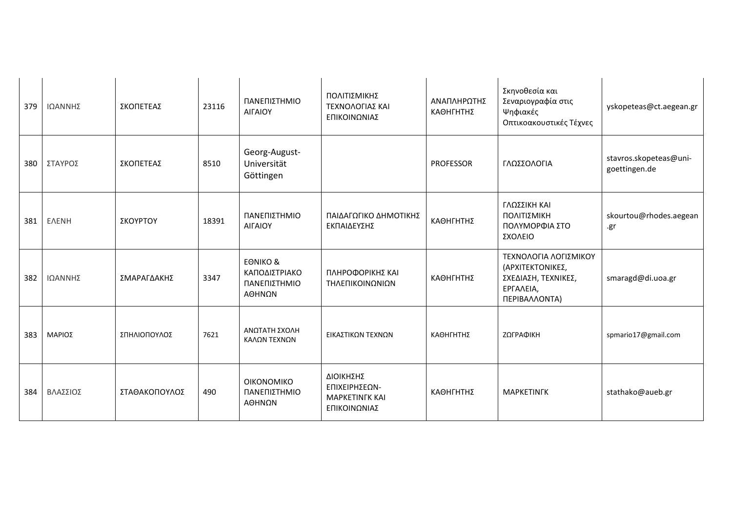| 379 | ΙΩΑΝΝΗΣ | ΣΚΟΠΕΤΕΑΣ | 23116 | ΠΑΝΕΠΙΣΤΗΜΙΟ ΑΙΓΑΙΟΥ | ΠΟΛΙΤΙΣΜΙΚΗΣ ΤΕΧΝΟΛΟΓΙΑΣ ΚΑΙ ΕΠΙΚΟΙΝΩΝΙΑΣ | ΑΝΑΠΛΗΡΩΤΗΣ ΚΑΘΗΓΗΤΗΣ | Σκηνοθεσία και Σεναριογραφία στις Ψηφιακές Οπτικοακουστικές Τέχνες | yskopeteas@ct.aegean.gr |
|---|---|---|---|---|---|---|---|---|
| 380 | ΣΤΑΥΡΟΣ | ΣΚΟΠΕΤΕΑΣ | 8510 | Georg-August-Universität Göttingen | | PROFESSOR | ΓΛΩΣΣΟΛΟΓΙΑ | stavros.skopeteas@uni-goettingen.de |
| 381 | ΕΛΕΝΗ | ΣΚΟΥΡΤΟΥ | 18391 | ΠΑΝΕΠΙΣΤΗΜΙΟ ΑΙΓΑΙΟΥ | ΠΑΙΔΑΓΩΓΙΚΟ ΔΗΜΟΤΙΚΗΣ ΕΚΠΑΙΔΕΥΣΗΣ | ΚΑΘΗΓΗΤΗΣ | ΓΛΩΣΣΙΚΗ ΚΑΙ ΠΟΛΙΤΙΣΜΙΚΗ ΠΟΛΥΜΟΡΦΙΑ ΣΤΟ ΣΧΟΛΕΙΟ | skourtou@rhodes.aegean.gr |
| 382 | ΙΩΑΝΝΗΣ | ΣΜΑΡΑΓΔΑΚΗΣ | 3347 | ΕΘΝΙΚΟ & ΚΑΠΟΔΙΣΤΡΙΑΚΟ ΠΑΝΕΠΙΣΤΗΜΙΟ ΑΘΗΝΩΝ | ΠΛΗΡΟΦΟΡΙΚΗΣ ΚΑΙ ΤΗΛΕΠΙΚΟΙΝΩΝΙΩΝ | ΚΑΘΗΓΗΤΗΣ | ΤΕΧΝΟΛΟΓΙΑ ΛΟΓΙΣΜΙΚΟΥ (ΑΡΧΙΤΕΚΤΟΝΙΚΕΣ, ΣΧΕΔΙΑΣΗ, ΤΕΧΝΙΚΕΣ, ΕΡΓΑΛΕΙΑ, ΠΕΡΙΒΑΛΛΟΝΤΑ) | smaragd@di.uoa.gr |
| 383 | ΜΑΡΙΟΣ | ΣΠΗΛΙΟΠΟΥΛΟΣ | 7621 | ΑΝΩΤΑΤΗ ΣΧΟΛΗ ΚΑΛΩΝ ΤΕΧΝΩΝ | ΕΙΚΑΣΤΙΚΩΝ ΤΕΧΝΩΝ | ΚΑΘΗΓΗΤΗΣ | ΖΩΓΡΑΦΙΚΗ | spmario17@gmail.com |
| 384 | ΒΛΑΣΣΙΟΣ | ΣΤΑΘΑΚΟΠΟΥΛΟΣ | 490 | ΟΙΚΟΝΟΜΙΚΟ ΠΑΝΕΠΙΣΤΗΜΙΟ ΑΘΗΝΩΝ | ΔΙΟΙΚΗΣΗΣ ΕΠΙΧΕΙΡΗΣΕΩΝ-ΜΑΡΚΕΤΙΝΓΚ ΚΑΙ ΕΠΙΚΟΙΝΩΝΙΑΣ | ΚΑΘΗΓΗΤΗΣ | ΜΑΡΚΕΤΙΝΓΚ | stathako@aueb.gr |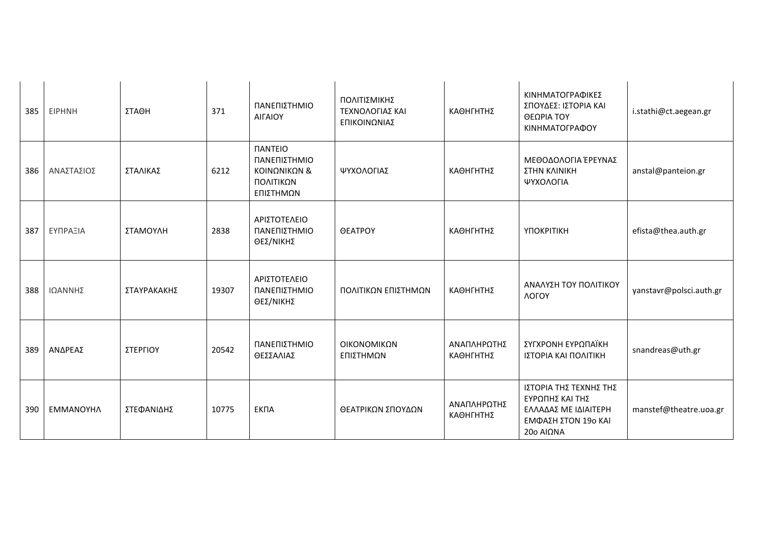| 385 | ΕΙΡΗΝΗ | ΣΤΑΘΗ | 371 | ΠΑΝΕΠΙΣΤΗΜΙΟ ΑΙΓΑΙΟΥ | ΠΟΛΙΤΙΣΜΙΚΗΣ ΤΕΧΝΟΛΟΓΙΑΣ ΚΑΙ ΕΠΙΚΟΙΝΩΝΙΑΣ | ΚΑΘΗΓΗΤΗΣ | ΚΙΝΗΜΑΤΟΓΡΑΦΙΚΕΣ ΣΠΟΥΔΕΣ: ΙΣΤΟΡΙΑ ΚΑΙ ΘΕΩΡΙΑ ΤΟΥ ΚΙΝΗΜΑΤΟΓΡΑΦΟΥ | i.stathi@ct.aegean.gr |
|---|---|---|---|---|---|---|---|---|
| 386 | ΑΝΑΣΤΑΣΙΟΣ | ΣΤΑΛΙΚΑΣ | 6212 | ΠΑΝΤΕΙΟ ΠΑΝΕΠΙΣΤΗΜΙΟ ΚΟΙΝΩΝΙΚΩΝ & ΠΟΛΙΤΙΚΩΝ ΕΠΙΣΤΗΜΩΝ | ΨΥΧΟΛΟΓΙΑΣ | ΚΑΘΗΓΗΤΗΣ | ΜΕΘΟΔΟΛΟΓΙΑ ΈΡΕΥΝΑΣ ΣΤΗΝ ΚΛΙΝΙΚΗ ΨΥΧΟΛΟΓΙΑ | anstal@panteion.gr |
| 387 | ΕΥΠΡΑΞΙΑ | ΣΤΑΜΟΥΛΗ | 2838 | ΑΡΙΣΤΟΤΕΛΕΙΟ ΠΑΝΕΠΙΣΤΗΜΙΟ ΘΕΣ/ΝΙΚΗΣ | ΘΕΑΤΡΟΥ | ΚΑΘΗΓΗΤΗΣ | ΥΠΟΚΡΙΤΙΚΗ | efista@thea.auth.gr |
| 388 | ΙΩΑΝΝΗΣ | ΣΤΑΥΡΑΚΑΚΗΣ | 19307 | ΑΡΙΣΤΟΤΕΛΕΙΟ ΠΑΝΕΠΙΣΤΗΜΙΟ ΘΕΣ/ΝΙΚΗΣ | ΠΟΛΙΤΙΚΩΝ ΕΠΙΣΤΗΜΩΝ | ΚΑΘΗΓΗΤΗΣ | ΑΝΑΛΥΣΗ ΤΟΥ ΠΟΛΙΤΙΚΟΥ ΛΟΓΟΥ | yanstavr@polsci.auth.gr |
| 389 | ΑΝΔΡΕΑΣ | ΣΤΕΡΓΙΟΥ | 20542 | ΠΑΝΕΠΙΣΤΗΜΙΟ ΘΕΣΣΑΛΙΑΣ | ΟΙΚΟΝΟΜΙΚΩΝ ΕΠΙΣΤΗΜΩΝ | ΑΝΑΠΛΗΡΩΤΗΣ ΚΑΘΗΓΗΤΗΣ | ΣΥΓΧΡΟΝΗ ΕΥΡΩΠΑΪΚΗ ΙΣΤΟΡΙΑ ΚΑΙ ΠΟΛΙΤΙΚΗ | snandreas@uth.gr |
| 390 | ΕΜΜΑΝΟΥΗΛ | ΣΤΕΦΑΝΙΔΗΣ | 10775 | ΕΚΠΑ | ΘΕΑΤΡΙΚΩΝ ΣΠΟΥΔΩΝ | ΑΝΑΠΛΗΡΩΤΗΣ ΚΑΘΗΓΗΤΗΣ | ΙΣΤΟΡΙΑ ΤΗΣ ΤΕΧΝΗΣ ΤΗΣ ΕΥΡΩΠΗΣ ΚΑΙ ΤΗΣ ΕΛΛΑΔΑΣ ΜΕ ΙΔΙΑΙΤΕΡΗ ΕΜΦΑΣΗ ΣΤΟΝ 19ο ΚΑΙ 20ο ΑΙΩΝΑ | manstef@theatre.uoa.gr |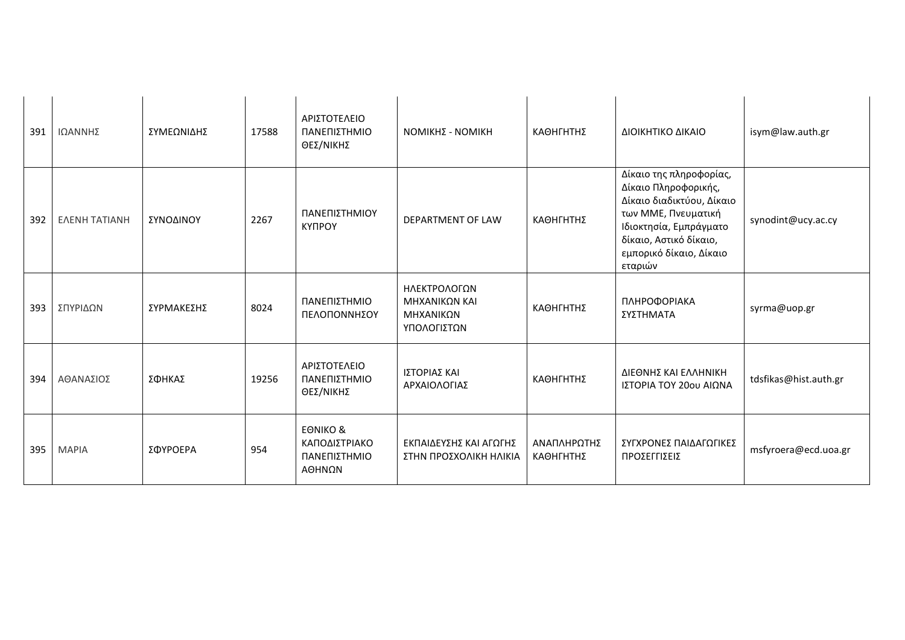| 391 | ΙΩΑΝΝΗΣ | ΣΥΜΕΩΝΙΔΗΣ | 17588 | ΑΡΙΣΤΟΤΕΛΕΙΟ ΠΑΝΕΠΙΣΤΗΜΙΟ ΘΕΣ/ΝΙΚΗΣ | ΝΟΜΙΚΗΣ - ΝΟΜΙΚΗ | ΚΑΘΗΓΗΤΗΣ | ΔΙΟΙΚΗΤΙΚΟ ΔΙΚΑΙΟ | isym@law.auth.gr |
|---|---|---|---|---|---|---|---|---|
| 392 | ΕΛΕΝΗ ΤΑΤΙΑΝΗ | ΣΥΝΟΔΙΝΟΥ | 2267 | ΠΑΝΕΠΙΣΤΗΜΙΟΥ ΚΥΠΡΟΥ | DEPARTMENT OF LAW | ΚΑΘΗΓΗΤΗΣ | Δίκαιο της πληροφορίας, Δίκαιο Πληροφορικής, Δίκαιο διαδικτύου, Δίκαιο των ΜΜΕ, Πνευματική Ιδιοκτησία, Εμπράγματο δίκαιο, Αστικό δίκαιο, εμπορικό δίκαιο, Δίκαιο εταριών | synodint@ucy.ac.cy |
| 393 | ΣΠΥΡΙΔΩΝ | ΣΥΡΜΑΚΕΣΗΣ | 8024 | ΠΑΝΕΠΙΣΤΗΜΙΟ ΠΕΛΟΠΟΝΝΗΣΟΥ | ΗΛΕΚΤΡΟΛΟΓΩΝ ΜΗΧΑΝΙΚΩΝ ΚΑΙ ΜΗΧΑΝΙΚΩΝ ΥΠΟΛΟΓΙΣΤΩΝ | ΚΑΘΗΓΗΤΗΣ | ΠΛΗΡΟΦΟΡΙΑΚΑ ΣΥΣΤΗΜΑΤΑ | syrma@uop.gr |
| 394 | ΑΘΑΝΑΣΙΟΣ | ΣΦΗΚΑΣ | 19256 | ΑΡΙΣΤΟΤΕΛΕΙΟ ΠΑΝΕΠΙΣΤΗΜΙΟ ΘΕΣ/ΝΙΚΗΣ | ΙΣΤΟΡΙΑΣ ΚΑΙ ΑΡΧΑΙΟΛΟΓΙΑΣ | ΚΑΘΗΓΗΤΗΣ | ΔΙΕΘΝΗΣ ΚΑΙ ΕΛΛΗΝΙΚΗ ΙΣΤΟΡΙΑ ΤΟΥ 20ου ΑΙΩΝΑ | tdsfikas@hist.auth.gr |
| 395 | ΜΑΡΙΑ | ΣΦΥΡΟΕΡΑ | 954 | ΕΘΝΙΚΟ & ΚΑΠΟΔΙΣΤΡΙΑΚΟ ΠΑΝΕΠΙΣΤΗΜΙΟ ΑΘΗΝΩΝ | ΕΚΠΑΙΔΕΥΣΗΣ ΚΑΙ ΑΓΩΓΗΣ ΣΤΗΝ ΠΡΟΣΧΟΛΙΚΗ ΗΛΙΚΙΑ | ΑΝΑΠΛΗΡΩΤΗΣ ΚΑΘΗΓΗΤΗΣ | ΣΥΓΧΡΟΝΕΣ ΠΑΙΔΑΓΩΓΙΚΕΣ ΠΡΟΣΕΓΓΙΣΕΙΣ | msfyroera@ecd.uoa.gr |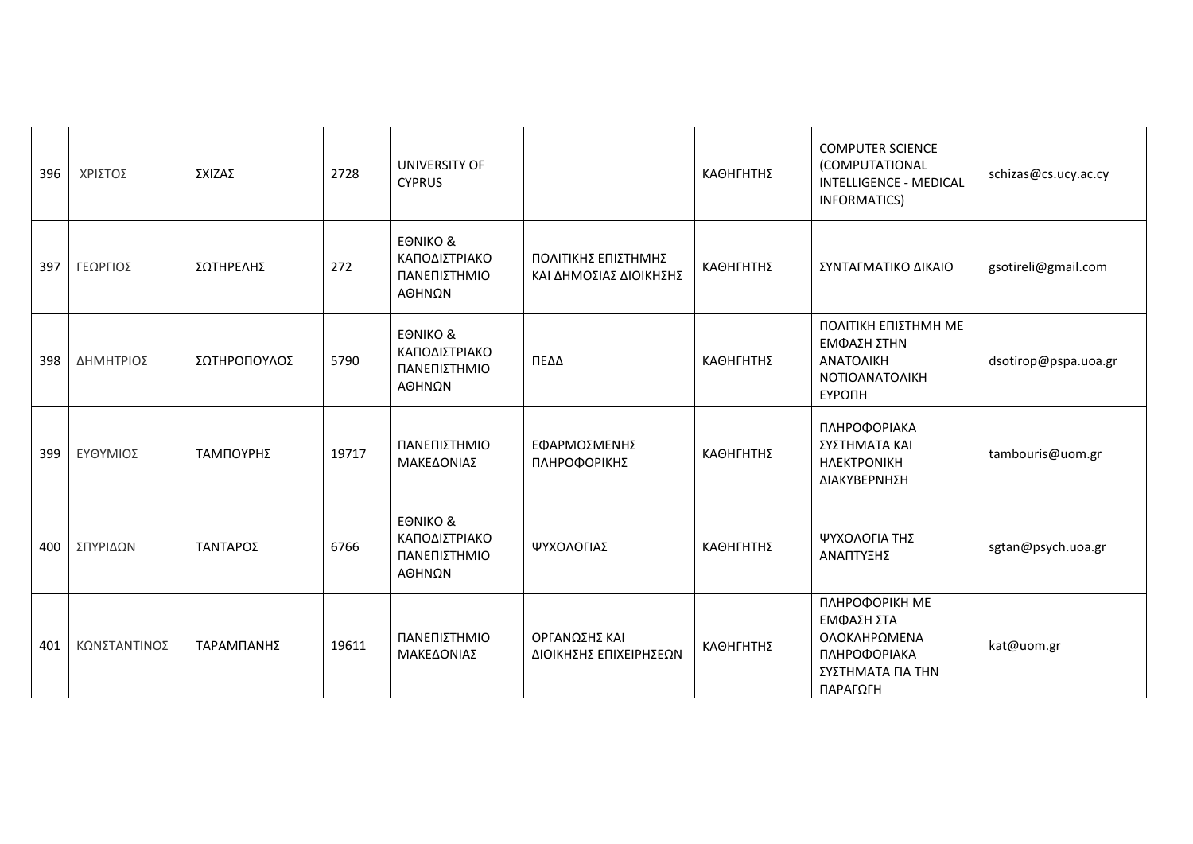| | | | | | | | | |
|---|---|---|---|---|---|---|---|---|
| 396 | ΧΡΙΣΤΟΣ | ΣΧΙΖΑΣ | 2728 | UNIVERSITY OF CYPRUS | | ΚΑΘΗΓΗΤΗΣ | COMPUTER SCIENCE (COMPUTATIONAL INTELLIGENCE - MEDICAL INFORMATICS) | schizas@cs.ucy.ac.cy |
| 397 | ΓΕΩΡΓΙΟΣ | ΣΩΤΗΡΕΛΗΣ | 272 | ΕΘΝΙΚΟ & ΚΑΠΟΔΙΣΤΡΙΑΚΟ ΠΑΝΕΠΙΣΤΗΜΙΟ ΑΘΗΝΩΝ | ΠΟΛΙΤΙΚΗΣ ΕΠΙΣΤΗΜΗΣ ΚΑΙ ΔΗΜΟΣΙΑΣ ΔΙΟΙΚΗΣΗΣ | ΚΑΘΗΓΗΤΗΣ | ΣΥΝΤΑΓΜΑΤΙΚΟ ΔΙΚΑΙΟ | gsotireli@gmail.com |
| 398 | ΔΗΜΗΤΡΙΟΣ | ΣΩΤΗΡΟΠΟΥΛΟΣ | 5790 | ΕΘΝΙΚΟ & ΚΑΠΟΔΙΣΤΡΙΑΚΟ ΠΑΝΕΠΙΣΤΗΜΙΟ ΑΘΗΝΩΝ | ΠΕΔΔ | ΚΑΘΗΓΗΤΗΣ | ΠΟΛΙΤΙΚΗ ΕΠΙΣΤΗΜΗ ΜΕ ΕΜΦΑΣΗ ΣΤΗΝ ΑΝΑΤΟΛΙΚΗ ΝΟΤΙΟΑΝΑΤΟΛΙΚΗ ΕΥΡΩΠΗ | dsotirop@pspa.uoa.gr |
| 399 | ΕΥΘΥΜΙΟΣ | ΤΑΜΠΟΥΡΗΣ | 19717 | ΠΑΝΕΠΙΣΤΗΜΙΟ ΜΑΚΕΔΟΝΙΑΣ | ΕΦΑΡΜΟΣΜΕΝΗΣ ΠΛΗΡΟΦΟΡΙΚΗΣ | ΚΑΘΗΓΗΤΗΣ | ΠΛΗΡΟΦΟΡΙΑΚΑ ΣΥΣΤΗΜΑΤΑ ΚΑΙ ΗΛΕΚΤΡΟΝΙΚΗ ΔΙΑΚΥΒΕΡΝΗΣΗ | tambouris@uom.gr |
| 400 | ΣΠΥΡΙΔΩΝ | ΤΑΝΤΑΡΟΣ | 6766 | ΕΘΝΙΚΟ & ΚΑΠΟΔΙΣΤΡΙΑΚΟ ΠΑΝΕΠΙΣΤΗΜΙΟ ΑΘΗΝΩΝ | ΨΥΧΟΛΟΓΙΑΣ | ΚΑΘΗΓΗΤΗΣ | ΨΥΧΟΛΟΓΙΑ ΤΗΣ ΑΝΑΠΤΥΞΗΣ | sgtan@psych.uoa.gr |
| 401 | ΚΩΝΣΤΑΝΤΙΝΟΣ | ΤΑΡΑΜΠΑΝΗΣ | 19611 | ΠΑΝΕΠΙΣΤΗΜΙΟ ΜΑΚΕΔΟΝΙΑΣ | ΟΡΓΑΝΩΣΗΣ ΚΑΙ ΔΙΟΙΚΗΣΗΣ ΕΠΙΧΕΙΡΗΣΕΩΝ | ΚΑΘΗΓΗΤΗΣ | ΠΛΗΡΟΦΟΡΙΚΗ ΜΕ ΕΜΦΑΣΗ ΣΤΑ ΟΛΟΚΛΗΡΩΜΕΝΑ ΠΛΗΡΟΦΟΡΙΑΚΑ ΣΥΣΤΗΜΑΤΑ ΓΙΑ ΤΗΝ ΠΑΡΑΓΩΓΗ | kat@uom.gr |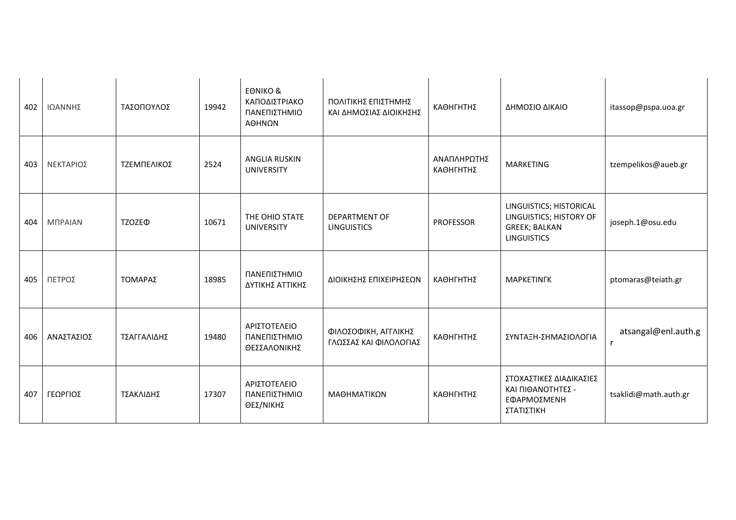| 402 | ΙΩΑΝΝΗΣ | ΤΑΣΟΠΟΥΛΟΣ | 19942 | ΕΘΝΙΚΟ & ΚΑΠΟΔΙΣΤΡΙΑΚΟ ΠΑΝΕΠΙΣΤΗΜΙΟ ΑΘΗΝΩΝ | ΠΟΛΙΤΙΚΗΣ ΕΠΙΣΤΗΜΗΣ ΚΑΙ ΔΗΜΟΣΙΑΣ ΔΙΟΙΚΗΣΗΣ | ΚΑΘΗΓΗΤΗΣ | ΔΗΜΟΣΙΟ ΔΙΚΑΙΟ | itassop@pspa.uoa.gr |
|---|---|---|---|---|---|---|---|---|
| 403 | ΝΕΚΤΑΡΙΟΣ | ΤΖΕΜΠΕΛΙΚΟΣ | 2524 | ANGLIA RUSKIN UNIVERSITY | | ΑΝΑΠΛΗΡΩΤΗΣ ΚΑΘΗΓΗΤΗΣ | MARKETING | tzempelikos@aueb.gr |
| 404 | ΜΠΡΑΙΑΝ | ΤΖΟΖΕΦ | 10671 | THE OHIO STATE UNIVERSITY | DEPARTMENT OF LINGUISTICS | PROFESSOR | LINGUISTICS; HISTORICAL LINGUISTICS; HISTORY OF GREEK; BALKAN LINGUISTICS | joseph.1@osu.edu |
| 405 | ΠΕΤΡΟΣ | ΤΟΜΑΡΑΣ | 18985 | ΠΑΝΕΠΙΣΤΗΜΙΟ ΔΥΤΙΚΗΣ ΑΤΤΙΚΗΣ | ΔΙΟΙΚΗΣΗΣ ΕΠΙΧΕΙΡΗΣΕΩΝ | ΚΑΘΗΓΗΤΗΣ | ΜΑΡΚΕΤΙΝΓΚ | ptomaras@teiath.gr |
| 406 | ΑΝΑΣΤΑΣΙΟΣ | ΤΣΑΓΓΑΛΙΔΗΣ | 19480 | ΑΡΙΣΤΟΤΕΛΕΙΟ ΠΑΝΕΠΙΣΤΗΜΙΟ ΘΕΣΣΑΛΟΝΙΚΗΣ | ΦΙΛΟΣΟΦΙΚΗ, ΑΓΓΛΙΚΗΣ ΓΛΩΣΣΑΣ ΚΑΙ ΦΙΛΟΛΟΓΙΑΣ | ΚΑΘΗΓΗΤΗΣ | ΣΥΝΤΑΞΗ-ΣΗΜΑΣΙΟΛΟΓΙΑ | atsangal@enl.auth.gr |
| 407 | ΓΕΩΡΓΙΟΣ | ΤΣΑΚΛΙΔΗΣ | 17307 | ΑΡΙΣΤΟΤΕΛΕΙΟ ΠΑΝΕΠΙΣΤΗΜΙΟ ΘΕΣ/ΝΙΚΗΣ | ΜΑΘΗΜΑΤΙΚΩΝ | ΚΑΘΗΓΗΤΗΣ | ΣΤΟΧΑΣΤΙΚΕΣ ΔΙΑΔΙΚΑΣΙΕΣ ΚΑΙ ΠΙΘΑΝΟΤΗΤΕΣ - ΕΦΑΡΜΟΣΜΕΝΗ ΣΤΑΤΙΣΤΙΚΗ | tsaklidi@math.auth.gr |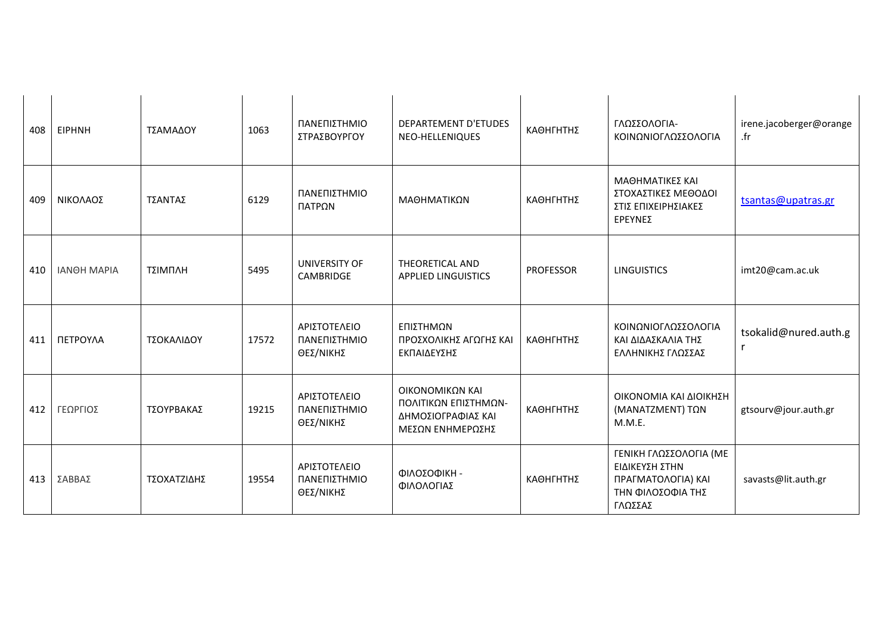| 408 | ΕΙΡΗΝΗ | ΤΣΑΜΑΔΟΥ | 1063 | ΠΑΝΕΠΙΣΤΗΜΙΟ ΣΤΡΑΣΒΟΥΡΓΟΥ | DEPARTEMENT D'ETUDES NEO-HELLENIQUES | ΚΑΘΗΓΗΤΗΣ | ΓΛΩΣΣΟΛΟΓΙΑ-ΚΟΙΝΩΝΙΟΓΛΩΣΣΟΛΟΓΙΑ | irene.jacoberger@orange.fr |
|---|---|---|---|---|---|---|---|---|
| 409 | ΝΙΚΟΛΑΟΣ | ΤΣΑΝΤΑΣ | 6129 | ΠΑΝΕΠΙΣΤΗΜΙΟ ΠΑΤΡΩΝ | ΜΑΘΗΜΑΤΙΚΩΝ | ΚΑΘΗΓΗΤΗΣ | ΜΑΘΗΜΑΤΙΚΕΣ ΚΑΙ ΣΤΟΧΑΣΤΙΚΕΣ ΜΕΘΟΔΟΙ ΣΤΙΣ ΕΠΙΧΕΙΡΗΣΙΑΚΕΣ ΕΡΕΥΝΕΣ | tsantas@upatras.gr |
| 410 | ΙΑΝΘΗ ΜΑΡΙΑ | ΤΣΙΜΠΛΗ | 5495 | UNIVERSITY OF CAMBRIDGE | THEORETICAL AND APPLIED LINGUISTICS | PROFESSOR | LINGUISTICS | imt20@cam.ac.uk |
| 411 | ΠΕΤΡΟΥΛΑ | ΤΣΟΚΑΛΙΔΟΥ | 17572 | ΑΡΙΣΤΟΤΕΛΕΙΟ ΠΑΝΕΠΙΣΤΗΜΙΟ ΘΕΣ/ΝΙΚΗΣ | ΕΠΙΣΤΗΜΩΝ ΠΡΟΣΧΟΛΙΚΗΣ ΑΓΩΓΗΣ ΚΑΙ ΕΚΠΑΙΔΕΥΣΗΣ | ΚΑΘΗΓΗΤΗΣ | ΚΟΙΝΩΝΙΟΓΛΩΣΣΟΛΟΓΙΑ ΚΑΙ ΔΙΔΑΣΚΑΛΙΑ ΤΗΣ ΕΛΛΗΝΙΚΗΣ ΓΛΩΣΣΑΣ | tsokalid@nured.auth.gr |
| 412 | ΓΕΩΡΓΙΟΣ | ΤΣΟΥΡΒΑΚΑΣ | 19215 | ΑΡΙΣΤΟΤΕΛΕΙΟ ΠΑΝΕΠΙΣΤΗΜΙΟ ΘΕΣ/ΝΙΚΗΣ | ΟΙΚΟΝΟΜΙΚΩΝ ΚΑΙ ΠΟΛΙΤΙΚΩΝ ΕΠΙΣΤΗΜΩΝ-ΔΗΜΟΣΙΟΓΡΑΦΙΑΣ ΚΑΙ ΜΕΣΩΝ ΕΝΗΜΕΡΩΣΗΣ | ΚΑΘΗΓΗΤΗΣ | ΟΙΚΟΝΟΜΙΑ ΚΑΙ ΔΙΟΙΚΗΣΗ (ΜΑΝΑΤΖΜΕΝΤ) ΤΩΝ Μ.Μ.Ε. | gtsourv@jour.auth.gr |
| 413 | ΣΑΒΒΑΣ | ΤΣΟΧΑΤΖΙΔΗΣ | 19554 | ΑΡΙΣΤΟΤΕΛΕΙΟ ΠΑΝΕΠΙΣΤΗΜΙΟ ΘΕΣ/ΝΙΚΗΣ | ΦΙΛΟΣΟΦΙΚΗ - ΦΙΛΟΛΟΓΙΑΣ | ΚΑΘΗΓΗΤΗΣ | ΓΕΝΙΚΗ ΓΛΩΣΣΟΛΟΓΙΑ (ΜΕ ΕΙΔΙΚΕΥΣΗ ΣΤΗΝ ΠΡΑΓΜΑΤΟΛΟΓΙΑ) ΚΑΙ ΤΗΝ ΦΙΛΟΣΟΦΙΑ ΤΗΣ ΓΛΩΣΣΑΣ | savasts@lit.auth.gr |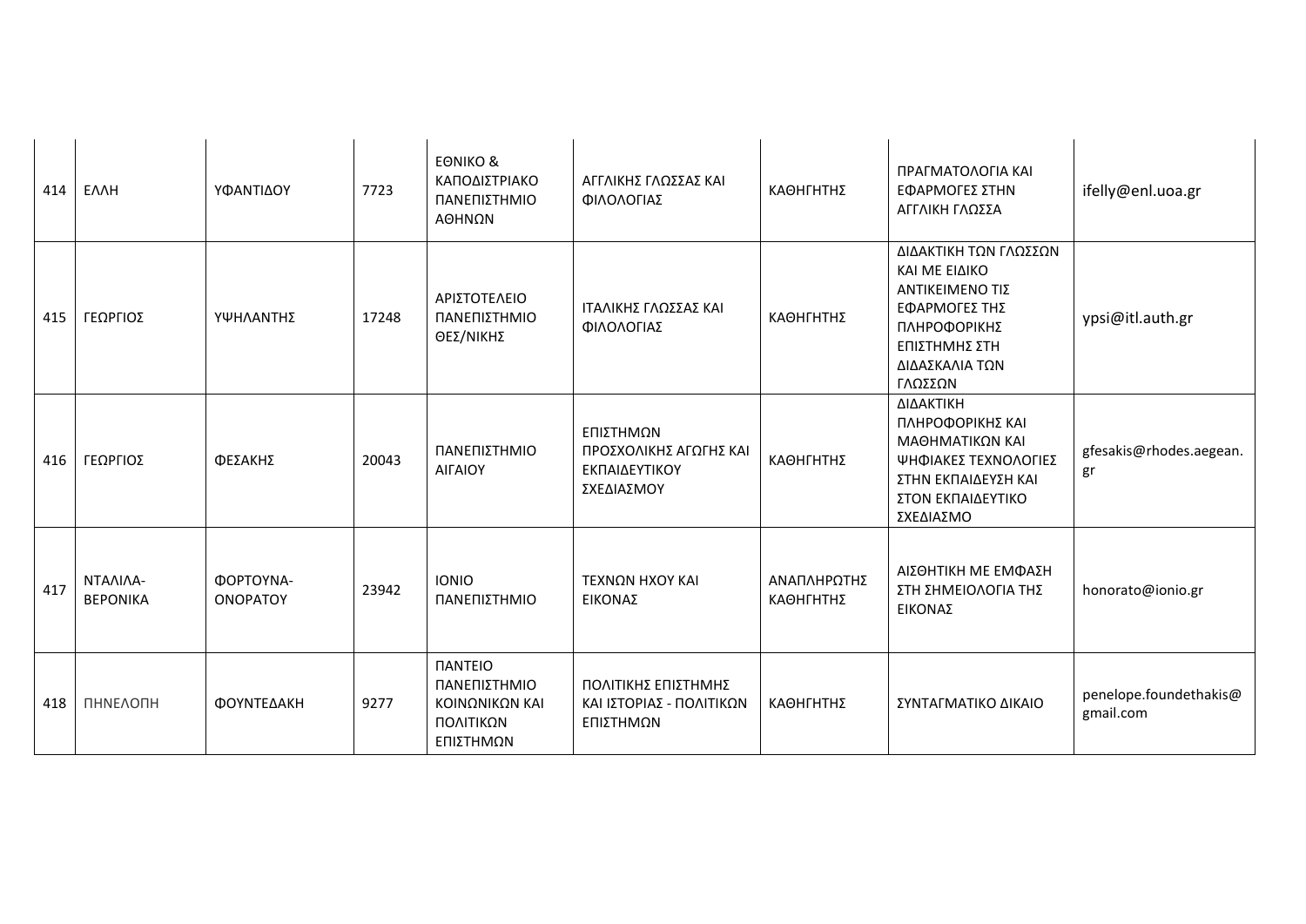| 414 | ΕΛΛΗ | ΥΦΑΝΤΙΔΟΥ | 7723 | ΕΘΝΙΚΟ & ΚΑΠΟΔΙΣΤΡΙΑΚΟ ΠΑΝΕΠΙΣΤΗΜΙΟ ΑΘΗΝΩΝ | ΑΓΓΛΙΚΗΣ ΓΛΩΣΣΑΣ ΚΑΙ ΦΙΛΟΛΟΓΙΑΣ | ΚΑΘΗΓΗΤΗΣ | ΠΡΑΓΜΑΤΟΛΟΓΙΑ ΚΑΙ ΕΦΑΡΜΟΓΕΣ ΣΤΗΝ ΑΓΓΛΙΚΗ ΓΛΩΣΣΑ | ifelly@enl.uoa.gr |
|---|---|---|---|---|---|---|---|---|
| 415 | ΓΕΩΡΓΙΟΣ | ΥΨΗΛΑΝΤΗΣ | 17248 | ΑΡΙΣΤΟΤΕΛΕΙΟ ΠΑΝΕΠΙΣΤΗΜΙΟ ΘΕΣ/ΝΙΚΗΣ | ΙΤΑΛΙΚΗΣ ΓΛΩΣΣΑΣ ΚΑΙ ΦΙΛΟΛΟΓΙΑΣ | ΚΑΘΗΓΗΤΗΣ | ΔΙΔΑΚΤΙΚΗ ΤΩΝ ΓΛΩΣΣΩΝ ΚΑΙ ΜΕ ΕΙΔΙΚΟ ΑΝΤΙΚΕΙΜΕΝΟ ΤΙΣ ΕΦΑΡΜΟΓΕΣ ΤΗΣ ΠΛΗΡΟΦΟΡΙΚΗΣ ΕΠΙΣΤΗΜΗΣ ΣΤΗ ΔΙΔΑΣΚΑΛΙΑ ΤΩΝ ΓΛΩΣΣΩΝ | ypsi@itl.auth.gr |
| 416 | ΓΕΩΡΓΙΟΣ | ΦΕΣΑΚΗΣ | 20043 | ΠΑΝΕΠΙΣΤΗΜΙΟ ΑΙΓΑΙΟΥ | ΕΠΙΣΤΗΜΩΝ ΠΡΟΣΧΟΛΙΚΗΣ ΑΓΩΓΗΣ ΚΑΙ ΕΚΠΑΙΔΕΥΤΙΚΟΥ ΣΧΕΔΙΑΣΜΟΥ | ΚΑΘΗΓΗΤΗΣ | ΔΙΔΑΚΤΙΚΗ ΠΛΗΡΟΦΟΡΙΚΗΣ ΚΑΙ ΜΑΘΗΜΑΤΙΚΩΝ ΚΑΙ ΨΗΦΙΑΚΕΣ ΤΕΧΝΟΛΟΓΙΕΣ ΣΤΗΝ ΕΚΠΑΙΔΕΥΣΗ ΚΑΙ ΣΤΟΝ ΕΚΠΑΙΔΕΥΤΙΚΟ ΣΧΕΔΙΑΣΜΟ | gfesakis@rhodes.aegean.gr |
| 417 | ΝΤΑΛΙΛΑ-ΒΕΡΟΝΙΚΑ | ΦΟΡΤΟΥΝΑ-ΟΝΟΡΑΤΟΥ | 23942 | ΙΟΝΙΟ ΠΑΝΕΠΙΣΤΗΜΙΟ | ΤΕΧΝΩΝ ΗΧΟΥ ΚΑΙ ΕΙΚΟΝΑΣ | ΑΝΑΠΛΗΡΩΤΗΣ ΚΑΘΗΓΗΤΗΣ | ΑΙΣΘΗΤΙΚΗ ΜΕ ΕΜΦΑΣΗ ΣΤΗ ΣΗΜΕΙΟΛΟΓΙΑ ΤΗΣ ΕΙΚΟΝΑΣ | honorato@ionio.gr |
| 418 | ΠΗΝΕΛΟΠΗ | ΦΟΥΝΤΕΔΑΚΗ | 9277 | ΠΑΝΤΕΙΟ ΠΑΝΕΠΙΣΤΗΜΙΟ ΚΟΙΝΩΝΙΚΩΝ ΚΑΙ ΠΟΛΙΤΙΚΩΝ ΕΠΙΣΤΗΜΩΝ | ΠΟΛΙΤΙΚΗΣ ΕΠΙΣΤΗΜΗΣ ΚΑΙ ΙΣΤΟΡΙΑΣ - ΠΟΛΙΤΙΚΩΝ ΕΠΙΣΤΗΜΩΝ | ΚΑΘΗΓΗΤΗΣ | ΣΥΝΤΑΓΜΑΤΙΚΟ ΔΙΚΑΙΟ | penelope.foundethakis@gmail.com |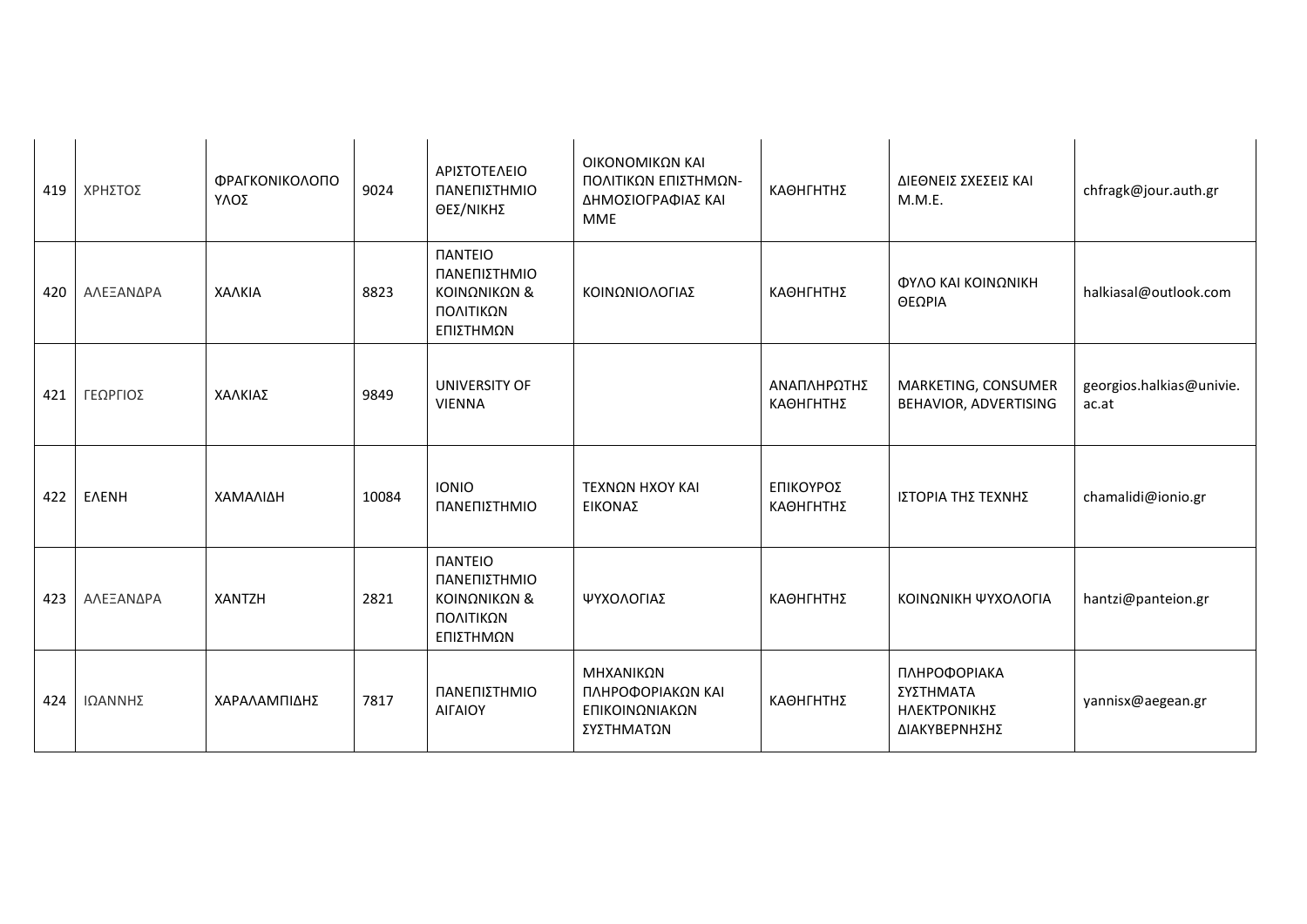| 419 | ΧΡΗΣΤΟΣ | ΦΡΑΓΚΟΝΙΚΟΛΟΠΟΥΛΟΣ | 9024 | ΑΡΙΣΤΟΤΕΛΕΙΟ ΠΑΝΕΠΙΣΤΗΜΙΟ ΘΕΣ/ΝΙΚΗΣ | ΟΙΚΟΝΟΜΙΚΩΝ ΚΑΙ ΠΟΛΙΤΙΚΩΝ ΕΠΙΣΤΗΜΩΝ- ΔΗΜΟΣΙΟΓΡΑΦΙΑΣ ΚΑΙ ΜΜΕ | ΚΑΘΗΓΗΤΗΣ | ΔΙΕΘΝΕΙΣ ΣΧΕΣΕΙΣ ΚΑΙ Μ.Μ.Ε. | chfragk@jour.auth.gr |
|---|---|---|---|---|---|---|---|---|
| 420 | ΑΛΕΞΑΝΔΡΑ | ΧΑΛΚΙΑ | 8823 | ΠΑΝΤΕΙΟ ΠΑΝΕΠΙΣΤΗΜΙΟ ΚΟΙΝΩΝΙΚΩΝ & ΠΟΛΙΤΙΚΩΝ ΕΠΙΣΤΗΜΩΝ | ΚΟΙΝΩΝΙΟΛΟΓΙΑΣ | ΚΑΘΗΓΗΤΗΣ | ΦΥΛΟ ΚΑΙ ΚΟΙΝΩΝΙΚΗ ΘΕΩΡΙΑ | halkiasal@outlook.com |
| 421 | ΓΕΩΡΓΙΟΣ | ΧΑΛΚΙΑΣ | 9849 | UNIVERSITY OF VIENNA | | ΑΝΑΠΛΗΡΩΤΗΣ ΚΑΘΗΓΗΤΗΣ | MARKETING, CONSUMER BEHAVIOR, ADVERTISING | georgios.halkias@univie.ac.at |
| 422 | ΕΛΕΝΗ | ΧΑΜΑΛΙΔΗ | 10084 | ΙΟΝΙΟ ΠΑΝΕΠΙΣΤΗΜΙΟ | ΤΕΧΝΩΝ ΗΧΟΥ ΚΑΙ ΕΙΚΟΝΑΣ | ΕΠΙΚΟΥΡΟΣ ΚΑΘΗΓΗΤΗΣ | ΙΣΤΟΡΙΑ ΤΗΣ ΤΕΧΝΗΣ | chamalidi@ionio.gr |
| 423 | ΑΛΕΞΑΝΔΡΑ | ΧΑΝΤΖΗ | 2821 | ΠΑΝΤΕΙΟ ΠΑΝΕΠΙΣΤΗΜΙΟ ΚΟΙΝΩΝΙΚΩΝ & ΠΟΛΙΤΙΚΩΝ ΕΠΙΣΤΗΜΩΝ | ΨΥΧΟΛΟΓΙΑΣ | ΚΑΘΗΓΗΤΗΣ | ΚΟΙΝΩΝΙΚΗ ΨΥΧΟΛΟΓΙΑ | hantzi@panteion.gr |
| 424 | ΙΩΑΝΝΗΣ | ΧΑΡΑΛΑΜΠΙΔΗΣ | 7817 | ΠΑΝΕΠΙΣΤΗΜΙΟ ΑΙΓΑΙΟΥ | ΜΗΧΑΝΙΚΩΝ ΠΛΗΡΟΦΟΡΙΑΚΩΝ ΚΑΙ ΕΠΙΚΟΙΝΩΝΙΑΚΩΝ ΣΥΣΤΗΜΑΤΩΝ | ΚΑΘΗΓΗΤΗΣ | ΠΛΗΡΟΦΟΡΙΑΚΑ ΣΥΣΤΗΜΑΤΑ ΗΛΕΚΤΡΟΝΙΚΗΣ ΔΙΑΚΥΒΕΡΝΗΣΗΣ | yannisx@aegean.gr |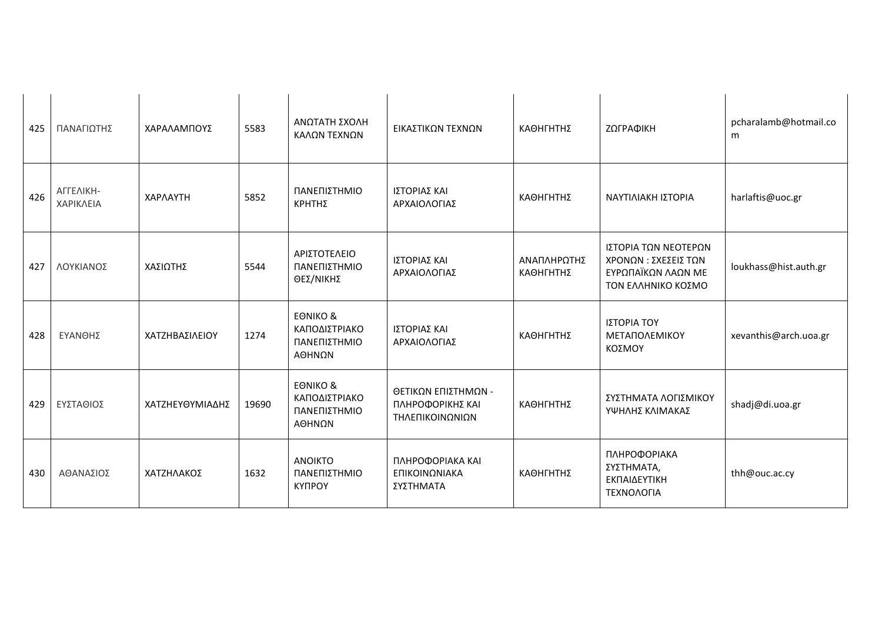| | | | | | | | | |
|---|---|---|---|---|---|---|---|---|
| 425 | ΠΑΝΑΓΙΩΤΗΣ | ΧΑΡΑΛΑΜΠΟΥΣ | 5583 | ΑΝΩΤΑΤΗ ΣΧΟΛΗ ΚΑΛΩΝ ΤΕΧΝΩΝ | ΕΙΚΑΣΤΙΚΩΝ ΤΕΧΝΩΝ | ΚΑΘΗΓΗΤΗΣ | ΖΩΓΡΑΦΙΚΗ | pcharalamb@hotmail.com |
| 426 | ΑΓΓΕΛΙΚΗ-ΧΑΡΙΚΛΕΙΑ | ΧΑΡΛΑΥΤΗ | 5852 | ΠΑΝΕΠΙΣΤΗΜΙΟ ΚΡΗΤΗΣ | ΙΣΤΟΡΙΑΣ ΚΑΙ ΑΡΧΑΙΟΛΟΓΙΑΣ | ΚΑΘΗΓΗΤΗΣ | ΝΑΥΤΙΛΙΑΚΗ ΙΣΤΟΡΙΑ | harlaftis@uoc.gr |
| 427 | ΛΟΥΚΙΑΝΟΣ | ΧΑΣΙΩΤΗΣ | 5544 | ΑΡΙΣΤΟΤΕΛΕΙΟ ΠΑΝΕΠΙΣΤΗΜΙΟ ΘΕΣ/ΝΙΚΗΣ | ΙΣΤΟΡΙΑΣ ΚΑΙ ΑΡΧΑΙΟΛΟΓΙΑΣ | ΑΝΑΠΛΗΡΩΤΗΣ ΚΑΘΗΓΗΤΗΣ | ΙΣΤΟΡΙΑ ΤΩΝ ΝΕΟΤΕΡΩΝ ΧΡΟΝΩΝ : ΣΧΕΣΕΙΣ ΤΩΝ ΕΥΡΩΠΑΪΚΩΝ ΛΑΩΝ ΜΕ ΤΟΝ ΕΛΛΗΝΙΚΟ ΚΟΣΜΟ | loukhass@hist.auth.gr |
| 428 | ΕΥΑΝΘΗΣ | ΧΑΤΖΗΒΑΣΙΛΕΙΟΥ | 1274 | ΕΘΝΙΚΟ & ΚΑΠΟΔΙΣΤΡΙΑΚΟ ΠΑΝΕΠΙΣΤΗΜΙΟ ΑΘΗΝΩΝ | ΙΣΤΟΡΙΑΣ ΚΑΙ ΑΡΧΑΙΟΛΟΓΙΑΣ | ΚΑΘΗΓΗΤΗΣ | ΙΣΤΟΡΙΑ ΤΟΥ ΜΕΤΑΠΟΛΕΜΙΚΟΥ ΚΟΣΜΟΥ | xevanthis@arch.uoa.gr |
| 429 | ΕΥΣΤΑΘΙΟΣ | ΧΑΤΖΗΕΥΘΥΜΙΑΔΗΣ | 19690 | ΕΘΝΙΚΟ & ΚΑΠΟΔΙΣΤΡΙΑΚΟ ΠΑΝΕΠΙΣΤΗΜΙΟ ΑΘΗΝΩΝ | ΘΕΤΙΚΩΝ ΕΠΙΣΤΗΜΩΝ - ΠΛΗΡΟΦΟΡΙΚΗΣ ΚΑΙ ΤΗΛΕΠΙΚΟΙΝΩΝΙΩΝ | ΚΑΘΗΓΗΤΗΣ | ΣΥΣΤΗΜΑΤΑ ΛΟΓΙΣΜΙΚΟΥ ΥΨΗΛΗΣ ΚΛΙΜΑΚΑΣ | shadj@di.uoa.gr |
| 430 | ΑΘΑΝΑΣΙΟΣ | ΧΑΤΖΗΛΑΚΟΣ | 1632 | ΑΝΟΙΚΤΟ ΠΑΝΕΠΙΣΤΗΜΙΟ ΚΥΠΡΟΥ | ΠΛΗΡΟΦΟΡΙΑΚΑ ΚΑΙ ΕΠΙΚΟΙΝΩΝΙΑΚΑ ΣΥΣΤΗΜΑΤΑ | ΚΑΘΗΓΗΤΗΣ | ΠΛΗΡΟΦΟΡΙΑΚΑ ΣΥΣΤΗΜΑΤΑ, ΕΚΠΑΙΔΕΥΤΙΚΗ ΤΕΧΝΟΛΟΓΙΑ | thh@ouc.ac.cy |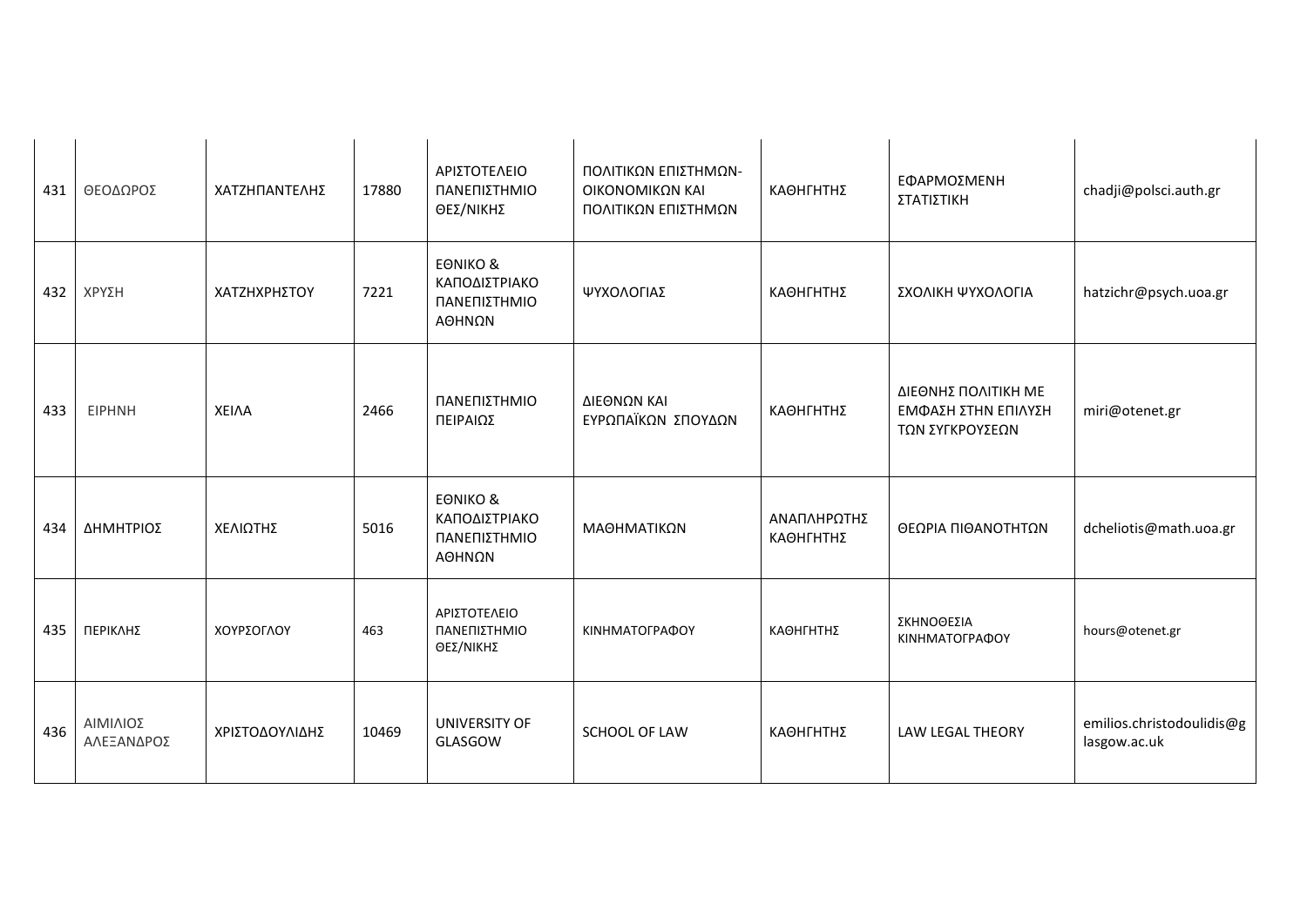| 431 | ΘΕΟΔΩΡΟΣ | ΧΑΤΖΗΠΑΝΤΕΛΗΣ | 17880 | ΑΡΙΣΤΟΤΕΛΕΙΟ ΠΑΝΕΠΙΣΤΗΜΙΟ ΘΕΣ/ΝΙΚΗΣ | ΠΟΛΙΤΙΚΩΝ ΕΠΙΣΤΗΜΩΝ-ΟΙΚΟΝΟΜΙΚΩΝ ΚΑΙ ΠΟΛΙΤΙΚΩΝ ΕΠΙΣΤΗΜΩΝ | ΚΑΘΗΓΗΤΗΣ | ΕΦΑΡΜΟΣΜΕΝΗ ΣΤΑΤΙΣΤΙΚΗ | chadji@polsci.auth.gr |
|---|---|---|---|---|---|---|---|---|
| 432 | ΧΡΥΣΗ | ΧΑΤΖΗΧΡΗΣΤΟΥ | 7221 | ΕΘΝΙΚΟ & ΚΑΠΟΔΙΣΤΡΙΑΚΟ ΠΑΝΕΠΙΣΤΗΜΙΟ ΑΘΗΝΩΝ | ΨΥΧΟΛΟΓΙΑΣ | ΚΑΘΗΓΗΤΗΣ | ΣΧΟΛΙΚΗ ΨΥΧΟΛΟΓΙΑ | hatzichr@psych.uoa.gr |
| 433 | ΕΙΡΗΝΗ | ΧΕΙΛΑ | 2466 | ΠΑΝΕΠΙΣΤΗΜΙΟ ΠΕΙΡΑΙΩΣ | ΔΙΕΘΝΩΝ ΚΑΙ ΕΥΡΩΠΑΪΚΩΝ ΣΠΟΥΔΩΝ | ΚΑΘΗΓΗΤΗΣ | ΔΙΕΘΝΗΣ ΠΟΛΙΤΙΚΗ ΜΕ ΕΜΦΑΣΗ ΣΤΗΝ ΕΠΙΛΥΣΗ ΤΩΝ ΣΥΓΚΡΟΥΣΕΩΝ | miri@otenet.gr |
| 434 | ΔΗΜΗΤΡΙΟΣ | ΧΕΛΙΩΤΗΣ | 5016 | ΕΘΝΙΚΟ & ΚΑΠΟΔΙΣΤΡΙΑΚΟ ΠΑΝΕΠΙΣΤΗΜΙΟ ΑΘΗΝΩΝ | ΜΑΘΗΜΑΤΙΚΩΝ | ΑΝΑΠΛΗΡΩΤΗΣ ΚΑΘΗΓΗΤΗΣ | ΘΕΩΡΙΑ ΠΙΘΑΝΟΤΗΤΩΝ | dcheliotis@math.uoa.gr |
| 435 | ΠΕΡΙΚΛΗΣ | ΧΟΥΡΣΟΓΛΟΥ | 463 | ΑΡΙΣΤΟΤΕΛΕΙΟ ΠΑΝΕΠΙΣΤΗΜΙΟ ΘΕΣ/ΝΙΚΗΣ | ΚΙΝΗΜΑΤΟΓΡΑΦΟΥ | ΚΑΘΗΓΗΤΗΣ | ΣΚΗΝΟΘΕΣΙΑ ΚΙΝΗΜΑΤΟΓΡΑΦΟΥ | hours@otenet.gr |
| 436 | ΑΙΜΙΛΙΟΣ ΑΛΕΞΑΝΔΡΟΣ | ΧΡΙΣΤΟΔΟΥΛΙΔΗΣ | 10469 | UNIVERSITY OF GLASGOW | SCHOOL OF LAW | ΚΑΘΗΓΗΤΗΣ | LAW LEGAL THEORY | emilios.christodoulidis@glasgow.ac.uk |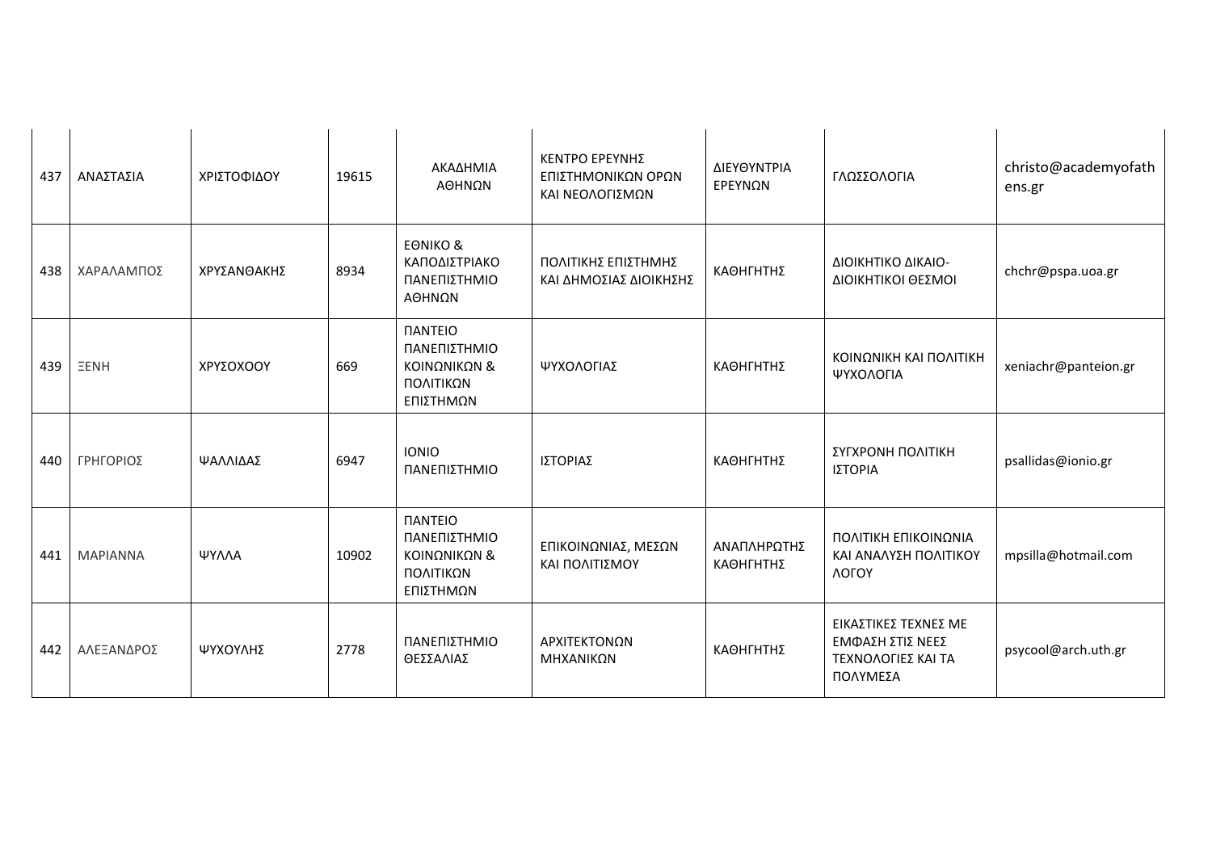| | | | | | | | | |
|---|---|---|---|---|---|---|---|---|
| 437 | ΑΝΑΣΤΑΣΙΑ | ΧΡΙΣΤΟΦΙΔΟΥ | 19615 | ΑΚΑΔΗΜΙΑ ΑΘΗΝΩΝ | ΚΕΝΤΡΟ ΕΡΕΥΝΗΣ ΕΠΙΣΤΗΜΟΝΙΚΩΝ ΟΡΩΝ ΚΑΙ ΝΕΟΛΟΓΙΣΜΩΝ | ΔΙΕΥΘΥΝΤΡΙΑ ΕΡΕΥΝΩΝ | ΓΛΩΣΣΟΛΟΓΙΑ | christo@academyofathens.gr |
| 438 | ΧΑΡΑΛΑΜΠΟΣ | ΧΡΥΣΑΝΘΑΚΗΣ | 8934 | ΕΘΝΙΚΟ & ΚΑΠΟΔΙΣΤΡΙΑΚΟ ΠΑΝΕΠΙΣΤΗΜΙΟ ΑΘΗΝΩΝ | ΠΟΛΙΤΙΚΗΣ ΕΠΙΣΤΗΜΗΣ ΚΑΙ ΔΗΜΟΣΙΑΣ ΔΙΟΙΚΗΣΗΣ | ΚΑΘΗΓΗΤΗΣ | ΔΙΟΙΚΗΤΙΚΟ ΔΙΚΑΙΟ-ΔΙΟΙΚΗΤΙΚΟΙ ΘΕΣΜΟΙ | chchr@pspa.uoa.gr |
| 439 | ΞΕΝΗ | ΧΡΥΣΟΧΟΟΥ | 669 | ΠΑΝΤΕΙΟ ΠΑΝΕΠΙΣΤΗΜΙΟ ΚΟΙΝΩΝΙΚΩΝ & ΠΟΛΙΤΙΚΩΝ ΕΠΙΣΤΗΜΩΝ | ΨΥΧΟΛΟΓΙΑΣ | ΚΑΘΗΓΗΤΗΣ | ΚΟΙΝΩΝΙΚΗ ΚΑΙ ΠΟΛΙΤΙΚΗ ΨΥΧΟΛΟΓΙΑ | xeniachr@panteion.gr |
| 440 | ΓΡΗΓΟΡΙΟΣ | ΨΑΛΛΙΔΑΣ | 6947 | ΙΟΝΙΟ ΠΑΝΕΠΙΣΤΗΜΙΟ | ΙΣΤΟΡΙΑΣ | ΚΑΘΗΓΗΤΗΣ | ΣΥΓΧΡΟΝΗ ΠΟΛΙΤΙΚΗ ΙΣΤΟΡΙΑ | psallidas@ionio.gr |
| 441 | ΜΑΡΙΑΝΝΑ | ΨΥΛΛΑ | 10902 | ΠΑΝΤΕΙΟ ΠΑΝΕΠΙΣΤΗΜΙΟ ΚΟΙΝΩΝΙΚΩΝ & ΠΟΛΙΤΙΚΩΝ ΕΠΙΣΤΗΜΩΝ | ΕΠΙΚΟΙΝΩΝΙΑΣ, ΜΕΣΩΝ ΚΑΙ ΠΟΛΙΤΙΣΜΟΥ | ΑΝΑΠΛΗΡΩΤΗΣ ΚΑΘΗΓΗΤΗΣ | ΠΟΛΙΤΙΚΗ ΕΠΙΚΟΙΝΩΝΙΑ ΚΑΙ ΑΝΑΛΥΣΗ ΠΟΛΙΤΙΚΟΥ ΛΟΓΟΥ | mpsilla@hotmail.com |
| 442 | ΑΛΕΞΑΝΔΡΟΣ | ΨΥΧΟΥΛΗΣ | 2778 | ΠΑΝΕΠΙΣΤΗΜΙΟ ΘΕΣΣΑΛΙΑΣ | ΑΡΧΙΤΕΚΤΟΝΩΝ ΜΗΧΑΝΙΚΩΝ | ΚΑΘΗΓΗΤΗΣ | ΕΙΚΑΣΤΙΚΕΣ ΤΕΧΝΕΣ ΜΕ ΕΜΦΑΣΗ ΣΤΙΣ ΝΕΕΣ ΤΕΧΝΟΛΟΓΙΕΣ ΚΑΙ ΤΑ ΠΟΛΥΜΕΣΑ | psycool@arch.uth.gr |